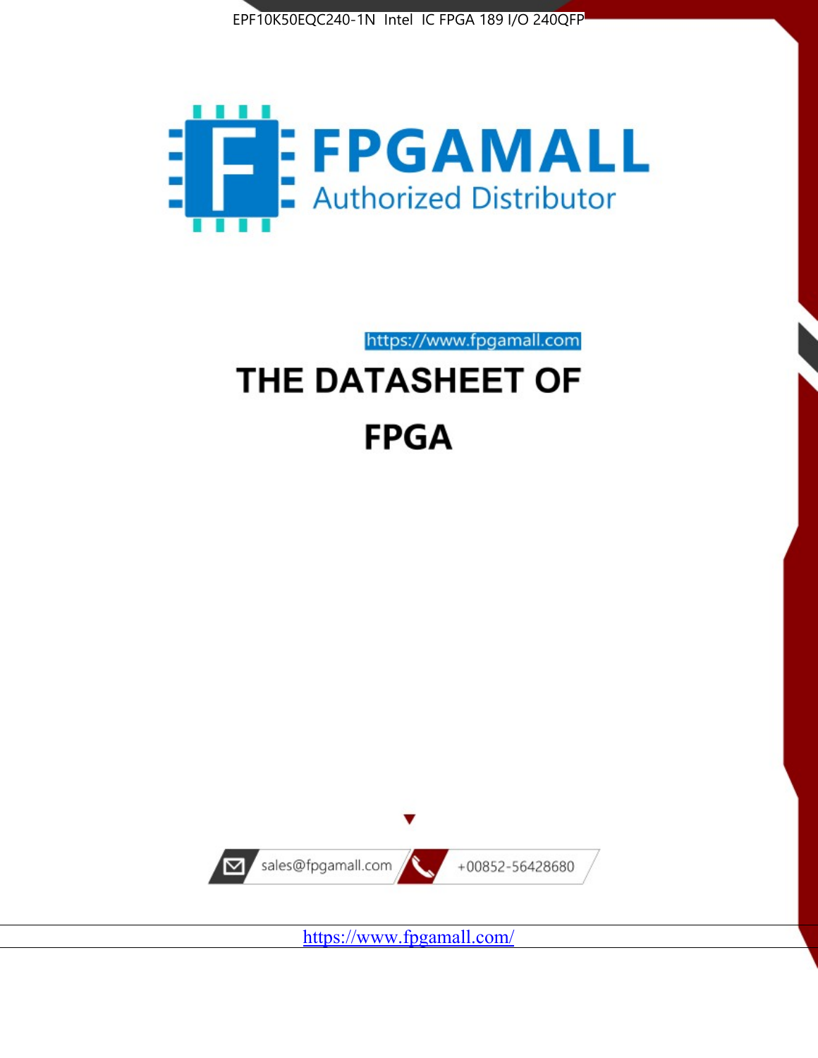EPF10K50EQC240-1N Intel IC FPGA 189 I/O 240QFP

FPGAMALL

Authorized Distributor

https://www.fpgamall.com

# THE DATASHEET OF FPGA

sales@fpgamall.com

+00852-56428680

https://www.fpgamall.com/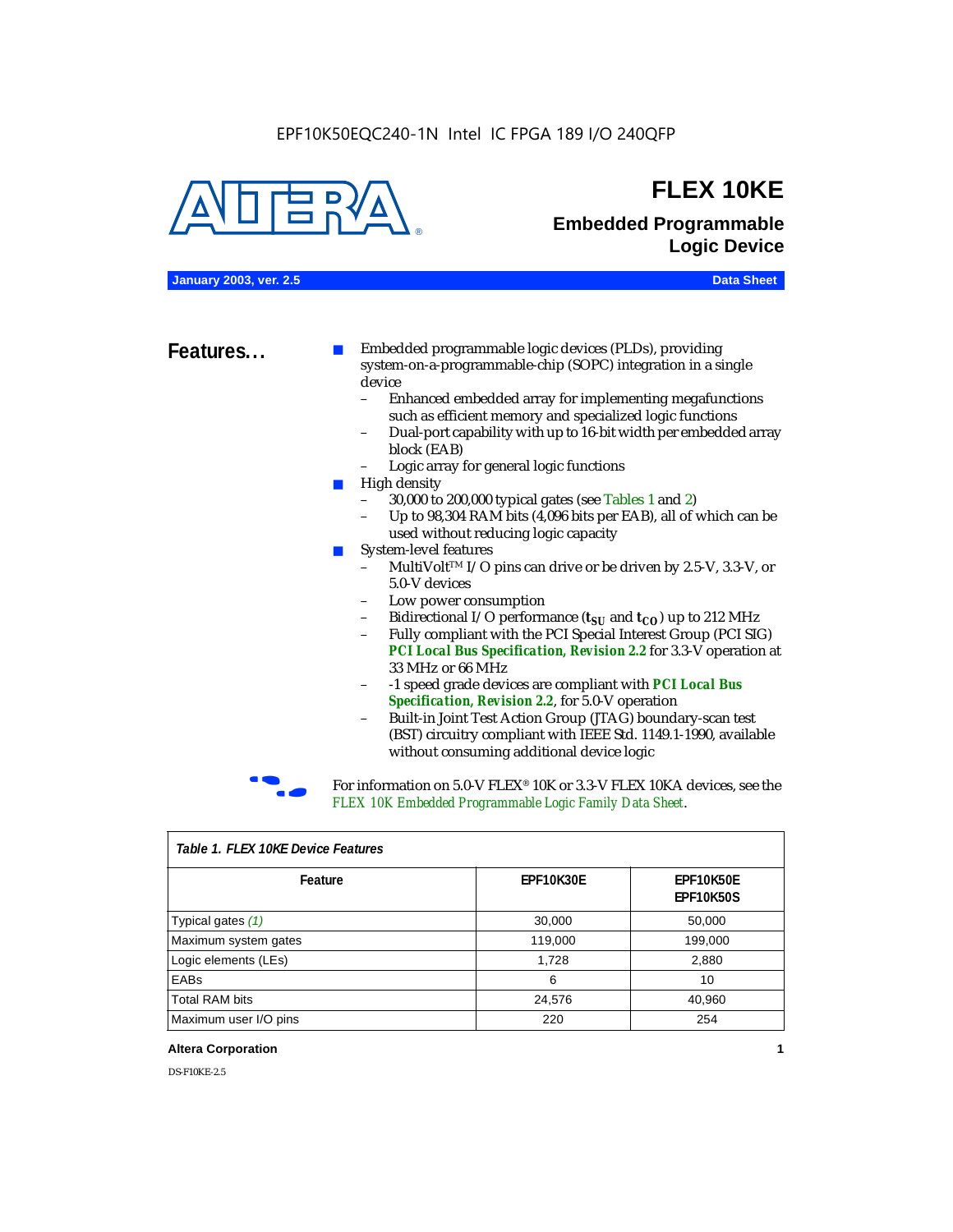EPF10K50EQC240-1N Intel IC FPGA 189 I/O 240QFP

# FLEX 10KE

## Embedded Programmable Logic Device

**January 2003, ver. 2.5** **Data Sheet**

## Features...

- Embedded programmable logic devices (PLDs), providing system-on-a-programmable-chip (SOPC) integration in a single device
  - Enhanced embedded array for implementing megafunctions such as efficient memory and specialized logic functions
  - Dual-port capability with up to 16-bit width per embedded array block (EAB)
  - Logic array for general logic functions
- High density
  - 30,000 to 200,000 typical gates (see Tables 1 and 2)
  - Up to 98,304 RAM bits (4,096 bits per EAB), all of which can be used without reducing logic capacity
- System-level features
  - MultiVolt™ I/O pins can drive or be driven by 2.5-V, 3.3-V, or 5.0-V devices
  - Low power consumption
  - Bidirectional I/O performance ($t_{SU}$ and $t_{CO}$) up to 212 MHz
  - Fully compliant with the PCI Special Interest Group (PCI SIG) ***PCI Local Bus Specification, Revision 2.2*** for 3.3-V operation at 33 MHz or 66 MHz
  - -1 speed grade devices are compliant with ***PCI Local Bus Specification, Revision 2.2***, for 5.0-V operation
  - Built-in Joint Test Action Group (JTAG) boundary-scan test (BST) circuitry compliant with IEEE Std. 1149.1-1990, available without consuming additional device logic

For information on 5.0-V FLEX® 10K or 3.3-V FLEX 10KA devices, see the *FLEX 10K Embedded Programmable Logic Family Data Sheet*.

*Table 1. FLEX 10KE Device Features*

| Feature | EPF10K30E | EPF10K50E EPF10K50S |
|---|---|---|
| Typical gates *(1)* | 30,000 | 50,000 |
| Maximum system gates | 119,000 | 199,000 |
| Logic elements (LEs) | 1,728 | 2,880 |
| EABs | 6 | 10 |
| Total RAM bits | 24,576 | 40,960 |
| Maximum user I/O pins | 220 | 254 |

DS-F10KE-2.5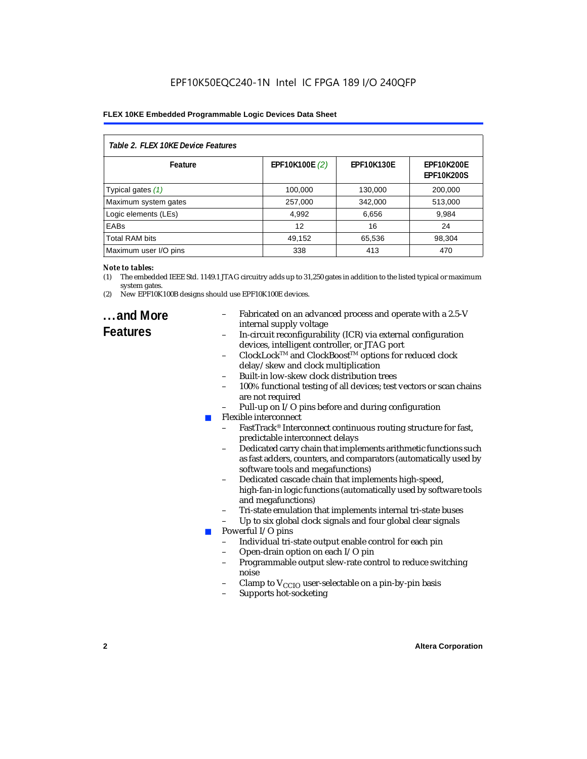| *Table 2. FLEX 10KE Device Features* | | | |
|---|---|---|---|
| **Feature** | **EPF10K100E** *(2)* | **EPF10K130E** | **EPF10K200E EPF10K200S** |
| Typical gates *(1)* | 100,000 | 130,000 | 200,000 |
| Maximum system gates | 257,000 | 342,000 | 513,000 |
| Logic elements (LEs) | 4,992 | 6,656 | 9,984 |
| EABs | 12 | 16 | 24 |
| Total RAM bits | 49,152 | 65,536 | 98,304 |
| Maximum user I/O pins | 338 | 413 | 470 |

***Note to tables:***

(1) The embedded IEEE Std. 1149.1 JTAG circuitry adds up to 31,250 gates in addition to the listed typical or maximum system gates.

(2) New EPF10K100B designs should use EPF10K100E devices.

## ...and More Features

- Fabricated on an advanced process and operate with a 2.5-V internal supply voltage
- In-circuit reconfigurability (ICR) via external configuration devices, intelligent controller, or JTAG port
- ClockLock™ and ClockBoost™ options for reduced clock delay/skew and clock multiplication
- Built-in low-skew clock distribution trees
- 100% functional testing of all devices; test vectors or scan chains are not required
- Pull-up on I/O pins before and during configuration

- Flexible interconnect
  - FastTrack® Interconnect continuous routing structure for fast, predictable interconnect delays
  - Dedicated carry chain that implements arithmetic functions such as fast adders, counters, and comparators (automatically used by software tools and megafunctions)
  - Dedicated cascade chain that implements high-speed, high-fan-in logic functions (automatically used by software tools and megafunctions)
  - Tri-state emulation that implements internal tri-state buses
  - Up to six global clock signals and four global clear signals
- Powerful I/O pins
  - Individual tri-state output enable control for each pin
  - Open-drain option on each I/O pin
  - Programmable output slew-rate control to reduce switching noise
  - Clamp to $V_{CCIO}$ user-selectable on a pin-by-pin basis
  - Supports hot-socketing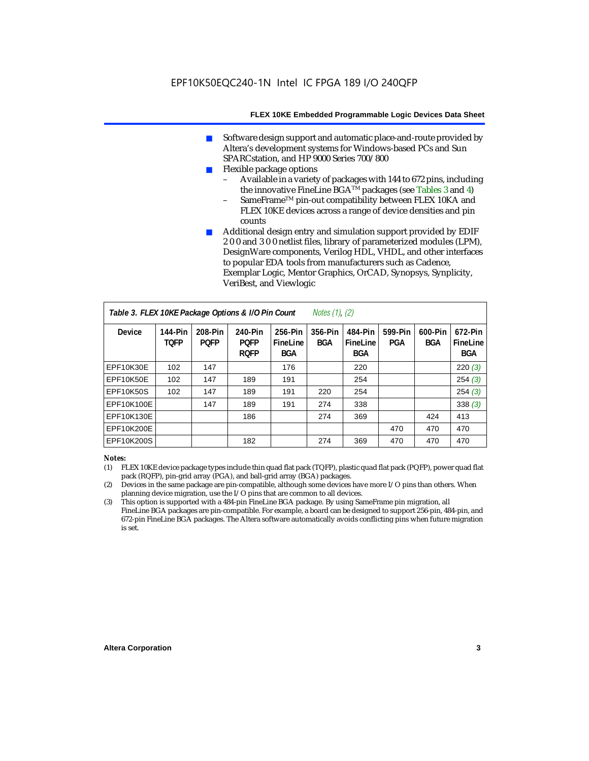- Software design support and automatic place-and-route provided by Altera's development systems for Windows-based PCs and Sun SPARCstation, and HP 9000 Series 700/800
- Flexible package options
  - Available in a variety of packages with 144 to 672 pins, including the innovative FineLine BGA™ packages (see Tables 3 and 4)
  - SameFrame™ pin-out compatibility between FLEX 10KA and FLEX 10KE devices across a range of device densities and pin counts
- Additional design entry and simulation support provided by EDIF 2 0 0 and 3 0 0 netlist files, library of parameterized modules (LPM), DesignWare components, Verilog HDL, VHDL, and other interfaces to popular EDA tools from manufacturers such as Cadence, Exemplar Logic, Mentor Graphics, OrCAD, Synopsys, Synplicity, VeriBest, and Viewlogic

**Table 3. FLEX 10KE Package Options & I/O Pin Count** *Notes (1), (2)*

| Device | 144-Pin TQFP | 208-Pin PQFP | 240-Pin PQFP RQFP | 256-Pin FineLine BGA | 356-Pin BGA | 484-Pin FineLine BGA | 599-Pin PGA | 600-Pin BGA | 672-Pin FineLine BGA |
|---|---|---|---|---|---|---|---|---|---|
| EPF10K30E | 102 | 147 | | 176 | | 220 | | | 220 *(3)* |
| EPF10K50E | 102 | 147 | 189 | 191 | | 254 | | | 254 *(3)* |
| EPF10K50S | 102 | 147 | 189 | 191 | 220 | 254 | | | 254 *(3)* |
| EPF10K100E | | 147 | 189 | 191 | 274 | 338 | | | 338 *(3)* |
| EPF10K130E | | | 186 | | 274 | 369 | | 424 | 413 |
| EPF10K200E | | | | | | | 470 | 470 | 470 |
| EPF10K200S | | | 182 | | 274 | 369 | 470 | 470 | 470 |

*Notes:*

(1) FLEX 10KE device package types include thin quad flat pack (TQFP), plastic quad flat pack (PQFP), power quad flat pack (RQFP), pin-grid array (PGA), and ball-grid array (BGA) packages.

(2) Devices in the same package are pin-compatible, although some devices have more I/O pins than others. When planning device migration, use the I/O pins that are common to all devices.

(3) This option is supported with a 484-pin FineLine BGA package. By using SameFrame pin migration, all FineLine BGA packages are pin-compatible. For example, a board can be designed to support 256-pin, 484-pin, and 672-pin FineLine BGA packages. The Altera software automatically avoids conflicting pins when future migration is set.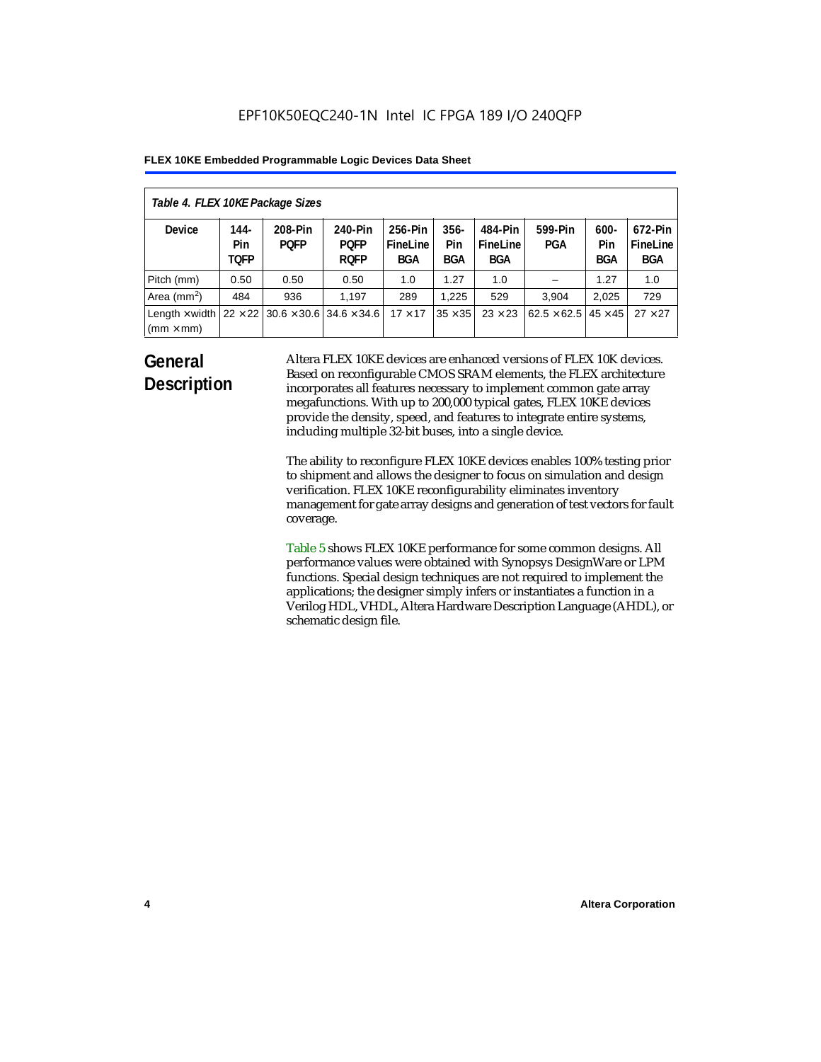EPF10K50EQC240-1N Intel IC FPGA 189 I/O 240QFP

| *Table 4. FLEX 10KE Package Sizes* | | | | | | | | | |
|---|---|---|---|---|---|---|---|---|---|
| **Device** | **144-Pin TQFP** | **208-Pin PQFP** | **240-Pin PQFP RQFP** | **256-Pin FineLine BGA** | **356-Pin BGA** | **484-Pin FineLine BGA** | **599-Pin PGA** | **600-Pin BGA** | **672-Pin FineLine BGA** |
| Pitch (mm) | 0.50 | 0.50 | 0.50 | 1.0 | 1.27 | 1.0 | – | 1.27 | 1.0 |
| Area (mm[2]) | 484 | 936 | 1,197 | 289 | 1,225 | 529 | 3,904 | 2,025 | 729 |
| Length × width (mm × mm) | 22 × 22 | 30.6 × 30.6 | 34.6 × 34.6 | 17 × 17 | 35 × 35 | 23 × 23 | 62.5 × 62.5 | 45 × 45 | 27 × 27 |

## General Description

Altera FLEX 10KE devices are enhanced versions of FLEX 10K devices. Based on reconfigurable CMOS SRAM elements, the FLEX architecture incorporates all features necessary to implement common gate array megafunctions. With up to 200,000 typical gates, FLEX 10KE devices provide the density, speed, and features to integrate entire systems, including multiple 32-bit buses, into a single device.

The ability to reconfigure FLEX 10KE devices enables 100% testing prior to shipment and allows the designer to focus on simulation and design verification. FLEX 10KE reconfigurability eliminates inventory management for gate array designs and generation of test vectors for fault coverage.

Table 5 shows FLEX 10KE performance for some common designs. All performance values were obtained with Synopsys DesignWare or LPM functions. Special design techniques are not required to implement the applications; the designer simply infers or instantiates a function in a Verilog HDL, VHDL, Altera Hardware Description Language (AHDL), or schematic design file.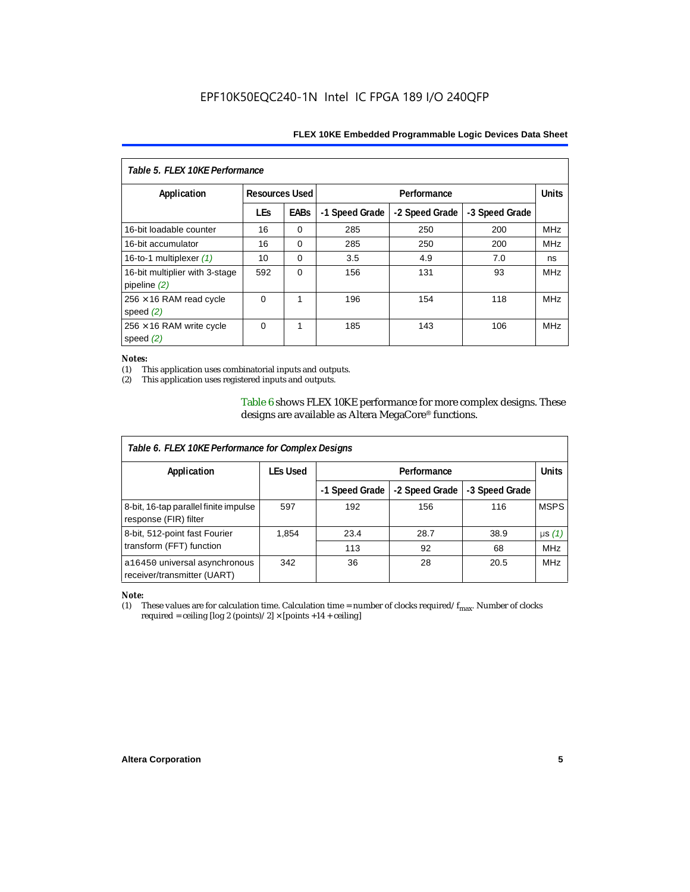Table 5. FLEX 10KE Performance

| Application | Resources Used | | Performance | | | Units |
|---|---|---|---|---|---|---|
| | LEs | EABs | -1 Speed Grade | -2 Speed Grade | -3 Speed Grade | |
| 16-bit loadable counter | 16 | 0 | 285 | 250 | 200 | MHz |
| 16-bit accumulator | 16 | 0 | 285 | 250 | 200 | MHz |
| 16-to-1 multiplexer *(1)* | 10 | 0 | 3.5 | 4.9 | 7.0 | ns |
| 16-bit multiplier with 3-stage pipeline *(2)* | 592 | 0 | 156 | 131 | 93 | MHz |
| 256 × 16 RAM read cycle speed *(2)* | 0 | 1 | 196 | 154 | 118 | MHz |
| 256 × 16 RAM write cycle speed *(2)* | 0 | 1 | 185 | 143 | 106 | MHz |

**Notes:**
(1) This application uses combinatorial inputs and outputs.
(2) This application uses registered inputs and outputs.

Table 6 shows FLEX 10KE performance for more complex designs. These designs are available as Altera MegaCore® functions.

Table 6. FLEX 10KE Performance for Complex Designs

| Application | LEs Used | Performance | | | Units |
|---|---|---|---|---|---|
| | | -1 Speed Grade | -2 Speed Grade | -3 Speed Grade | |
| 8-bit, 16-tap parallel finite impulse response (FIR) filter | 597 | 192 | 156 | 116 | MSPS |
| 8-bit, 512-point fast Fourier transform (FFT) function | 1,854 | 23.4 | 28.7 | 38.9 | µs *(1)* |
| | | 113 | 92 | 68 | MHz |
| a16450 universal asynchronous receiver/transmitter (UART) | 342 | 36 | 28 | 20.5 | MHz |

**Note:**
(1) These values are for calculation time. Calculation time = number of clocks required/ $f_{max}$. Number of clocks required = ceiling [log 2 (points)/ 2] × [points +14 + ceiling]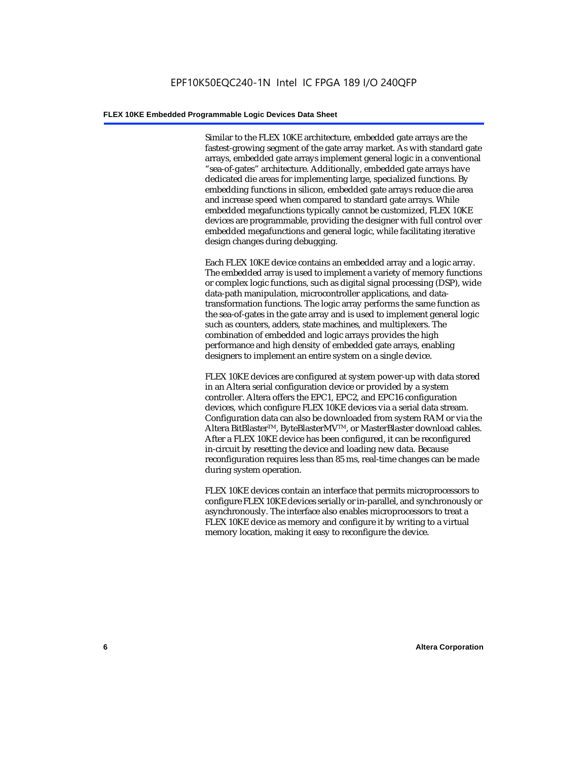Similar to the FLEX 10KE architecture, embedded gate arrays are the fastest-growing segment of the gate array market. As with standard gate arrays, embedded gate arrays implement general logic in a conventional "sea-of-gates" architecture. Additionally, embedded gate arrays have dedicated die areas for implementing large, specialized functions. By embedding functions in silicon, embedded gate arrays reduce die area and increase speed when compared to standard gate arrays. While embedded megafunctions typically cannot be customized, FLEX 10KE devices are programmable, providing the designer with full control over embedded megafunctions and general logic, while facilitating iterative design changes during debugging.

Each FLEX 10KE device contains an embedded array and a logic array. The embedded array is used to implement a variety of memory functions or complex logic functions, such as digital signal processing (DSP), wide data-path manipulation, microcontroller applications, and data-transformation functions. The logic array performs the same function as the sea-of-gates in the gate array and is used to implement general logic such as counters, adders, state machines, and multiplexers. The combination of embedded and logic arrays provides the high performance and high density of embedded gate arrays, enabling designers to implement an entire system on a single device.

FLEX 10KE devices are configured at system power-up with data stored in an Altera serial configuration device or provided by a system controller. Altera offers the EPC1, EPC2, and EPC16 configuration devices, which configure FLEX 10KE devices via a serial data stream. Configuration data can also be downloaded from system RAM or via the Altera BitBlaster™, ByteBlasterMV™, or MasterBlaster download cables. After a FLEX 10KE device has been configured, it can be reconfigured in-circuit by resetting the device and loading new data. Because reconfiguration requires less than 85 ms, real-time changes can be made during system operation.

FLEX 10KE devices contain an interface that permits microprocessors to configure FLEX 10KE devices serially or in-parallel, and synchronously or asynchronously. The interface also enables microprocessors to treat a FLEX 10KE device as memory and configure it by writing to a virtual memory location, making it easy to reconfigure the device.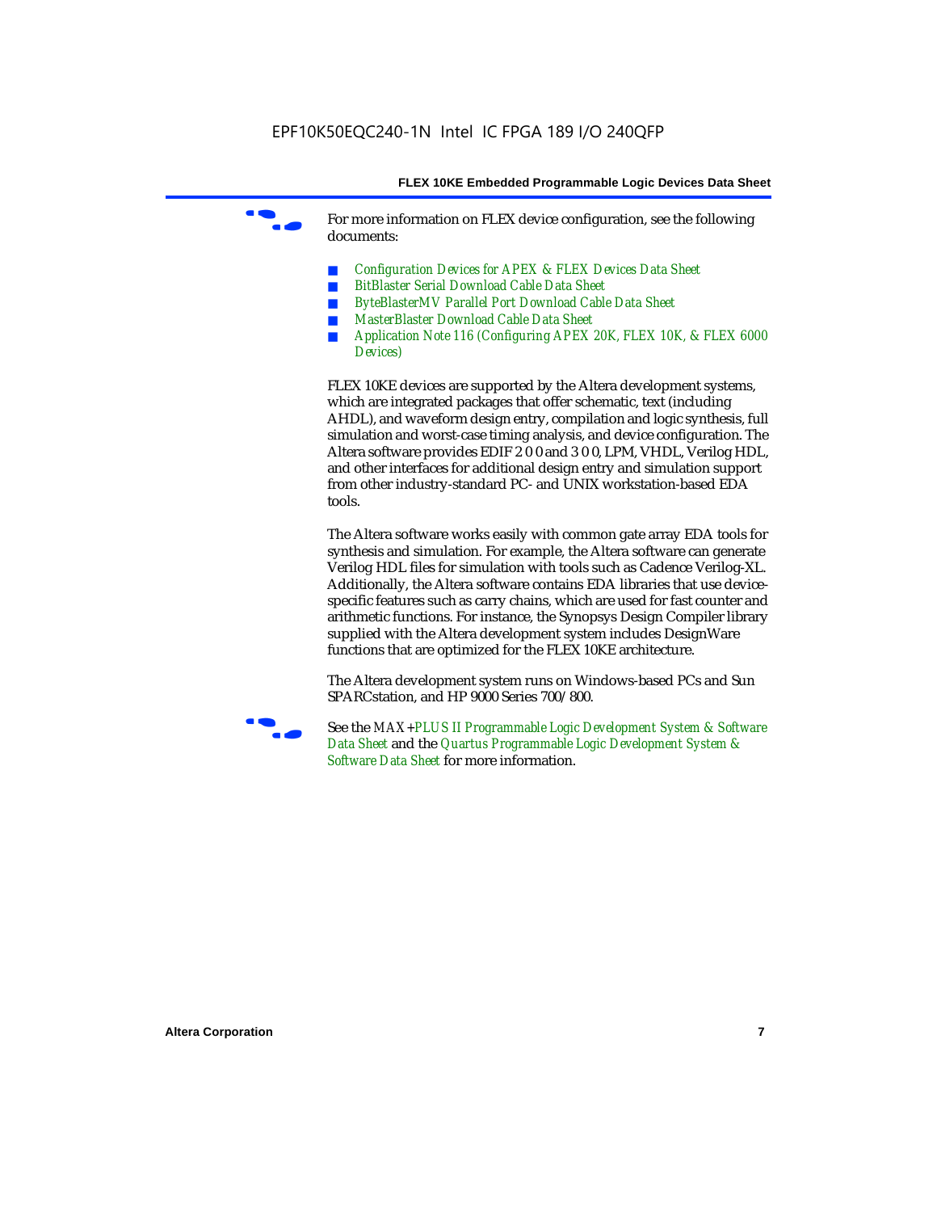For more information on FLEX device configuration, see the following documents:

- *Configuration Devices for APEX & FLEX Devices Data Sheet*
- *BitBlaster Serial Download Cable Data Sheet*
- *ByteBlasterMV Parallel Port Download Cable Data Sheet*
- *MasterBlaster Download Cable Data Sheet*
- *Application Note 116 (Configuring APEX 20K, FLEX 10K, & FLEX 6000 Devices)*

FLEX 10KE devices are supported by the Altera development systems, which are integrated packages that offer schematic, text (including AHDL), and waveform design entry, compilation and logic synthesis, full simulation and worst-case timing analysis, and device configuration. The Altera software provides EDIF 2 0 0 and 3 0 0, LPM, VHDL, Verilog HDL, and other interfaces for additional design entry and simulation support from other industry-standard PC- and UNIX workstation-based EDA tools.

The Altera software works easily with common gate array EDA tools for synthesis and simulation. For example, the Altera software can generate Verilog HDL files for simulation with tools such as Cadence Verilog-XL. Additionally, the Altera software contains EDA libraries that use device-specific features such as carry chains, which are used for fast counter and arithmetic functions. For instance, the Synopsys Design Compiler library supplied with the Altera development system includes DesignWare functions that are optimized for the FLEX 10KE architecture.

The Altera development system runs on Windows-based PCs and Sun SPARCstation, and HP 9000 Series 700/800.

See the *MAX+PLUS II Programmable Logic Development System & Software Data Sheet* and the *Quartus Programmable Logic Development System & Software Data Sheet* for more information.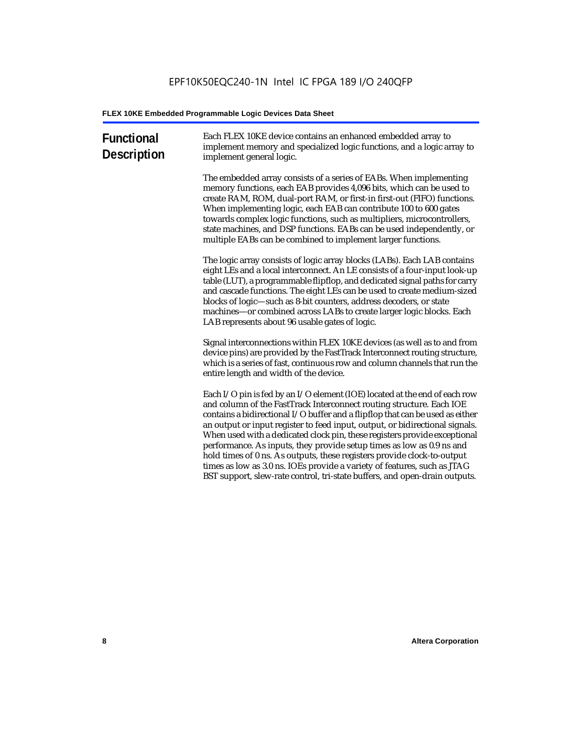# Functional Description

Each FLEX 10KE device contains an enhanced embedded array to implement memory and specialized logic functions, and a logic array to implement general logic.

The embedded array consists of a series of EABs. When implementing memory functions, each EAB provides 4,096 bits, which can be used to create RAM, ROM, dual-port RAM, or first-in first-out (FIFO) functions. When implementing logic, each EAB can contribute 100 to 600 gates towards complex logic functions, such as multipliers, microcontrollers, state machines, and DSP functions. EABs can be used independently, or multiple EABs can be combined to implement larger functions.

The logic array consists of logic array blocks (LABs). Each LAB contains eight LEs and a local interconnect. An LE consists of a four-input look-up table (LUT), a programmable flipflop, and dedicated signal paths for carry and cascade functions. The eight LEs can be used to create medium-sized blocks of logic—such as 8-bit counters, address decoders, or state machines—or combined across LABs to create larger logic blocks. Each LAB represents about 96 usable gates of logic.

Signal interconnections within FLEX 10KE devices (as well as to and from device pins) are provided by the FastTrack Interconnect routing structure, which is a series of fast, continuous row and column channels that run the entire length and width of the device.

Each I/O pin is fed by an I/O element (IOE) located at the end of each row and column of the FastTrack Interconnect routing structure. Each IOE contains a bidirectional I/O buffer and a flipflop that can be used as either an output or input register to feed input, output, or bidirectional signals. When used with a dedicated clock pin, these registers provide exceptional performance. As inputs, they provide setup times as low as 0.9 ns and hold times of 0 ns. As outputs, these registers provide clock-to-output times as low as 3.0 ns. IOEs provide a variety of features, such as JTAG BST support, slew-rate control, tri-state buffers, and open-drain outputs.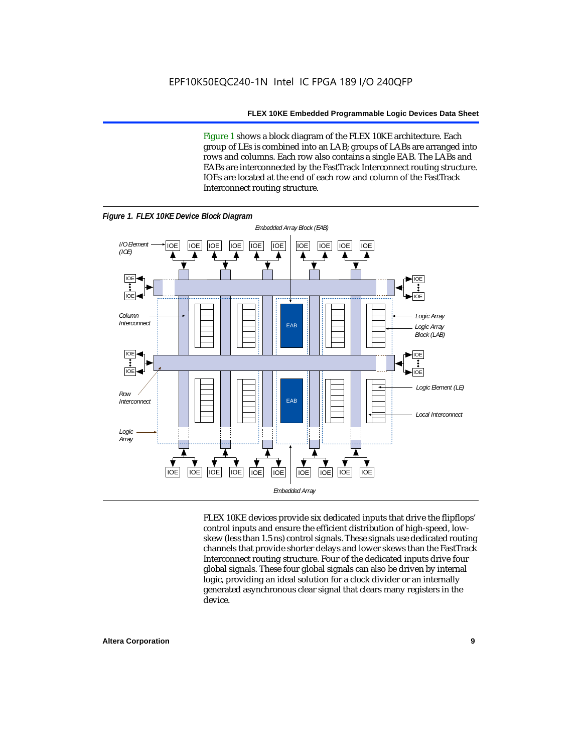Figure 1 shows a block diagram of the FLEX 10KE architecture. Each group of LEs is combined into an LAB; groups of LABs are arranged into rows and columns. Each row also contains a single EAB. The LABs and EABs are interconnected by the FastTrack Interconnect routing structure. IOEs are located at the end of each row and column of the FastTrack Interconnect routing structure.

**Figure 1. FLEX 10KE Device Block Diagram**

FLEX 10KE devices provide six dedicated inputs that drive the flipflops' control inputs and ensure the efficient distribution of high-speed, low-skew (less than 1.5 ns) control signals. These signals use dedicated routing channels that provide shorter delays and lower skews than the FastTrack Interconnect routing structure. Four of the dedicated inputs drive four global signals. These four global signals can also be driven by internal logic, providing an ideal solution for a clock divider or an internally generated asynchronous clear signal that clears many registers in the device.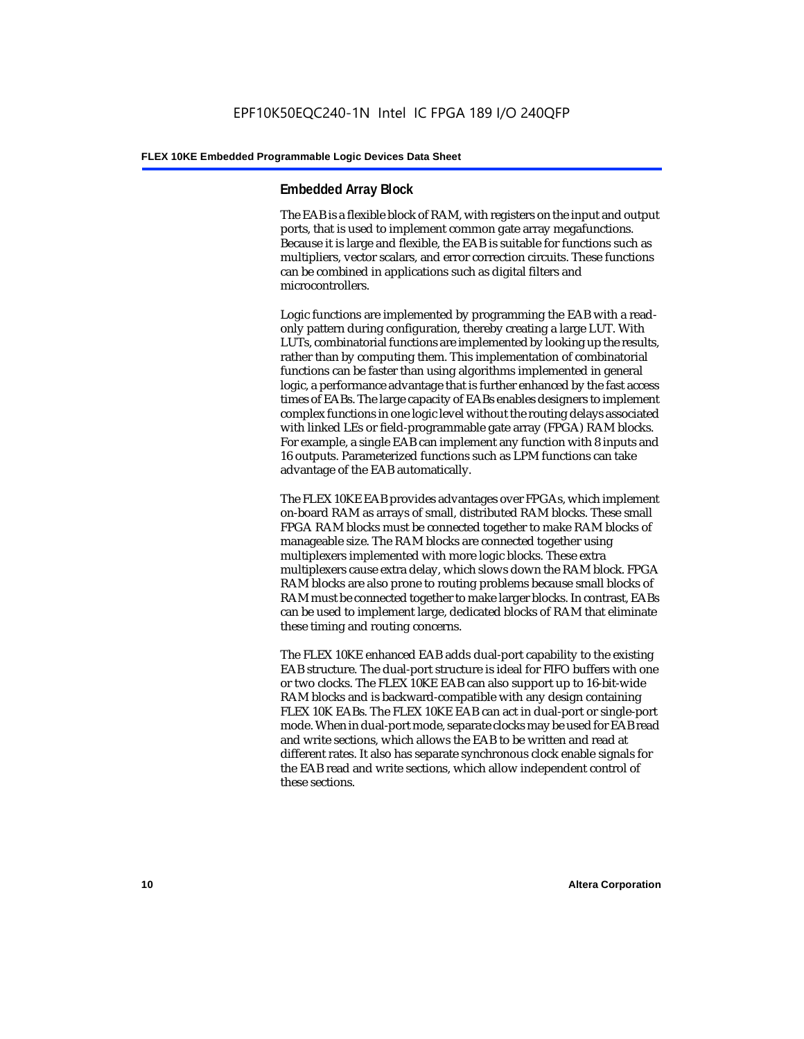## Embedded Array Block

The EAB is a flexible block of RAM, with registers on the input and output ports, that is used to implement common gate array megafunctions. Because it is large and flexible, the EAB is suitable for functions such as multipliers, vector scalars, and error correction circuits. These functions can be combined in applications such as digital filters and microcontrollers.

Logic functions are implemented by programming the EAB with a read-only pattern during configuration, thereby creating a large LUT. With LUTs, combinatorial functions are implemented by looking up the results, rather than by computing them. This implementation of combinatorial functions can be faster than using algorithms implemented in general logic, a performance advantage that is further enhanced by the fast access times of EABs. The large capacity of EABs enables designers to implement complex functions in one logic level without the routing delays associated with linked LEs or field-programmable gate array (FPGA) RAM blocks. For example, a single EAB can implement any function with 8 inputs and 16 outputs. Parameterized functions such as LPM functions can take advantage of the EAB automatically.

The FLEX 10KE EAB provides advantages over FPGAs, which implement on-board RAM as arrays of small, distributed RAM blocks. These small FPGA RAM blocks must be connected together to make RAM blocks of manageable size. The RAM blocks are connected together using multiplexers implemented with more logic blocks. These extra multiplexers cause extra delay, which slows down the RAM block. FPGA RAM blocks are also prone to routing problems because small blocks of RAM must be connected together to make larger blocks. In contrast, EABs can be used to implement large, dedicated blocks of RAM that eliminate these timing and routing concerns.

The FLEX 10KE enhanced EAB adds dual-port capability to the existing EAB structure. The dual-port structure is ideal for FIFO buffers with one or two clocks. The FLEX 10KE EAB can also support up to 16-bit-wide RAM blocks and is backward-compatible with any design containing FLEX 10K EABs. The FLEX 10KE EAB can act in dual-port or single-port mode. When in dual-port mode, separate clocks may be used for EAB read and write sections, which allows the EAB to be written and read at different rates. It also has separate synchronous clock enable signals for the EAB read and write sections, which allow independent control of these sections.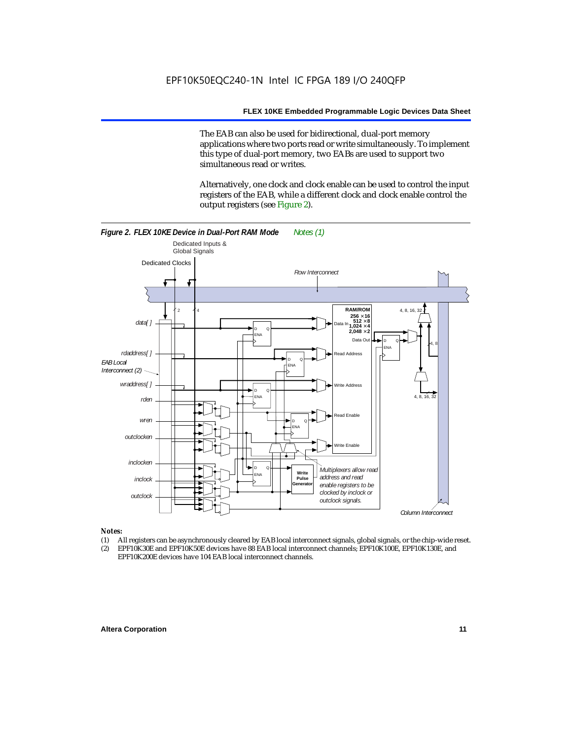The EAB can also be used for bidirectional, dual-port memory applications where two ports read or write simultaneously. To implement this type of dual-port memory, two EABs are used to support two simultaneous read or writes.

Alternatively, one clock and clock enable can be used to control the input registers of the EAB, while a different clock and clock enable control the output registers (see Figure 2).

***Figure 2. FLEX 10KE Device in Dual-Port RAM Mode*** *Notes (1)*

*Notes:*

(1) All registers can be asynchronously cleared by EAB local interconnect signals, global signals, or the chip-wide reset.
(2) EPF10K30E and EPF10K50E devices have 88 EAB local interconnect channels; EPF10K100E, EPF10K130E, and EPF10K200E devices have 104 EAB local interconnect channels.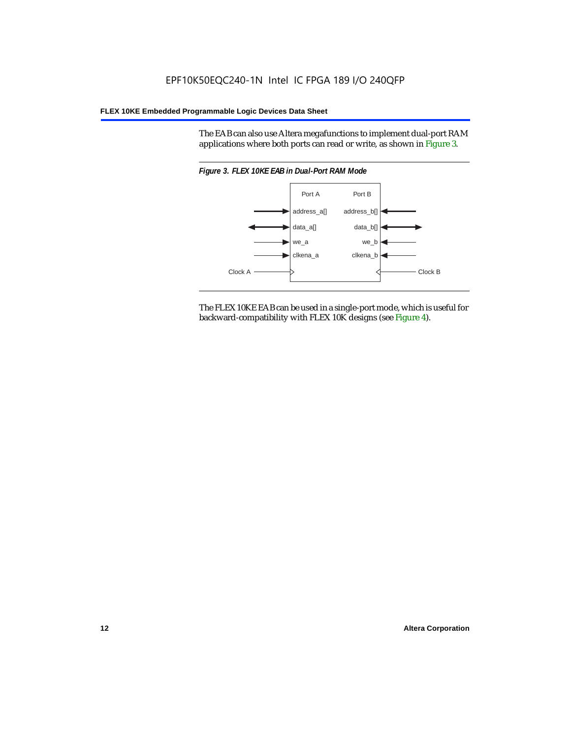The EAB can also use Altera megafunctions to implement dual-port RAM applications where both ports can read or write, as shown in Figure 3.

*Figure 3. FLEX 10KE EAB in Dual-Port RAM Mode*

| Port A | Port B |
| --- | --- |
| address_a[] | address_b[] |
| data_a[] | data_b[] |
| we_a | we_b |
| clkena_a | clkena_b |
| Clock A | Clock B |

The FLEX 10KE EAB can be used in a single-port mode, which is useful for backward-compatibility with FLEX 10K designs (see Figure 4).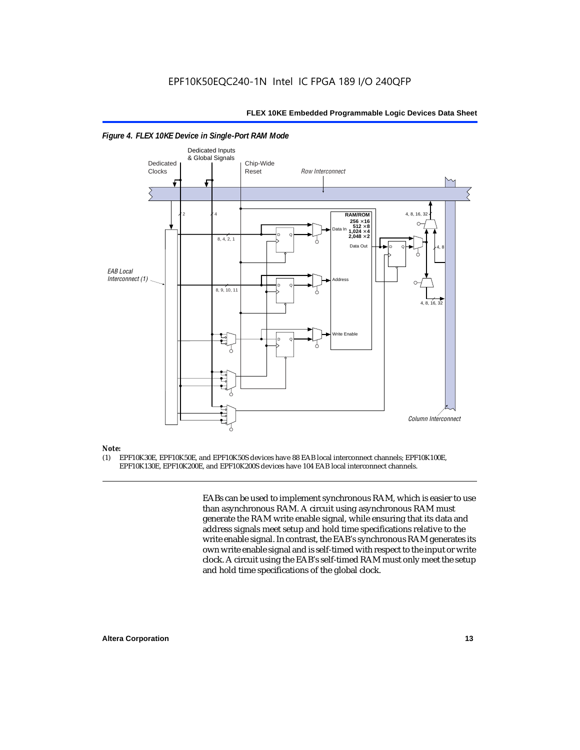*Figure 4. FLEX 10KE Device in Single-Port RAM Mode*

**Note:**

(1) EPF10K30E, EPF10K50E, and EPF10K50S devices have 88 EAB local interconnect channels; EPF10K100E, EPF10K130E, EPF10K200E, and EPF10K200S devices have 104 EAB local interconnect channels.

EABs can be used to implement synchronous RAM, which is easier to use than asynchronous RAM. A circuit using asynchronous RAM must generate the RAM write enable signal, while ensuring that its data and address signals meet setup and hold time specifications relative to the write enable signal. In contrast, the EAB's synchronous RAM generates its own write enable signal and is self-timed with respect to the input or write clock. A circuit using the EAB's self-timed RAM must only meet the setup and hold time specifications of the global clock.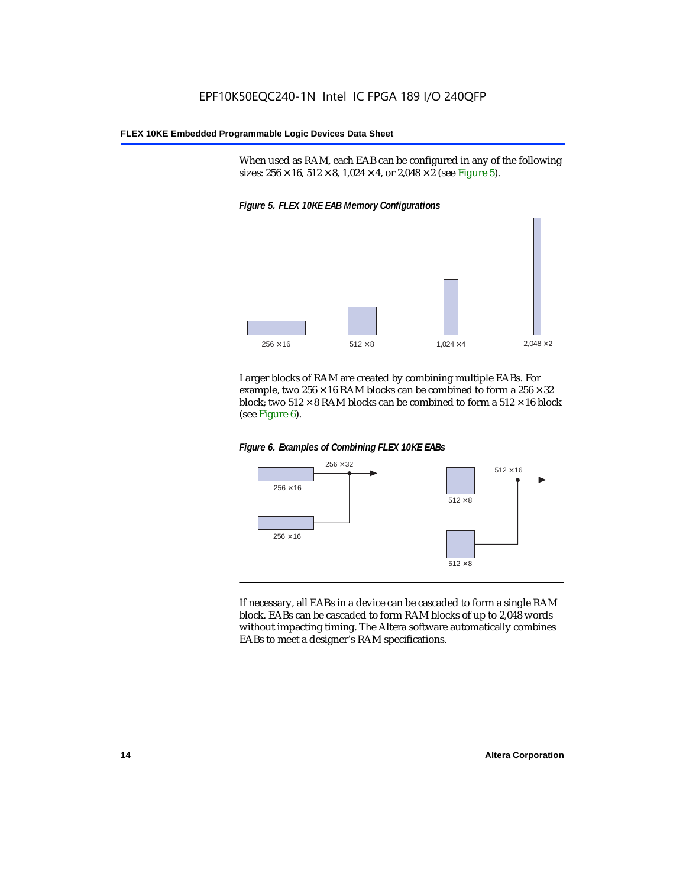When used as RAM, each EAB can be configured in any of the following sizes: 256 × 16, 512 × 8, 1,024 × 4, or 2,048 × 2 (see Figure 5).

*Figure 5. FLEX 10KE EAB Memory Configurations*

256 × 16    512 × 8    1,024 × 4    2,048 × 2

Larger blocks of RAM are created by combining multiple EABs. For example, two 256 × 16 RAM blocks can be combined to form a 256 × 32 block; two 512 × 8 RAM blocks can be combined to form a 512 × 16 block (see Figure 6).

*Figure 6. Examples of Combining FLEX 10KE EABs*

256 × 32    256 × 16    256 × 16    512 × 16    512 × 8    512 × 8

If necessary, all EABs in a device can be cascaded to form a single RAM block. EABs can be cascaded to form RAM blocks of up to 2,048 words without impacting timing. The Altera software automatically combines EABs to meet a designer's RAM specifications.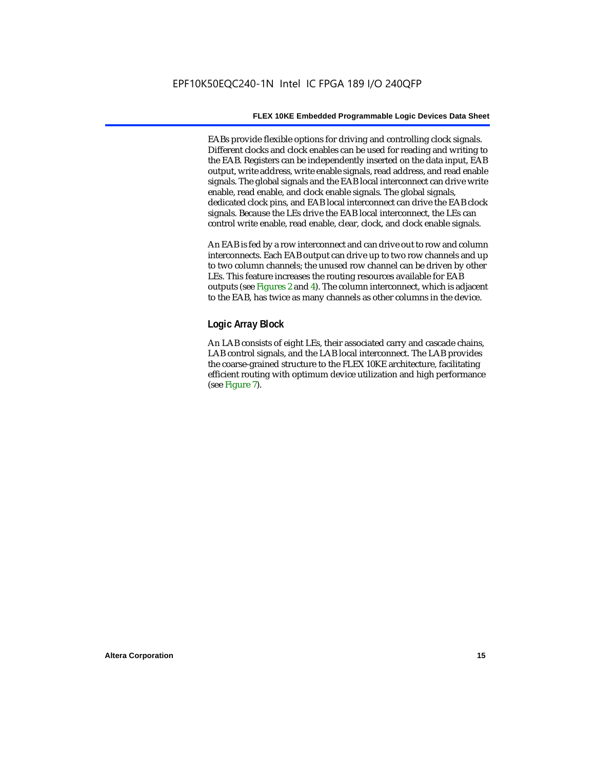EABs provide flexible options for driving and controlling clock signals. Different clocks and clock enables can be used for reading and writing to the EAB. Registers can be independently inserted on the data input, EAB output, write address, write enable signals, read address, and read enable signals. The global signals and the EAB local interconnect can drive write enable, read enable, and clock enable signals. The global signals, dedicated clock pins, and EAB local interconnect can drive the EAB clock signals. Because the LEs drive the EAB local interconnect, the LEs can control write enable, read enable, clear, clock, and clock enable signals.

An EAB is fed by a row interconnect and can drive out to row and column interconnects. Each EAB output can drive up to two row channels and up to two column channels; the unused row channel can be driven by other LEs. This feature increases the routing resources available for EAB outputs (see Figures 2 and 4). The column interconnect, which is adjacent to the EAB, has twice as many channels as other columns in the device.

## Logic Array Block

An LAB consists of eight LEs, their associated carry and cascade chains, LAB control signals, and the LAB local interconnect. The LAB provides the coarse-grained structure to the FLEX 10KE architecture, facilitating efficient routing with optimum device utilization and high performance (see Figure 7).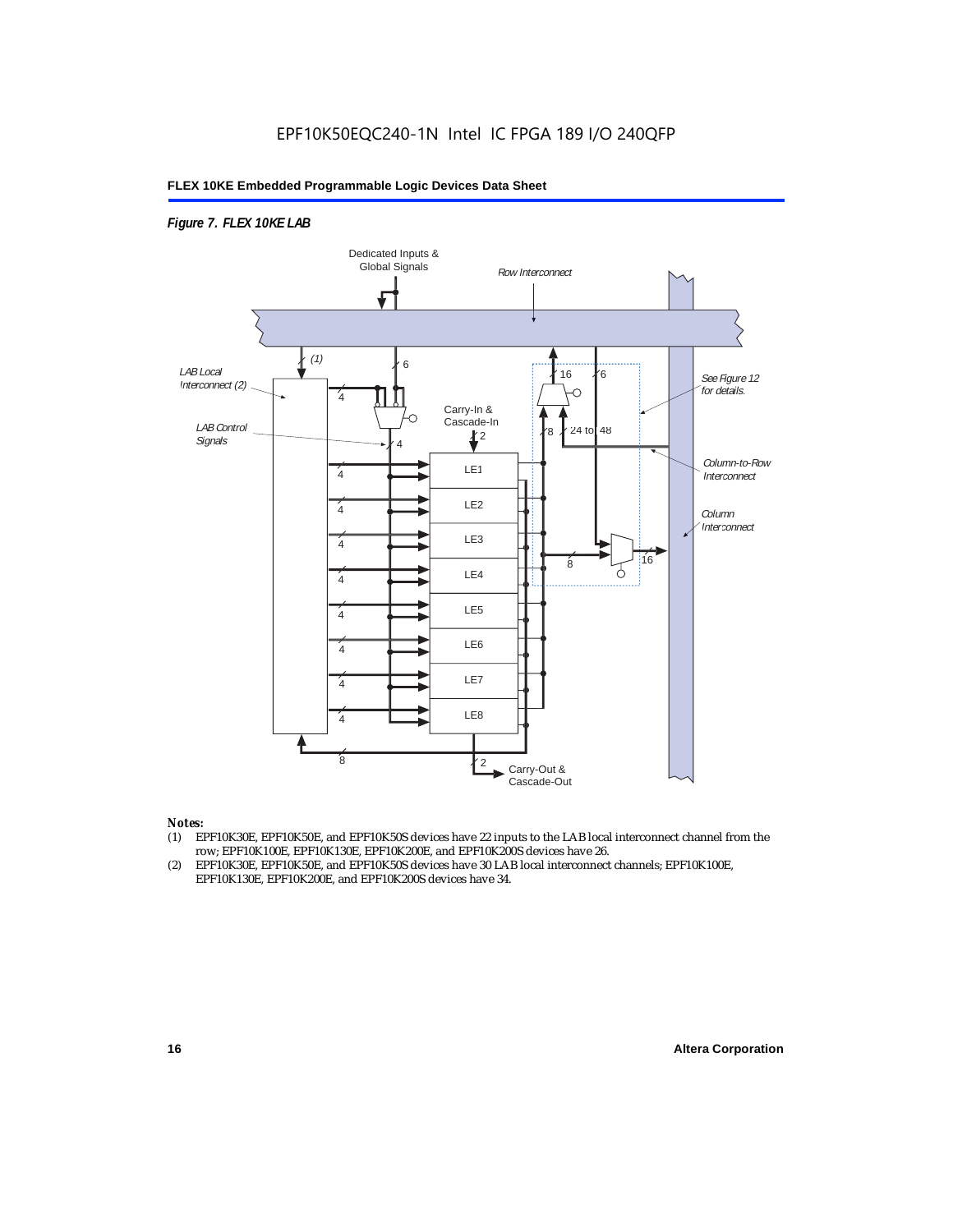*Figure 7. FLEX 10KE LAB*

*Notes:*

(1) EPF10K30E, EPF10K50E, and EPF10K50S devices have 22 inputs to the LAB local interconnect channel from the row; EPF10K100E, EPF10K130E, EPF10K200E, and EPF10K200S devices have 26.

(2) EPF10K30E, EPF10K50E, and EPF10K50S devices have 30 LAB local interconnect channels; EPF10K100E, EPF10K130E, EPF10K200E, and EPF10K200S devices have 34.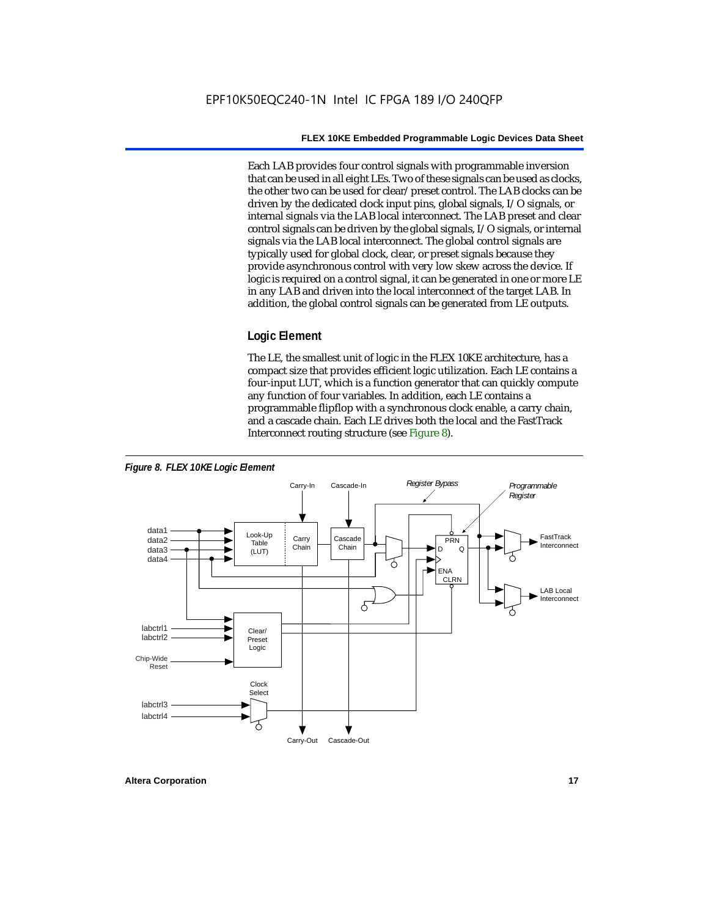Each LAB provides four control signals with programmable inversion that can be used in all eight LEs. Two of these signals can be used as clocks, the other two can be used for clear/preset control. The LAB clocks can be driven by the dedicated clock input pins, global signals, I/O signals, or internal signals via the LAB local interconnect. The LAB preset and clear control signals can be driven by the global signals, I/O signals, or internal signals via the LAB local interconnect. The global control signals are typically used for global clock, clear, or preset signals because they provide asynchronous control with very low skew across the device. If logic is required on a control signal, it can be generated in one or more LE in any LAB and driven into the local interconnect of the target LAB. In addition, the global control signals can be generated from LE outputs.

### Logic Element

The LE, the smallest unit of logic in the FLEX 10KE architecture, has a compact size that provides efficient logic utilization. Each LE contains a four-input LUT, which is a function generator that can quickly compute any function of four variables. In addition, each LE contains a programmable flipflop with a synchronous clock enable, a carry chain, and a cascade chain. Each LE drives both the local and the FastTrack Interconnect routing structure (see Figure 8).

*Figure 8. FLEX 10KE Logic Element*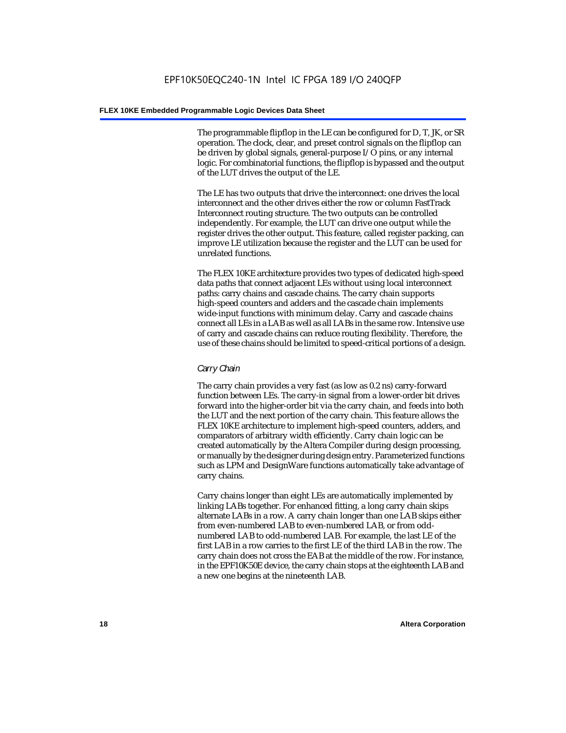The programmable flipflop in the LE can be configured for D, T, JK, or SR operation. The clock, clear, and preset control signals on the flipflop can be driven by global signals, general-purpose I/O pins, or any internal logic. For combinatorial functions, the flipflop is bypassed and the output of the LUT drives the output of the LE.

The LE has two outputs that drive the interconnect: one drives the local interconnect and the other drives either the row or column FastTrack Interconnect routing structure. The two outputs can be controlled independently. For example, the LUT can drive one output while the register drives the other output. This feature, called register packing, can improve LE utilization because the register and the LUT can be used for unrelated functions.

The FLEX 10KE architecture provides two types of dedicated high-speed data paths that connect adjacent LEs without using local interconnect paths: carry chains and cascade chains. The carry chain supports high-speed counters and adders and the cascade chain implements wide-input functions with minimum delay. Carry and cascade chains connect all LEs in a LAB as well as all LABs in the same row. Intensive use of carry and cascade chains can reduce routing flexibility. Therefore, the use of these chains should be limited to speed-critical portions of a design.

### *Carry Chain*

The carry chain provides a very fast (as low as 0.2 ns) carry-forward function between LEs. The carry-in signal from a lower-order bit drives forward into the higher-order bit via the carry chain, and feeds into both the LUT and the next portion of the carry chain. This feature allows the FLEX 10KE architecture to implement high-speed counters, adders, and comparators of arbitrary width efficiently. Carry chain logic can be created automatically by the Altera Compiler during design processing, or manually by the designer during design entry. Parameterized functions such as LPM and DesignWare functions automatically take advantage of carry chains.

Carry chains longer than eight LEs are automatically implemented by linking LABs together. For enhanced fitting, a long carry chain skips alternate LABs in a row. A carry chain longer than one LAB skips either from even-numbered LAB to even-numbered LAB, or from odd-numbered LAB to odd-numbered LAB. For example, the last LE of the first LAB in a row carries to the first LE of the third LAB in the row. The carry chain does not cross the EAB at the middle of the row. For instance, in the EPF10K50E device, the carry chain stops at the eighteenth LAB and a new one begins at the nineteenth LAB.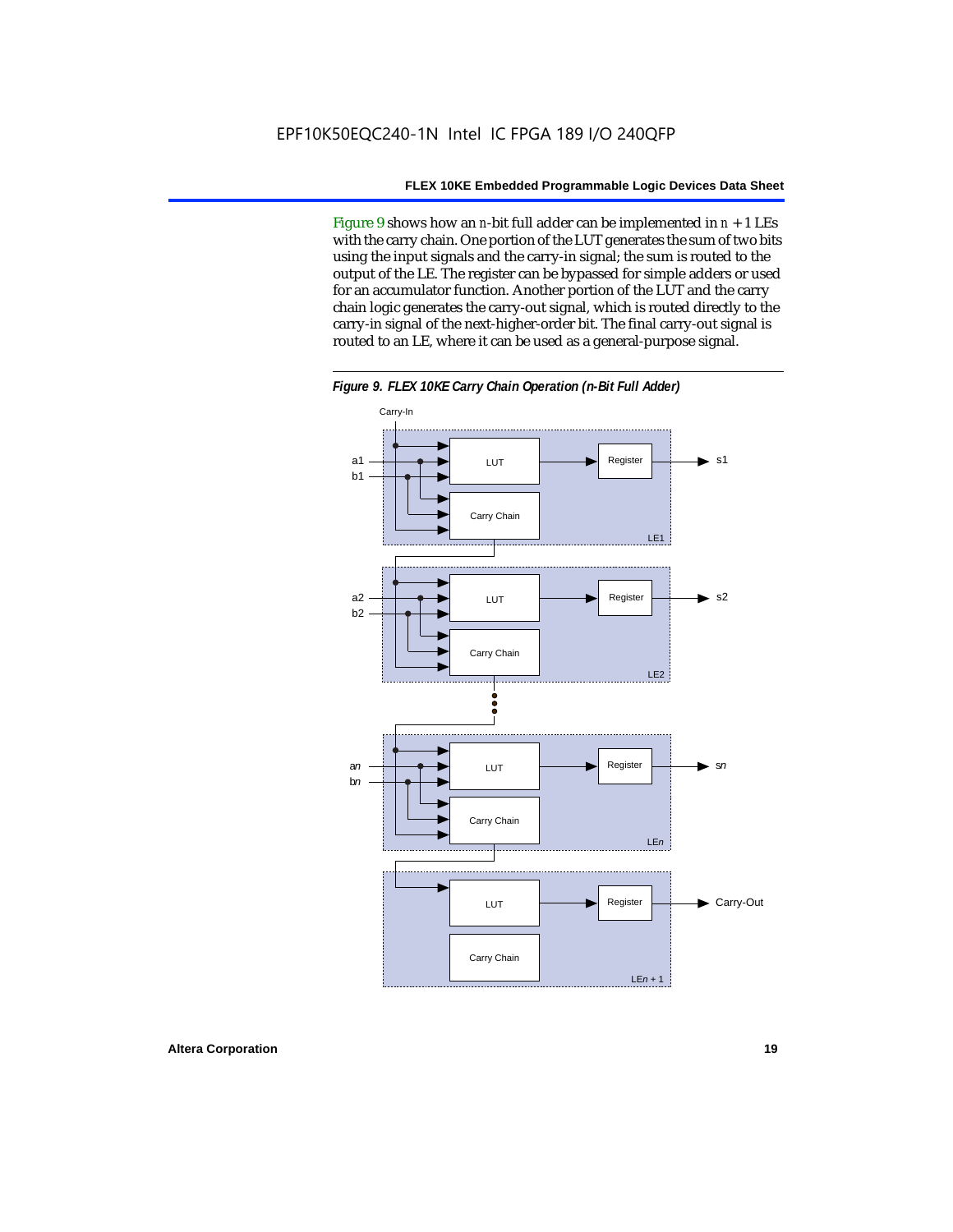Figure 9 shows how an $n$-bit full adder can be implemented in $n + 1$ LEs with the carry chain. One portion of the LUT generates the sum of two bits using the input signals and the carry-in signal; the sum is routed to the output of the LE. The register can be bypassed for simple adders or used for an accumulator function. Another portion of the LUT and the carry chain logic generates the carry-out signal, which is routed directly to the carry-in signal of the next-higher-order bit. The final carry-out signal is routed to an LE, where it can be used as a general-purpose signal.

***Figure 9. FLEX 10KE Carry Chain Operation (n-Bit Full Adder)***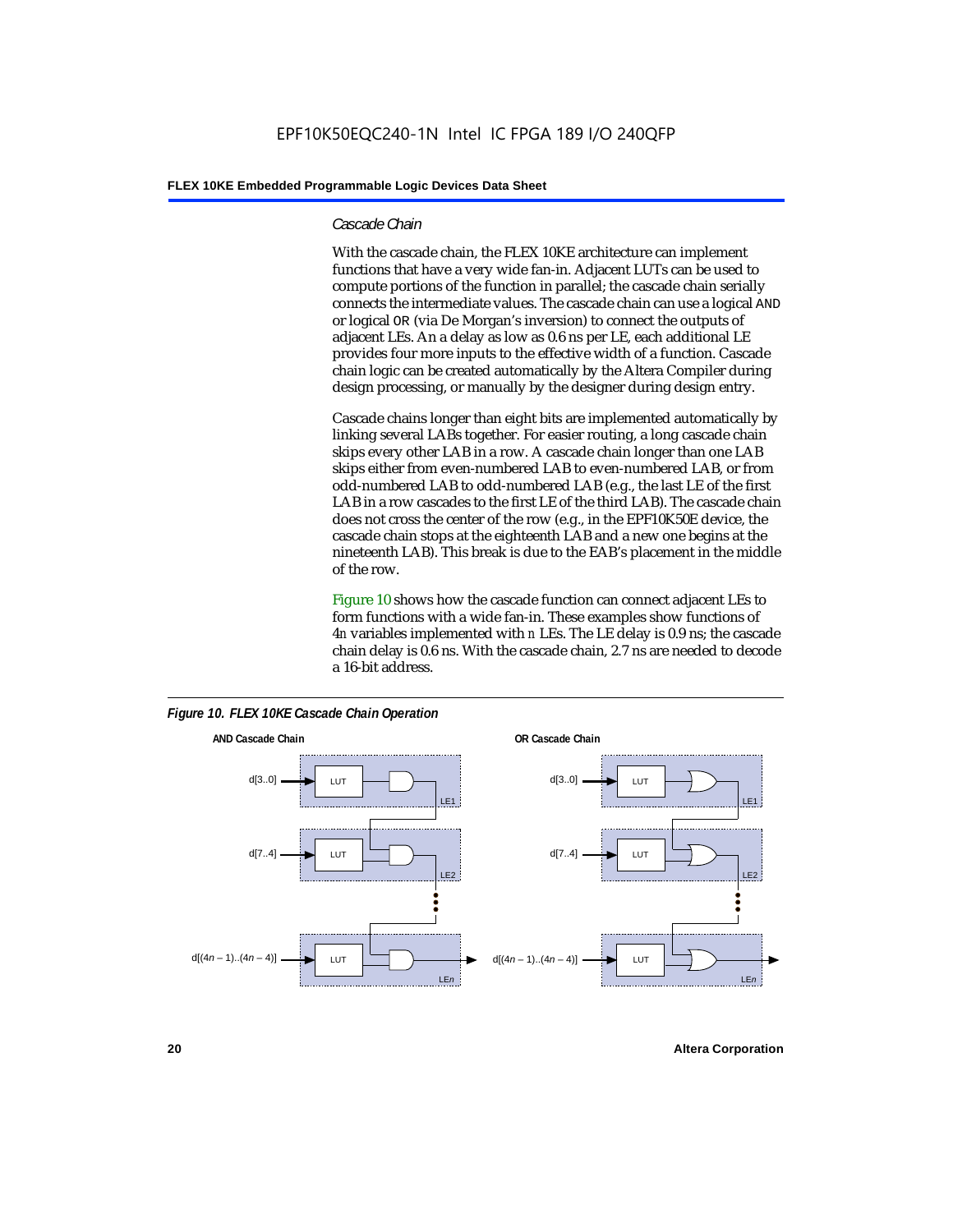### *Cascade Chain*

With the cascade chain, the FLEX 10KE architecture can implement functions that have a very wide fan-in. Adjacent LUTs can be used to compute portions of the function in parallel; the cascade chain serially connects the intermediate values. The cascade chain can use a logical AND or logical OR (via De Morgan's inversion) to connect the outputs of adjacent LEs. An a delay as low as 0.6 ns per LE, each additional LE provides four more inputs to the effective width of a function. Cascade chain logic can be created automatically by the Altera Compiler during design processing, or manually by the designer during design entry.

Cascade chains longer than eight bits are implemented automatically by linking several LABs together. For easier routing, a long cascade chain skips every other LAB in a row. A cascade chain longer than one LAB skips either from even-numbered LAB to even-numbered LAB, or from odd-numbered LAB to odd-numbered LAB (e.g., the last LE of the first LAB in a row cascades to the first LE of the third LAB). The cascade chain does not cross the center of the row (e.g., in the EPF10K50E device, the cascade chain stops at the eighteenth LAB and a new one begins at the nineteenth LAB). This break is due to the EAB's placement in the middle of the row.

Figure 10 shows how the cascade function can connect adjacent LEs to form functions with a wide fan-in. These examples show functions of $4n$ variables implemented with $n$ LEs. The LE delay is 0.9 ns; the cascade chain delay is 0.6 ns. With the cascade chain, 2.7 ns are needed to decode a 16-bit address.

***Figure 10. FLEX 10KE Cascade Chain Operation***

**AND Cascade Chain**

d[3..0] → LUT → LE1
d[7..4] → LUT → LE2
d[(4*n* – 1)..(4*n* – 4)] → LUT → LE*n*

**OR Cascade Chain**

d[3..0] → LUT → LE1
d[7..4] → LUT → LE2
d[(4*n* – 1)..(4*n* – 4)] → LUT → LE*n*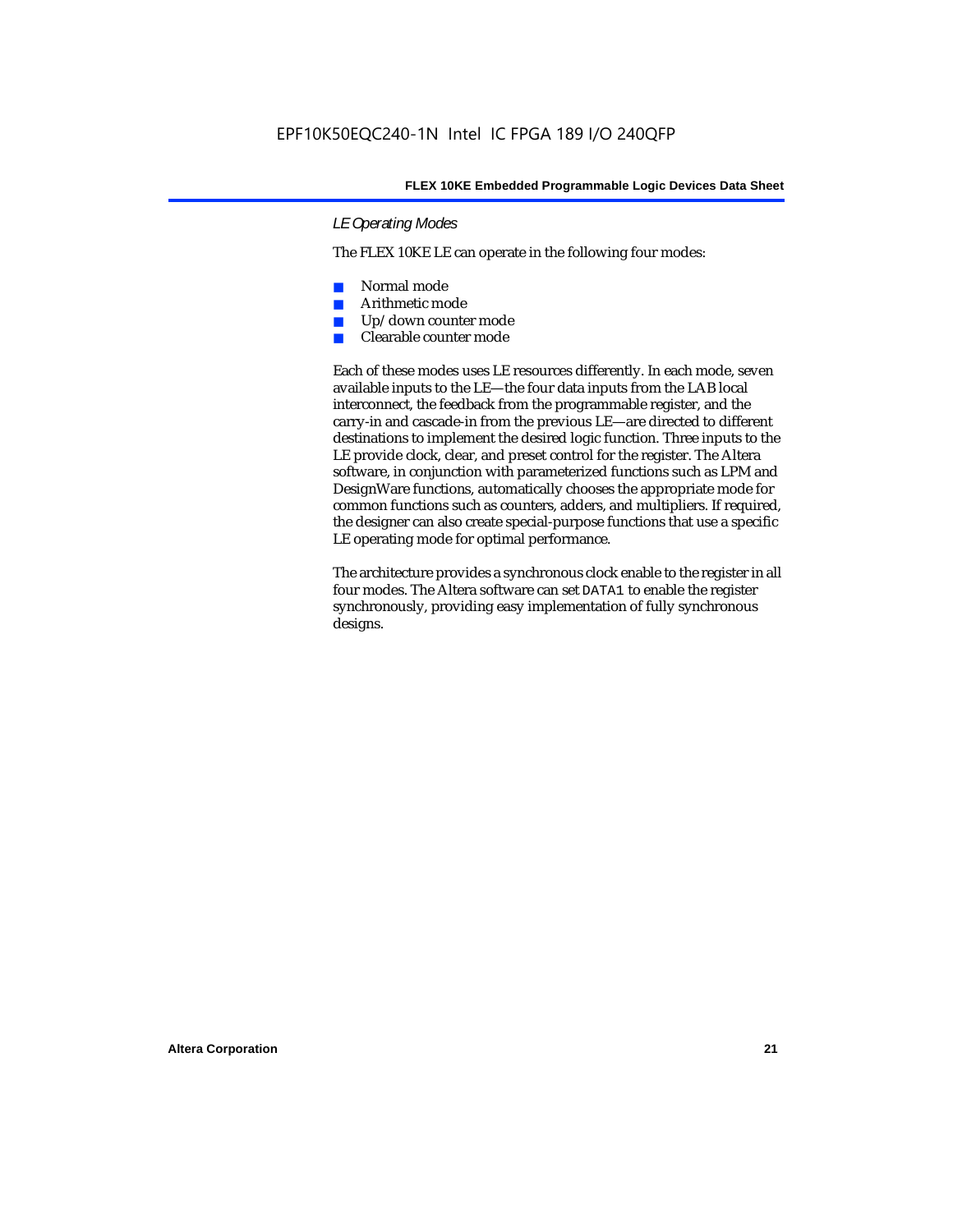### LE Operating Modes

The FLEX 10KE LE can operate in the following four modes:

- Normal mode
- Arithmetic mode
- Up/down counter mode
- Clearable counter mode

Each of these modes uses LE resources differently. In each mode, seven available inputs to the LE—the four data inputs from the LAB local interconnect, the feedback from the programmable register, and the carry-in and cascade-in from the previous LE—are directed to different destinations to implement the desired logic function. Three inputs to the LE provide clock, clear, and preset control for the register. The Altera software, in conjunction with parameterized functions such as LPM and DesignWare functions, automatically chooses the appropriate mode for common functions such as counters, adders, and multipliers. If required, the designer can also create special-purpose functions that use a specific LE operating mode for optimal performance.

The architecture provides a synchronous clock enable to the register in all four modes. The Altera software can set `DATA1` to enable the register synchronously, providing easy implementation of fully synchronous designs.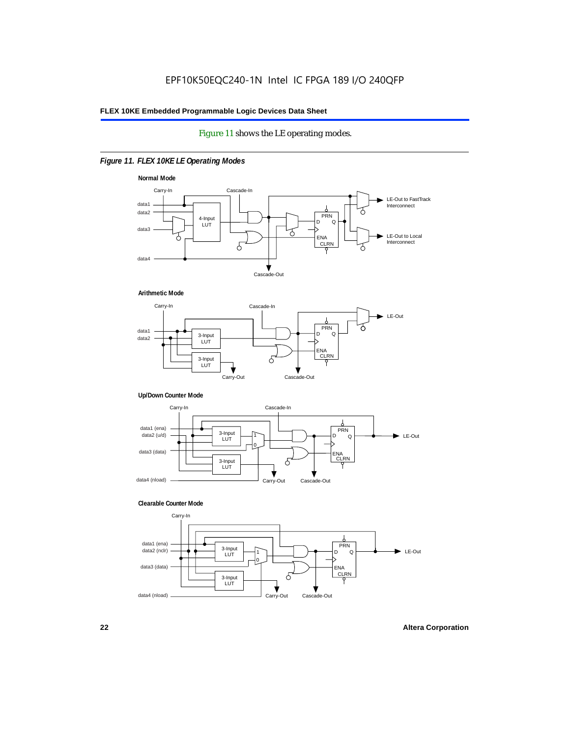Figure 11 shows the LE operating modes.

*Figure 11. FLEX 10KE LE Operating Modes*

**Normal Mode**

Carry-In, Cascade-In, data1, data2, data3, data4, 4-Input LUT, PRN, D, Q, ENA, CLRN, LE-Out to FastTrack Interconnect, LE-Out to Local Interconnect, Cascade-Out

**Arithmetic Mode**

Carry-In, Cascade-In, data1, data2, 3-Input LUT, 3-Input LUT, PRN, D, Q, ENA, CLRN, LE-Out, Carry-Out, Cascade-Out

**Up/Down Counter Mode**

Carry-In, Cascade-In, data1 (ena), data2 (u/d), data3 (data), data4 (nload), 3-Input LUT, 3-Input LUT, 1, 0, PRN, D, Q, ENA, CLRN, LE-Out, Carry-Out, Cascade-Out

**Clearable Counter Mode**

Carry-In, data1 (ena), data2 (nclr), data3 (data), data4 (nload), 3-Input LUT, 3-Input LUT, 1, 0, PRN, D, Q, ENA, CLRN, LE-Out, Carry-Out, Cascade-Out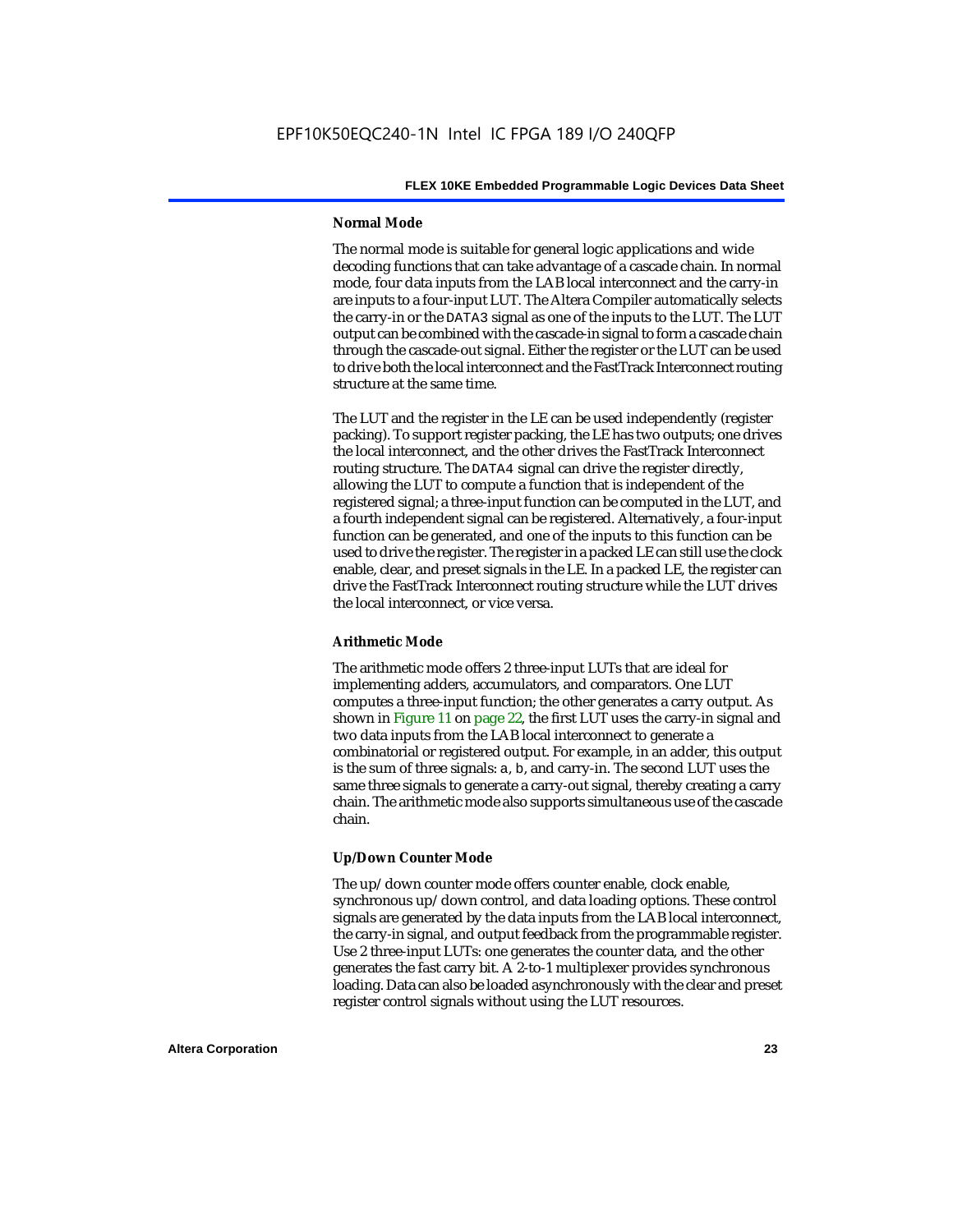#### Normal Mode

The normal mode is suitable for general logic applications and wide decoding functions that can take advantage of a cascade chain. In normal mode, four data inputs from the LAB local interconnect and the carry-in are inputs to a four-input LUT. The Altera Compiler automatically selects the carry-in or the DATA3 signal as one of the inputs to the LUT. The LUT output can be combined with the cascade-in signal to form a cascade chain through the cascade-out signal. Either the register or the LUT can be used to drive both the local interconnect and the FastTrack Interconnect routing structure at the same time.

The LUT and the register in the LE can be used independently (register packing). To support register packing, the LE has two outputs; one drives the local interconnect, and the other drives the FastTrack Interconnect routing structure. The DATA4 signal can drive the register directly, allowing the LUT to compute a function that is independent of the registered signal; a three-input function can be computed in the LUT, and a fourth independent signal can be registered. Alternatively, a four-input function can be generated, and one of the inputs to this function can be used to drive the register. The register in a packed LE can still use the clock enable, clear, and preset signals in the LE. In a packed LE, the register can drive the FastTrack Interconnect routing structure while the LUT drives the local interconnect, or vice versa.

#### Arithmetic Mode

The arithmetic mode offers 2 three-input LUTs that are ideal for implementing adders, accumulators, and comparators. One LUT computes a three-input function; the other generates a carry output. As shown in Figure 11 on page 22, the first LUT uses the carry-in signal and two data inputs from the LAB local interconnect to generate a combinatorial or registered output. For example, in an adder, this output is the sum of three signals: a, b, and carry-in. The second LUT uses the same three signals to generate a carry-out signal, thereby creating a carry chain. The arithmetic mode also supports simultaneous use of the cascade chain.

#### Up/Down Counter Mode

The up/down counter mode offers counter enable, clock enable, synchronous up/down control, and data loading options. These control signals are generated by the data inputs from the LAB local interconnect, the carry-in signal, and output feedback from the programmable register. Use 2 three-input LUTs: one generates the counter data, and the other generates the fast carry bit. A 2-to-1 multiplexer provides synchronous loading. Data can also be loaded asynchronously with the clear and preset register control signals without using the LUT resources.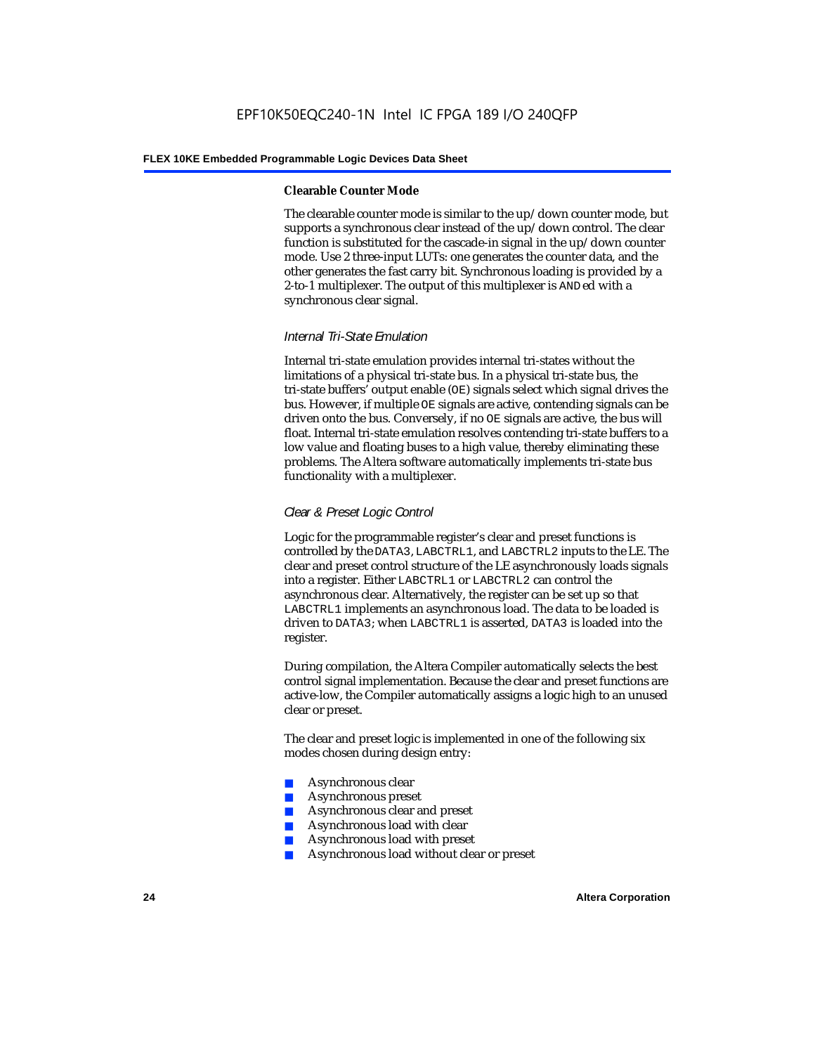#### Clearable Counter Mode

The clearable counter mode is similar to the up/down counter mode, but supports a synchronous clear instead of the up/down control. The clear function is substituted for the cascade-in signal in the up/down counter mode. Use 2 three-input LUTs: one generates the counter data, and the other generates the fast carry bit. Synchronous loading is provided by a 2-to-1 multiplexer. The output of this multiplexer is ANDed with a synchronous clear signal.

### *Internal Tri-State Emulation*

Internal tri-state emulation provides internal tri-states without the limitations of a physical tri-state bus. In a physical tri-state bus, the tri-state buffers' output enable (OE) signals select which signal drives the bus. However, if multiple OE signals are active, contending signals can be driven onto the bus. Conversely, if no OE signals are active, the bus will float. Internal tri-state emulation resolves contending tri-state buffers to a low value and floating buses to a high value, thereby eliminating these problems. The Altera software automatically implements tri-state bus functionality with a multiplexer.

### *Clear & Preset Logic Control*

Logic for the programmable register's clear and preset functions is controlled by the DATA3, LABCTRL1, and LABCTRL2 inputs to the LE. The clear and preset control structure of the LE asynchronously loads signals into a register. Either LABCTRL1 or LABCTRL2 can control the asynchronous clear. Alternatively, the register can be set up so that LABCTRL1 implements an asynchronous load. The data to be loaded is driven to DATA3; when LABCTRL1 is asserted, DATA3 is loaded into the register.

During compilation, the Altera Compiler automatically selects the best control signal implementation. Because the clear and preset functions are active-low, the Compiler automatically assigns a logic high to an unused clear or preset.

The clear and preset logic is implemented in one of the following six modes chosen during design entry:

- Asynchronous clear
- Asynchronous preset
- Asynchronous clear and preset
- Asynchronous load with clear
- Asynchronous load with preset
- Asynchronous load without clear or preset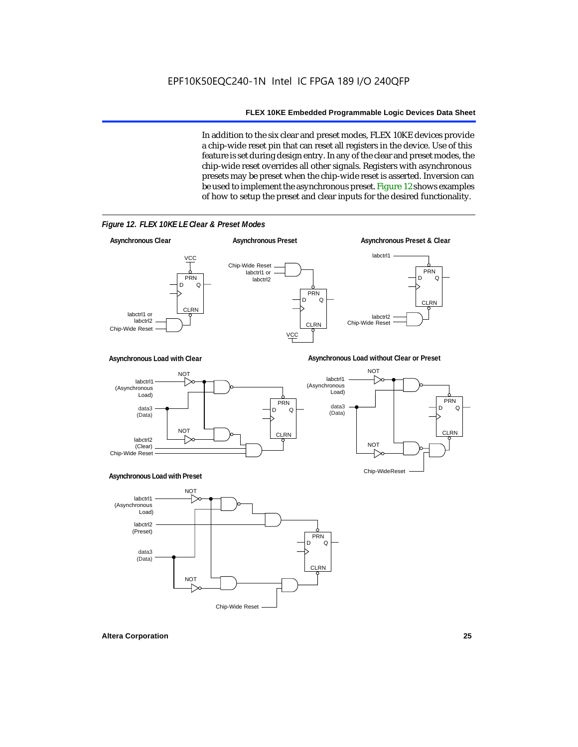In addition to the six clear and preset modes, FLEX 10KE devices provide a chip-wide reset pin that can reset all registers in the device. Use of this feature is set during design entry. In any of the clear and preset modes, the chip-wide reset overrides all other signals. Registers with asynchronous presets may be preset when the chip-wide reset is asserted. Inversion can be used to implement the asynchronous preset. Figure 12 shows examples of how to setup the preset and clear inputs for the desired functionality.

*Figure 12. FLEX 10KE LE Clear & Preset Modes*

**Asynchronous Clear**

**Asynchronous Preset**

**Asynchronous Preset & Clear**

**Asynchronous Load with Clear**

**Asynchronous Load without Clear or Preset**

**Asynchronous Load with Preset**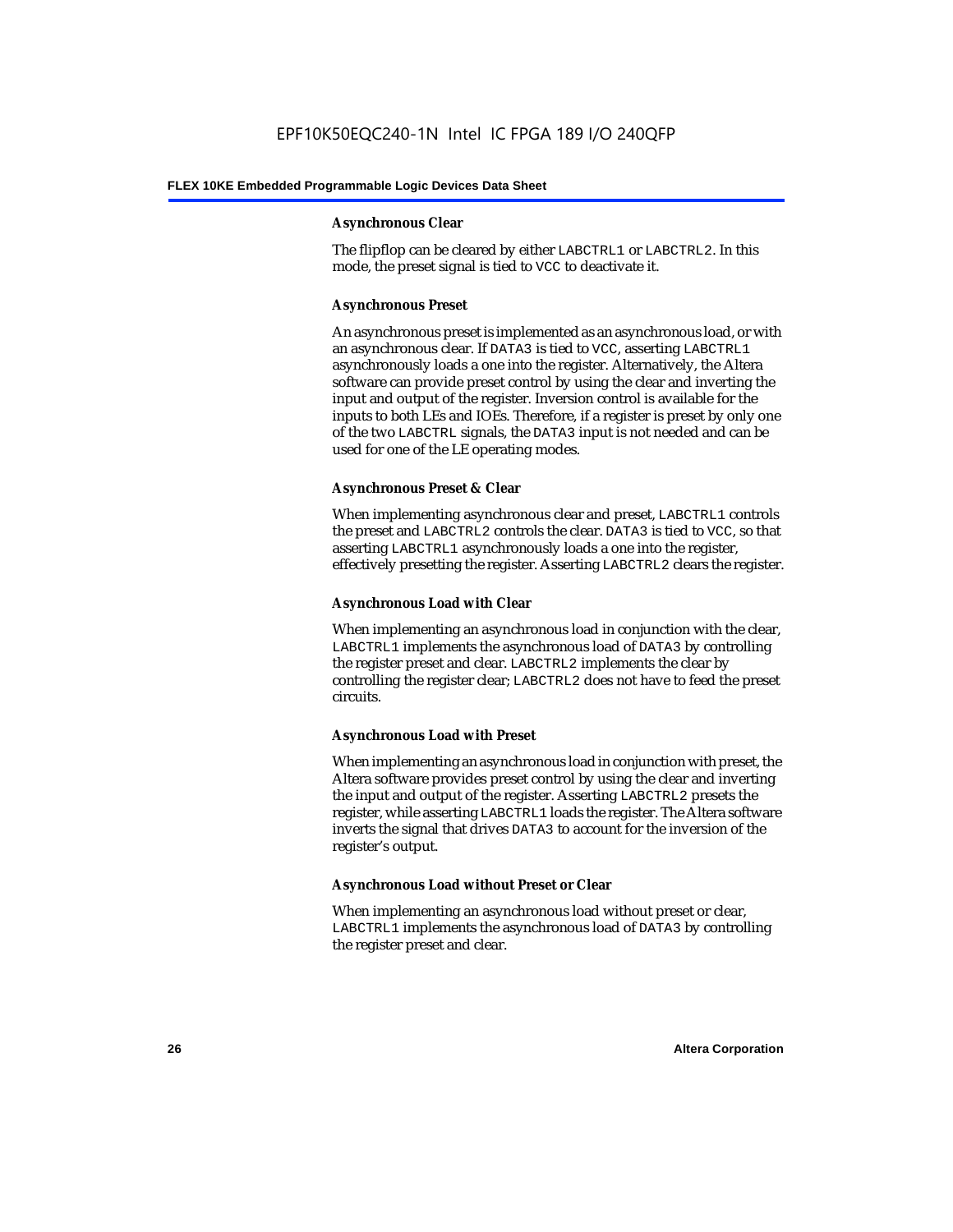#### Asynchronous Clear

The flipflop can be cleared by either LABCTRL1 or LABCTRL2. In this mode, the preset signal is tied to VCC to deactivate it.

#### Asynchronous Preset

An asynchronous preset is implemented as an asynchronous load, or with an asynchronous clear. If DATA3 is tied to VCC, asserting LABCTRL1 asynchronously loads a one into the register. Alternatively, the Altera software can provide preset control by using the clear and inverting the input and output of the register. Inversion control is available for the inputs to both LEs and IOEs. Therefore, if a register is preset by only one of the two LABCTRL signals, the DATA3 input is not needed and can be used for one of the LE operating modes.

#### Asynchronous Preset & Clear

When implementing asynchronous clear and preset, LABCTRL1 controls the preset and LABCTRL2 controls the clear. DATA3 is tied to VCC, so that asserting LABCTRL1 asynchronously loads a one into the register, effectively presetting the register. Asserting LABCTRL2 clears the register.

#### Asynchronous Load with Clear

When implementing an asynchronous load in conjunction with the clear, LABCTRL1 implements the asynchronous load of DATA3 by controlling the register preset and clear. LABCTRL2 implements the clear by controlling the register clear; LABCTRL2 does not have to feed the preset circuits.

#### Asynchronous Load with Preset

When implementing an asynchronous load in conjunction with preset, the Altera software provides preset control by using the clear and inverting the input and output of the register. Asserting LABCTRL2 presets the register, while asserting LABCTRL1 loads the register. The Altera software inverts the signal that drives DATA3 to account for the inversion of the register's output.

#### Asynchronous Load without Preset or Clear

When implementing an asynchronous load without preset or clear, LABCTRL1 implements the asynchronous load of DATA3 by controlling the register preset and clear.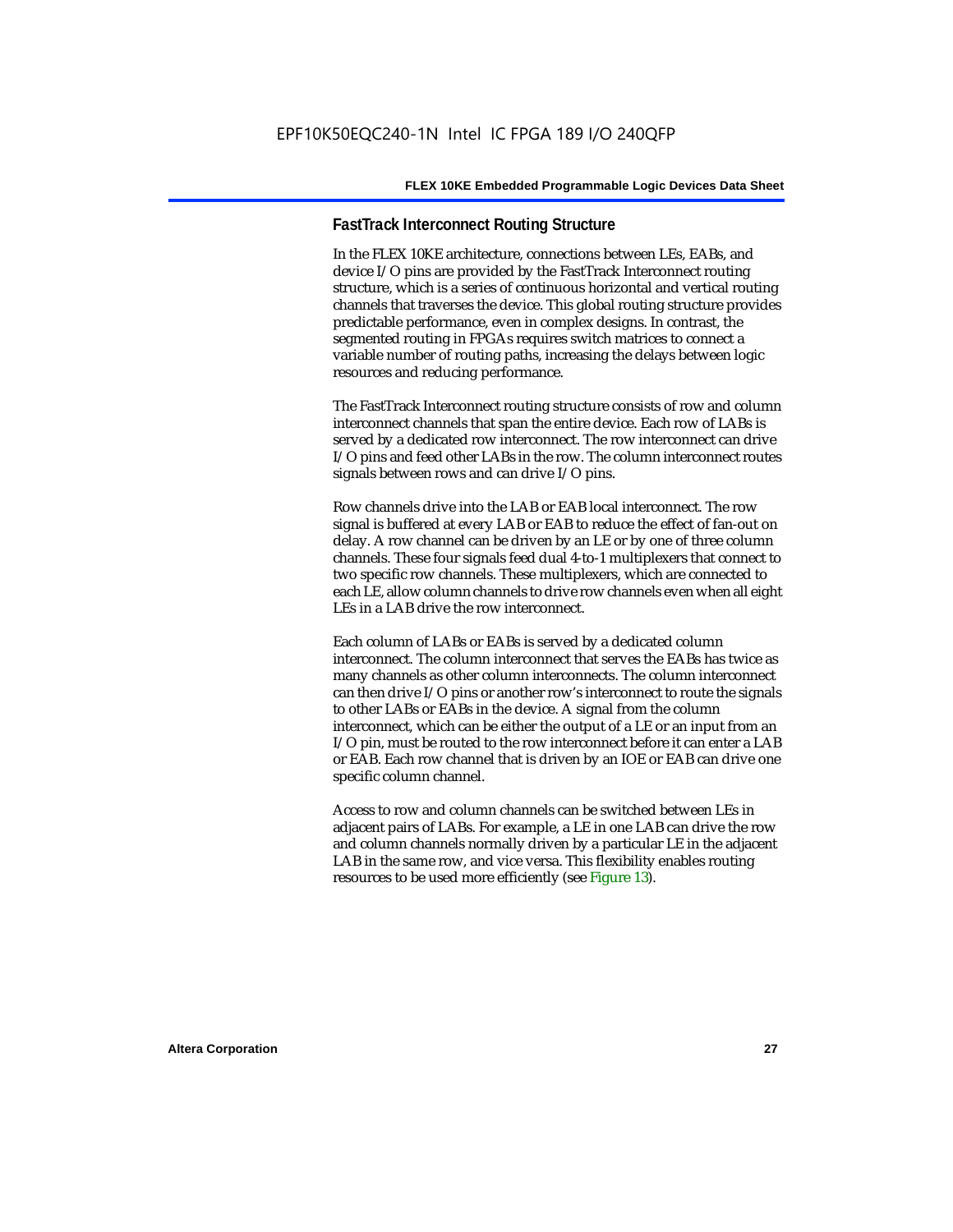### FastTrack Interconnect Routing Structure

In the FLEX 10KE architecture, connections between LEs, EABs, and device I/O pins are provided by the FastTrack Interconnect routing structure, which is a series of continuous horizontal and vertical routing channels that traverses the device. This global routing structure provides predictable performance, even in complex designs. In contrast, the segmented routing in FPGAs requires switch matrices to connect a variable number of routing paths, increasing the delays between logic resources and reducing performance.

The FastTrack Interconnect routing structure consists of row and column interconnect channels that span the entire device. Each row of LABs is served by a dedicated row interconnect. The row interconnect can drive I/O pins and feed other LABs in the row. The column interconnect routes signals between rows and can drive I/O pins.

Row channels drive into the LAB or EAB local interconnect. The row signal is buffered at every LAB or EAB to reduce the effect of fan-out on delay. A row channel can be driven by an LE or by one of three column channels. These four signals feed dual 4-to-1 multiplexers that connect to two specific row channels. These multiplexers, which are connected to each LE, allow column channels to drive row channels even when all eight LEs in a LAB drive the row interconnect.

Each column of LABs or EABs is served by a dedicated column interconnect. The column interconnect that serves the EABs has twice as many channels as other column interconnects. The column interconnect can then drive I/O pins or another row's interconnect to route the signals to other LABs or EABs in the device. A signal from the column interconnect, which can be either the output of a LE or an input from an I/O pin, must be routed to the row interconnect before it can enter a LAB or EAB. Each row channel that is driven by an IOE or EAB can drive one specific column channel.

Access to row and column channels can be switched between LEs in adjacent pairs of LABs. For example, a LE in one LAB can drive the row and column channels normally driven by a particular LE in the adjacent LAB in the same row, and vice versa. This flexibility enables routing resources to be used more efficiently (see Figure 13).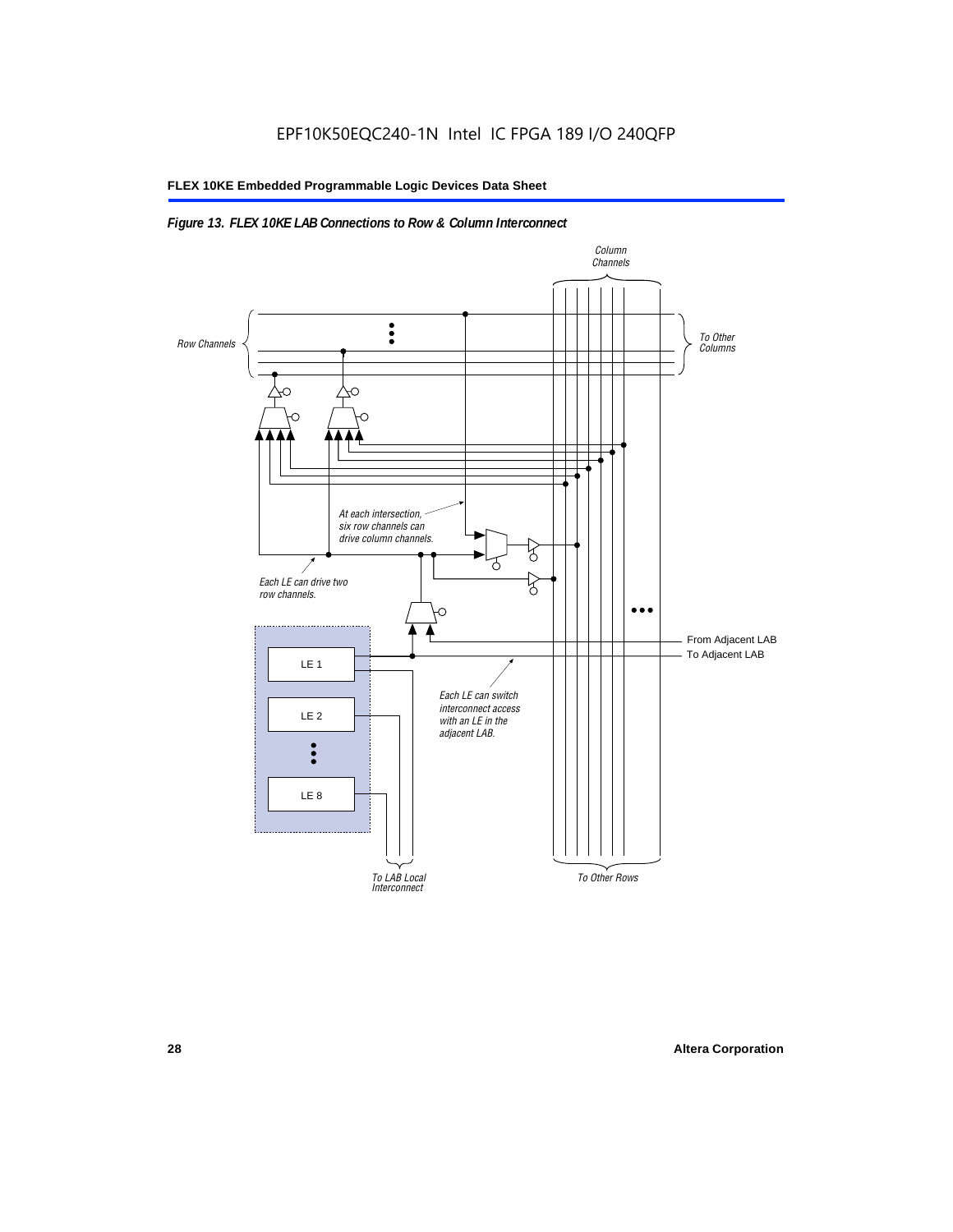*Figure 13. FLEX 10KE LAB Connections to Row & Column Interconnect*

Column Channels

Row Channels

To Other Columns

At each intersection, six row channels can drive column channels.

Each LE can drive two row channels.

From Adjacent LAB

To Adjacent LAB

LE 1

LE 2

LE 8

Each LE can switch interconnect access with an LE in the adjacent LAB.

To LAB Local Interconnect

To Other Rows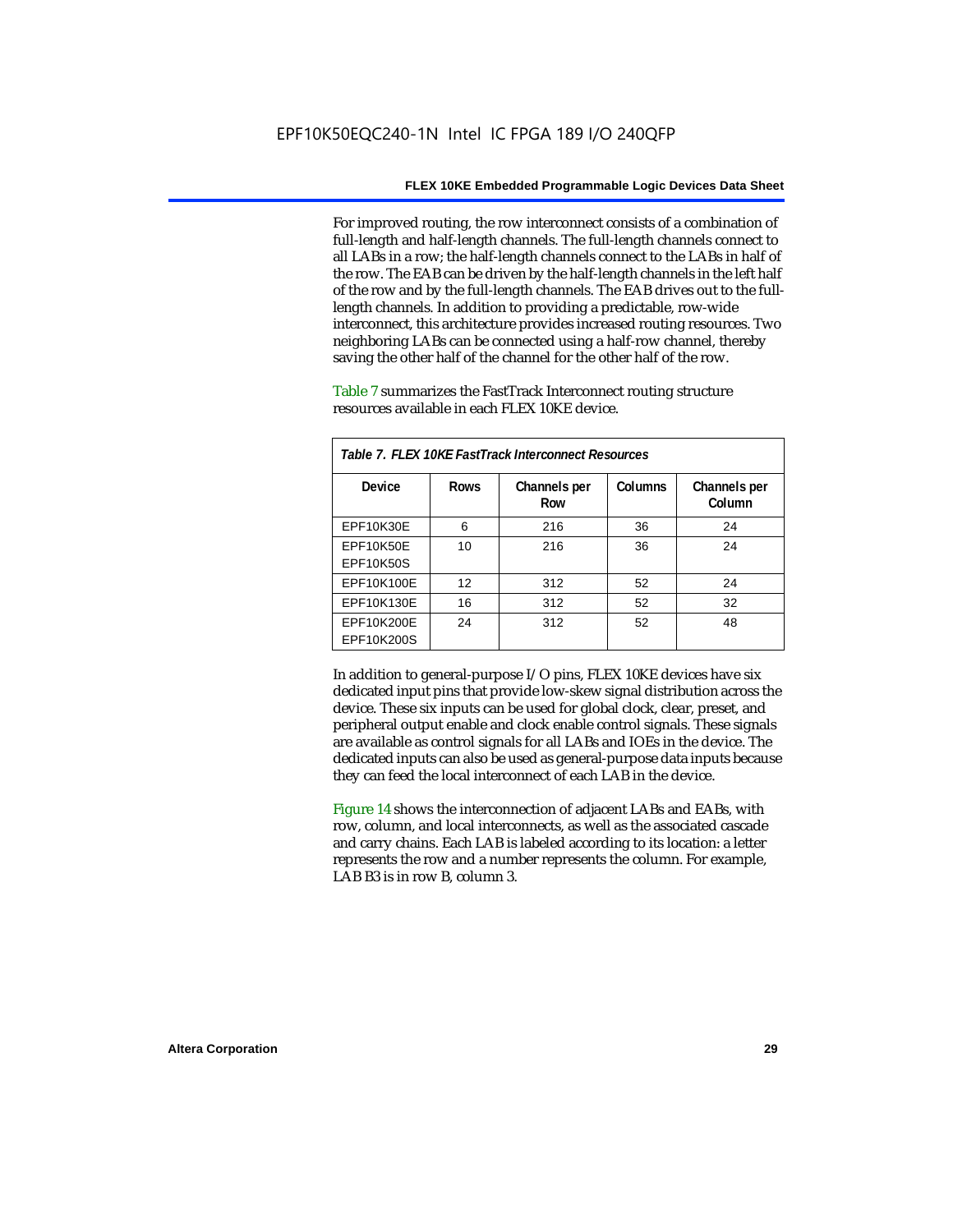For improved routing, the row interconnect consists of a combination of full-length and half-length channels. The full-length channels connect to all LABs in a row; the half-length channels connect to the LABs in half of the row. The EAB can be driven by the half-length channels in the left half of the row and by the full-length channels. The EAB drives out to the full-length channels. In addition to providing a predictable, row-wide interconnect, this architecture provides increased routing resources. Two neighboring LABs can be connected using a half-row channel, thereby saving the other half of the channel for the other half of the row.

Table 7 summarizes the FastTrack Interconnect routing structure resources available in each FLEX 10KE device.

*Table 7. FLEX 10KE FastTrack Interconnect Resources*

| Device | Rows | Channels per Row | Columns | Channels per Column |
|---|---|---|---|---|
| EPF10K30E | 6 | 216 | 36 | 24 |
| EPF10K50E<br>EPF10K50S | 10 | 216 | 36 | 24 |
| EPF10K100E | 12 | 312 | 52 | 24 |
| EPF10K130E | 16 | 312 | 52 | 32 |
| EPF10K200E<br>EPF10K200S | 24 | 312 | 52 | 48 |

In addition to general-purpose I/O pins, FLEX 10KE devices have six dedicated input pins that provide low-skew signal distribution across the device. These six inputs can be used for global clock, clear, preset, and peripheral output enable and clock enable control signals. These signals are available as control signals for all LABs and IOEs in the device. The dedicated inputs can also be used as general-purpose data inputs because they can feed the local interconnect of each LAB in the device.

Figure 14 shows the interconnection of adjacent LABs and EABs, with row, column, and local interconnects, as well as the associated cascade and carry chains. Each LAB is labeled according to its location: a letter represents the row and a number represents the column. For example, LAB B3 is in row B, column 3.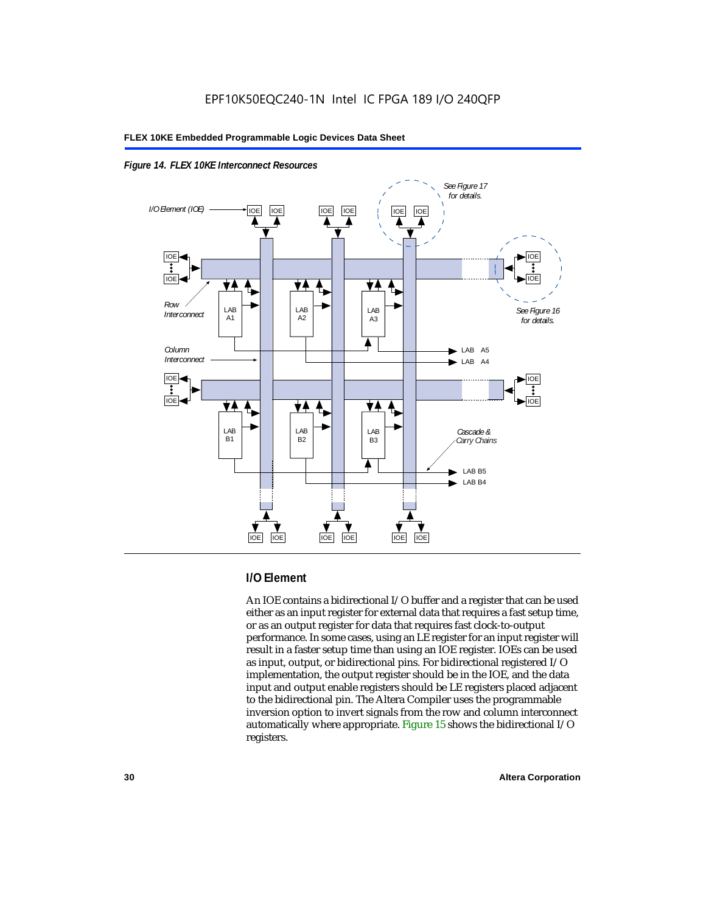*Figure 14. FLEX 10KE Interconnect Resources*

## I/O Element

An IOE contains a bidirectional I/O buffer and a register that can be used either as an input register for external data that requires a fast setup time, or as an output register for data that requires fast clock-to-output performance. In some cases, using an LE register for an input register will result in a faster setup time than using an IOE register. IOEs can be used as input, output, or bidirectional pins. For bidirectional registered I/O implementation, the output register should be in the IOE, and the data input and output enable registers should be LE registers placed adjacent to the bidirectional pin. The Altera Compiler uses the programmable inversion option to invert signals from the row and column interconnect automatically where appropriate. Figure 15 shows the bidirectional I/O registers.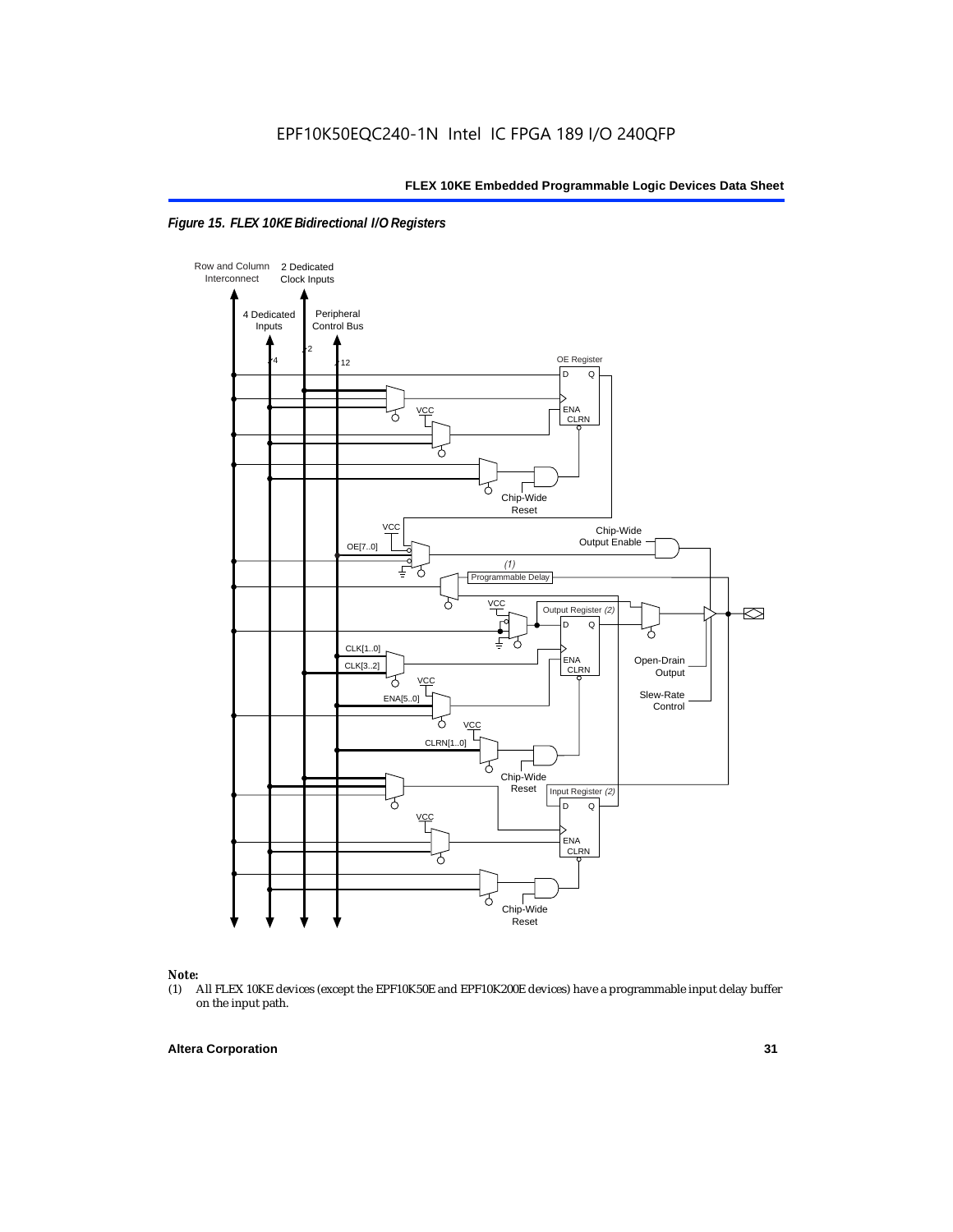*Figure 15. FLEX 10KE Bidirectional I/O Registers*

**Note:**

(1) All FLEX 10KE devices (except the EPF10K50E and EPF10K200E devices) have a programmable input delay buffer on the input path.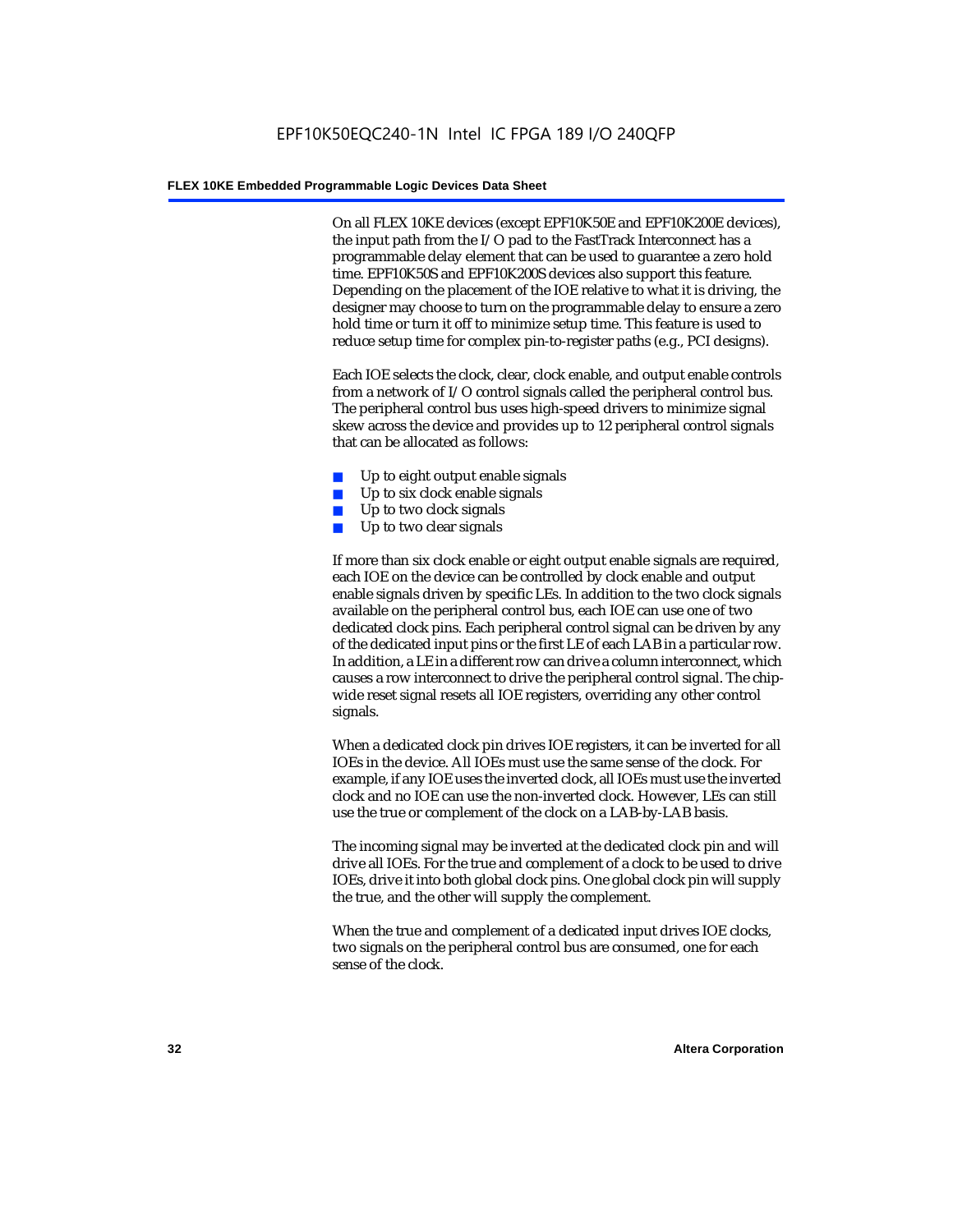On all FLEX 10KE devices (except EPF10K50E and EPF10K200E devices), the input path from the I/O pad to the FastTrack Interconnect has a programmable delay element that can be used to guarantee a zero hold time. EPF10K50S and EPF10K200S devices also support this feature. Depending on the placement of the IOE relative to what it is driving, the designer may choose to turn on the programmable delay to ensure a zero hold time or turn it off to minimize setup time. This feature is used to reduce setup time for complex pin-to-register paths (e.g., PCI designs).

Each IOE selects the clock, clear, clock enable, and output enable controls from a network of I/O control signals called the peripheral control bus. The peripheral control bus uses high-speed drivers to minimize signal skew across the device and provides up to 12 peripheral control signals that can be allocated as follows:

- Up to eight output enable signals
- Up to six clock enable signals
- Up to two clock signals
- Up to two clear signals

If more than six clock enable or eight output enable signals are required, each IOE on the device can be controlled by clock enable and output enable signals driven by specific LEs. In addition to the two clock signals available on the peripheral control bus, each IOE can use one of two dedicated clock pins. Each peripheral control signal can be driven by any of the dedicated input pins or the first LE of each LAB in a particular row. In addition, a LE in a different row can drive a column interconnect, which causes a row interconnect to drive the peripheral control signal. The chip-wide reset signal resets all IOE registers, overriding any other control signals.

When a dedicated clock pin drives IOE registers, it can be inverted for all IOEs in the device. All IOEs must use the same sense of the clock. For example, if any IOE uses the inverted clock, all IOEs must use the inverted clock and no IOE can use the non-inverted clock. However, LEs can still use the true or complement of the clock on a LAB-by-LAB basis.

The incoming signal may be inverted at the dedicated clock pin and will drive all IOEs. For the true and complement of a clock to be used to drive IOEs, drive it into both global clock pins. One global clock pin will supply the true, and the other will supply the complement.

When the true and complement of a dedicated input drives IOE clocks, two signals on the peripheral control bus are consumed, one for each sense of the clock.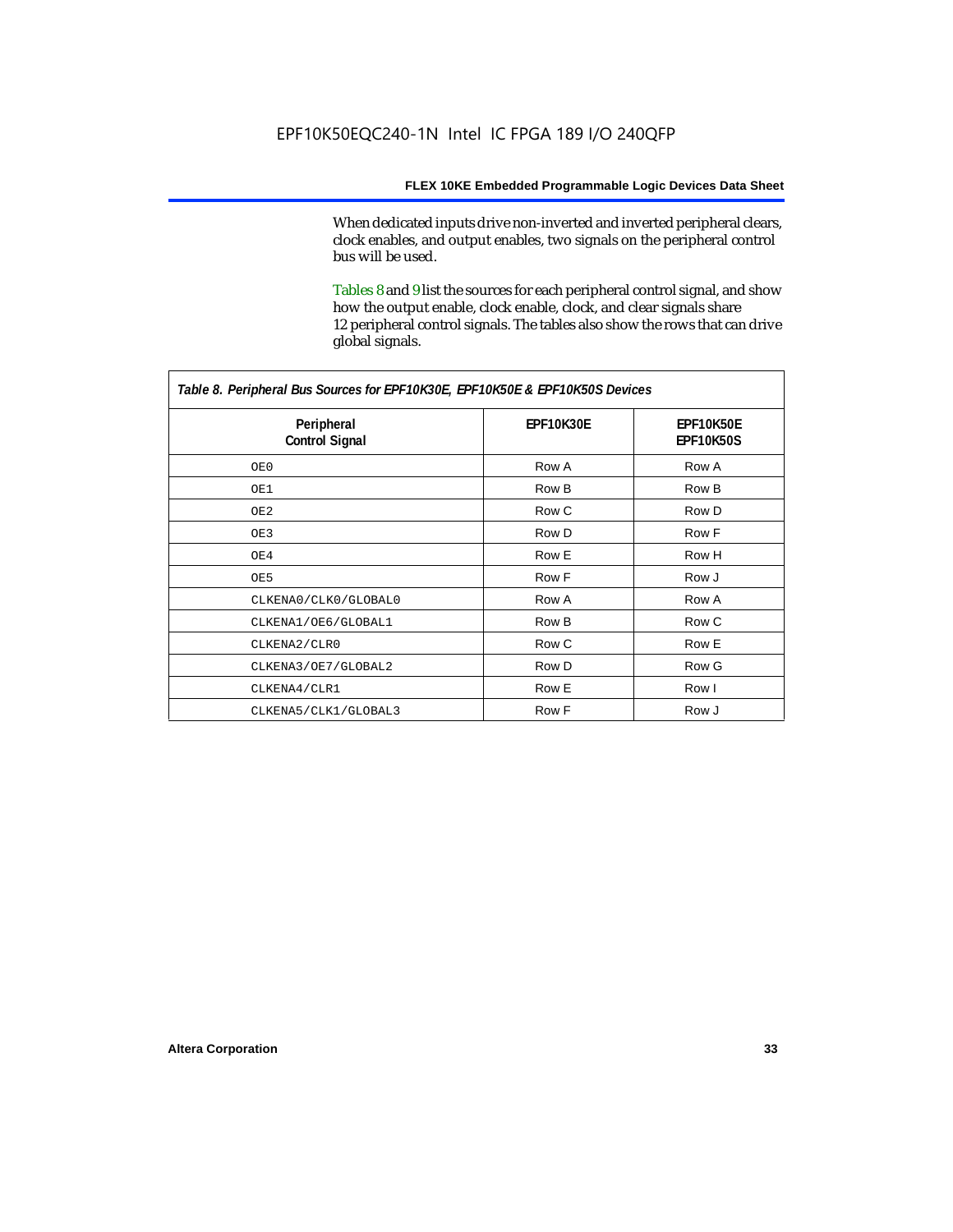When dedicated inputs drive non-inverted and inverted peripheral clears, clock enables, and output enables, two signals on the peripheral control bus will be used.

Tables 8 and 9 list the sources for each peripheral control signal, and show how the output enable, clock enable, clock, and clear signals share 12 peripheral control signals. The tables also show the rows that can drive global signals.

*Table 8. Peripheral Bus Sources for EPF10K30E, EPF10K50E & EPF10K50S Devices*

| Peripheral Control Signal | EPF10K30E | EPF10K50E EPF10K50S |
|---|---|---|
| OE0 | Row A | Row A |
| OE1 | Row B | Row B |
| OE2 | Row C | Row D |
| OE3 | Row D | Row F |
| OE4 | Row E | Row H |
| OE5 | Row F | Row J |
| CLKENA0/CLK0/GLOBAL0 | Row A | Row A |
| CLKENA1/OE6/GLOBAL1 | Row B | Row C |
| CLKENA2/CLR0 | Row C | Row E |
| CLKENA3/OE7/GLOBAL2 | Row D | Row G |
| CLKENA4/CLR1 | Row E | Row I |
| CLKENA5/CLK1/GLOBAL3 | Row F | Row J |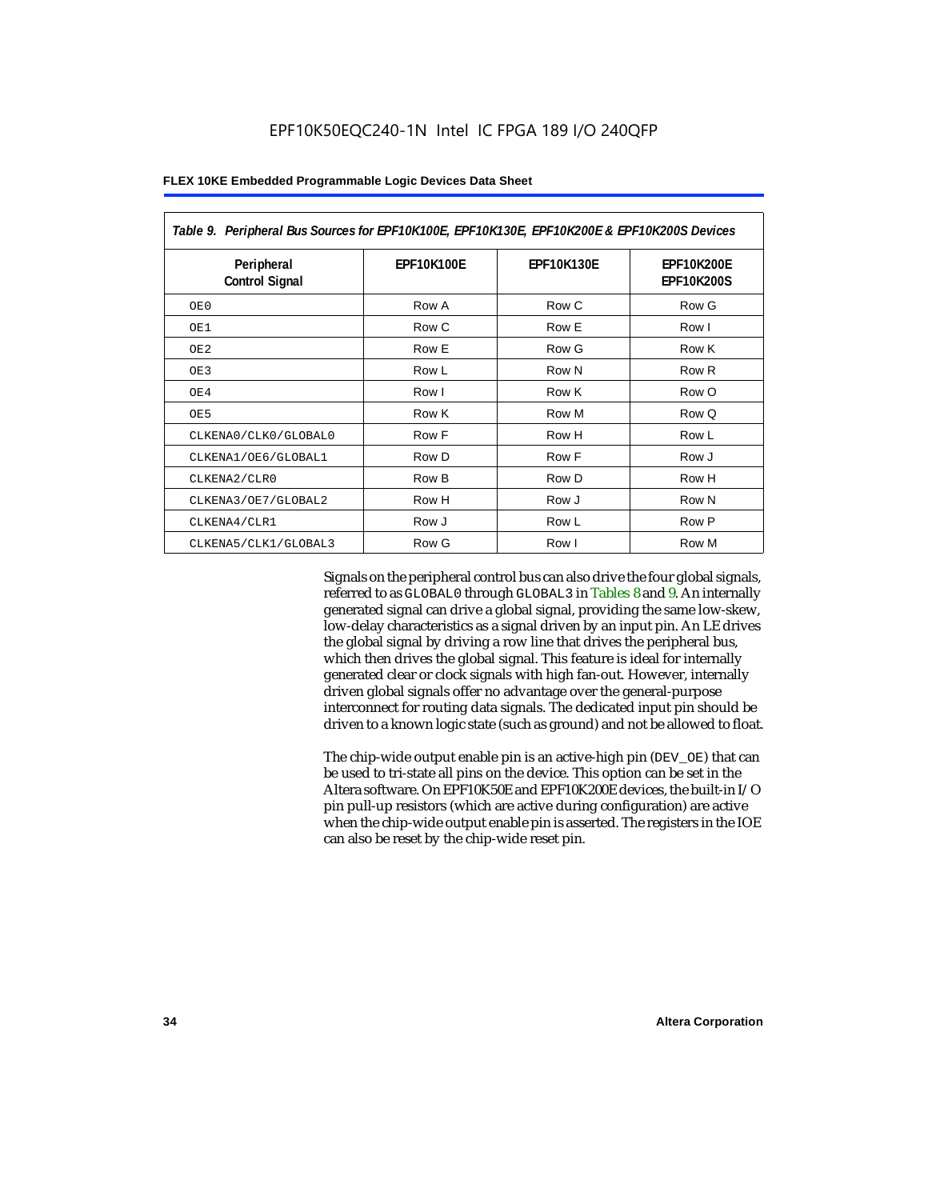| Table 9. Peripheral Bus Sources for EPF10K100E, EPF10K130E, EPF10K200E & EPF10K200S Devices | | | |
|---|---|---|---|
| Peripheral Control Signal | EPF10K100E | EPF10K130E | EPF10K200E EPF10K200S |
| OE0 | Row A | Row C | Row G |
| OE1 | Row C | Row E | Row I |
| OE2 | Row E | Row G | Row K |
| OE3 | Row L | Row N | Row R |
| OE4 | Row I | Row K | Row O |
| OE5 | Row K | Row M | Row Q |
| CLKENA0/CLK0/GLOBAL0 | Row F | Row H | Row L |
| CLKENA1/OE6/GLOBAL1 | Row D | Row F | Row J |
| CLKENA2/CLR0 | Row B | Row D | Row H |
| CLKENA3/OE7/GLOBAL2 | Row H | Row J | Row N |
| CLKENA4/CLR1 | Row J | Row L | Row P |
| CLKENA5/CLK1/GLOBAL3 | Row G | Row I | Row M |

Signals on the peripheral control bus can also drive the four global signals, referred to as GLOBAL0 through GLOBAL3 in Tables 8 and 9. An internally generated signal can drive a global signal, providing the same low-skew, low-delay characteristics as a signal driven by an input pin. An LE drives the global signal by driving a row line that drives the peripheral bus, which then drives the global signal. This feature is ideal for internally generated clear or clock signals with high fan-out. However, internally driven global signals offer no advantage over the general-purpose interconnect for routing data signals. The dedicated input pin should be driven to a known logic state (such as ground) and not be allowed to float.

The chip-wide output enable pin is an active-high pin (DEV_OE) that can be used to tri-state all pins on the device. This option can be set in the Altera software. On EPF10K50E and EPF10K200E devices, the built-in I/O pin pull-up resistors (which are active during configuration) are active when the chip-wide output enable pin is asserted. The registers in the IOE can also be reset by the chip-wide reset pin.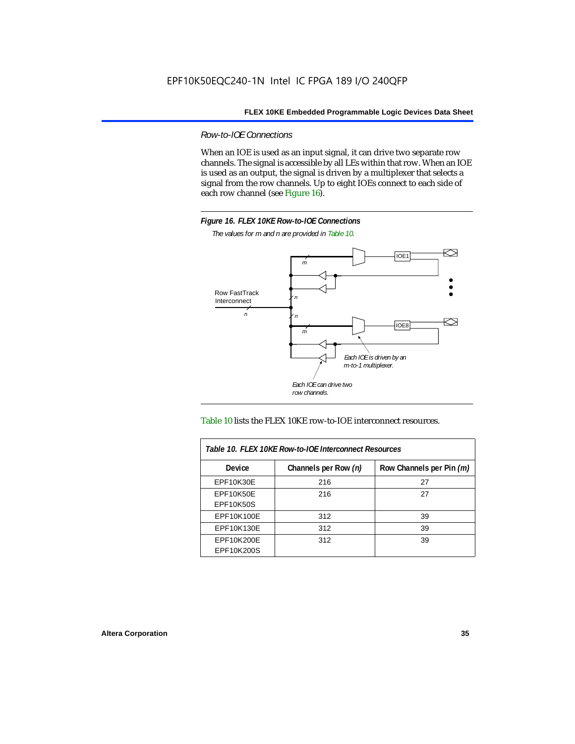### *Row-to-IOE Connections*

When an IOE is used as an input signal, it can drive two separate row channels. The signal is accessible by all LEs within that row. When an IOE is used as an output, the signal is driven by a multiplexer that selects a signal from the row channels. Up to eight IOEs connect to each side of each row channel (see Figure 16).

***Figure 16. FLEX 10KE Row-to-IOE Connections***

*The values for m and n are provided in Table 10.*

Row FastTrack Interconnect

*Each IOE is driven by an m-to-1 multiplexer.*

*Each IOE can drive two row channels.*

Table 10 lists the FLEX 10KE row-to-IOE interconnect resources.

***Table 10. FLEX 10KE Row-to-IOE Interconnect Resources***

| Device | Channels per Row *(n)* | Row Channels per Pin *(m)* |
|---|---|---|
| EPF10K30E | 216 | 27 |
| EPF10K50E<br>EPF10K50S | 216 | 27 |
| EPF10K100E | 312 | 39 |
| EPF10K130E | 312 | 39 |
| EPF10K200E<br>EPF10K200S | 312 | 39 |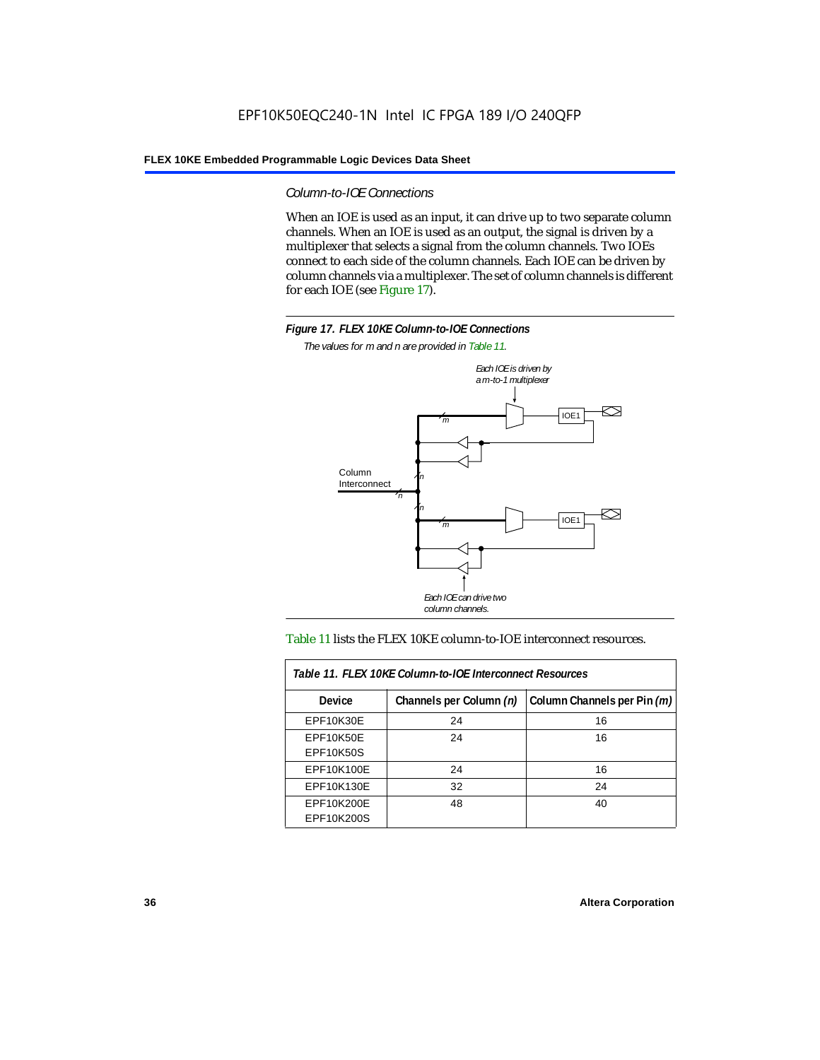### Column-to-IOE Connections

When an IOE is used as an input, it can drive up to two separate column channels. When an IOE is used as an output, the signal is driven by a multiplexer that selects a signal from the column channels. Two IOEs connect to each side of the column channels. Each IOE can be driven by column channels via a multiplexer. The set of column channels is different for each IOE (see Figure 17).

**Figure 17. FLEX 10KE Column-to-IOE Connections**

*The values for m and n are provided in Table 11.*

Table 11 lists the FLEX 10KE column-to-IOE interconnect resources.

| Table 11. FLEX 10KE Column-to-IOE Interconnect Resources | | |
|---|---|---|
| **Device** | **Channels per Column (n)** | **Column Channels per Pin (m)** |
| EPF10K30E | 24 | 16 |
| EPF10K50E<br>EPF10K50S | 24 | 16 |
| EPF10K100E | 24 | 16 |
| EPF10K130E | 32 | 24 |
| EPF10K200E<br>EPF10K200S | 48 | 40 |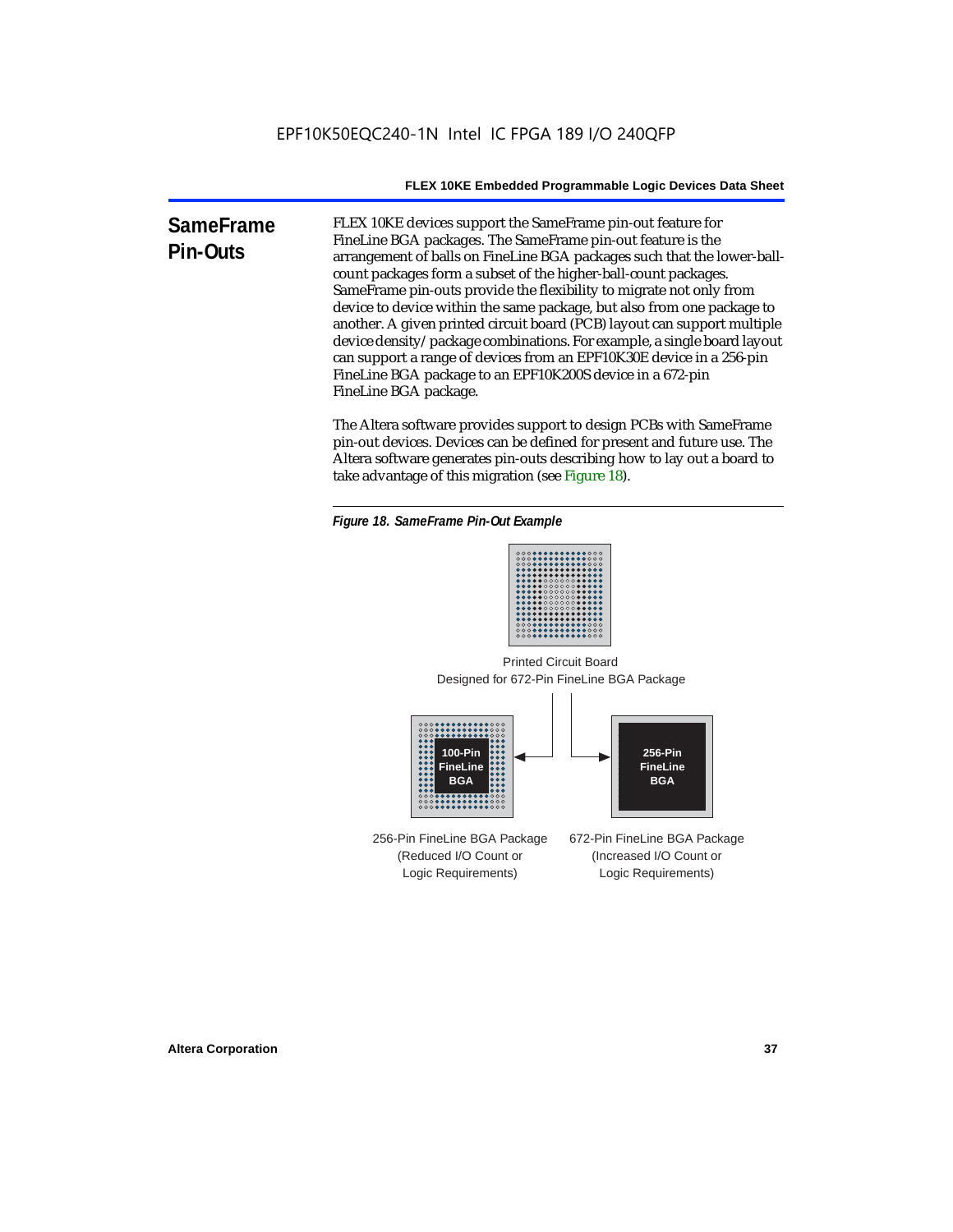## SameFrame Pin-Outs

FLEX 10KE devices support the SameFrame pin-out feature for FineLine BGA packages. The SameFrame pin-out feature is the arrangement of balls on FineLine BGA packages such that the lower-ball-count packages form a subset of the higher-ball-count packages. SameFrame pin-outs provide the flexibility to migrate not only from device to device within the same package, but also from one package to another. A given printed circuit board (PCB) layout can support multiple device density/package combinations. For example, a single board layout can support a range of devices from an EPF10K30E device in a 256-pin FineLine BGA package to an EPF10K200S device in a 672-pin FineLine BGA package.

The Altera software provides support to design PCBs with SameFrame pin-out devices. Devices can be defined for present and future use. The Altera software generates pin-outs describing how to lay out a board to take advantage of this migration (see Figure 18).

*Figure 18. SameFrame Pin-Out Example*

Printed Circuit Board
Designed for 672-Pin FineLine BGA Package

100-Pin FineLine BGA

256-Pin FineLine BGA

256-Pin FineLine BGA Package
(Reduced I/O Count or
Logic Requirements)

672-Pin FineLine BGA Package
(Increased I/O Count or
Logic Requirements)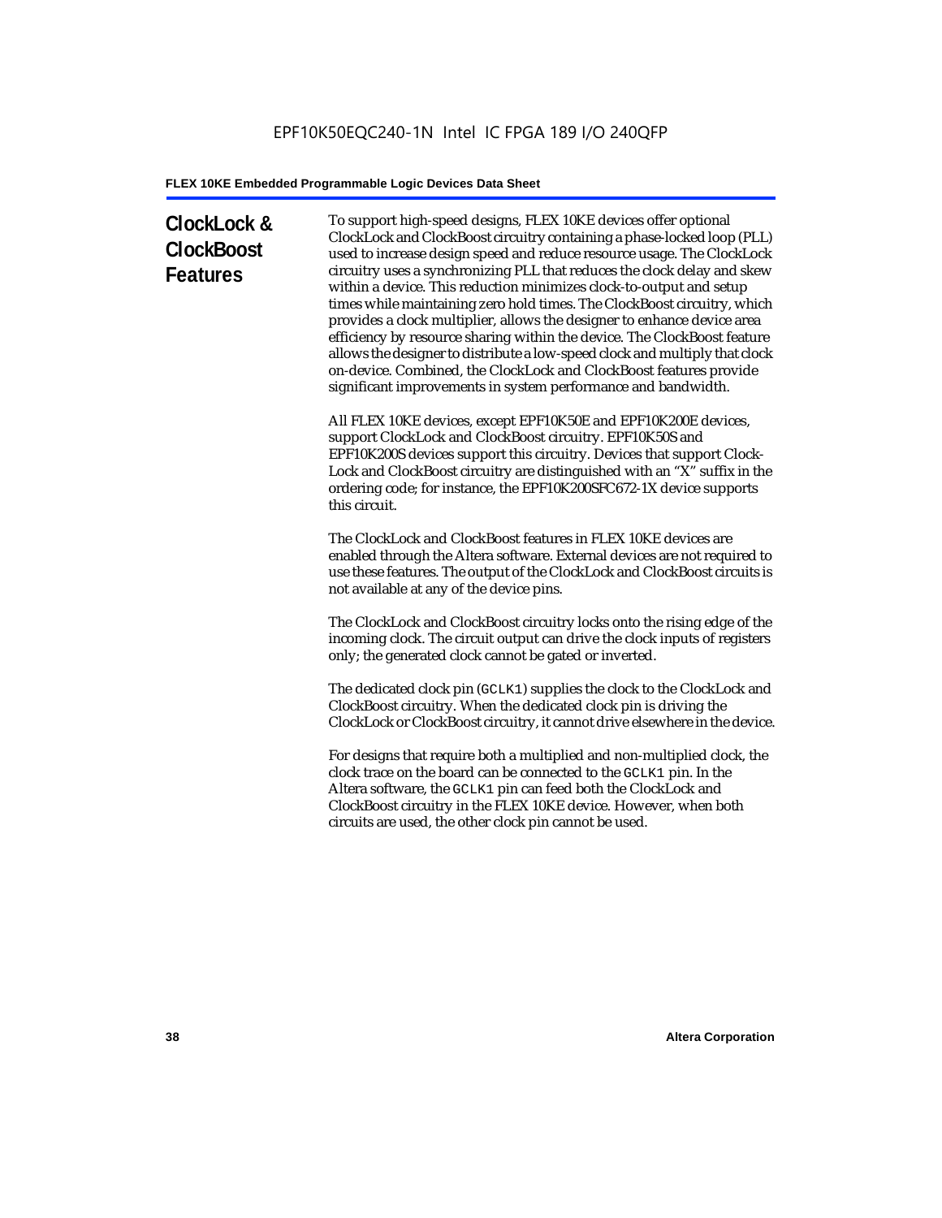## ClockLock & ClockBoost Features

To support high-speed designs, FLEX 10KE devices offer optional ClockLock and ClockBoost circuitry containing a phase-locked loop (PLL) used to increase design speed and reduce resource usage. The ClockLock circuitry uses a synchronizing PLL that reduces the clock delay and skew within a device. This reduction minimizes clock-to-output and setup times while maintaining zero hold times. The ClockBoost circuitry, which provides a clock multiplier, allows the designer to enhance device area efficiency by resource sharing within the device. The ClockBoost feature allows the designer to distribute a low-speed clock and multiply that clock on-device. Combined, the ClockLock and ClockBoost features provide significant improvements in system performance and bandwidth.

All FLEX 10KE devices, except EPF10K50E and EPF10K200E devices, support ClockLock and ClockBoost circuitry. EPF10K50S and EPF10K200S devices support this circuitry. Devices that support Clock-Lock and ClockBoost circuitry are distinguished with an "X" suffix in the ordering code; for instance, the EPF10K200SFC672-1X device supports this circuit.

The ClockLock and ClockBoost features in FLEX 10KE devices are enabled through the Altera software. External devices are not required to use these features. The output of the ClockLock and ClockBoost circuits is not available at any of the device pins.

The ClockLock and ClockBoost circuitry locks onto the rising edge of the incoming clock. The circuit output can drive the clock inputs of registers only; the generated clock cannot be gated or inverted.

The dedicated clock pin (`GCLK1`) supplies the clock to the ClockLock and ClockBoost circuitry. When the dedicated clock pin is driving the ClockLock or ClockBoost circuitry, it cannot drive elsewhere in the device.

For designs that require both a multiplied and non-multiplied clock, the clock trace on the board can be connected to the `GCLK1` pin. In the Altera software, the `GCLK1` pin can feed both the ClockLock and ClockBoost circuitry in the FLEX 10KE device. However, when both circuits are used, the other clock pin cannot be used.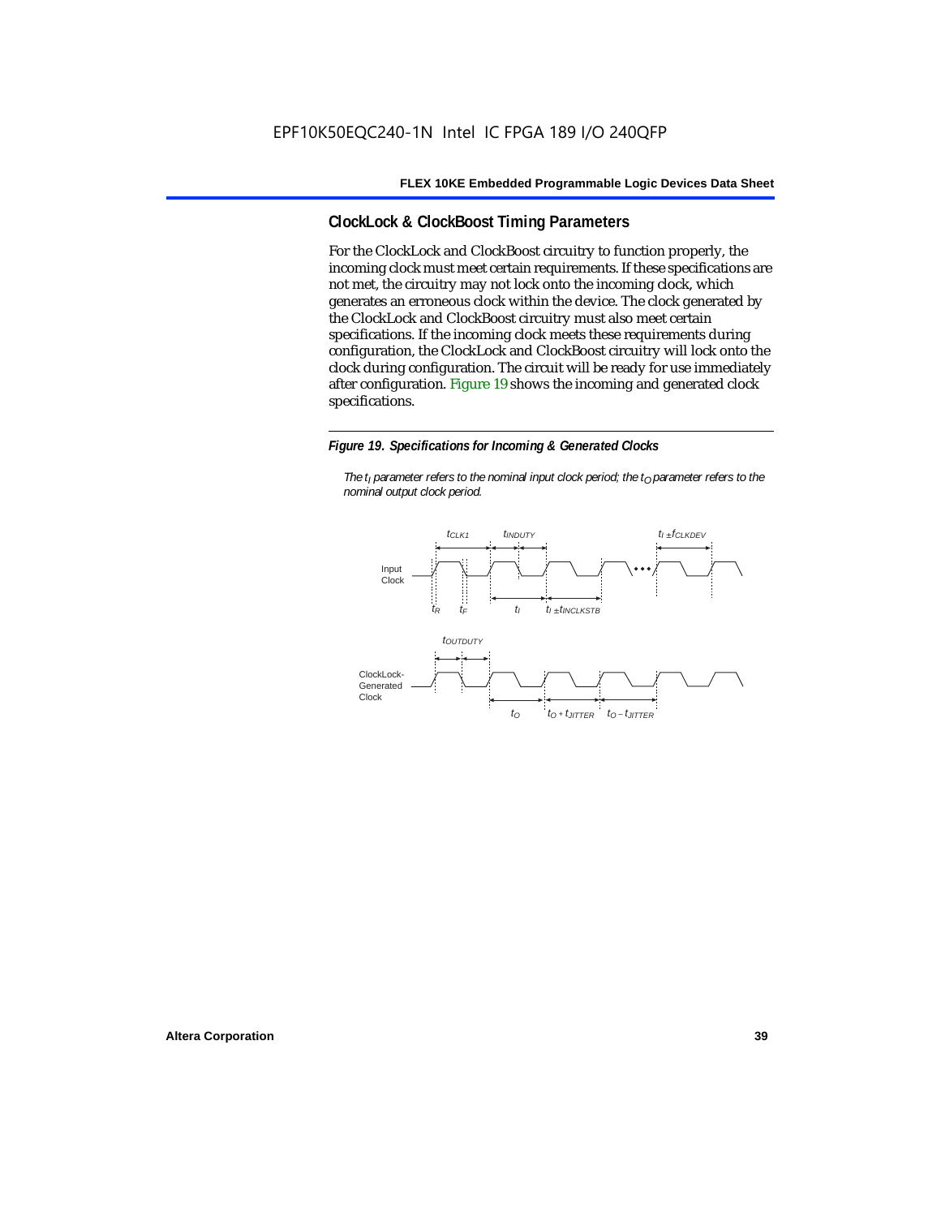## ClockLock & ClockBoost Timing Parameters

For the ClockLock and ClockBoost circuitry to function properly, the incoming clock must meet certain requirements. If these specifications are not met, the circuitry may not lock onto the incoming clock, which generates an erroneous clock within the device. The clock generated by the ClockLock and ClockBoost circuitry must also meet certain specifications. If the incoming clock meets these requirements during configuration, the ClockLock and ClockBoost circuitry will lock onto the clock during configuration. The circuit will be ready for use immediately after configuration. Figure 19 shows the incoming and generated clock specifications.

*Figure 19. Specifications for Incoming & Generated Clocks*

*The $t_I$ parameter refers to the nominal input clock period; the $t_O$ parameter refers to the nominal output clock period.*

Input Clock: $t_{CLK1}$, $t_{INDUTY}$, $t_I \pm f_{CLKDEV}$, $t_R$, $t_F$, $t_I$, $t_I \pm t_{INCLKSTB}$

ClockLock-Generated Clock: $t_{OUTDUTY}$, $t_O$, $t_O + t_{JITTER}$, $t_O - t_{JITTER}$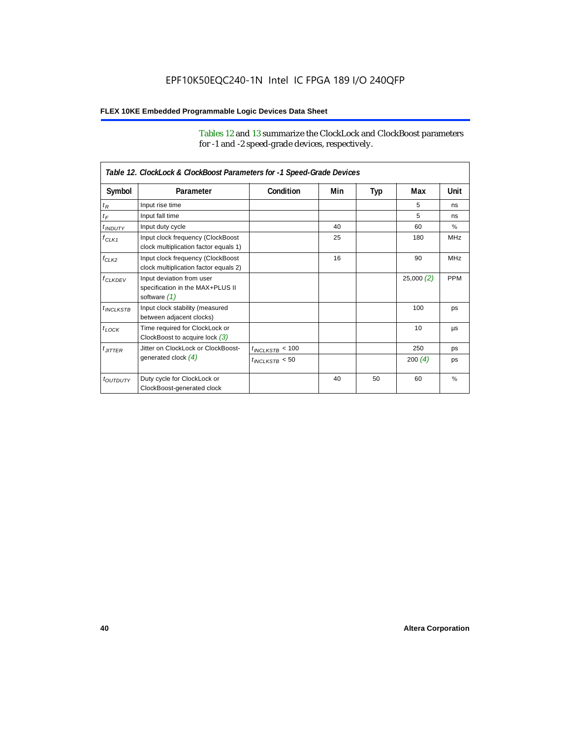Tables 12 and 13 summarize the ClockLock and ClockBoost parameters for -1 and -2 speed-grade devices, respectively.

*Table 12. ClockLock & ClockBoost Parameters for -1 Speed-Grade Devices*

| Symbol | Parameter | Condition | Min | Typ | Max | Unit |
|---|---|---|---|---|---|---|
| $t_R$ | Input rise time | | | | 5 | ns |
| $t_F$ | Input fall time | | | | 5 | ns |
| $t_{INDUTY}$ | Input duty cycle | | 40 | | 60 | % |
| $f_{CLK1}$ | Input clock frequency (ClockBoost clock multiplication factor equals 1) | | 25 | | 180 | MHz |
| $f_{CLK2}$ | Input clock frequency (ClockBoost clock multiplication factor equals 2) | | 16 | | 90 | MHz |
| $f_{CLKDEV}$ | Input deviation from user specification in the MAX+PLUS II software *(1)* | | | | 25,000 *(2)* | PPM |
| $t_{INCLKSTB}$ | Input clock stability (measured between adjacent clocks) | | | | 100 | ps |
| $t_{LOCK}$ | Time required for ClockLock or ClockBoost to acquire lock *(3)* | | | | 10 | µs |
| $t_{JITTER}$ | Jitter on ClockLock or ClockBoost-generated clock *(4)* | $t_{INCLKSTB}$ < 100 | | | 250 | ps |
| | | $t_{INCLKSTB}$ < 50 | | | 200 *(4)* | ps |
| $t_{OUTDUTY}$ | Duty cycle for ClockLock or ClockBoost-generated clock | | 40 | 50 | 60 | % |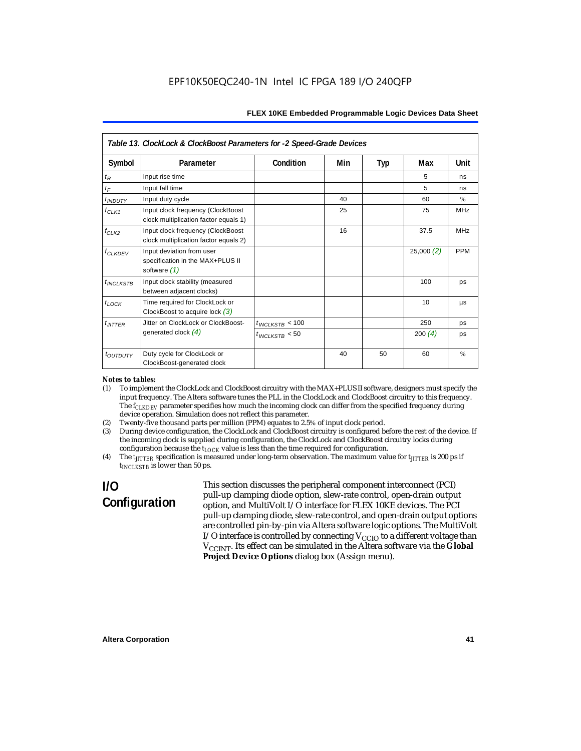*Table 13. ClockLock & ClockBoost Parameters for -2 Speed-Grade Devices*

| Symbol | Parameter | Condition | Min | Typ | Max | Unit |
|---|---|---|---|---|---|---|
| $t_R$ | Input rise time | | | | 5 | ns |
| $t_F$ | Input fall time | | | | 5 | ns |
| $t_{INDUTY}$ | Input duty cycle | | 40 | | 60 | % |
| $f_{CLK1}$ | Input clock frequency (ClockBoost clock multiplication factor equals 1) | | 25 | | 75 | MHz |
| $f_{CLK2}$ | Input clock frequency (ClockBoost clock multiplication factor equals 2) | | 16 | | 37.5 | MHz |
| $f_{CLKDEV}$ | Input deviation from user specification in the MAX+PLUS II software *(1)* | | | | 25,000 *(2)* | PPM |
| $t_{INCLKSTB}$ | Input clock stability (measured between adjacent clocks) | | | | 100 | ps |
| $t_{LOCK}$ | Time required for ClockLock or ClockBoost to acquire lock *(3)* | | | | 10 | µs |
| $t_{JITTER}$ | Jitter on ClockLock or ClockBoost-generated clock *(4)* | $t_{INCLKSTB}$ < 100 | | | 250 | ps |
| | | $t_{INCLKSTB}$ < 50 | | | 200 *(4)* | ps |
| $t_{OUTDUTY}$ | Duty cycle for ClockLock or ClockBoost-generated clock | | 40 | 50 | 60 | % |

*Notes to tables:*

(1) To implement the ClockLock and ClockBoost circuitry with the MAX+PLUS II software, designers must specify the input frequency. The Altera software tunes the PLL in the ClockLock and ClockBoost circuitry to this frequency. The $f_{CLKDEV}$ parameter specifies how much the incoming clock can differ from the specified frequency during device operation. Simulation does not reflect this parameter.

(2) Twenty-five thousand parts per million (PPM) equates to 2.5% of input clock period.

(3) During device configuration, the ClockLock and ClockBoost circuitry is configured before the rest of the device. If the incoming clock is supplied during configuration, the ClockLock and ClockBoost circuitry locks during configuration because the $t_{LOCK}$ value is less than the time required for configuration.

(4) The $t_{JITTER}$ specification is measured under long-term observation. The maximum value for $t_{JITTER}$ is 200 ps if $t_{INCLKSTB}$ is lower than 50 ps.

## I/O Configuration

This section discusses the peripheral component interconnect (PCI) pull-up clamping diode option, slew-rate control, open-drain output option, and MultiVolt I/O interface for FLEX 10KE devices. The PCI pull-up clamping diode, slew-rate control, and open-drain output options are controlled pin-by-pin via Altera software logic options. The MultiVolt I/O interface is controlled by connecting $V_{CCIO}$ to a different voltage than $V_{CCINT}$. Its effect can be simulated in the Altera software via the **Global Project Device Options** dialog box (Assign menu).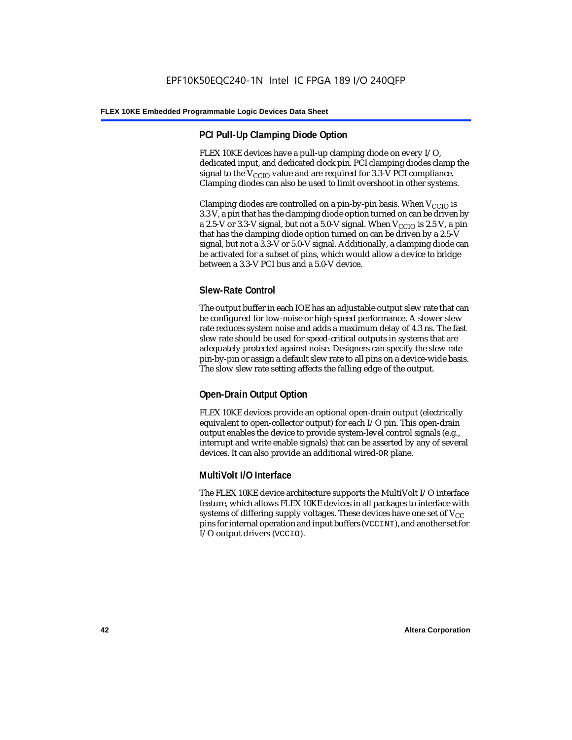### PCI Pull-Up Clamping Diode Option

FLEX 10KE devices have a pull-up clamping diode on every I/O, dedicated input, and dedicated clock pin. PCI clamping diodes clamp the signal to the $V_{CCIO}$ value and are required for 3.3-V PCI compliance. Clamping diodes can also be used to limit overshoot in other systems.

Clamping diodes are controlled on a pin-by-pin basis. When $V_{CCIO}$ is 3.3 V, a pin that has the clamping diode option turned on can be driven by a 2.5-V or 3.3-V signal, but not a 5.0-V signal. When $V_{CCIO}$ is 2.5 V, a pin that has the clamping diode option turned on can be driven by a 2.5-V signal, but not a 3.3-V or 5.0-V signal. Additionally, a clamping diode can be activated for a subset of pins, which would allow a device to bridge between a 3.3-V PCI bus and a 5.0-V device.

### Slew-Rate Control

The output buffer in each IOE has an adjustable output slew rate that can be configured for low-noise or high-speed performance. A slower slew rate reduces system noise and adds a maximum delay of 4.3 ns. The fast slew rate should be used for speed-critical outputs in systems that are adequately protected against noise. Designers can specify the slew rate pin-by-pin or assign a default slew rate to all pins on a device-wide basis. The slow slew rate setting affects the falling edge of the output.

### Open-Drain Output Option

FLEX 10KE devices provide an optional open-drain output (electrically equivalent to open-collector output) for each I/O pin. This open-drain output enables the device to provide system-level control signals (e.g., interrupt and write enable signals) that can be asserted by any of several devices. It can also provide an additional wired-`OR` plane.

### MultiVolt I/O Interface

The FLEX 10KE device architecture supports the MultiVolt I/O interface feature, which allows FLEX 10KE devices in all packages to interface with systems of differing supply voltages. These devices have one set of $V_{CC}$ pins for internal operation and input buffers (`VCCINT`), and another set for I/O output drivers (`VCCIO`).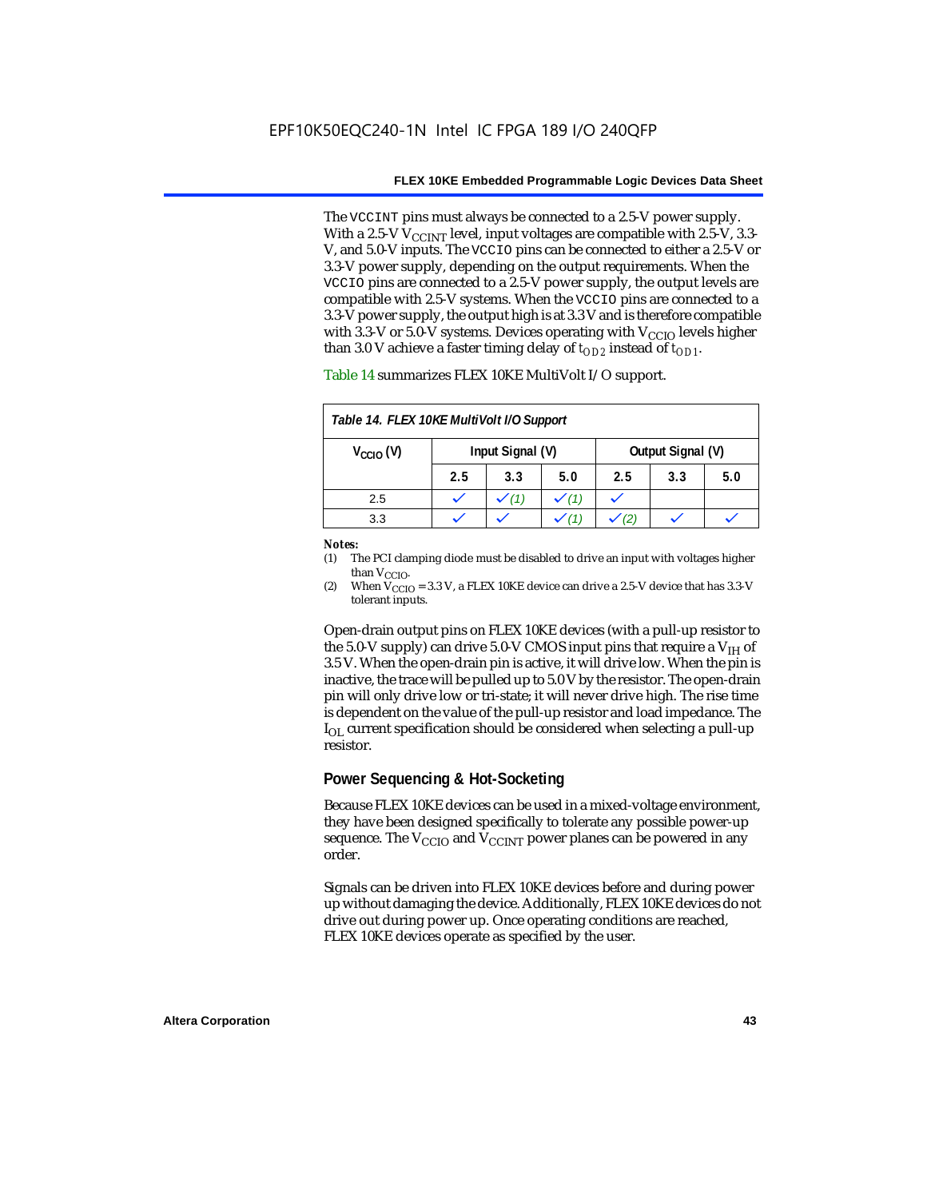The VCCINT pins must always be connected to a 2.5-V power supply. With a 2.5-V $V_{CCINT}$ level, input voltages are compatible with 2.5-V, 3.3-V, and 5.0-V inputs. The VCCIO pins can be connected to either a 2.5-V or 3.3-V power supply, depending on the output requirements. When the VCCIO pins are connected to a 2.5-V power supply, the output levels are compatible with 2.5-V systems. When the VCCIO pins are connected to a 3.3-V power supply, the output high is at 3.3 V and is therefore compatible with 3.3-V or 5.0-V systems. Devices operating with $V_{CCIO}$ levels higher than 3.0 V achieve a faster timing delay of $t_{OD2}$ instead of $t_{OD1}$.

Table 14 summarizes FLEX 10KE MultiVolt I/O support.

*Table 14. FLEX 10KE MultiVolt I/O Support*

| $V_{CCIO}$ (V) | Input Signal (V) | | | Output Signal (V) | | |
|---|---|---|---|---|---|---|
| | 2.5 | 3.3 | 5.0 | 2.5 | 3.3 | 5.0 |
| 2.5 | ✓ | ✓ (1) | ✓ (1) | ✓ | | |
| 3.3 | ✓ | ✓ | ✓ (1) | ✓ (2) | ✓ | ✓ |

**Notes:**
(1) The PCI clamping diode must be disabled to drive an input with voltages higher than $V_{CCIO}$.
(2) When $V_{CCIO}$ = 3.3 V, a FLEX 10KE device can drive a 2.5-V device that has 3.3-V tolerant inputs.

Open-drain output pins on FLEX 10KE devices (with a pull-up resistor to the 5.0-V supply) can drive 5.0-V CMOS input pins that require a $V_{IH}$ of 3.5 V. When the open-drain pin is active, it will drive low. When the pin is inactive, the trace will be pulled up to 5.0 V by the resistor. The open-drain pin will only drive low or tri-state; it will never drive high. The rise time is dependent on the value of the pull-up resistor and load impedance. The $I_{OL}$ current specification should be considered when selecting a pull-up resistor.

## Power Sequencing & Hot-Socketing

Because FLEX 10KE devices can be used in a mixed-voltage environment, they have been designed specifically to tolerate any possible power-up sequence. The $V_{CCIO}$ and $V_{CCINT}$ power planes can be powered in any order.

Signals can be driven into FLEX 10KE devices before and during power up without damaging the device. Additionally, FLEX 10KE devices do not drive out during power up. Once operating conditions are reached, FLEX 10KE devices operate as specified by the user.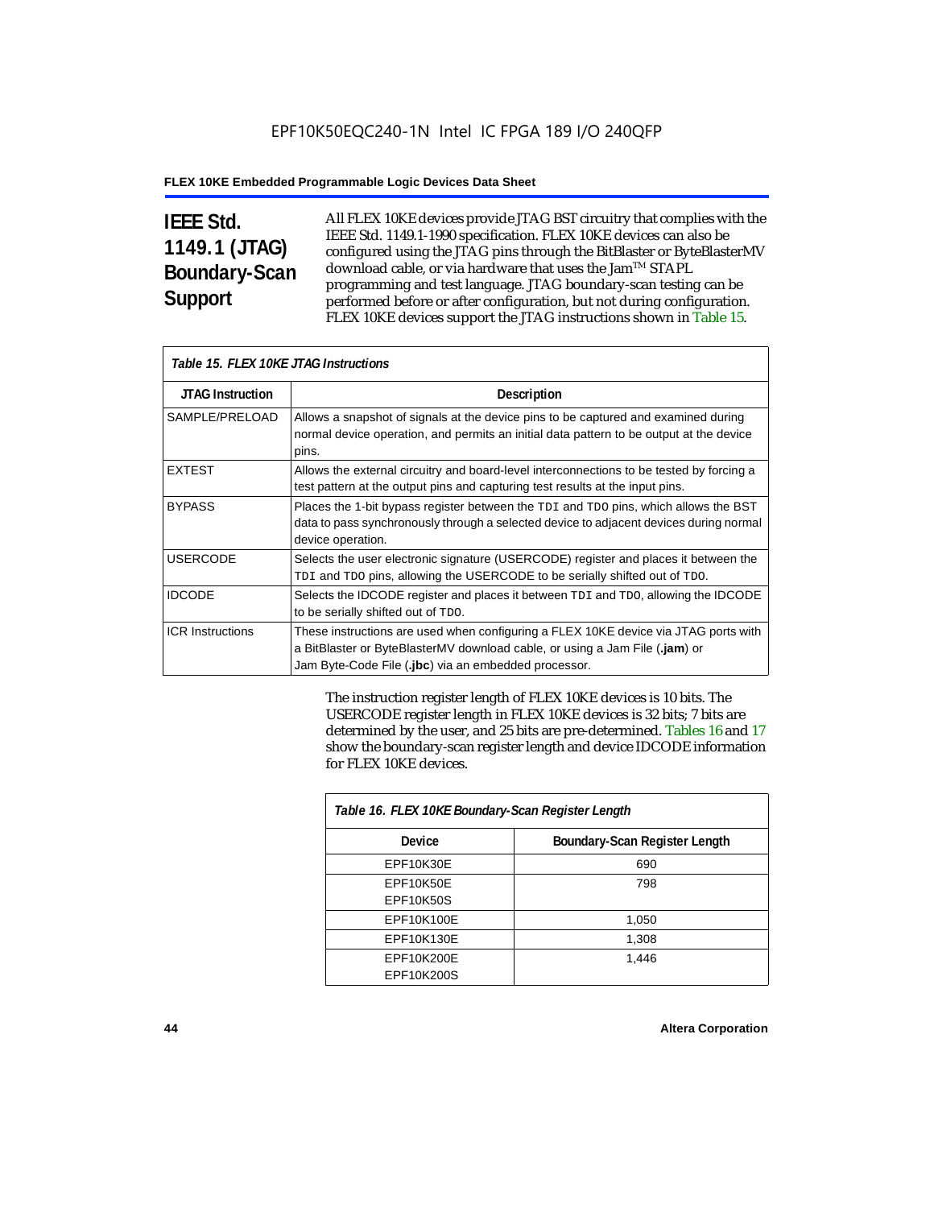## IEEE Std. 1149.1 (JTAG) Boundary-Scan Support

All FLEX 10KE devices provide JTAG BST circuitry that complies with the IEEE Std. 1149.1-1990 specification. FLEX 10KE devices can also be configured using the JTAG pins through the BitBlaster or ByteBlasterMV download cable, or via hardware that uses the Jam™ STAPL programming and test language. JTAG boundary-scan testing can be performed before or after configuration, but not during configuration. FLEX 10KE devices support the JTAG instructions shown in Table 15.

*Table 15. FLEX 10KE JTAG Instructions*

| JTAG Instruction | Description |
|---|---|
| SAMPLE/PRELOAD | Allows a snapshot of signals at the device pins to be captured and examined during normal device operation, and permits an initial data pattern to be output at the device pins. |
| EXTEST | Allows the external circuitry and board-level interconnections to be tested by forcing a test pattern at the output pins and capturing test results at the input pins. |
| BYPASS | Places the 1-bit bypass register between the `TDI` and `TDO` pins, which allows the BST data to pass synchronously through a selected device to adjacent devices during normal device operation. |
| USERCODE | Selects the user electronic signature (USERCODE) register and places it between the `TDI` and `TDO` pins, allowing the USERCODE to be serially shifted out of `TDO`. |
| IDCODE | Selects the IDCODE register and places it between `TDI` and `TDO`, allowing the IDCODE to be serially shifted out of `TDO`. |
| ICR Instructions | These instructions are used when configuring a FLEX 10KE device via JTAG ports with a BitBlaster or ByteBlasterMV download cable, or using a Jam File (**.jam**) or Jam Byte-Code File (**.jbc**) via an embedded processor. |

The instruction register length of FLEX 10KE devices is 10 bits. The USERCODE register length in FLEX 10KE devices is 32 bits; 7 bits are determined by the user, and 25 bits are pre-determined. Tables 16 and 17 show the boundary-scan register length and device IDCODE information for FLEX 10KE devices.

*Table 16. FLEX 10KE Boundary-Scan Register Length*

| Device | Boundary-Scan Register Length |
|---|---|
| EPF10K30E | 690 |
| EPF10K50E<br>EPF10K50S | 798 |
| EPF10K100E | 1,050 |
| EPF10K130E | 1,308 |
| EPF10K200E<br>EPF10K200S | 1,446 |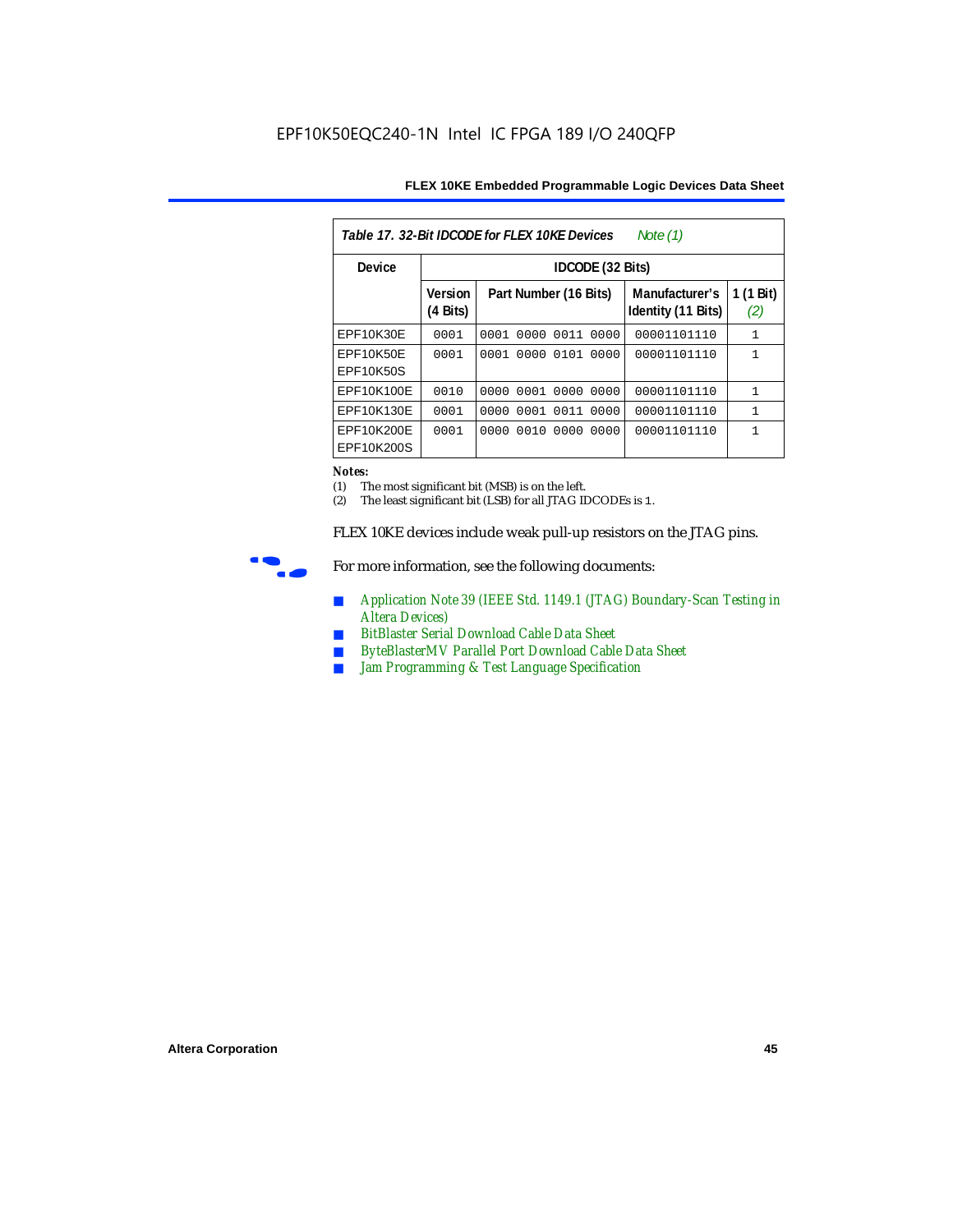EPF10K50EQC240-1N Intel IC FPGA 189 I/O 240QFP

| *Table 17. 32-Bit IDCODE for FLEX 10KE Devices* *Note (1)* | | | | |
|---|---|---|---|---|
| **Device** | **IDCODE (32 Bits)** | | | |
| | **Version (4 Bits)** | **Part Number (16 Bits)** | **Manufacturer's Identity (11 Bits)** | **1 (1 Bit)** *(2)* |
| EPF10K30E | 0001 | 0001 0000 0011 0000 | 00001101110 | 1 |
| EPF10K50E EPF10K50S | 0001 | 0001 0000 0101 0000 | 00001101110 | 1 |
| EPF10K100E | 0010 | 0000 0001 0000 0000 | 00001101110 | 1 |
| EPF10K130E | 0001 | 0000 0001 0011 0000 | 00001101110 | 1 |
| EPF10K200E EPF10K200S | 0001 | 0000 0010 0000 0000 | 00001101110 | 1 |

**Notes:**
(1) The most significant bit (MSB) is on the left.
(2) The least significant bit (LSB) for all JTAG IDCODEs is 1.

FLEX 10KE devices include weak pull-up resistors on the JTAG pins.

For more information, see the following documents:

- Application Note 39 (IEEE Std. 1149.1 (JTAG) Boundary-Scan Testing in Altera Devices)
- BitBlaster Serial Download Cable Data Sheet
- ByteBlasterMV Parallel Port Download Cable Data Sheet
- Jam Programming & Test Language Specification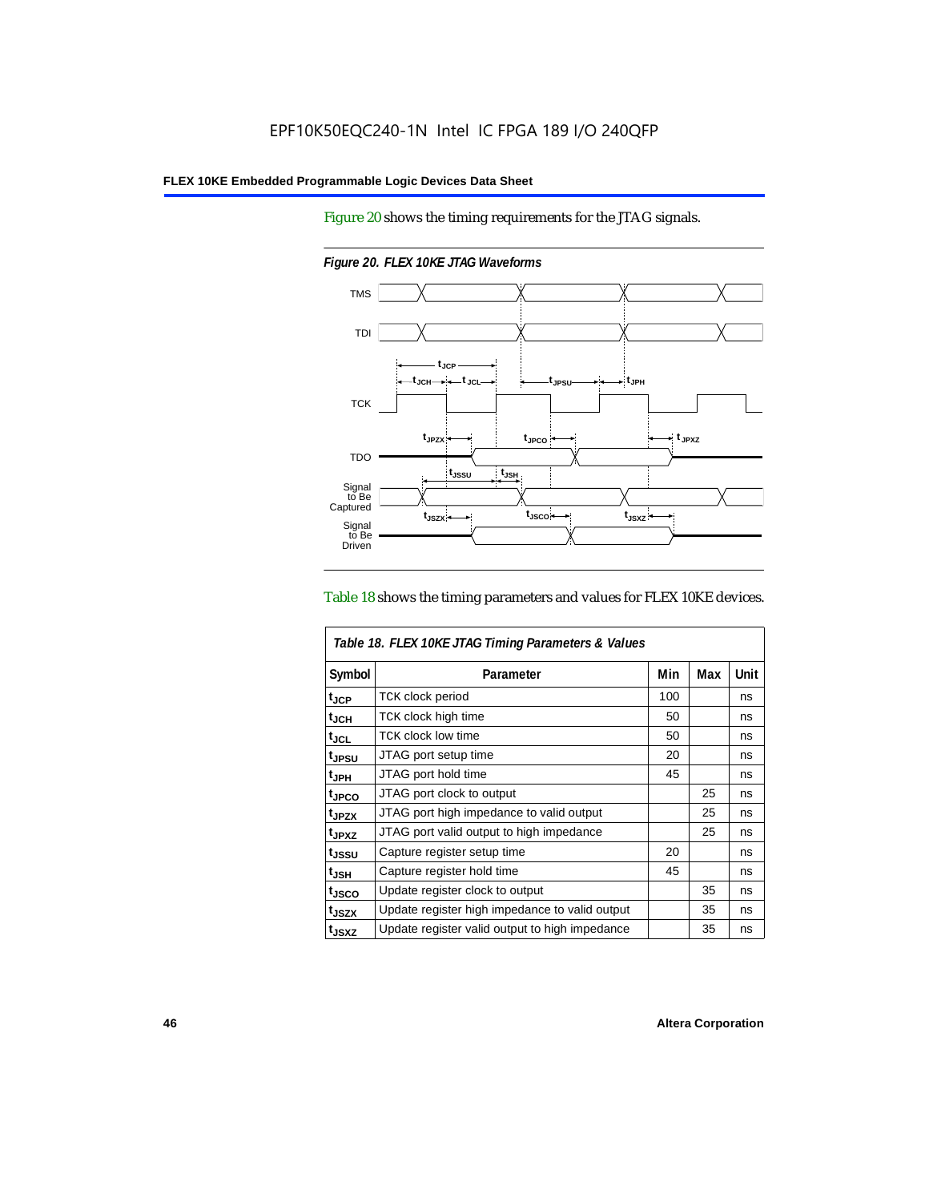Figure 20 shows the timing requirements for the JTAG signals.

*Figure 20. FLEX 10KE JTAG Waveforms*

Table 18 shows the timing parameters and values for FLEX 10KE devices.

| *Table 18. FLEX 10KE JTAG Timing Parameters & Values* | | | | |
|---|---|---|---|---|
| **Symbol** | **Parameter** | **Min** | **Max** | **Unit** |
| $t_{JCP}$ | TCK clock period | 100 | | ns |
| $t_{JCH}$ | TCK clock high time | 50 | | ns |
| $t_{JCL}$ | TCK clock low time | 50 | | ns |
| $t_{JPSU}$ | JTAG port setup time | 20 | | ns |
| $t_{JPH}$ | JTAG port hold time | 45 | | ns |
| $t_{JPCO}$ | JTAG port clock to output | | 25 | ns |
| $t_{JPZX}$ | JTAG port high impedance to valid output | | 25 | ns |
| $t_{JPXZ}$ | JTAG port valid output to high impedance | | 25 | ns |
| $t_{JSSU}$ | Capture register setup time | 20 | | ns |
| $t_{JSH}$ | Capture register hold time | 45 | | ns |
| $t_{JSCO}$ | Update register clock to output | | 35 | ns |
| $t_{JSZX}$ | Update register high impedance to valid output | | 35 | ns |
| $t_{JSXZ}$ | Update register valid output to high impedance | | 35 | ns |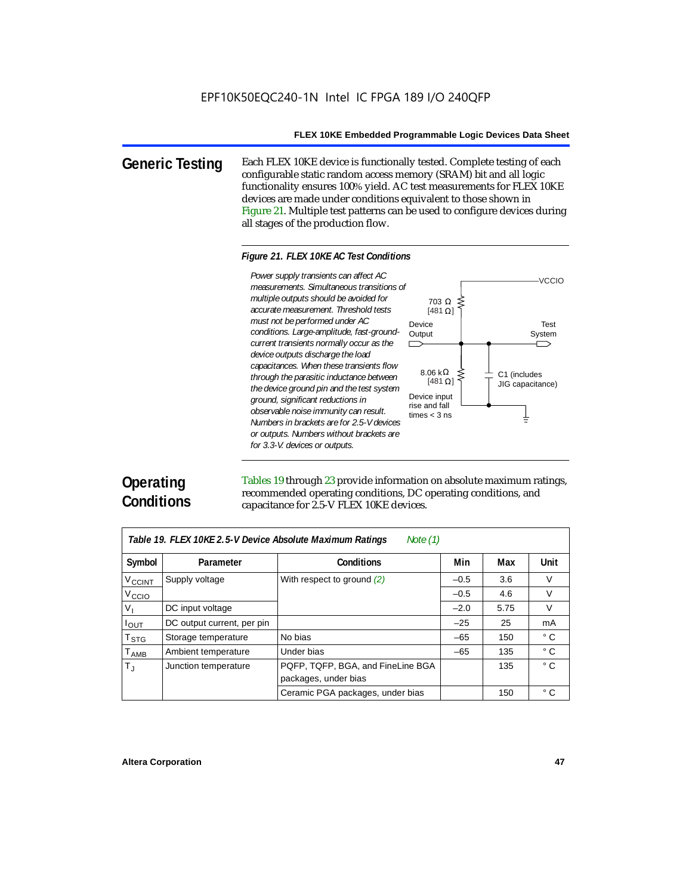## Generic Testing

Each FLEX 10KE device is functionally tested. Complete testing of each configurable static random access memory (SRAM) bit and all logic functionality ensures 100% yield. AC test measurements for FLEX 10KE devices are made under conditions equivalent to those shown in Figure 21. Multiple test patterns can be used to configure devices during all stages of the production flow.

*Figure 21. FLEX 10KE AC Test Conditions*

*Power supply transients can affect AC measurements. Simultaneous transitions of multiple outputs should be avoided for accurate measurement. Threshold tests must not be performed under AC conditions. Large-amplitude, fast-ground-current transients normally occur as the device outputs discharge the load capacitances. When these transients flow through the parasitic inductance between the device ground pin and the test system ground, significant reductions in observable noise immunity can result. Numbers in brackets are for 2.5-V devices or outputs. Numbers without brackets are for 3.3-V. devices or outputs.*

VCCIO

703 Ω [481 Ω]

Device Output

Test System

8.06 kΩ [481 Ω]

C1 (includes JIG capacitance)

Device input rise and fall times < 3 ns

## Operating Conditions

Tables 19 through 23 provide information on absolute maximum ratings, recommended operating conditions, DC operating conditions, and capacitance for 2.5-V FLEX 10KE devices.

*Table 19. FLEX 10KE 2.5-V Device Absolute Maximum Ratings* *Note (1)*

| Symbol | Parameter | Conditions | Min | Max | Unit |
|---|---|---|---|---|---|
| $V_{CCINT}$ | Supply voltage | With respect to ground *(2)* | –0.5 | 3.6 | V |
| $V_{CCIO}$ | | | –0.5 | 4.6 | V |
| $V_I$ | DC input voltage | | –2.0 | 5.75 | V |
| $I_{OUT}$ | DC output current, per pin | | –25 | 25 | mA |
| $T_{STG}$ | Storage temperature | No bias | –65 | 150 | ° C |
| $T_{AMB}$ | Ambient temperature | Under bias | –65 | 135 | ° C |
| $T_J$ | Junction temperature | PQFP, TQFP, BGA, and FineLine BGA packages, under bias | | 135 | ° C |
| | | Ceramic PGA packages, under bias | | 150 | ° C |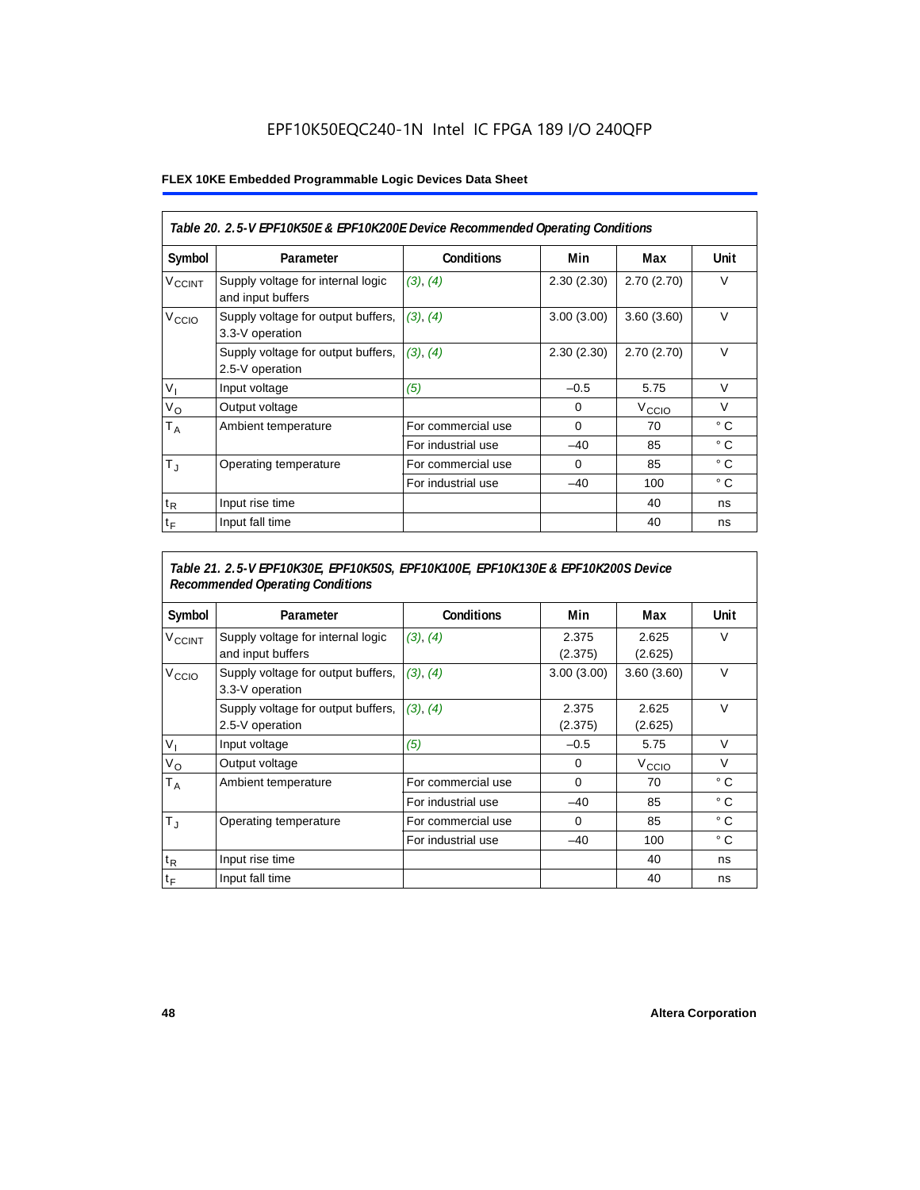# EPF10K50EQC240-1N Intel IC FPGA 189 I/O 240QFP

## FLEX 10KE Embedded Programmable Logic Devices Data Sheet

*Table 20. 2.5-V EPF10K50E & EPF10K200E Device Recommended Operating Conditions*

| Symbol | Parameter | Conditions | Min | Max | Unit |
|---|---|---|---|---|---|
| $V_{CCINT}$ | Supply voltage for internal logic and input buffers | *(3), (4)* | 2.30 (2.30) | 2.70 (2.70) | V |
| $V_{CCIO}$ | Supply voltage for output buffers, 3.3-V operation | *(3), (4)* | 3.00 (3.00) | 3.60 (3.60) | V |
| | Supply voltage for output buffers, 2.5-V operation | *(3), (4)* | 2.30 (2.30) | 2.70 (2.70) | V |
| $V_I$ | Input voltage | *(5)* | –0.5 | 5.75 | V |
| $V_O$ | Output voltage | | 0 | $V_{CCIO}$ | V |
| $T_A$ | Ambient temperature | For commercial use | 0 | 70 | ° C |
| | | For industrial use | –40 | 85 | ° C |
| $T_J$ | Operating temperature | For commercial use | 0 | 85 | ° C |
| | | For industrial use | –40 | 100 | ° C |
| $t_R$ | Input rise time | | | 40 | ns |
| $t_F$ | Input fall time | | | 40 | ns |

*Table 21. 2.5-V EPF10K30E, EPF10K50S, EPF10K100E, EPF10K130E & EPF10K200S Device Recommended Operating Conditions*

| Symbol | Parameter | Conditions | Min | Max | Unit |
|---|---|---|---|---|---|
| $V_{CCINT}$ | Supply voltage for internal logic and input buffers | *(3), (4)* | 2.375 (2.375) | 2.625 (2.625) | V |
| $V_{CCIO}$ | Supply voltage for output buffers, 3.3-V operation | *(3), (4)* | 3.00 (3.00) | 3.60 (3.60) | V |
| | Supply voltage for output buffers, 2.5-V operation | *(3), (4)* | 2.375 (2.375) | 2.625 (2.625) | V |
| $V_I$ | Input voltage | *(5)* | –0.5 | 5.75 | V |
| $V_O$ | Output voltage | | 0 | $V_{CCIO}$ | V |
| $T_A$ | Ambient temperature | For commercial use | 0 | 70 | ° C |
| | | For industrial use | –40 | 85 | ° C |
| $T_J$ | Operating temperature | For commercial use | 0 | 85 | ° C |
| | | For industrial use | –40 | 100 | ° C |
| $t_R$ | Input rise time | | | 40 | ns |
| $t_F$ | Input fall time | | | 40 | ns |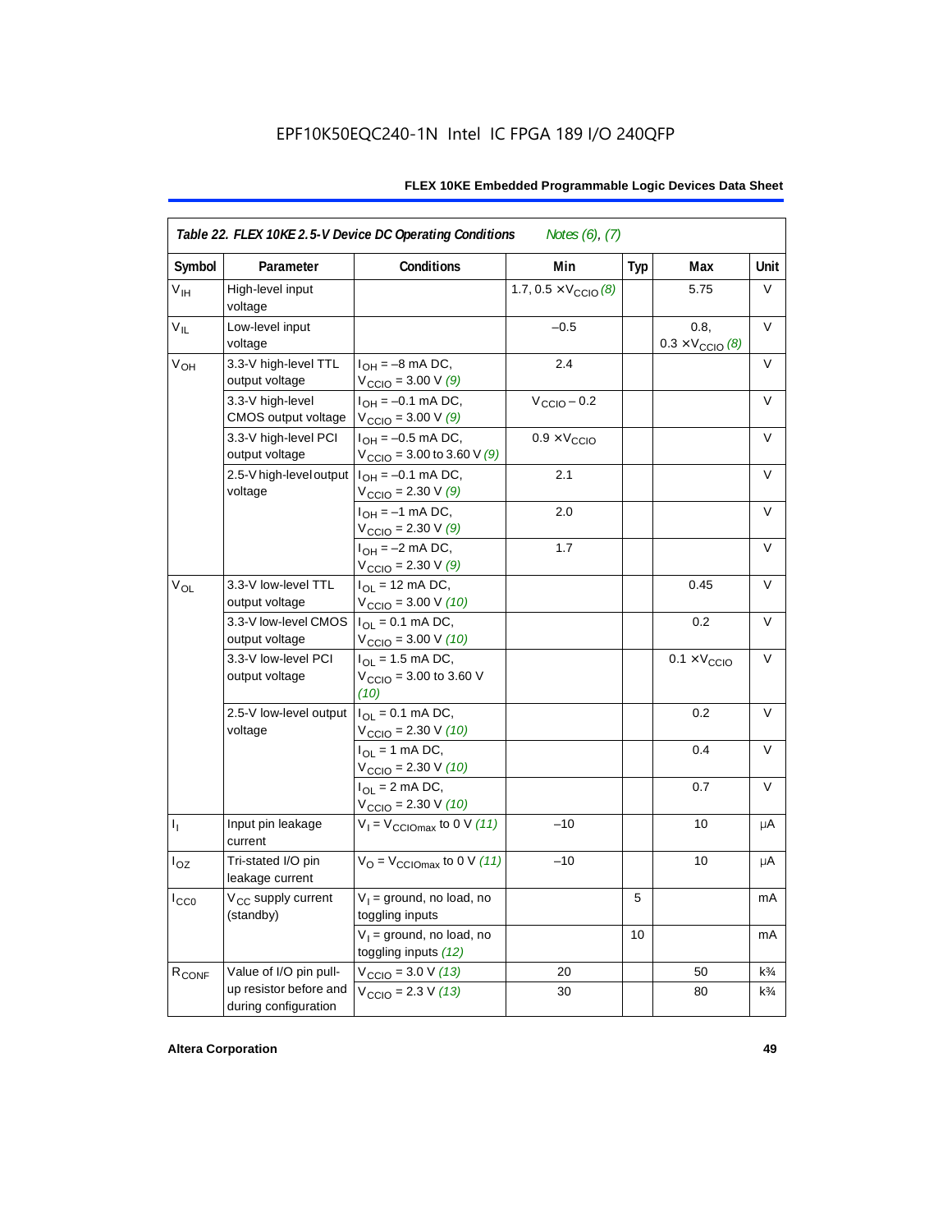EPF10K50EQC240-1N Intel IC FPGA 189 I/O 240QFP

| *Table 22. FLEX 10KE 2.5-V Device DC Operating Conditions* *Notes (6), (7)* | | | | | | |
|---|---|---|---|---|---|---|
| **Symbol** | **Parameter** | **Conditions** | **Min** | **Typ** | **Max** | **Unit** |
| $V_{IH}$ | High-level input voltage | | 1.7, 0.5 × $V_{CCIO}$ *(8)* | | 5.75 | V |
| $V_{IL}$ | Low-level input voltage | | –0.5 | | 0.8, 0.3 × $V_{CCIO}$ *(8)* | V |
| $V_{OH}$ | 3.3-V high-level TTL output voltage | $I_{OH}$ = –8 mA DC, $V_{CCIO}$ = 3.00 V *(9)* | 2.4 | | | V |
| | 3.3-V high-level CMOS output voltage | $I_{OH}$ = –0.1 mA DC, $V_{CCIO}$ = 3.00 V *(9)* | $V_{CCIO}$ – 0.2 | | | V |
| | 3.3-V high-level PCI output voltage | $I_{OH}$ = –0.5 mA DC, $V_{CCIO}$ = 3.00 to 3.60 V *(9)* | 0.9 × $V_{CCIO}$ | | | V |
| | 2.5-V high-level output voltage | $I_{OH}$ = –0.1 mA DC, $V_{CCIO}$ = 2.30 V *(9)* | 2.1 | | | V |
| | | $I_{OH}$ = –1 mA DC, $V_{CCIO}$ = 2.30 V *(9)* | 2.0 | | | V |
| | | $I_{OH}$ = –2 mA DC, $V_{CCIO}$ = 2.30 V *(9)* | 1.7 | | | V |
| $V_{OL}$ | 3.3-V low-level TTL output voltage | $I_{OL}$ = 12 mA DC, $V_{CCIO}$ = 3.00 V *(10)* | | | 0.45 | V |
| | 3.3-V low-level CMOS output voltage | $I_{OL}$ = 0.1 mA DC, $V_{CCIO}$ = 3.00 V *(10)* | | | 0.2 | V |
| | 3.3-V low-level PCI output voltage | $I_{OL}$ = 1.5 mA DC, $V_{CCIO}$ = 3.00 to 3.60 V *(10)* | | | 0.1 × $V_{CCIO}$ | V |
| | 2.5-V low-level output voltage | $I_{OL}$ = 0.1 mA DC, $V_{CCIO}$ = 2.30 V *(10)* | | | 0.2 | V |
| | | $I_{OL}$ = 1 mA DC, $V_{CCIO}$ = 2.30 V *(10)* | | | 0.4 | V |
| | | $I_{OL}$ = 2 mA DC, $V_{CCIO}$ = 2.30 V *(10)* | | | 0.7 | V |
| $I_I$ | Input pin leakage current | $V_I$ = $V_{CCIOmax}$ to 0 V *(11)* | –10 | | 10 | μA |
| $I_{OZ}$ | Tri-stated I/O pin leakage current | $V_O$ = $V_{CCIOmax}$ to 0 V *(11)* | –10 | | 10 | μA |
| $I_{CC0}$ | $V_{CC}$ supply current (standby) | $V_I$ = ground, no load, no toggling inputs | | 5 | | mA |
| | | $V_I$ = ground, no load, no toggling inputs *(12)* | | 10 | | mA |
| $R_{CONF}$ | Value of I/O pin pull-up resistor before and during configuration | $V_{CCIO}$ = 3.0 V *(13)* | 20 | | 50 | k¾ |
| | | $V_{CCIO}$ = 2.3 V *(13)* | 30 | | 80 | k¾ |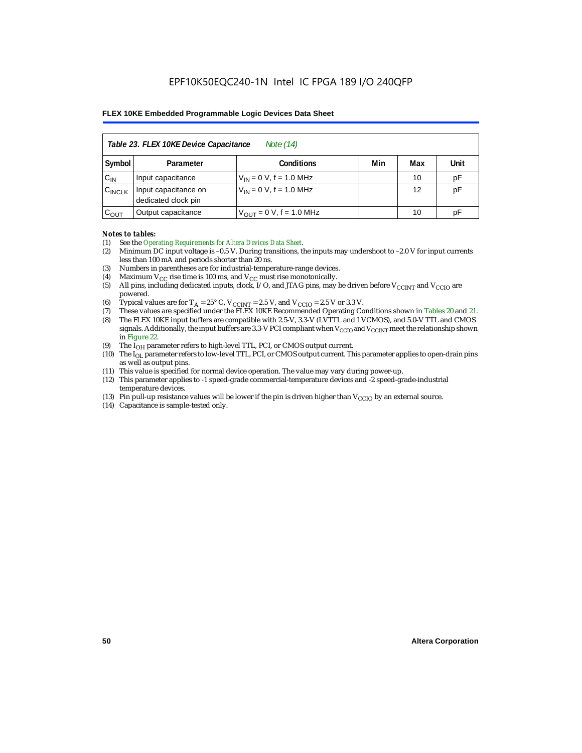EPF10K50EQC240-1N Intel IC FPGA 189 I/O 240QFP

| *Table 23. FLEX 10KE Device Capacitance* *Note (14)* | | | | | |
|---|---|---|---|---|---|
| **Symbol** | **Parameter** | **Conditions** | **Min** | **Max** | **Unit** |
| $C_{IN}$ | Input capacitance | $V_{IN}$ = 0 V, f = 1.0 MHz | | 10 | pF |
| $C_{INCLK}$ | Input capacitance on dedicated clock pin | $V_{IN}$ = 0 V, f = 1.0 MHz | | 12 | pF |
| $C_{OUT}$ | Output capacitance | $V_{OUT}$ = 0 V, f = 1.0 MHz | | 10 | pF |

***Notes to tables:***

(1) See the *Operating Requirements for Altera Devices Data Sheet*.
(2) Minimum DC input voltage is –0.5 V. During transitions, the inputs may undershoot to –2.0 V for input currents less than 100 mA and periods shorter than 20 ns.
(3) Numbers in parentheses are for industrial-temperature-range devices.
(4) Maximum $V_{CC}$ rise time is 100 ms, and $V_{CC}$ must rise monotonically.
(5) All pins, including dedicated inputs, clock, I/O, and JTAG pins, may be driven before $V_{CCINT}$ and $V_{CCIO}$ are powered.
(6) Typical values are for $T_A$ = 25° C, $V_{CCINT}$ = 2.5 V, and $V_{CCIO}$ = 2.5 V or 3.3 V.
(7) These values are specified under the FLEX 10KE Recommended Operating Conditions shown in Tables 20 and 21.
(8) The FLEX 10KE input buffers are compatible with 2.5-V, 3.3-V (LVTTL and LVCMOS), and 5.0-V TTL and CMOS signals. Additionally, the input buffers are 3.3-V PCI compliant when $V_{CCIO}$ and $V_{CCINT}$ meet the relationship shown in Figure 22.
(9) The $I_{OH}$ parameter refers to high-level TTL, PCI, or CMOS output current.
(10) The $I_{OL}$ parameter refers to low-level TTL, PCI, or CMOS output current. This parameter applies to open-drain pins as well as output pins.
(11) This value is specified for normal device operation. The value may vary during power-up.
(12) This parameter applies to -1 speed-grade commercial-temperature devices and -2 speed-grade-industrial temperature devices.
(13) Pin pull-up resistance values will be lower if the pin is driven higher than $V_{CCIO}$ by an external source.
(14) Capacitance is sample-tested only.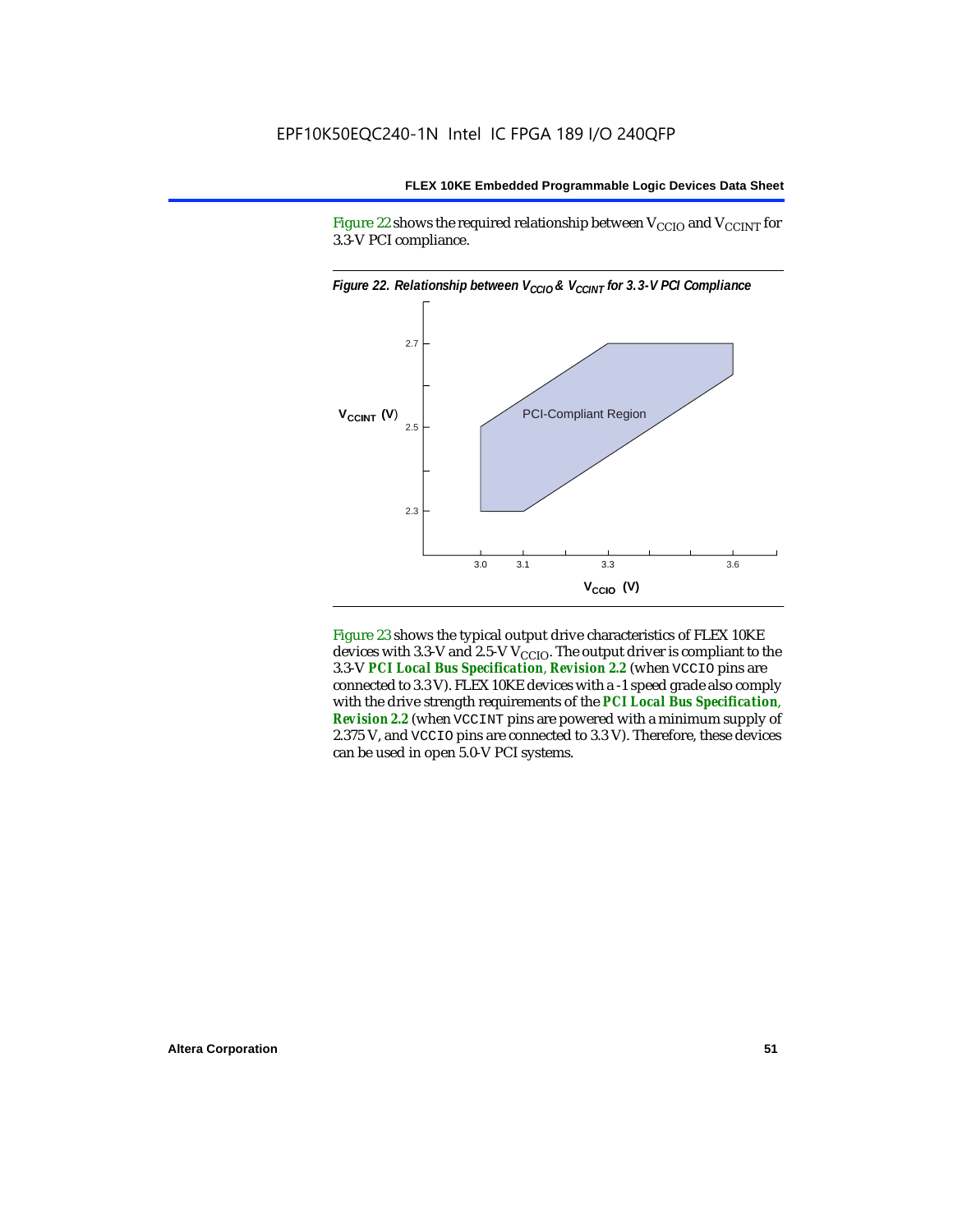Figure 22 shows the required relationship between $V_{CCIO}$ and $V_{CCINT}$ for 3.3-V PCI compliance.

*Figure 22. Relationship between $V_{CCIO}$ & $V_{CCINT}$ for 3.3-V PCI Compliance*

Figure 23 shows the typical output drive characteristics of FLEX 10KE devices with 3.3-V and 2.5-V $V_{CCIO}$. The output driver is compliant to the 3.3-V ***PCI Local Bus Specification*, *Revision 2.2*** (when VCCIO pins are connected to 3.3 V). FLEX 10KE devices with a -1 speed grade also comply with the drive strength requirements of the ***PCI Local Bus Specification*, *Revision 2.2*** (when VCCINT pins are powered with a minimum supply of 2.375 V, and VCCIO pins are connected to 3.3 V). Therefore, these devices can be used in open 5.0-V PCI systems.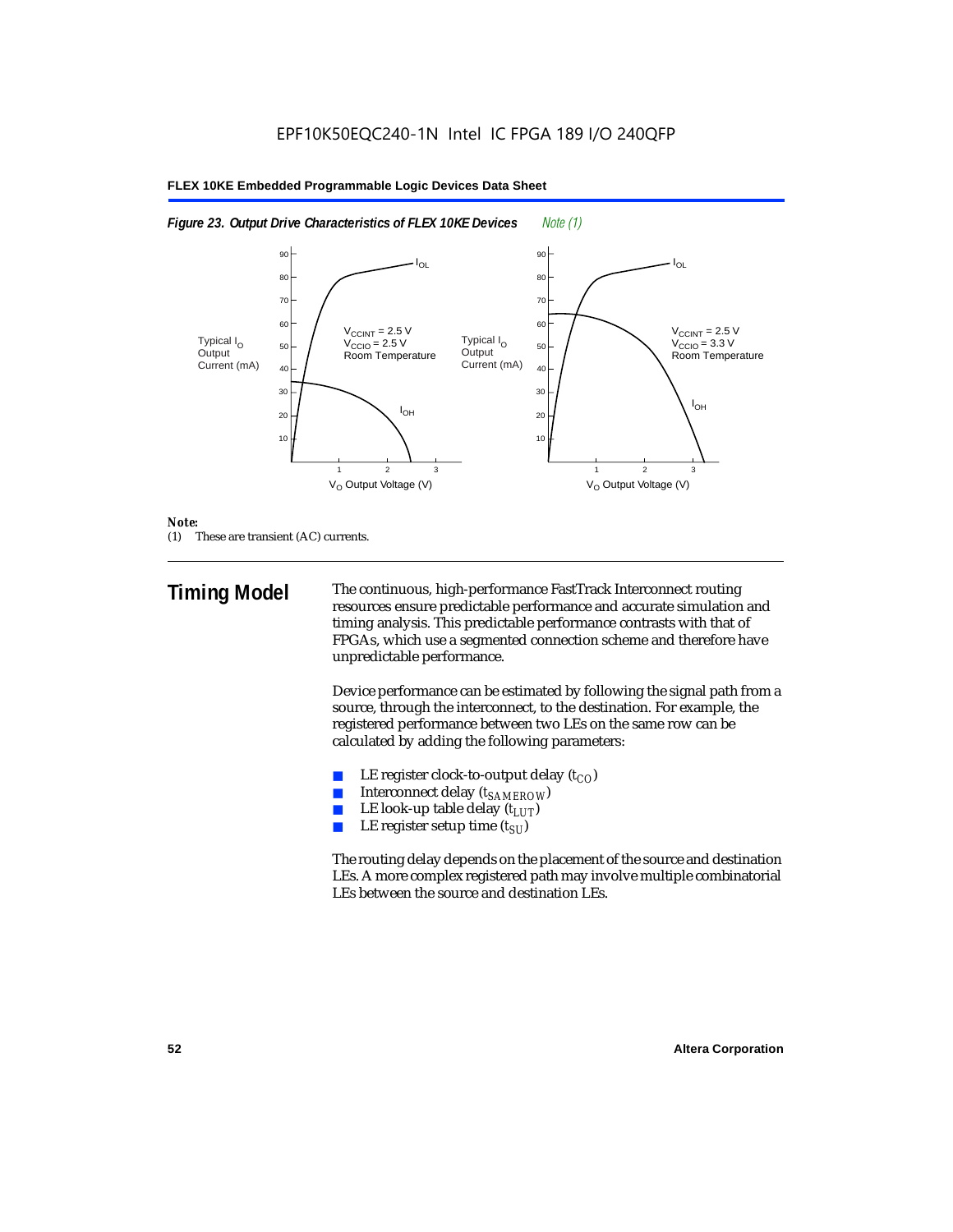*Figure 23. Output Drive Characteristics of FLEX 10KE Devices* *Note (1)*

*Note:*
(1) These are transient (AC) currents.

## Timing Model

The continuous, high-performance FastTrack Interconnect routing resources ensure predictable performance and accurate simulation and timing analysis. This predictable performance contrasts with that of FPGAs, which use a segmented connection scheme and therefore have unpredictable performance.

Device performance can be estimated by following the signal path from a source, through the interconnect, to the destination. For example, the registered performance between two LEs on the same row can be calculated by adding the following parameters:

- LE register clock-to-output delay ($t_{CO}$)
- Interconnect delay ($t_{SAMEROW}$)
- LE look-up table delay ($t_{LUT}$)
- LE register setup time ($t_{SU}$)

The routing delay depends on the placement of the source and destination LEs. A more complex registered path may involve multiple combinatorial LEs between the source and destination LEs.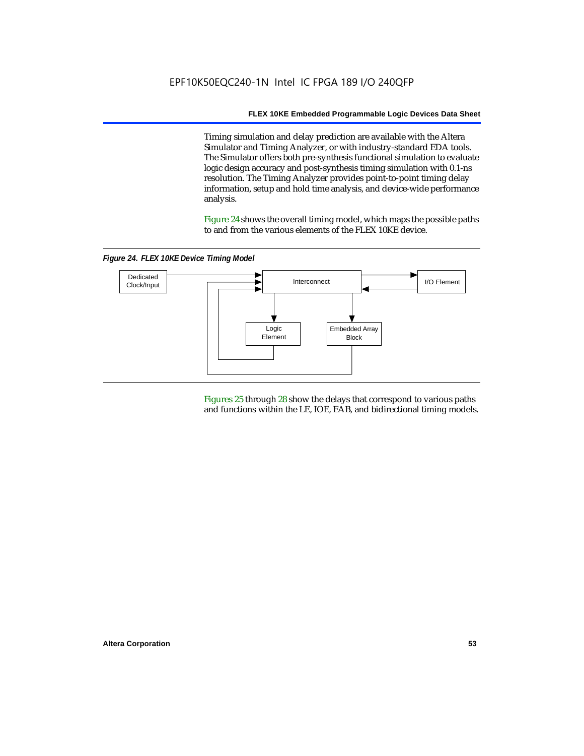Timing simulation and delay prediction are available with the Altera Simulator and Timing Analyzer, or with industry-standard EDA tools. The Simulator offers both pre-synthesis functional simulation to evaluate logic design accuracy and post-synthesis timing simulation with 0.1-ns resolution. The Timing Analyzer provides point-to-point timing delay information, setup and hold time analysis, and device-wide performance analysis.

Figure 24 shows the overall timing model, which maps the possible paths to and from the various elements of the FLEX 10KE device.

*Figure 24. FLEX 10KE Device Timing Model*

Dedicated Clock/Input

Interconnect

I/O Element

Logic Element

Embedded Array Block

Figures 25 through 28 show the delays that correspond to various paths and functions within the LE, IOE, EAB, and bidirectional timing models.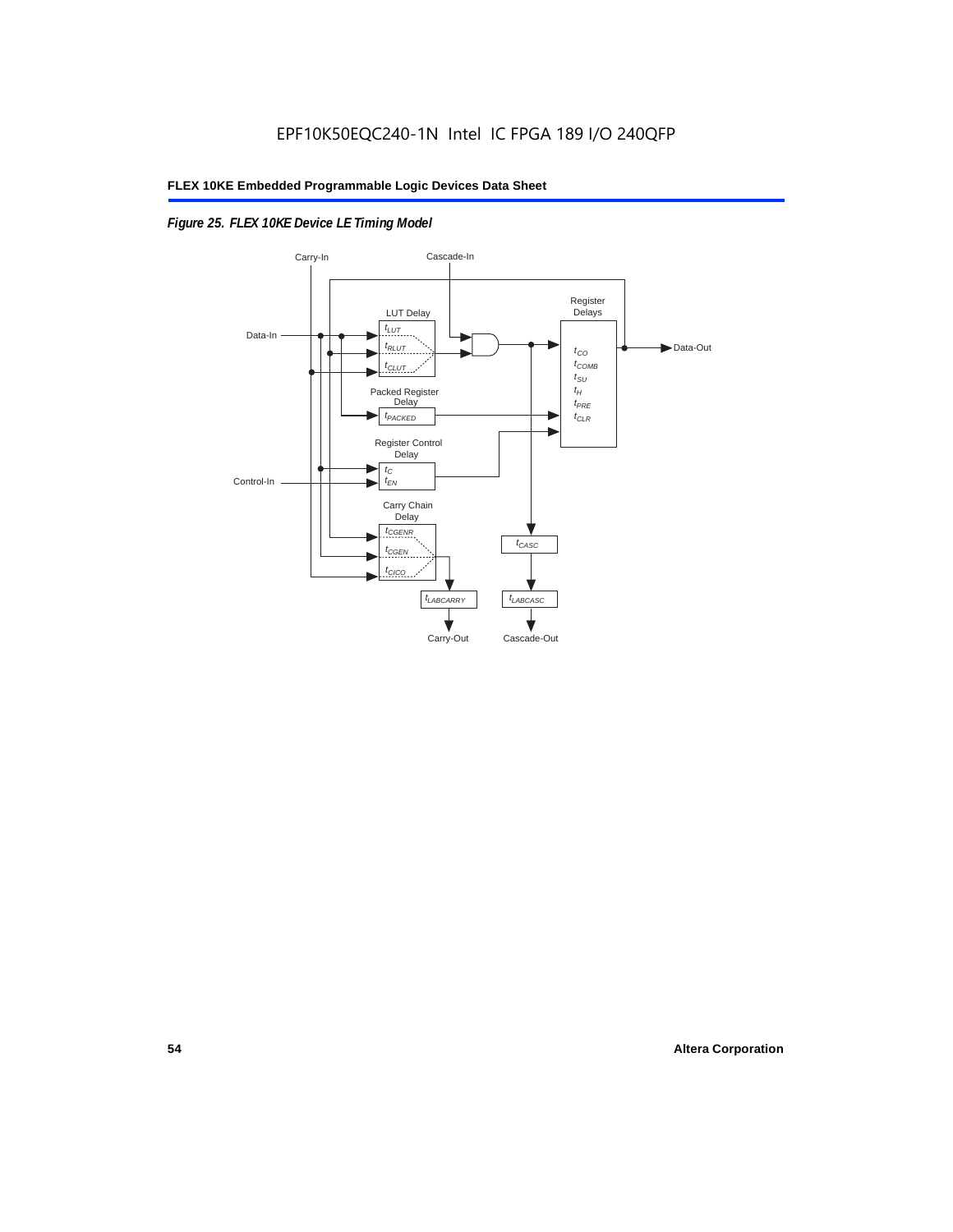*Figure 25. FLEX 10KE Device LE Timing Model*

Carry-In

Cascade-In

Register Delays

LUT Delay

Data-In

$t_{LUT}$

$t_{RLUT}$

$t_{CLUT}$

$t_{CO}$

$t_{COMB}$

$t_{SU}$

$t_{H}$

$t_{PRE}$

$t_{CLR}$

Data-Out

Packed Register Delay

$t_{PACKED}$

Register Control Delay

$t_{C}$

$t_{EN}$

Control-In

Carry Chain Delay

$t_{CGENR}$

$t_{CGEN}$

$t_{CICO}$

$t_{CASC}$

$t_{LABCARRY}$

$t_{LABCASC}$

Carry-Out

Cascade-Out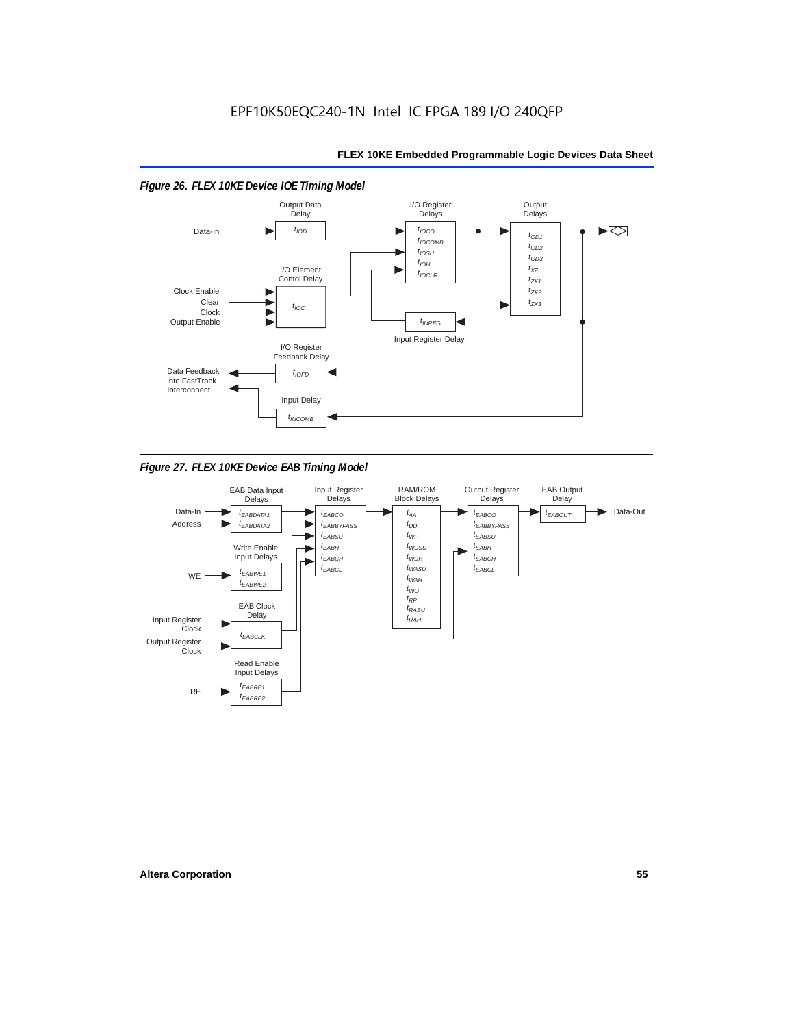EPF10K50EQC240-1N Intel IC FPGA 189 I/O 240QFP

*Figure 26. FLEX 10KE Device IOE Timing Model*

*Figure 27. FLEX 10KE Device EAB Timing Model*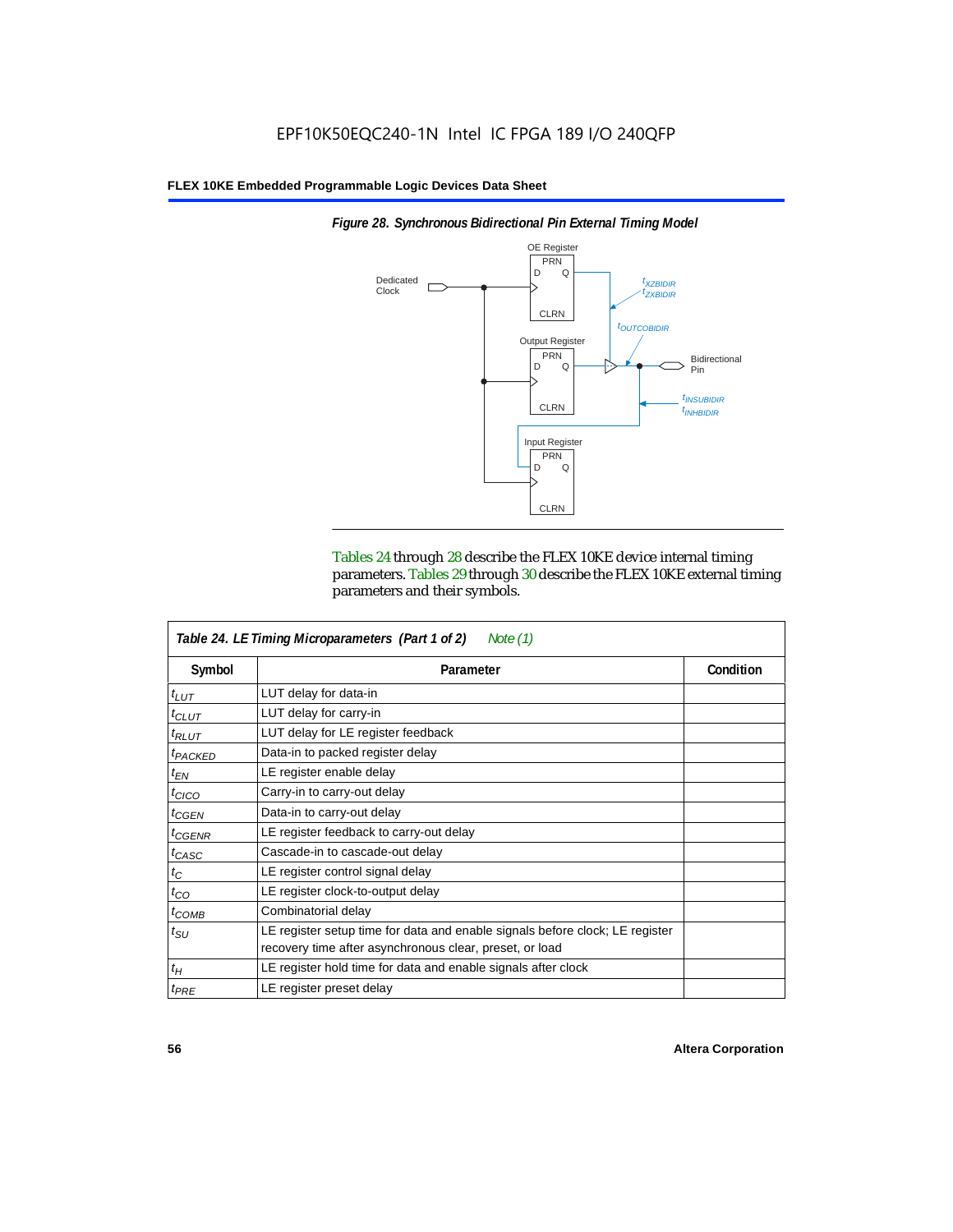*Figure 28. Synchronous Bidirectional Pin External Timing Model*

Tables 24 through 28 describe the FLEX 10KE device internal timing parameters. Tables 29 through 30 describe the FLEX 10KE external timing parameters and their symbols.

| *Table 24. LE Timing Microparameters (Part 1 of 2) Note (1)* | | |
|---|---|---|
| **Symbol** | **Parameter** | **Condition** |
| $t_{LUT}$ | LUT delay for data-in | |
| $t_{CLUT}$ | LUT delay for carry-in | |
| $t_{RLUT}$ | LUT delay for LE register feedback | |
| $t_{PACKED}$ | Data-in to packed register delay | |
| $t_{EN}$ | LE register enable delay | |
| $t_{CICO}$ | Carry-in to carry-out delay | |
| $t_{CGEN}$ | Data-in to carry-out delay | |
| $t_{CGENR}$ | LE register feedback to carry-out delay | |
| $t_{CASC}$ | Cascade-in to cascade-out delay | |
| $t_{C}$ | LE register control signal delay | |
| $t_{CO}$ | LE register clock-to-output delay | |
| $t_{COMB}$ | Combinatorial delay | |
| $t_{SU}$ | LE register setup time for data and enable signals before clock; LE register recovery time after asynchronous clear, preset, or load | |
| $t_{H}$ | LE register hold time for data and enable signals after clock | |
| $t_{PRE}$ | LE register preset delay | |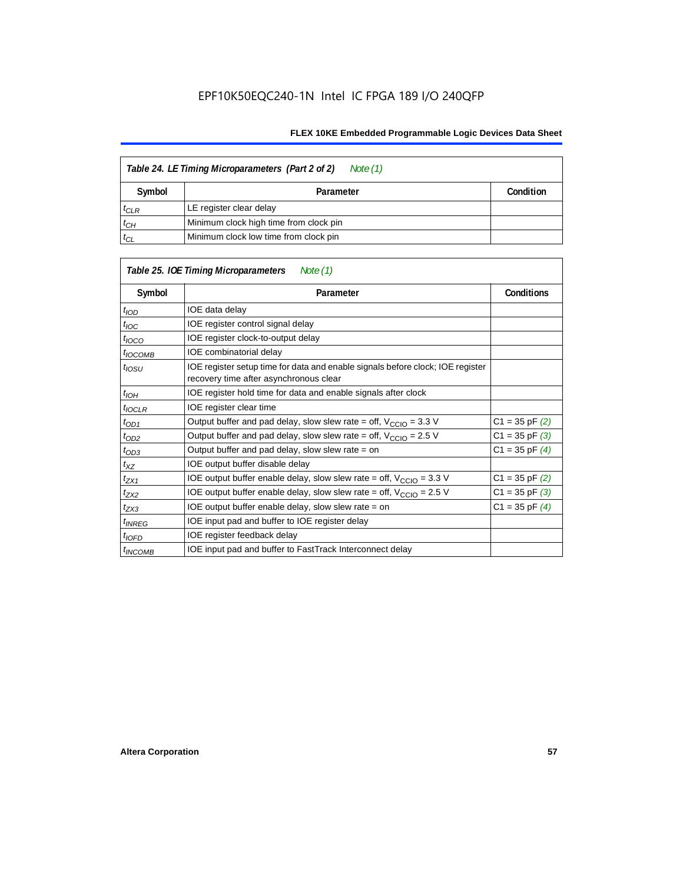EPF10K50EQC240-1N Intel IC FPGA 189 I/O 240QFP

| *Table 24. LE Timing Microparameters (Part 2 of 2) Note (1)* | | |
|---|---|---|
| **Symbol** | **Parameter** | **Condition** |
| $t_{CLR}$ | LE register clear delay | |
| $t_{CH}$ | Minimum clock high time from clock pin | |
| $t_{CL}$ | Minimum clock low time from clock pin | |

| *Table 25. IOE Timing Microparameters Note (1)* | | |
|---|---|---|
| **Symbol** | **Parameter** | **Conditions** |
| $t_{IOD}$ | IOE data delay | |
| $t_{IOC}$ | IOE register control signal delay | |
| $t_{IOCO}$ | IOE register clock-to-output delay | |
| $t_{IOCOMB}$ | IOE combinatorial delay | |
| $t_{IOSU}$ | IOE register setup time for data and enable signals before clock; IOE register recovery time after asynchronous clear | |
| $t_{IOH}$ | IOE register hold time for data and enable signals after clock | |
| $t_{IOCLR}$ | IOE register clear time | |
| $t_{OD1}$ | Output buffer and pad delay, slow slew rate = off, $V_{CCIO}$ = 3.3 V | C1 = 35 pF *(2)* |
| $t_{OD2}$ | Output buffer and pad delay, slow slew rate = off, $V_{CCIO}$ = 2.5 V | C1 = 35 pF *(3)* |
| $t_{OD3}$ | Output buffer and pad delay, slow slew rate = on | C1 = 35 pF *(4)* |
| $t_{XZ}$ | IOE output buffer disable delay | |
| $t_{ZX1}$ | IOE output buffer enable delay, slow slew rate = off, $V_{CCIO}$ = 3.3 V | C1 = 35 pF *(2)* |
| $t_{ZX2}$ | IOE output buffer enable delay, slow slew rate = off, $V_{CCIO}$ = 2.5 V | C1 = 35 pF *(3)* |
| $t_{ZX3}$ | IOE output buffer enable delay, slow slew rate = on | C1 = 35 pF *(4)* |
| $t_{INREG}$ | IOE input pad and buffer to IOE register delay | |
| $t_{IOFD}$ | IOE register feedback delay | |
| $t_{INCOMB}$ | IOE input pad and buffer to FastTrack Interconnect delay | |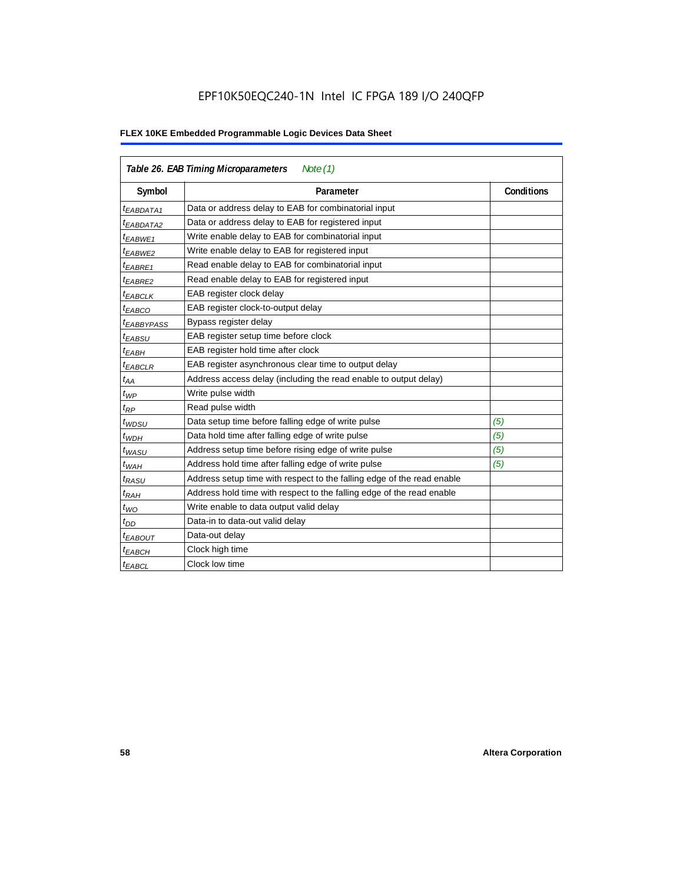**Table 26. EAB Timing Microparameters** *Note (1)*

| Symbol | Parameter | Conditions |
|---|---|---|
| $t_{EABDATA1}$ | Data or address delay to EAB for combinatorial input | |
| $t_{EABDATA2}$ | Data or address delay to EAB for registered input | |
| $t_{EABWE1}$ | Write enable delay to EAB for combinatorial input | |
| $t_{EABWE2}$ | Write enable delay to EAB for registered input | |
| $t_{EABRE1}$ | Read enable delay to EAB for combinatorial input | |
| $t_{EABRE2}$ | Read enable delay to EAB for registered input | |
| $t_{EABCLK}$ | EAB register clock delay | |
| $t_{EABCO}$ | EAB register clock-to-output delay | |
| $t_{EABBYPASS}$ | Bypass register delay | |
| $t_{EABSU}$ | EAB register setup time before clock | |
| $t_{EABH}$ | EAB register hold time after clock | |
| $t_{EABCLR}$ | EAB register asynchronous clear time to output delay | |
| $t_{AA}$ | Address access delay (including the read enable to output delay) | |
| $t_{WP}$ | Write pulse width | |
| $t_{RP}$ | Read pulse width | |
| $t_{WDSU}$ | Data setup time before falling edge of write pulse | *(5)* |
| $t_{WDH}$ | Data hold time after falling edge of write pulse | *(5)* |
| $t_{WASU}$ | Address setup time before rising edge of write pulse | *(5)* |
| $t_{WAH}$ | Address hold time after falling edge of write pulse | *(5)* |
| $t_{RASU}$ | Address setup time with respect to the falling edge of the read enable | |
| $t_{RAH}$ | Address hold time with respect to the falling edge of the read enable | |
| $t_{WO}$ | Write enable to data output valid delay | |
| $t_{DD}$ | Data-in to data-out valid delay | |
| $t_{EABOUT}$ | Data-out delay | |
| $t_{EABCH}$ | Clock high time | |
| $t_{EABCL}$ | Clock low time | |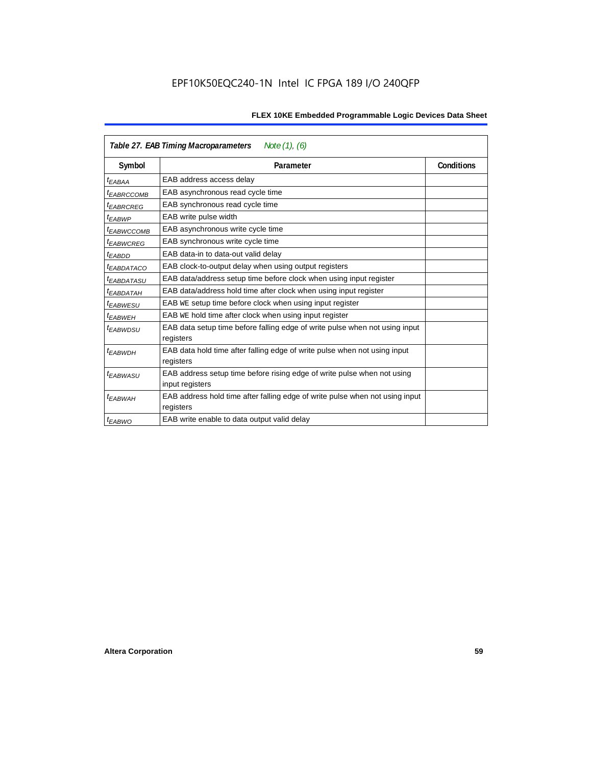**Table 27. EAB Timing Macroparameters** *Note (1), (6)*

| Symbol | Parameter | Conditions |
|---|---|---|
| $t_{EABAA}$ | EAB address access delay | |
| $t_{EABRCCOMB}$ | EAB asynchronous read cycle time | |
| $t_{EABRCREG}$ | EAB synchronous read cycle time | |
| $t_{EABWP}$ | EAB write pulse width | |
| $t_{EABWCCOMB}$ | EAB asynchronous write cycle time | |
| $t_{EABWCREG}$ | EAB synchronous write cycle time | |
| $t_{EABDD}$ | EAB data-in to data-out valid delay | |
| $t_{EABDATACO}$ | EAB clock-to-output delay when using output registers | |
| $t_{EABDATASU}$ | EAB data/address setup time before clock when using input register | |
| $t_{EABDATAH}$ | EAB data/address hold time after clock when using input register | |
| $t_{EABWESU}$ | EAB WE setup time before clock when using input register | |
| $t_{EABWEH}$ | EAB WE hold time after clock when using input register | |
| $t_{EABWDSU}$ | EAB data setup time before falling edge of write pulse when not using input registers | |
| $t_{EABWDH}$ | EAB data hold time after falling edge of write pulse when not using input registers | |
| $t_{EABWASU}$ | EAB address setup time before rising edge of write pulse when not using input registers | |
| $t_{EABWAH}$ | EAB address hold time after falling edge of write pulse when not using input registers | |
| $t_{EABWO}$ | EAB write enable to data output valid delay | |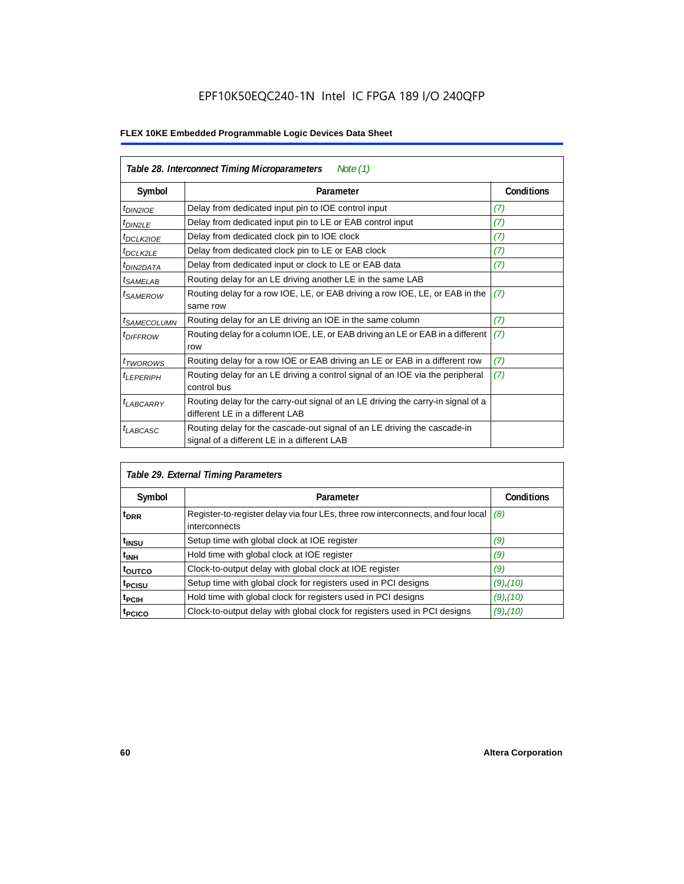EPF10K50EQC240-1N Intel IC FPGA 189 I/O 240QFP

**FLEX 10KE Embedded Programmable Logic Devices Data Sheet**

**Table 28. Interconnect Timing Microparameters** *Note (1)*

| Symbol | Parameter | Conditions |
|---|---|---|
| $t_{DIN2IOE}$ | Delay from dedicated input pin to IOE control input | (7) |
| $t_{DIN2LE}$ | Delay from dedicated input pin to LE or EAB control input | (7) |
| $t_{DCLK2IOE}$ | Delay from dedicated clock pin to IOE clock | (7) |
| $t_{DCLK2LE}$ | Delay from dedicated clock pin to LE or EAB clock | (7) |
| $t_{DIN2DATA}$ | Delay from dedicated input or clock to LE or EAB data | (7) |
| $t_{SAMELAB}$ | Routing delay for an LE driving another LE in the same LAB | |
| $t_{SAMEROW}$ | Routing delay for a row IOE, LE, or EAB driving a row IOE, LE, or EAB in the same row | (7) |
| $t_{SAMECOLUMN}$ | Routing delay for an LE driving an IOE in the same column | (7) |
| $t_{DIFFROW}$ | Routing delay for a column IOE, LE, or EAB driving an LE or EAB in a different row | (7) |
| $t_{TWOROWS}$ | Routing delay for a row IOE or EAB driving an LE or EAB in a different row | (7) |
| $t_{LEPERIPH}$ | Routing delay for an LE driving a control signal of an IOE via the peripheral control bus | (7) |
| $t_{LABCARRY}$ | Routing delay for the carry-out signal of an LE driving the carry-in signal of a different LE in a different LAB | |
| $t_{LABCASC}$ | Routing delay for the cascade-out signal of an LE driving the cascade-in signal of a different LE in a different LAB | |

**Table 29. External Timing Parameters**

| Symbol | Parameter | Conditions |
|---|---|---|
| $t_{DRR}$ | Register-to-register delay via four LEs, three row interconnects, and four local interconnects | (8) |
| $t_{INSU}$ | Setup time with global clock at IOE register | (9) |
| $t_{INH}$ | Hold time with global clock at IOE register | (9) |
| $t_{OUTCO}$ | Clock-to-output delay with global clock at IOE register | (9) |
| $t_{PCISU}$ | Setup time with global clock for registers used in PCI designs | (9),(10) |
| $t_{PCIH}$ | Hold time with global clock for registers used in PCI designs | (9),(10) |
| $t_{PCICO}$ | Clock-to-output delay with global clock for registers used in PCI designs | (9),(10) |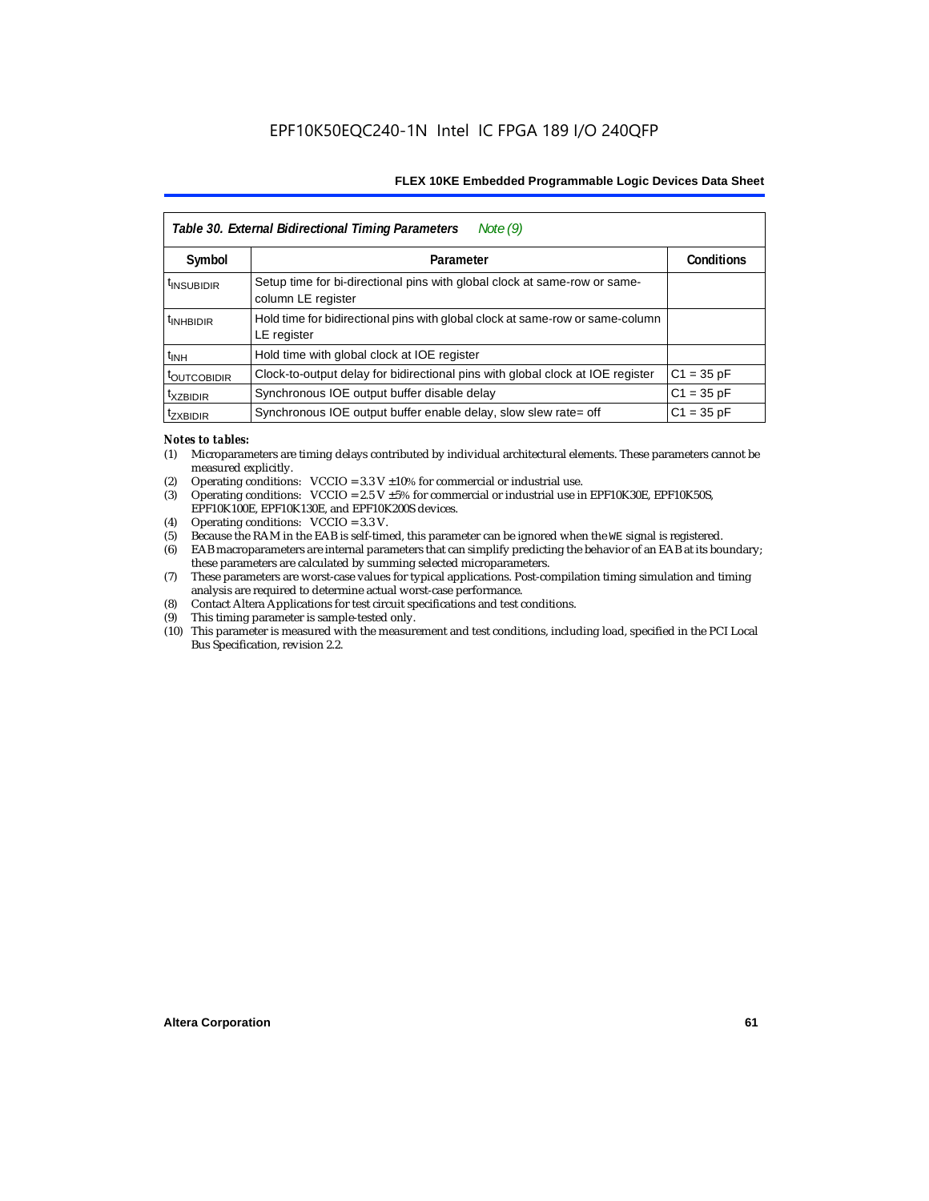| *Table 30. External Bidirectional Timing Parameters* *Note (9)* | | |
|---|---|---|
| **Symbol** | **Parameter** | **Conditions** |
| $t_{INSUBIDIR}$ | Setup time for bi-directional pins with global clock at same-row or same-column LE register | |
| $t_{INHBIDIR}$ | Hold time for bidirectional pins with global clock at same-row or same-column LE register | |
| $t_{INH}$ | Hold time with global clock at IOE register | |
| $t_{OUTCOBIDIR}$ | Clock-to-output delay for bidirectional pins with global clock at IOE register | C1 = 35 pF |
| $t_{XZBIDIR}$ | Synchronous IOE output buffer disable delay | C1 = 35 pF |
| $t_{ZXBIDIR}$ | Synchronous IOE output buffer enable delay, slow slew rate= off | C1 = 35 pF |

*Notes to tables:*

(1) Microparameters are timing delays contributed by individual architectural elements. These parameters cannot be measured explicitly.
(2) Operating conditions: VCCIO = 3.3 V ±10% for commercial or industrial use.
(3) Operating conditions: VCCIO = 2.5 V ±5% for commercial or industrial use in EPF10K30E, EPF10K50S, EPF10K100E, EPF10K130E, and EPF10K200S devices.
(4) Operating conditions: VCCIO = 3.3 V.
(5) Because the RAM in the EAB is self-timed, this parameter can be ignored when the `WE` signal is registered.
(6) EAB macroparameters are internal parameters that can simplify predicting the behavior of an EAB at its boundary; these parameters are calculated by summing selected microparameters.
(7) These parameters are worst-case values for typical applications. Post-compilation timing simulation and timing analysis are required to determine actual worst-case performance.
(8) Contact Altera Applications for test circuit specifications and test conditions.
(9) This timing parameter is sample-tested only.
(10) This parameter is measured with the measurement and test conditions, including load, specified in the PCI Local Bus Specification, revision 2.2.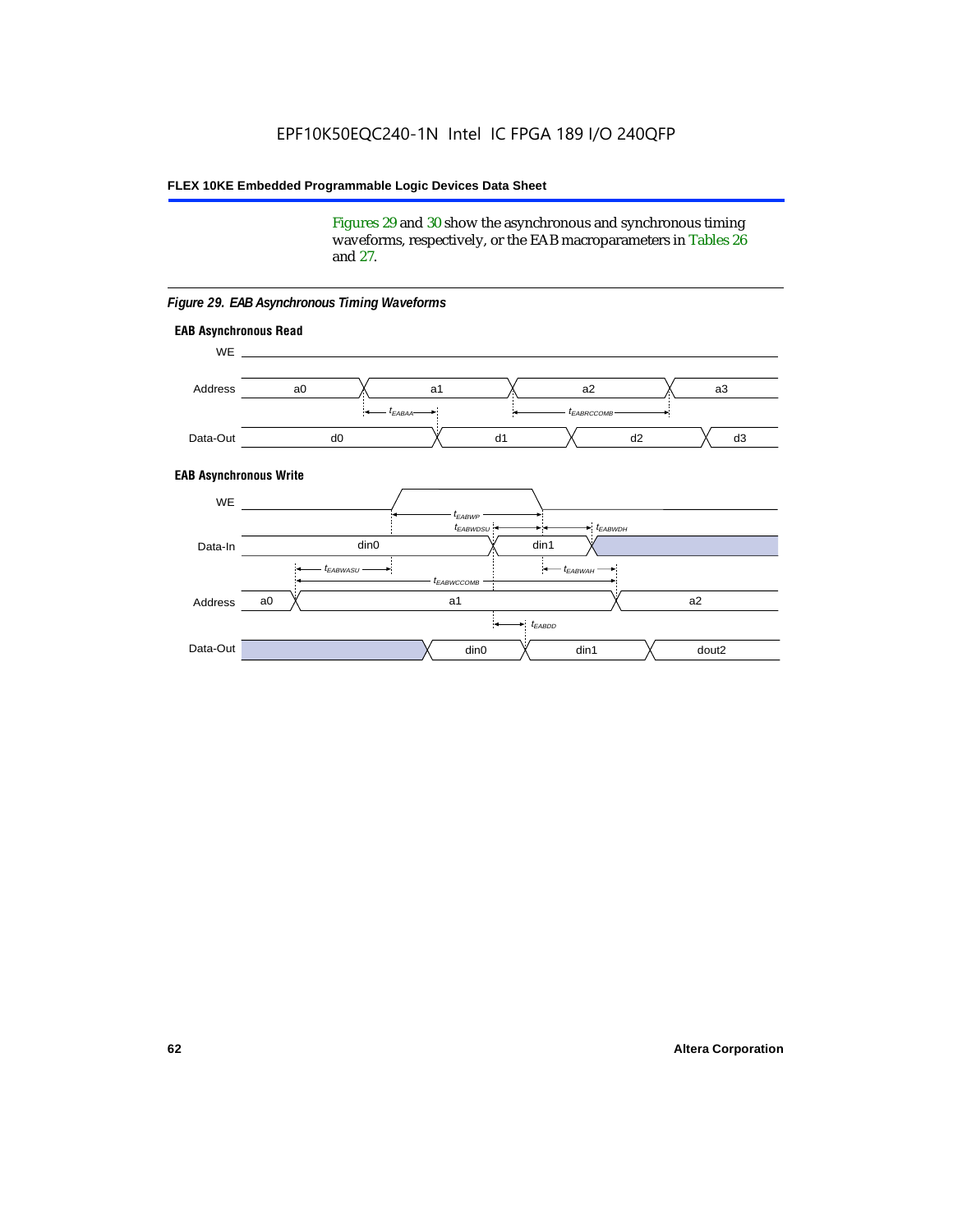Figures 29 and 30 show the asynchronous and synchronous timing waveforms, respectively, or the EAB macroparameters in Tables 26 and 27.

*Figure 29. EAB Asynchronous Timing Waveforms*

**EAB Asynchronous Read**

WE

Address: a0, a1, a2, a3

$t_{EABAA}$ $t_{EABRCCOMB}$

Data-Out: d0, d1, d2, d3

**EAB Asynchronous Write**

WE

$t_{EABWP}$

$t_{EABWDSU}$ $t_{EABWDH}$

Data-In: din0, din1

$t_{EABWASU}$ $t_{EABWAH}$

$t_{EABWCCOMB}$

Address: a0, a1, a2

$t_{EABDD}$

Data-Out: din0, din1, dout2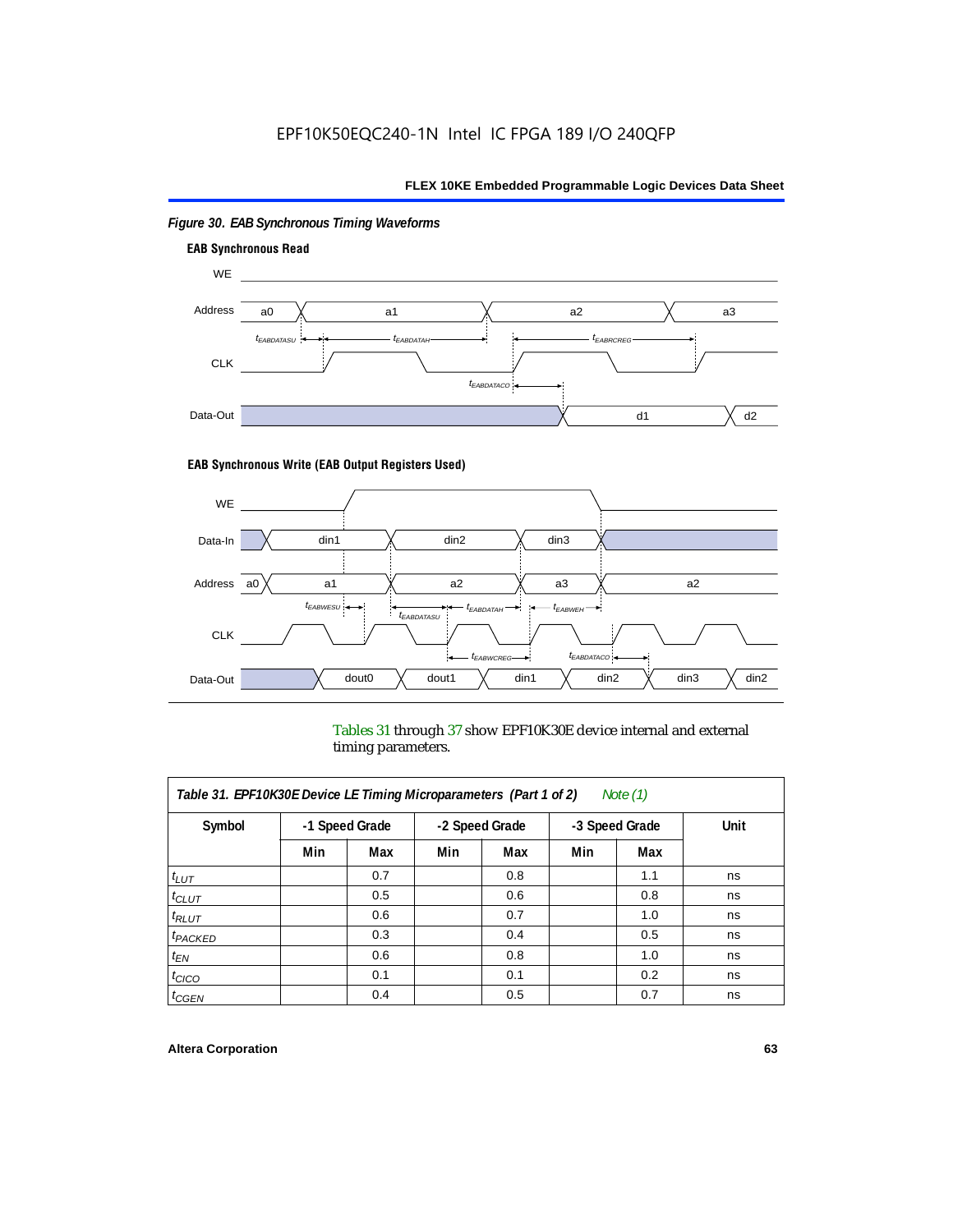*Figure 30. EAB Synchronous Timing Waveforms*

**EAB Synchronous Read**

**EAB Synchronous Write (EAB Output Registers Used)**

Tables 31 through 37 show EPF10K30E device internal and external timing parameters.

*Table 31. EPF10K30E Device LE Timing Microparameters (Part 1 of 2) Note (1)*

| Symbol | -1 Speed Grade | | -2 Speed Grade | | -3 Speed Grade | | Unit |
|---|---|---|---|---|---|---|---|
| | Min | Max | Min | Max | Min | Max | |
| $t_{LUT}$ | | 0.7 | | 0.8 | | 1.1 | ns |
| $t_{CLUT}$ | | 0.5 | | 0.6 | | 0.8 | ns |
| $t_{RLUT}$ | | 0.6 | | 0.7 | | 1.0 | ns |
| $t_{PACKED}$ | | 0.3 | | 0.4 | | 0.5 | ns |
| $t_{EN}$ | | 0.6 | | 0.8 | | 1.0 | ns |
| $t_{CICO}$ | | 0.1 | | 0.1 | | 0.2 | ns |
| $t_{CGEN}$ | | 0.4 | | 0.5 | | 0.7 | ns |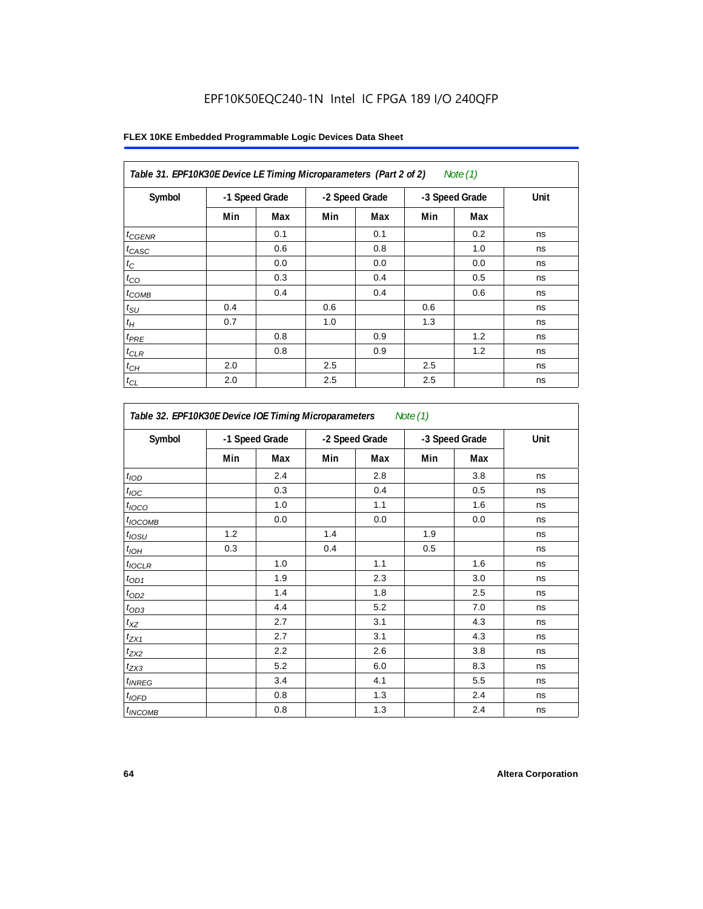EPF10K50EQC240-1N Intel IC FPGA 189 I/O 240QFP

**FLEX 10KE Embedded Programmable Logic Devices Data Sheet**

*Table 31. EPF10K30E Device LE Timing Microparameters (Part 2 of 2) Note (1)*

| Symbol | -1 Speed Grade | | -2 Speed Grade | | -3 Speed Grade | | Unit |
|---|---|---|---|---|---|---|---|
| | Min | Max | Min | Max | Min | Max | |
| $t_{CGENR}$ | | 0.1 | | 0.1 | | 0.2 | ns |
| $t_{CASC}$ | | 0.6 | | 0.8 | | 1.0 | ns |
| $t_{C}$ | | 0.0 | | 0.0 | | 0.0 | ns |
| $t_{CO}$ | | 0.3 | | 0.4 | | 0.5 | ns |
| $t_{COMB}$ | | 0.4 | | 0.4 | | 0.6 | ns |
| $t_{SU}$ | 0.4 | | 0.6 | | 0.6 | | ns |
| $t_{H}$ | 0.7 | | 1.0 | | 1.3 | | ns |
| $t_{PRE}$ | | 0.8 | | 0.9 | | 1.2 | ns |
| $t_{CLR}$ | | 0.8 | | 0.9 | | 1.2 | ns |
| $t_{CH}$ | 2.0 | | 2.5 | | 2.5 | | ns |
| $t_{CL}$ | 2.0 | | 2.5 | | 2.5 | | ns |

*Table 32. EPF10K30E Device IOE Timing Microparameters Note (1)*

| Symbol | -1 Speed Grade | | -2 Speed Grade | | -3 Speed Grade | | Unit |
|---|---|---|---|---|---|---|---|
| | Min | Max | Min | Max | Min | Max | |
| $t_{IOD}$ | | 2.4 | | 2.8 | | 3.8 | ns |
| $t_{IOC}$ | | 0.3 | | 0.4 | | 0.5 | ns |
| $t_{IOCO}$ | | 1.0 | | 1.1 | | 1.6 | ns |
| $t_{IOCOMB}$ | | 0.0 | | 0.0 | | 0.0 | ns |
| $t_{IOSU}$ | 1.2 | | 1.4 | | 1.9 | | ns |
| $t_{IOH}$ | 0.3 | | 0.4 | | 0.5 | | ns |
| $t_{IOCLR}$ | | 1.0 | | 1.1 | | 1.6 | ns |
| $t_{OD1}$ | | 1.9 | | 2.3 | | 3.0 | ns |
| $t_{OD2}$ | | 1.4 | | 1.8 | | 2.5 | ns |
| $t_{OD3}$ | | 4.4 | | 5.2 | | 7.0 | ns |
| $t_{XZ}$ | | 2.7 | | 3.1 | | 4.3 | ns |
| $t_{ZX1}$ | | 2.7 | | 3.1 | | 4.3 | ns |
| $t_{ZX2}$ | | 2.2 | | 2.6 | | 3.8 | ns |
| $t_{ZX3}$ | | 5.2 | | 6.0 | | 8.3 | ns |
| $t_{INREG}$ | | 3.4 | | 4.1 | | 5.5 | ns |
| $t_{IOFD}$ | | 0.8 | | 1.3 | | 2.4 | ns |
| $t_{INCOMB}$ | | 0.8 | | 1.3 | | 2.4 | ns |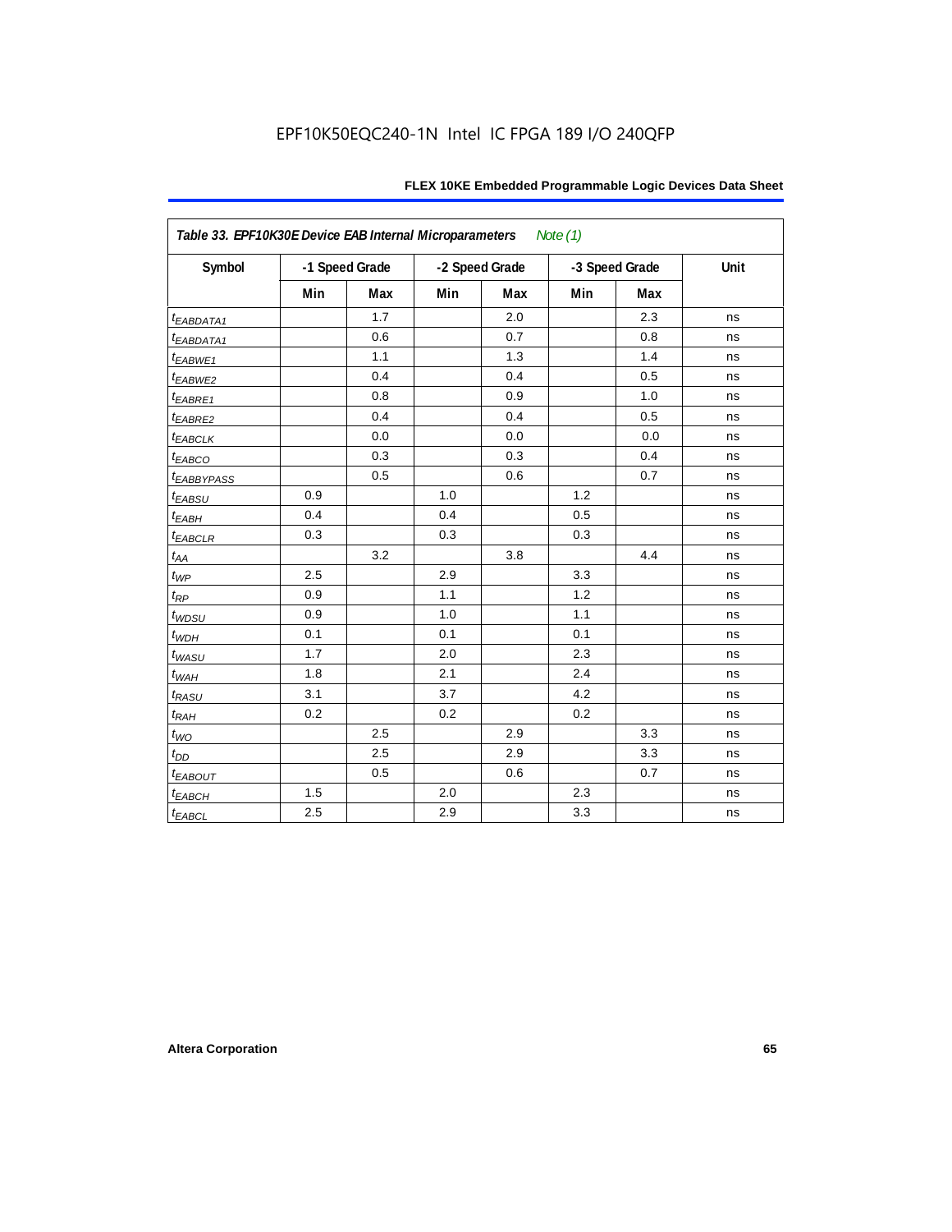| Table 33. EPF10K30E Device EAB Internal Microparameters Note (1) | | | | | | | |
|---|---|---|---|---|---|---|---|
| Symbol | -1 Speed Grade | | -2 Speed Grade | | -3 Speed Grade | | Unit |
| | Min | Max | Min | Max | Min | Max | |
| $t_{EABDATA1}$ | | 1.7 | | 2.0 | | 2.3 | ns |
| $t_{EABDATA1}$ | | 0.6 | | 0.7 | | 0.8 | ns |
| $t_{EABWE1}$ | | 1.1 | | 1.3 | | 1.4 | ns |
| $t_{EABWE2}$ | | 0.4 | | 0.4 | | 0.5 | ns |
| $t_{EABRE1}$ | | 0.8 | | 0.9 | | 1.0 | ns |
| $t_{EABRE2}$ | | 0.4 | | 0.4 | | 0.5 | ns |
| $t_{EABCLK}$ | | 0.0 | | 0.0 | | 0.0 | ns |
| $t_{EABCO}$ | | 0.3 | | 0.3 | | 0.4 | ns |
| $t_{EABBYPASS}$ | | 0.5 | | 0.6 | | 0.7 | ns |
| $t_{EABSU}$ | 0.9 | | 1.0 | | 1.2 | | ns |
| $t_{EABH}$ | 0.4 | | 0.4 | | 0.5 | | ns |
| $t_{EABCLR}$ | 0.3 | | 0.3 | | 0.3 | | ns |
| $t_{AA}$ | | 3.2 | | 3.8 | | 4.4 | ns |
| $t_{WP}$ | 2.5 | | 2.9 | | 3.3 | | ns |
| $t_{RP}$ | 0.9 | | 1.1 | | 1.2 | | ns |
| $t_{WDSU}$ | 0.9 | | 1.0 | | 1.1 | | ns |
| $t_{WDH}$ | 0.1 | | 0.1 | | 0.1 | | ns |
| $t_{WASU}$ | 1.7 | | 2.0 | | 2.3 | | ns |
| $t_{WAH}$ | 1.8 | | 2.1 | | 2.4 | | ns |
| $t_{RASU}$ | 3.1 | | 3.7 | | 4.2 | | ns |
| $t_{RAH}$ | 0.2 | | 0.2 | | 0.2 | | ns |
| $t_{WO}$ | | 2.5 | | 2.9 | | 3.3 | ns |
| $t_{DD}$ | | 2.5 | | 2.9 | | 3.3 | ns |
| $t_{EABOUT}$ | | 0.5 | | 0.6 | | 0.7 | ns |
| $t_{EABCH}$ | 1.5 | | 2.0 | | 2.3 | | ns |
| $t_{EABCL}$ | 2.5 | | 2.9 | | 3.3 | | ns |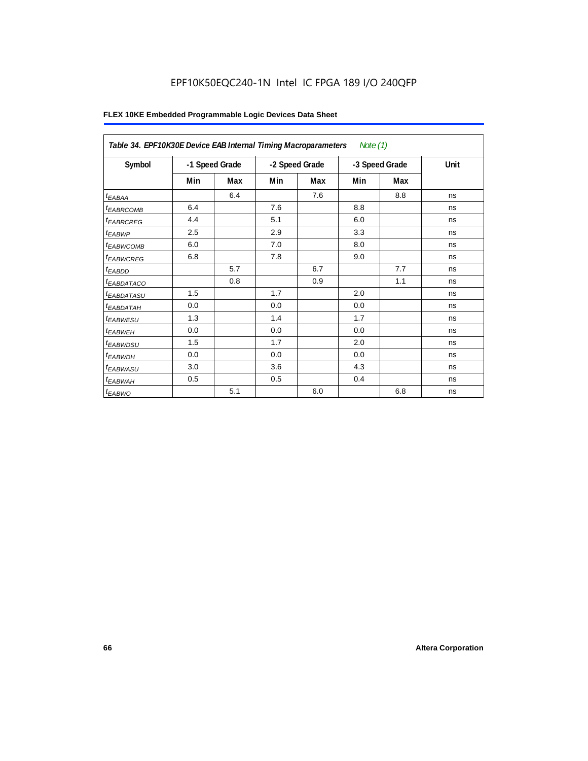Table 34. EPF10K30E Device EAB Internal Timing Macroparameters *Note (1)*

| Symbol | -1 Speed Grade | | -2 Speed Grade | | -3 Speed Grade | | Unit |
|---|---|---|---|---|---|---|---|
| | Min | Max | Min | Max | Min | Max | |
| $t_{EABAA}$ | | 6.4 | | 7.6 | | 8.8 | ns |
| $t_{EABRCOMB}$ | 6.4 | | 7.6 | | 8.8 | | ns |
| $t_{EABRCREG}$ | 4.4 | | 5.1 | | 6.0 | | ns |
| $t_{EABWP}$ | 2.5 | | 2.9 | | 3.3 | | ns |
| $t_{EABWCOMB}$ | 6.0 | | 7.0 | | 8.0 | | ns |
| $t_{EABWCREG}$ | 6.8 | | 7.8 | | 9.0 | | ns |
| $t_{EABDD}$ | | 5.7 | | 6.7 | | 7.7 | ns |
| $t_{EABDATACO}$ | | 0.8 | | 0.9 | | 1.1 | ns |
| $t_{EABDATASU}$ | 1.5 | | 1.7 | | 2.0 | | ns |
| $t_{EABDATAH}$ | 0.0 | | 0.0 | | 0.0 | | ns |
| $t_{EABWESU}$ | 1.3 | | 1.4 | | 1.7 | | ns |
| $t_{EABWEH}$ | 0.0 | | 0.0 | | 0.0 | | ns |
| $t_{EABWDSU}$ | 1.5 | | 1.7 | | 2.0 | | ns |
| $t_{EABWDH}$ | 0.0 | | 0.0 | | 0.0 | | ns |
| $t_{EABWASU}$ | 3.0 | | 3.6 | | 4.3 | | ns |
| $t_{EABWAH}$ | 0.5 | | 0.5 | | 0.4 | | ns |
| $t_{EABWO}$ | | 5.1 | | 6.0 | | 6.8 | ns |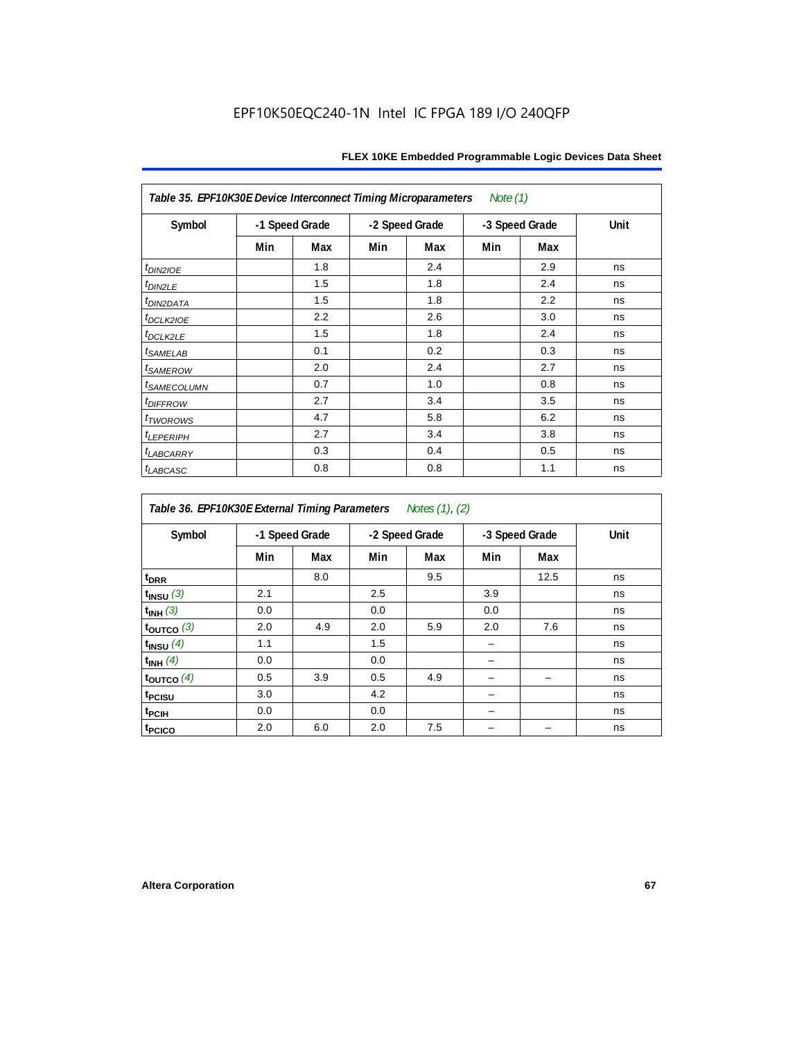Table 35. EPF10K30E Device Interconnect Timing Microparameters *Note (1)*

| Symbol | -1 Speed Grade | | -2 Speed Grade | | -3 Speed Grade | | Unit |
|---|---|---|---|---|---|---|---|
| | Min | Max | Min | Max | Min | Max | |
| $t_{DIN2IOE}$ | | 1.8 | | 2.4 | | 2.9 | ns |
| $t_{DIN2LE}$ | | 1.5 | | 1.8 | | 2.4 | ns |
| $t_{DIN2DATA}$ | | 1.5 | | 1.8 | | 2.2 | ns |
| $t_{DCLK2IOE}$ | | 2.2 | | 2.6 | | 3.0 | ns |
| $t_{DCLK2LE}$ | | 1.5 | | 1.8 | | 2.4 | ns |
| $t_{SAMELAB}$ | | 0.1 | | 0.2 | | 0.3 | ns |
| $t_{SAMEROW}$ | | 2.0 | | 2.4 | | 2.7 | ns |
| $t_{SAMECOLUMN}$ | | 0.7 | | 1.0 | | 0.8 | ns |
| $t_{DIFFROW}$ | | 2.7 | | 3.4 | | 3.5 | ns |
| $t_{TWOROWS}$ | | 4.7 | | 5.8 | | 6.2 | ns |
| $t_{LEPERIPH}$ | | 2.7 | | 3.4 | | 3.8 | ns |
| $t_{LABCARRY}$ | | 0.3 | | 0.4 | | 0.5 | ns |
| $t_{LABCASC}$ | | 0.8 | | 0.8 | | 1.1 | ns |

Table 36. EPF10K30E External Timing Parameters *Notes (1), (2)*

| Symbol | -1 Speed Grade | | -2 Speed Grade | | -3 Speed Grade | | Unit |
|---|---|---|---|---|---|---|---|
| | Min | Max | Min | Max | Min | Max | |
| $t_{DRR}$ | | 8.0 | | 9.5 | | 12.5 | ns |
| $t_{INSU}$ (3) | 2.1 | | 2.5 | | 3.9 | | ns |
| $t_{INH}$ (3) | 0.0 | | 0.0 | | 0.0 | | ns |
| $t_{OUTCO}$ (3) | 2.0 | 4.9 | 2.0 | 5.9 | 2.0 | 7.6 | ns |
| $t_{INSU}$ (4) | 1.1 | | 1.5 | | – | | ns |
| $t_{INH}$ (4) | 0.0 | | 0.0 | | – | | ns |
| $t_{OUTCO}$ (4) | 0.5 | 3.9 | 0.5 | 4.9 | – | – | ns |
| $t_{PCISU}$ | 3.0 | | 4.2 | | – | | ns |
| $t_{PCIH}$ | 0.0 | | 0.0 | | – | | ns |
| $t_{PCICO}$ | 2.0 | 6.0 | 2.0 | 7.5 | – | – | ns |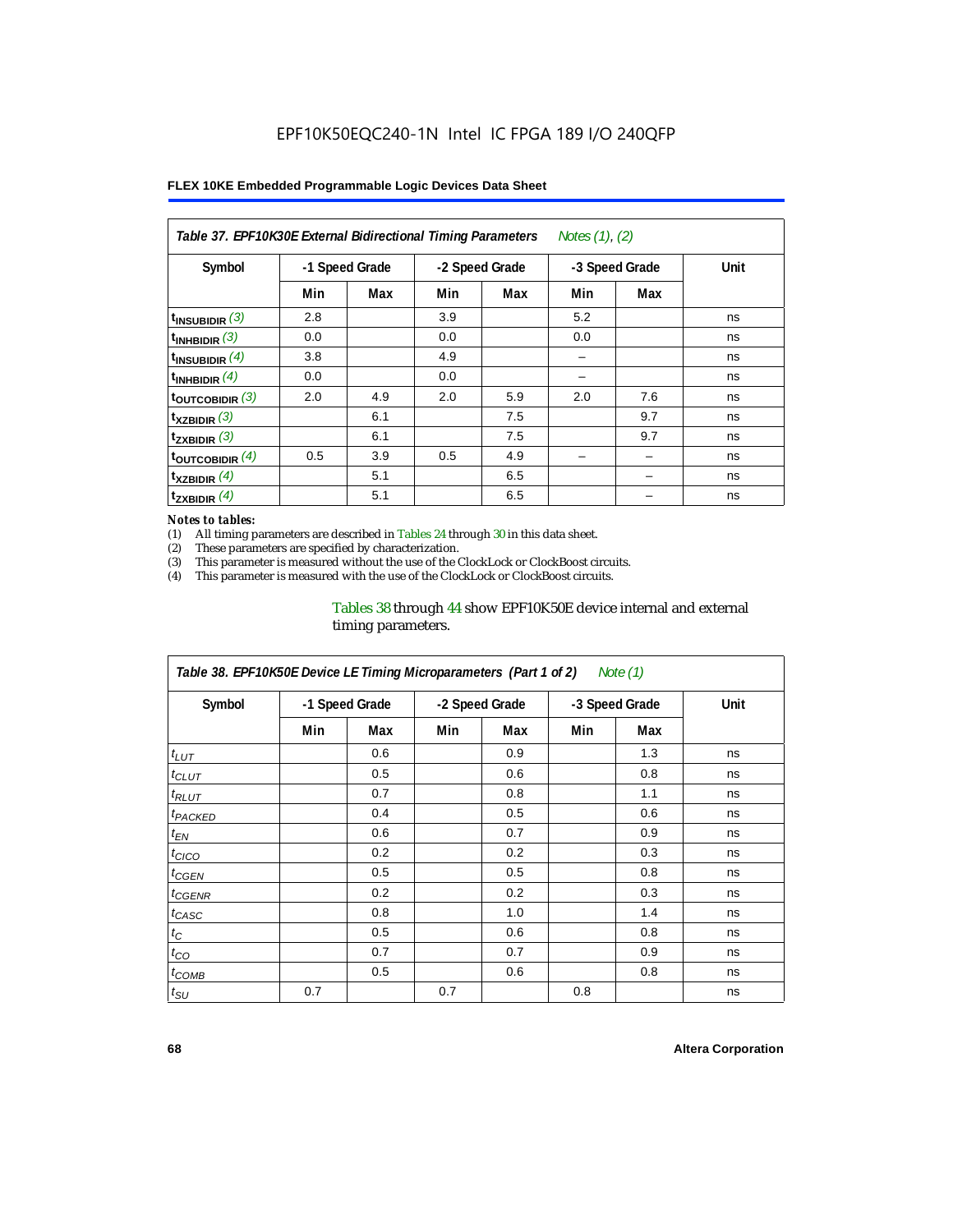EPF10K50EQC240-1N Intel IC FPGA 189 I/O 240QFP

| Table 37. EPF10K30E External Bidirectional Timing Parameters *Notes (1), (2)* | | | | | | | |
|---|---|---|---|---|---|---|---|
| Symbol | -1 Speed Grade | | -2 Speed Grade | | -3 Speed Grade | | Unit |
| | Min | Max | Min | Max | Min | Max | |
| $t_{INSUBIDIR}$ (3) | 2.8 | | 3.9 | | 5.2 | | ns |
| $t_{INHBIDIR}$ (3) | 0.0 | | 0.0 | | 0.0 | | ns |
| $t_{INSUBIDIR}$ (4) | 3.8 | | 4.9 | | – | | ns |
| $t_{INHBIDIR}$ (4) | 0.0 | | 0.0 | | – | | ns |
| $t_{OUTCOBIDIR}$ (3) | 2.0 | 4.9 | 2.0 | 5.9 | 2.0 | 7.6 | ns |
| $t_{XZBIDIR}$ (3) | | 6.1 | | 7.5 | | 9.7 | ns |
| $t_{ZXBIDIR}$ (3) | | 6.1 | | 7.5 | | 9.7 | ns |
| $t_{OUTCOBIDIR}$ (4) | 0.5 | 3.9 | 0.5 | 4.9 | – | – | ns |
| $t_{XZBIDIR}$ (4) | | 5.1 | | 6.5 | | – | ns |
| $t_{ZXBIDIR}$ (4) | | 5.1 | | 6.5 | | – | ns |

*Notes to tables:*

(1) All timing parameters are described in Tables 24 through 30 in this data sheet.
(2) These parameters are specified by characterization.
(3) This parameter is measured without the use of the ClockLock or ClockBoost circuits.
(4) This parameter is measured with the use of the ClockLock or ClockBoost circuits.

Tables 38 through 44 show EPF10K50E device internal and external timing parameters.

| Table 38. EPF10K50E Device LE Timing Microparameters (Part 1 of 2) *Note (1)* | | | | | | | |
|---|---|---|---|---|---|---|---|
| Symbol | -1 Speed Grade | | -2 Speed Grade | | -3 Speed Grade | | Unit |
| | Min | Max | Min | Max | Min | Max | |
| $t_{LUT}$ | | 0.6 | | 0.9 | | 1.3 | ns |
| $t_{CLUT}$ | | 0.5 | | 0.6 | | 0.8 | ns |
| $t_{RLUT}$ | | 0.7 | | 0.8 | | 1.1 | ns |
| $t_{PACKED}$ | | 0.4 | | 0.5 | | 0.6 | ns |
| $t_{EN}$ | | 0.6 | | 0.7 | | 0.9 | ns |
| $t_{CICO}$ | | 0.2 | | 0.2 | | 0.3 | ns |
| $t_{CGEN}$ | | 0.5 | | 0.5 | | 0.8 | ns |
| $t_{CGENR}$ | | 0.2 | | 0.2 | | 0.3 | ns |
| $t_{CASC}$ | | 0.8 | | 1.0 | | 1.4 | ns |
| $t_{C}$ | | 0.5 | | 0.6 | | 0.8 | ns |
| $t_{CO}$ | | 0.7 | | 0.7 | | 0.9 | ns |
| $t_{COMB}$ | | 0.5 | | 0.6 | | 0.8 | ns |
| $t_{SU}$ | 0.7 | | 0.7 | | 0.8 | | ns |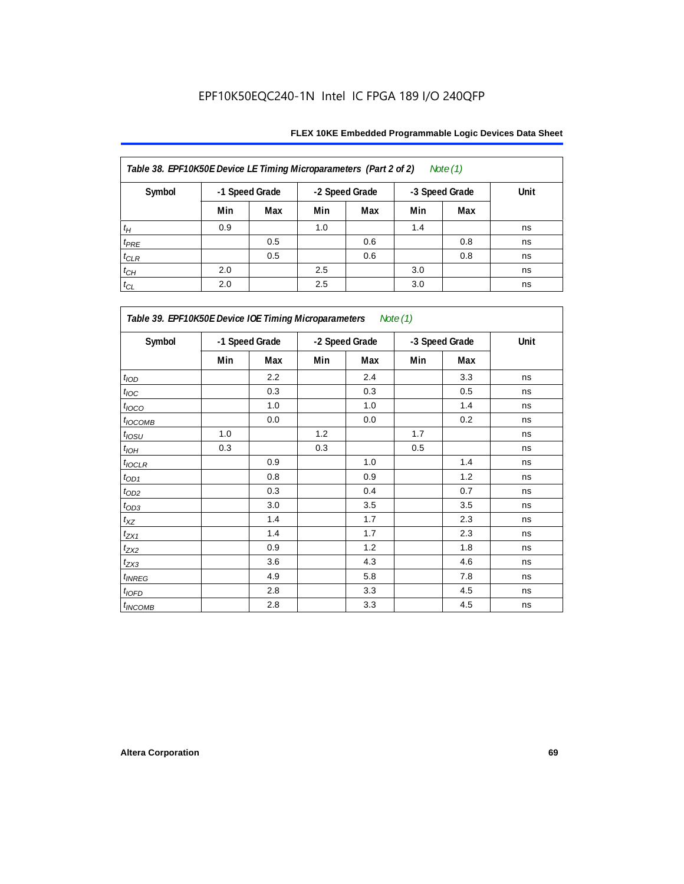Table 38. EPF10K50E Device LE Timing Microparameters (Part 2 of 2) *Note (1)*

| Symbol | -1 Speed Grade | | -2 Speed Grade | | -3 Speed Grade | | Unit |
|---|---|---|---|---|---|---|---|
| | Min | Max | Min | Max | Min | Max | |
| $t_H$ | 0.9 | | 1.0 | | 1.4 | | ns |
| $t_{PRE}$ | | 0.5 | | 0.6 | | 0.8 | ns |
| $t_{CLR}$ | | 0.5 | | 0.6 | | 0.8 | ns |
| $t_{CH}$ | 2.0 | | 2.5 | | 3.0 | | ns |
| $t_{CL}$ | 2.0 | | 2.5 | | 3.0 | | ns |

Table 39. EPF10K50E Device IOE Timing Microparameters *Note (1)*

| Symbol | -1 Speed Grade | | -2 Speed Grade | | -3 Speed Grade | | Unit |
|---|---|---|---|---|---|---|---|
| | Min | Max | Min | Max | Min | Max | |
| $t_{IOD}$ | | 2.2 | | 2.4 | | 3.3 | ns |
| $t_{IOC}$ | | 0.3 | | 0.3 | | 0.5 | ns |
| $t_{IOCO}$ | | 1.0 | | 1.0 | | 1.4 | ns |
| $t_{IOCOMB}$ | | 0.0 | | 0.0 | | 0.2 | ns |
| $t_{IOSU}$ | 1.0 | | 1.2 | | 1.7 | | ns |
| $t_{IOH}$ | 0.3 | | 0.3 | | 0.5 | | ns |
| $t_{IOCLR}$ | | 0.9 | | 1.0 | | 1.4 | ns |
| $t_{OD1}$ | | 0.8 | | 0.9 | | 1.2 | ns |
| $t_{OD2}$ | | 0.3 | | 0.4 | | 0.7 | ns |
| $t_{OD3}$ | | 3.0 | | 3.5 | | 3.5 | ns |
| $t_{XZ}$ | | 1.4 | | 1.7 | | 2.3 | ns |
| $t_{ZX1}$ | | 1.4 | | 1.7 | | 2.3 | ns |
| $t_{ZX2}$ | | 0.9 | | 1.2 | | 1.8 | ns |
| $t_{ZX3}$ | | 3.6 | | 4.3 | | 4.6 | ns |
| $t_{INREG}$ | | 4.9 | | 5.8 | | 7.8 | ns |
| $t_{IOFD}$ | | 2.8 | | 3.3 | | 4.5 | ns |
| $t_{INCOMB}$ | | 2.8 | | 3.3 | | 4.5 | ns |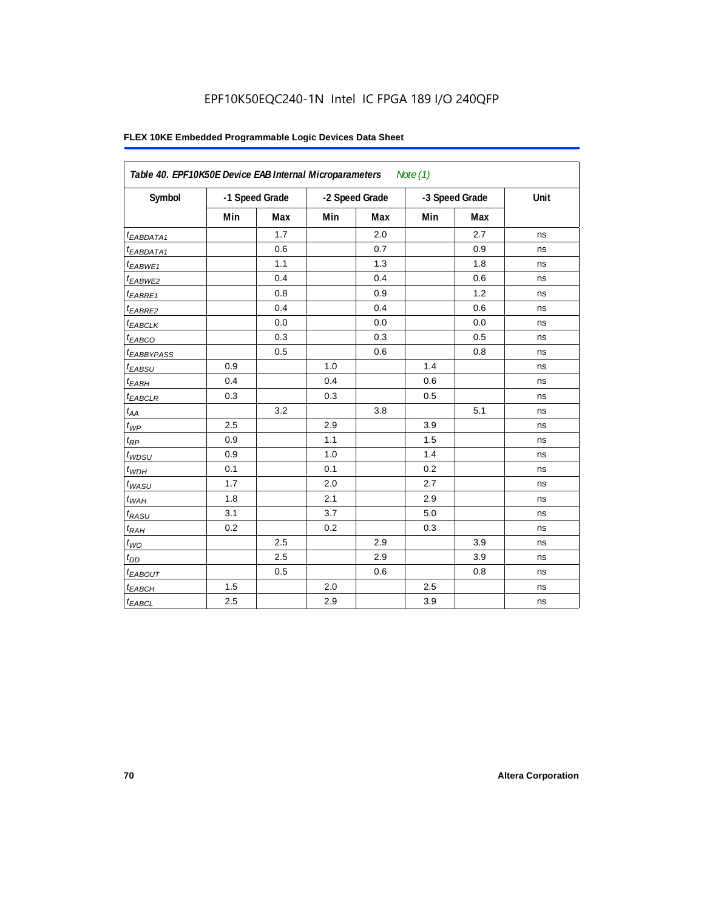EPF10K50EQC240-1N Intel IC FPGA 189 I/O 240QFP

**FLEX 10KE Embedded Programmable Logic Devices Data Sheet**

| Table 40. EPF10K50E Device EAB Internal Microparameters *Note (1)* | | | | | | | |
|---|---|---|---|---|---|---|---|
| Symbol | -1 Speed Grade | | -2 Speed Grade | | -3 Speed Grade | | Unit |
| | Min | Max | Min | Max | Min | Max | |
| $t_{EABDATA1}$ | | 1.7 | | 2.0 | | 2.7 | ns |
| $t_{EABDATA1}$ | | 0.6 | | 0.7 | | 0.9 | ns |
| $t_{EABWE1}$ | | 1.1 | | 1.3 | | 1.8 | ns |
| $t_{EABWE2}$ | | 0.4 | | 0.4 | | 0.6 | ns |
| $t_{EABRE1}$ | | 0.8 | | 0.9 | | 1.2 | ns |
| $t_{EABRE2}$ | | 0.4 | | 0.4 | | 0.6 | ns |
| $t_{EABCLK}$ | | 0.0 | | 0.0 | | 0.0 | ns |
| $t_{EABCO}$ | | 0.3 | | 0.3 | | 0.5 | ns |
| $t_{EABBYPASS}$ | | 0.5 | | 0.6 | | 0.8 | ns |
| $t_{EABSU}$ | 0.9 | | 1.0 | | 1.4 | | ns |
| $t_{EABH}$ | 0.4 | | 0.4 | | 0.6 | | ns |
| $t_{EABCLR}$ | 0.3 | | 0.3 | | 0.5 | | ns |
| $t_{AA}$ | | 3.2 | | 3.8 | | 5.1 | ns |
| $t_{WP}$ | 2.5 | | 2.9 | | 3.9 | | ns |
| $t_{RP}$ | 0.9 | | 1.1 | | 1.5 | | ns |
| $t_{WDSU}$ | 0.9 | | 1.0 | | 1.4 | | ns |
| $t_{WDH}$ | 0.1 | | 0.1 | | 0.2 | | ns |
| $t_{WASU}$ | 1.7 | | 2.0 | | 2.7 | | ns |
| $t_{WAH}$ | 1.8 | | 2.1 | | 2.9 | | ns |
| $t_{RASU}$ | 3.1 | | 3.7 | | 5.0 | | ns |
| $t_{RAH}$ | 0.2 | | 0.2 | | 0.3 | | ns |
| $t_{WO}$ | | 2.5 | | 2.9 | | 3.9 | ns |
| $t_{DD}$ | | 2.5 | | 2.9 | | 3.9 | ns |
| $t_{EABOUT}$ | | 0.5 | | 0.6 | | 0.8 | ns |
| $t_{EABCH}$ | 1.5 | | 2.0 | | 2.5 | | ns |
| $t_{EABCL}$ | 2.5 | | 2.9 | | 3.9 | | ns |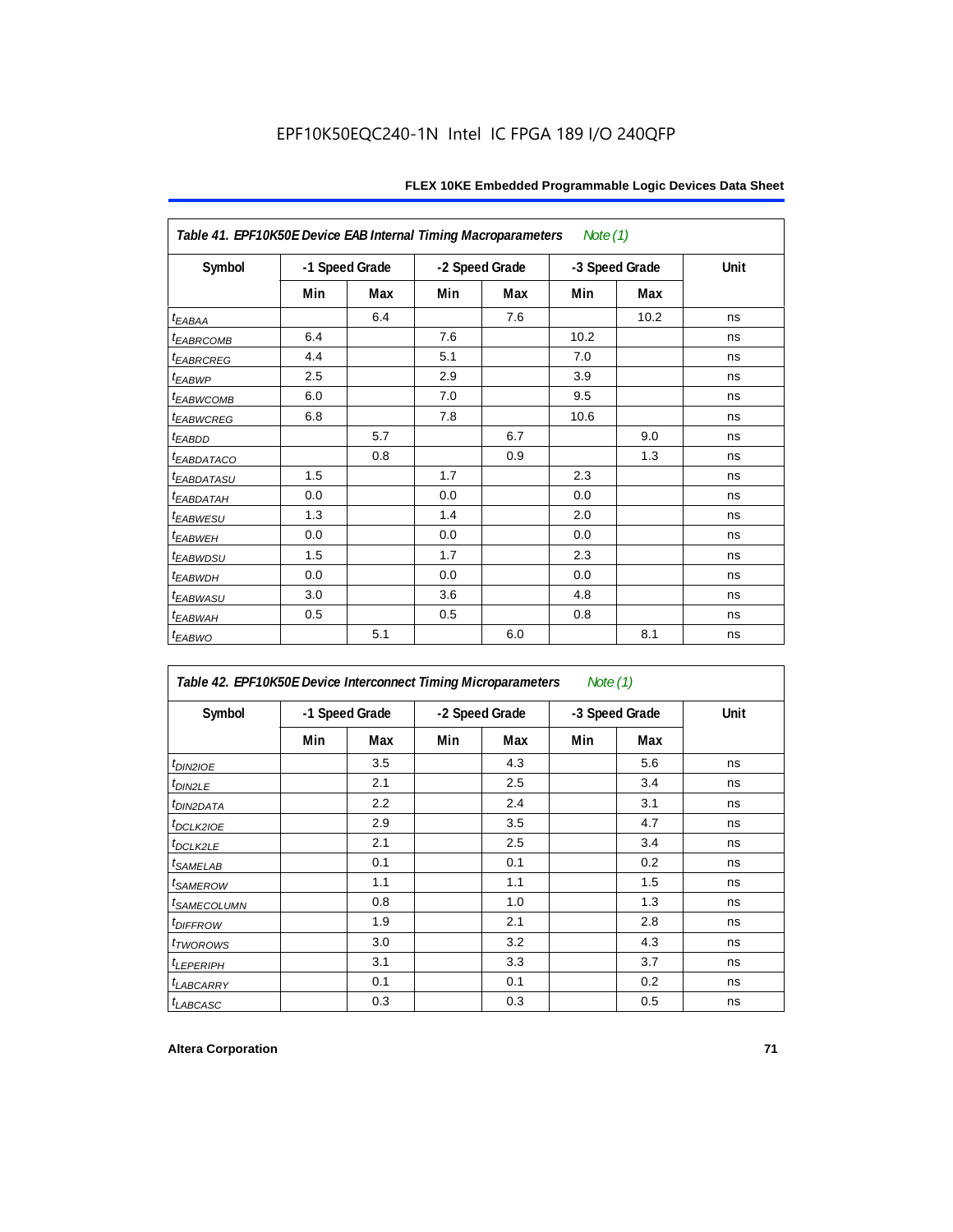EPF10K50EQC240-1N Intel IC FPGA 189 I/O 240QFP

| *Table 41. EPF10K50E Device EAB Internal Timing Macroparameters Note (1)* | | | | | | | |
|---|---|---|---|---|---|---|---|
| Symbol | -1 Speed Grade | | -2 Speed Grade | | -3 Speed Grade | | Unit |
| | Min | Max | Min | Max | Min | Max | |
| $t_{EABAA}$ | | 6.4 | | 7.6 | | 10.2 | ns |
| $t_{EABRCOMB}$ | 6.4 | | 7.6 | | 10.2 | | ns |
| $t_{EABRCREG}$ | 4.4 | | 5.1 | | 7.0 | | ns |
| $t_{EABWP}$ | 2.5 | | 2.9 | | 3.9 | | ns |
| $t_{EABWCOMB}$ | 6.0 | | 7.0 | | 9.5 | | ns |
| $t_{EABWCREG}$ | 6.8 | | 7.8 | | 10.6 | | ns |
| $t_{EABDD}$ | | 5.7 | | 6.7 | | 9.0 | ns |
| $t_{EABDATACO}$ | | 0.8 | | 0.9 | | 1.3 | ns |
| $t_{EABDATASU}$ | 1.5 | | 1.7 | | 2.3 | | ns |
| $t_{EABDATAH}$ | 0.0 | | 0.0 | | 0.0 | | ns |
| $t_{EABWESU}$ | 1.3 | | 1.4 | | 2.0 | | ns |
| $t_{EABWEH}$ | 0.0 | | 0.0 | | 0.0 | | ns |
| $t_{EABWDSU}$ | 1.5 | | 1.7 | | 2.3 | | ns |
| $t_{EABWDH}$ | 0.0 | | 0.0 | | 0.0 | | ns |
| $t_{EABWASU}$ | 3.0 | | 3.6 | | 4.8 | | ns |
| $t_{EABWAH}$ | 0.5 | | 0.5 | | 0.8 | | ns |
| $t_{EABWO}$ | | 5.1 | | 6.0 | | 8.1 | ns |

| *Table 42. EPF10K50E Device Interconnect Timing Microparameters Note (1)* | | | | | | | |
|---|---|---|---|---|---|---|---|
| Symbol | -1 Speed Grade | | -2 Speed Grade | | -3 Speed Grade | | Unit |
| | Min | Max | Min | Max | Min | Max | |
| $t_{DIN2IOE}$ | | 3.5 | | 4.3 | | 5.6 | ns |
| $t_{DIN2LE}$ | | 2.1 | | 2.5 | | 3.4 | ns |
| $t_{DIN2DATA}$ | | 2.2 | | 2.4 | | 3.1 | ns |
| $t_{DCLK2IOE}$ | | 2.9 | | 3.5 | | 4.7 | ns |
| $t_{DCLK2LE}$ | | 2.1 | | 2.5 | | 3.4 | ns |
| $t_{SAMELAB}$ | | 0.1 | | 0.1 | | 0.2 | ns |
| $t_{SAMEROW}$ | | 1.1 | | 1.1 | | 1.5 | ns |
| $t_{SAMECOLUMN}$ | | 0.8 | | 1.0 | | 1.3 | ns |
| $t_{DIFFROW}$ | | 1.9 | | 2.1 | | 2.8 | ns |
| $t_{TWOROWS}$ | | 3.0 | | 3.2 | | 4.3 | ns |
| $t_{LEPERIPH}$ | | 3.1 | | 3.3 | | 3.7 | ns |
| $t_{LABCARRY}$ | | 0.1 | | 0.1 | | 0.2 | ns |
| $t_{LABCASC}$ | | 0.3 | | 0.3 | | 0.5 | ns |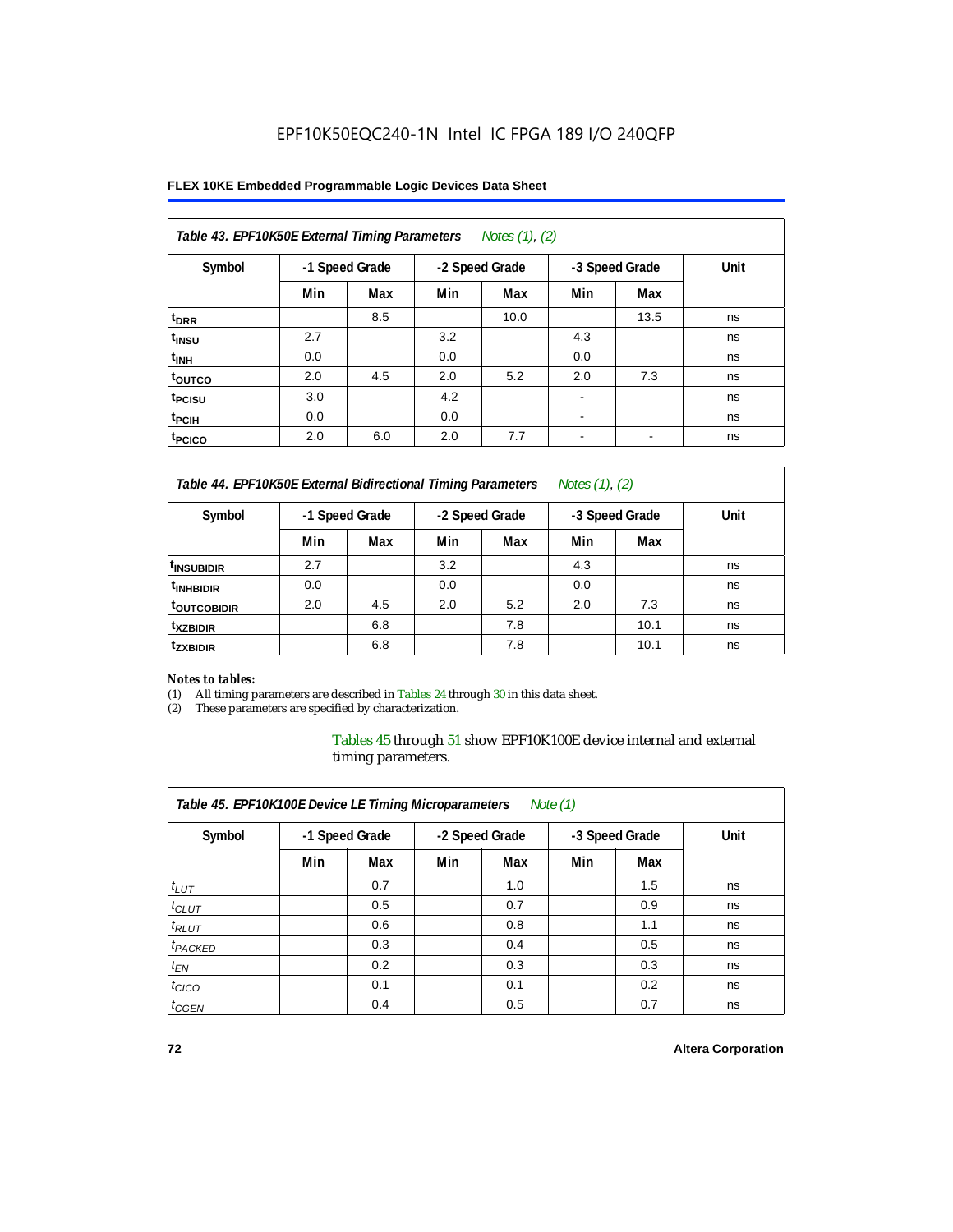EPF10K50EQC240-1N Intel IC FPGA 189 I/O 240QFP

| Table 43. EPF10K50E External Timing Parameters *Notes (1), (2)* | | | | | | | |
|---|---|---|---|---|---|---|---|
| Symbol | -1 Speed Grade | | -2 Speed Grade | | -3 Speed Grade | | Unit |
| | Min | Max | Min | Max | Min | Max | |
| $t_{DRR}$ | | 8.5 | | 10.0 | | 13.5 | ns |
| $t_{INSU}$ | 2.7 | | 3.2 | | 4.3 | | ns |
| $t_{INH}$ | 0.0 | | 0.0 | | 0.0 | | ns |
| $t_{OUTCO}$ | 2.0 | 4.5 | 2.0 | 5.2 | 2.0 | 7.3 | ns |
| $t_{PCISU}$ | 3.0 | | 4.2 | | - | | ns |
| $t_{PCIH}$ | 0.0 | | 0.0 | | - | | ns |
| $t_{PCICO}$ | 2.0 | 6.0 | 2.0 | 7.7 | - | - | ns |

| Table 44. EPF10K50E External Bidirectional Timing Parameters *Notes (1), (2)* | | | | | | | |
|---|---|---|---|---|---|---|---|
| Symbol | -1 Speed Grade | | -2 Speed Grade | | -3 Speed Grade | | Unit |
| | Min | Max | Min | Max | Min | Max | |
| $t_{INSUBIDIR}$ | 2.7 | | 3.2 | | 4.3 | | ns |
| $t_{INHBIDIR}$ | 0.0 | | 0.0 | | 0.0 | | ns |
| $t_{OUTCOBIDIR}$ | 2.0 | 4.5 | 2.0 | 5.2 | 2.0 | 7.3 | ns |
| $t_{XZBIDIR}$ | | 6.8 | | 7.8 | | 10.1 | ns |
| $t_{ZXBIDIR}$ | | 6.8 | | 7.8 | | 10.1 | ns |

*Notes to tables:*

(1) All timing parameters are described in Tables 24 through 30 in this data sheet.
(2) These parameters are specified by characterization.

Tables 45 through 51 show EPF10K100E device internal and external timing parameters.

| Table 45. EPF10K100E Device LE Timing Microparameters *Note (1)* | | | | | | | |
|---|---|---|---|---|---|---|---|
| Symbol | -1 Speed Grade | | -2 Speed Grade | | -3 Speed Grade | | Unit |
| | Min | Max | Min | Max | Min | Max | |
| $t_{LUT}$ | | 0.7 | | 1.0 | | 1.5 | ns |
| $t_{CLUT}$ | | 0.5 | | 0.7 | | 0.9 | ns |
| $t_{RLUT}$ | | 0.6 | | 0.8 | | 1.1 | ns |
| $t_{PACKED}$ | | 0.3 | | 0.4 | | 0.5 | ns |
| $t_{EN}$ | | 0.2 | | 0.3 | | 0.3 | ns |
| $t_{CICO}$ | | 0.1 | | 0.1 | | 0.2 | ns |
| $t_{CGEN}$ | | 0.4 | | 0.5 | | 0.7 | ns |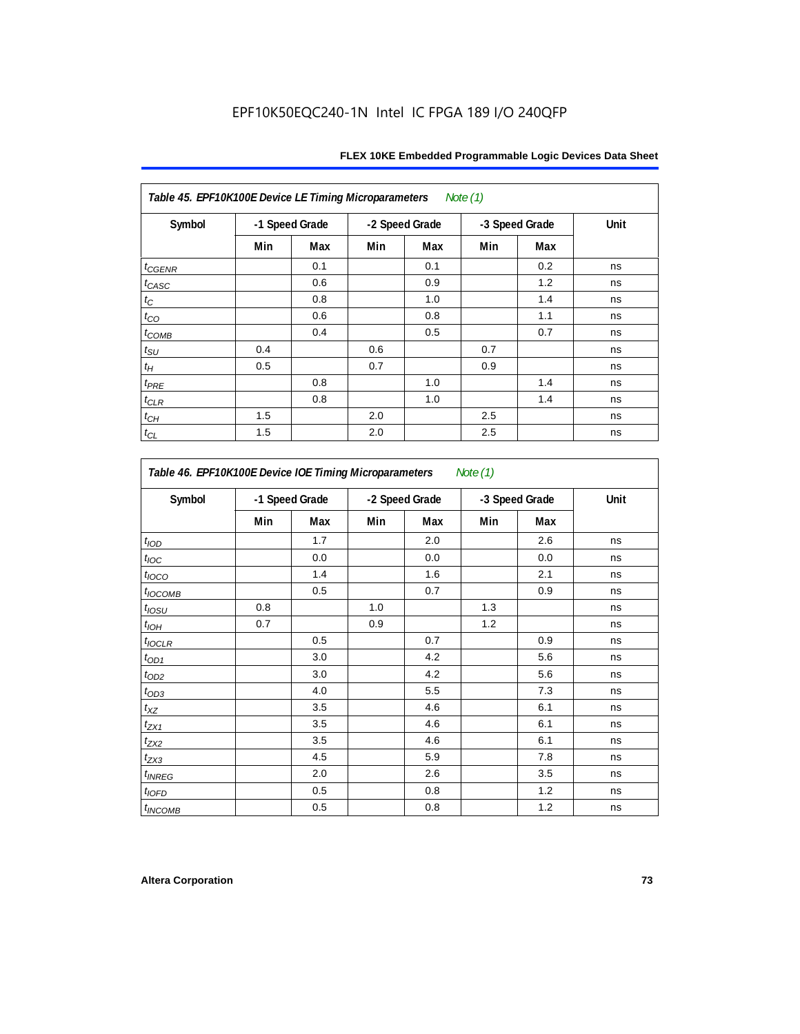**Table 45. EPF10K100E Device LE Timing Microparameters** *Note (1)*

| Symbol | -1 Speed Grade | | -2 Speed Grade | | -3 Speed Grade | | Unit |
|---|---|---|---|---|---|---|---|
| | Min | Max | Min | Max | Min | Max | |
| $t_{CGENR}$ | | 0.1 | | 0.1 | | 0.2 | ns |
| $t_{CASC}$ | | 0.6 | | 0.9 | | 1.2 | ns |
| $t_{C}$ | | 0.8 | | 1.0 | | 1.4 | ns |
| $t_{CO}$ | | 0.6 | | 0.8 | | 1.1 | ns |
| $t_{COMB}$ | | 0.4 | | 0.5 | | 0.7 | ns |
| $t_{SU}$ | 0.4 | | 0.6 | | 0.7 | | ns |
| $t_{H}$ | 0.5 | | 0.7 | | 0.9 | | ns |
| $t_{PRE}$ | | 0.8 | | 1.0 | | 1.4 | ns |
| $t_{CLR}$ | | 0.8 | | 1.0 | | 1.4 | ns |
| $t_{CH}$ | 1.5 | | 2.0 | | 2.5 | | ns |
| $t_{CL}$ | 1.5 | | 2.0 | | 2.5 | | ns |

**Table 46. EPF10K100E Device IOE Timing Microparameters** *Note (1)*

| Symbol | -1 Speed Grade | | -2 Speed Grade | | -3 Speed Grade | | Unit |
|---|---|---|---|---|---|---|---|
| | Min | Max | Min | Max | Min | Max | |
| $t_{IOD}$ | | 1.7 | | 2.0 | | 2.6 | ns |
| $t_{IOC}$ | | 0.0 | | 0.0 | | 0.0 | ns |
| $t_{IOCO}$ | | 1.4 | | 1.6 | | 2.1 | ns |
| $t_{IOCOMB}$ | | 0.5 | | 0.7 | | 0.9 | ns |
| $t_{IOSU}$ | 0.8 | | 1.0 | | 1.3 | | ns |
| $t_{IOH}$ | 0.7 | | 0.9 | | 1.2 | | ns |
| $t_{IOCLR}$ | | 0.5 | | 0.7 | | 0.9 | ns |
| $t_{OD1}$ | | 3.0 | | 4.2 | | 5.6 | ns |
| $t_{OD2}$ | | 3.0 | | 4.2 | | 5.6 | ns |
| $t_{OD3}$ | | 4.0 | | 5.5 | | 7.3 | ns |
| $t_{XZ}$ | | 3.5 | | 4.6 | | 6.1 | ns |
| $t_{ZX1}$ | | 3.5 | | 4.6 | | 6.1 | ns |
| $t_{ZX2}$ | | 3.5 | | 4.6 | | 6.1 | ns |
| $t_{ZX3}$ | | 4.5 | | 5.9 | | 7.8 | ns |
| $t_{INREG}$ | | 2.0 | | 2.6 | | 3.5 | ns |
| $t_{IOFD}$ | | 0.5 | | 0.8 | | 1.2 | ns |
| $t_{INCOMB}$ | | 0.5 | | 0.8 | | 1.2 | ns |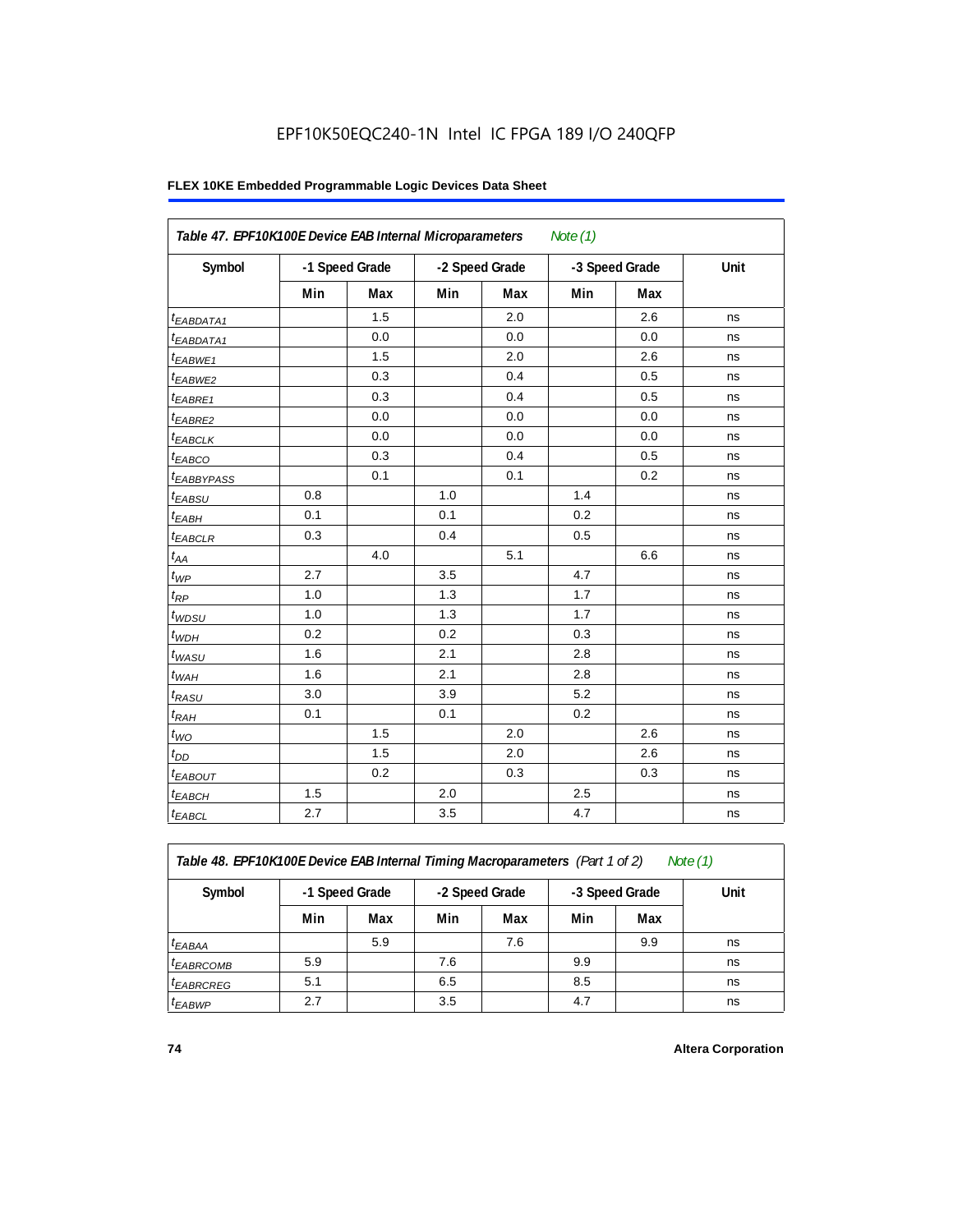EPF10K50EQC240-1N Intel IC FPGA 189 I/O 240QFP

| Table 47. EPF10K100E Device EAB Internal Microparameters Note (1) | | | | | | | |
|---|---|---|---|---|---|---|---|
| Symbol | -1 Speed Grade | | -2 Speed Grade | | -3 Speed Grade | | Unit |
| | Min | Max | Min | Max | Min | Max | |
| $t_{EABDATA1}$ | | 1.5 | | 2.0 | | 2.6 | ns |
| $t_{EABDATA1}$ | | 0.0 | | 0.0 | | 0.0 | ns |
| $t_{EABWE1}$ | | 1.5 | | 2.0 | | 2.6 | ns |
| $t_{EABWE2}$ | | 0.3 | | 0.4 | | 0.5 | ns |
| $t_{EABRE1}$ | | 0.3 | | 0.4 | | 0.5 | ns |
| $t_{EABRE2}$ | | 0.0 | | 0.0 | | 0.0 | ns |
| $t_{EABCLK}$ | | 0.0 | | 0.0 | | 0.0 | ns |
| $t_{EABCO}$ | | 0.3 | | 0.4 | | 0.5 | ns |
| $t_{EABBYPASS}$ | | 0.1 | | 0.1 | | 0.2 | ns |
| $t_{EABSU}$ | 0.8 | | 1.0 | | 1.4 | | ns |
| $t_{EABH}$ | 0.1 | | 0.1 | | 0.2 | | ns |
| $t_{EABCLR}$ | 0.3 | | 0.4 | | 0.5 | | ns |
| $t_{AA}$ | | 4.0 | | 5.1 | | 6.6 | ns |
| $t_{WP}$ | 2.7 | | 3.5 | | 4.7 | | ns |
| $t_{RP}$ | 1.0 | | 1.3 | | 1.7 | | ns |
| $t_{WDSU}$ | 1.0 | | 1.3 | | 1.7 | | ns |
| $t_{WDH}$ | 0.2 | | 0.2 | | 0.3 | | ns |
| $t_{WASU}$ | 1.6 | | 2.1 | | 2.8 | | ns |
| $t_{WAH}$ | 1.6 | | 2.1 | | 2.8 | | ns |
| $t_{RASU}$ | 3.0 | | 3.9 | | 5.2 | | ns |
| $t_{RAH}$ | 0.1 | | 0.1 | | 0.2 | | ns |
| $t_{WO}$ | | 1.5 | | 2.0 | | 2.6 | ns |
| $t_{DD}$ | | 1.5 | | 2.0 | | 2.6 | ns |
| $t_{EABOUT}$ | | 0.2 | | 0.3 | | 0.3 | ns |
| $t_{EABCH}$ | 1.5 | | 2.0 | | 2.5 | | ns |
| $t_{EABCL}$ | 2.7 | | 3.5 | | 4.7 | | ns |

| Table 48. EPF10K100E Device EAB Internal Timing Macroparameters (Part 1 of 2) Note (1) | | | | | | | |
|---|---|---|---|---|---|---|---|
| Symbol | -1 Speed Grade | | -2 Speed Grade | | -3 Speed Grade | | Unit |
| | Min | Max | Min | Max | Min | Max | |
| $t_{EABAA}$ | | 5.9 | | 7.6 | | 9.9 | ns |
| $t_{EABRCOMB}$ | 5.9 | | 7.6 | | 9.9 | | ns |
| $t_{EABRCREG}$ | 5.1 | | 6.5 | | 8.5 | | ns |
| $t_{EABWP}$ | 2.7 | | 3.5 | | 4.7 | | ns |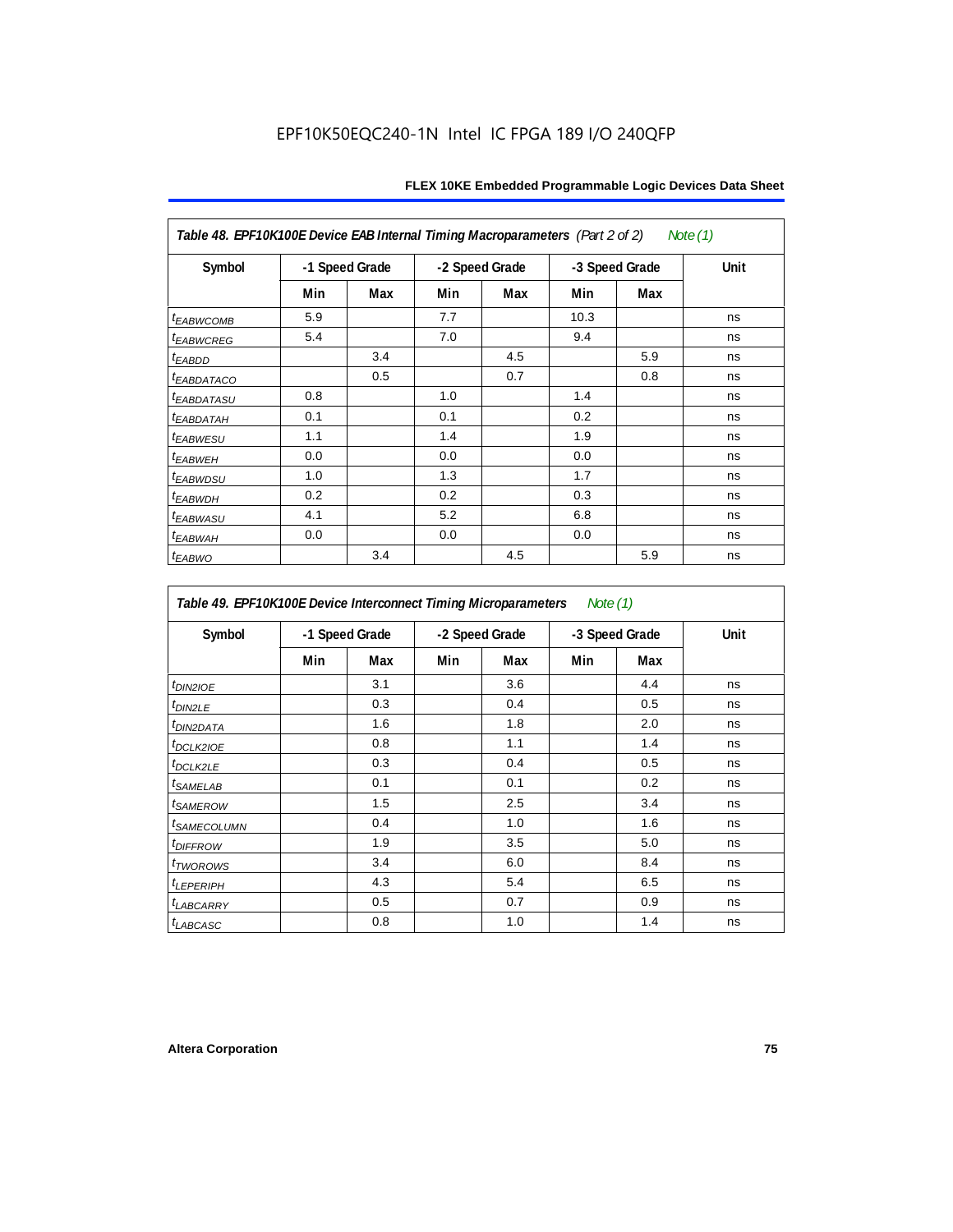EPF10K50EQC240-1N Intel IC FPGA 189 I/O 240QFP

| *Table 48. EPF10K100E Device EAB Internal Timing Macroparameters (Part 2 of 2) Note (1)* | | | | | | | |
|---|---|---|---|---|---|---|---|
| Symbol | -1 Speed Grade | | -2 Speed Grade | | -3 Speed Grade | | Unit |
| | Min | Max | Min | Max | Min | Max | |
| $t_{EABWCOMB}$ | 5.9 | | 7.7 | | 10.3 | | ns |
| $t_{EABWCREG}$ | 5.4 | | 7.0 | | 9.4 | | ns |
| $t_{EABDD}$ | | 3.4 | | 4.5 | | 5.9 | ns |
| $t_{EABDATACO}$ | | 0.5 | | 0.7 | | 0.8 | ns |
| $t_{EABDATASU}$ | 0.8 | | 1.0 | | 1.4 | | ns |
| $t_{EABDATAH}$ | 0.1 | | 0.1 | | 0.2 | | ns |
| $t_{EABWESU}$ | 1.1 | | 1.4 | | 1.9 | | ns |
| $t_{EABWEH}$ | 0.0 | | 0.0 | | 0.0 | | ns |
| $t_{EABWDSU}$ | 1.0 | | 1.3 | | 1.7 | | ns |
| $t_{EABWDH}$ | 0.2 | | 0.2 | | 0.3 | | ns |
| $t_{EABWASU}$ | 4.1 | | 5.2 | | 6.8 | | ns |
| $t_{EABWAH}$ | 0.0 | | 0.0 | | 0.0 | | ns |
| $t_{EABWO}$ | | 3.4 | | 4.5 | | 5.9 | ns |

| *Table 49. EPF10K100E Device Interconnect Timing Microparameters Note (1)* | | | | | | | |
|---|---|---|---|---|---|---|---|
| Symbol | -1 Speed Grade | | -2 Speed Grade | | -3 Speed Grade | | Unit |
| | Min | Max | Min | Max | Min | Max | |
| $t_{DIN2IOE}$ | | 3.1 | | 3.6 | | 4.4 | ns |
| $t_{DIN2LE}$ | | 0.3 | | 0.4 | | 0.5 | ns |
| $t_{DIN2DATA}$ | | 1.6 | | 1.8 | | 2.0 | ns |
| $t_{DCLK2IOE}$ | | 0.8 | | 1.1 | | 1.4 | ns |
| $t_{DCLK2LE}$ | | 0.3 | | 0.4 | | 0.5 | ns |
| $t_{SAMELAB}$ | | 0.1 | | 0.1 | | 0.2 | ns |
| $t_{SAMEROW}$ | | 1.5 | | 2.5 | | 3.4 | ns |
| $t_{SAMECOLUMN}$ | | 0.4 | | 1.0 | | 1.6 | ns |
| $t_{DIFFROW}$ | | 1.9 | | 3.5 | | 5.0 | ns |
| $t_{TWOROWS}$ | | 3.4 | | 6.0 | | 8.4 | ns |
| $t_{LEPERIPH}$ | | 4.3 | | 5.4 | | 6.5 | ns |
| $t_{LABCARRY}$ | | 0.5 | | 0.7 | | 0.9 | ns |
| $t_{LABCASC}$ | | 0.8 | | 1.0 | | 1.4 | ns |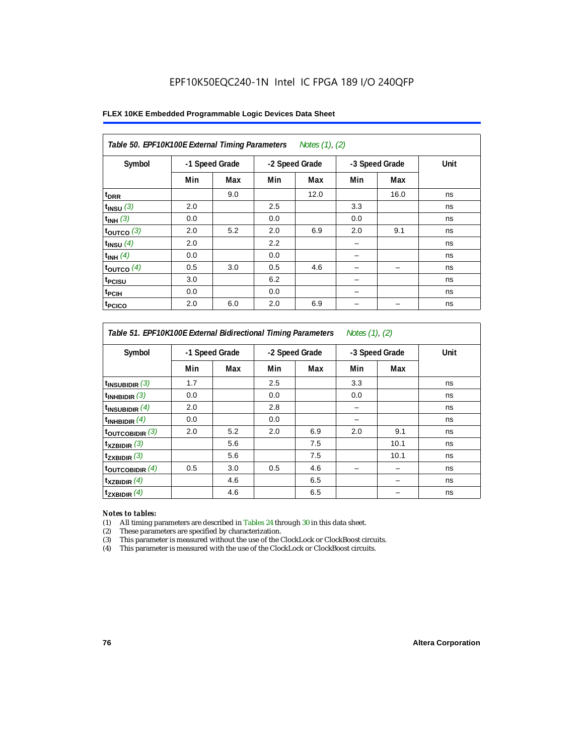EPF10K50EQC240-1N Intel IC FPGA 189 I/O 240QFP

**FLEX 10KE Embedded Programmable Logic Devices Data Sheet**

*Table 50. EPF10K100E External Timing Parameters* *Notes (1), (2)*

| Symbol | -1 Speed Grade | | -2 Speed Grade | | -3 Speed Grade | | Unit |
|---|---|---|---|---|---|---|---|
| | Min | Max | Min | Max | Min | Max | |
| $t_{DRR}$ | | 9.0 | | 12.0 | | 16.0 | ns |
| $t_{INSU}$ *(3)* | 2.0 | | 2.5 | | 3.3 | | ns |
| $t_{INH}$ *(3)* | 0.0 | | 0.0 | | 0.0 | | ns |
| $t_{OUTCO}$ *(3)* | 2.0 | 5.2 | 2.0 | 6.9 | 2.0 | 9.1 | ns |
| $t_{INSU}$ *(4)* | 2.0 | | 2.2 | | – | | ns |
| $t_{INH}$ *(4)* | 0.0 | | 0.0 | | – | | ns |
| $t_{OUTCO}$ *(4)* | 0.5 | 3.0 | 0.5 | 4.6 | – | – | ns |
| $t_{PCISU}$ | 3.0 | | 6.2 | | – | | ns |
| $t_{PCIH}$ | 0.0 | | 0.0 | | – | | ns |
| $t_{PCICO}$ | 2.0 | 6.0 | 2.0 | 6.9 | – | – | ns |

*Table 51. EPF10K100E External Bidirectional Timing Parameters* *Notes (1), (2)*

| Symbol | -1 Speed Grade | | -2 Speed Grade | | -3 Speed Grade | | Unit |
|---|---|---|---|---|---|---|---|
| | Min | Max | Min | Max | Min | Max | |
| $t_{INSUBIDIR}$ *(3)* | 1.7 | | 2.5 | | 3.3 | | ns |
| $t_{INHBIDIR}$ *(3)* | 0.0 | | 0.0 | | 0.0 | | ns |
| $t_{INSUBIDIR}$ *(4)* | 2.0 | | 2.8 | | – | | ns |
| $t_{INHBIDIR}$ *(4)* | 0.0 | | 0.0 | | – | | ns |
| $t_{OUTCOBIDIR}$ *(3)* | 2.0 | 5.2 | 2.0 | 6.9 | 2.0 | 9.1 | ns |
| $t_{XZBIDIR}$ *(3)* | | 5.6 | | 7.5 | | 10.1 | ns |
| $t_{ZXBIDIR}$ *(3)* | | 5.6 | | 7.5 | | 10.1 | ns |
| $t_{OUTCOBIDIR}$ *(4)* | 0.5 | 3.0 | 0.5 | 4.6 | – | – | ns |
| $t_{XZBIDIR}$ *(4)* | | 4.6 | | 6.5 | | – | ns |
| $t_{ZXBIDIR}$ *(4)* | | 4.6 | | 6.5 | | – | ns |

*Notes to tables:*

(1) All timing parameters are described in Tables 24 through 30 in this data sheet.
(2) These parameters are specified by characterization.
(3) This parameter is measured without the use of the ClockLock or ClockBoost circuits.
(4) This parameter is measured with the use of the ClockLock or ClockBoost circuits.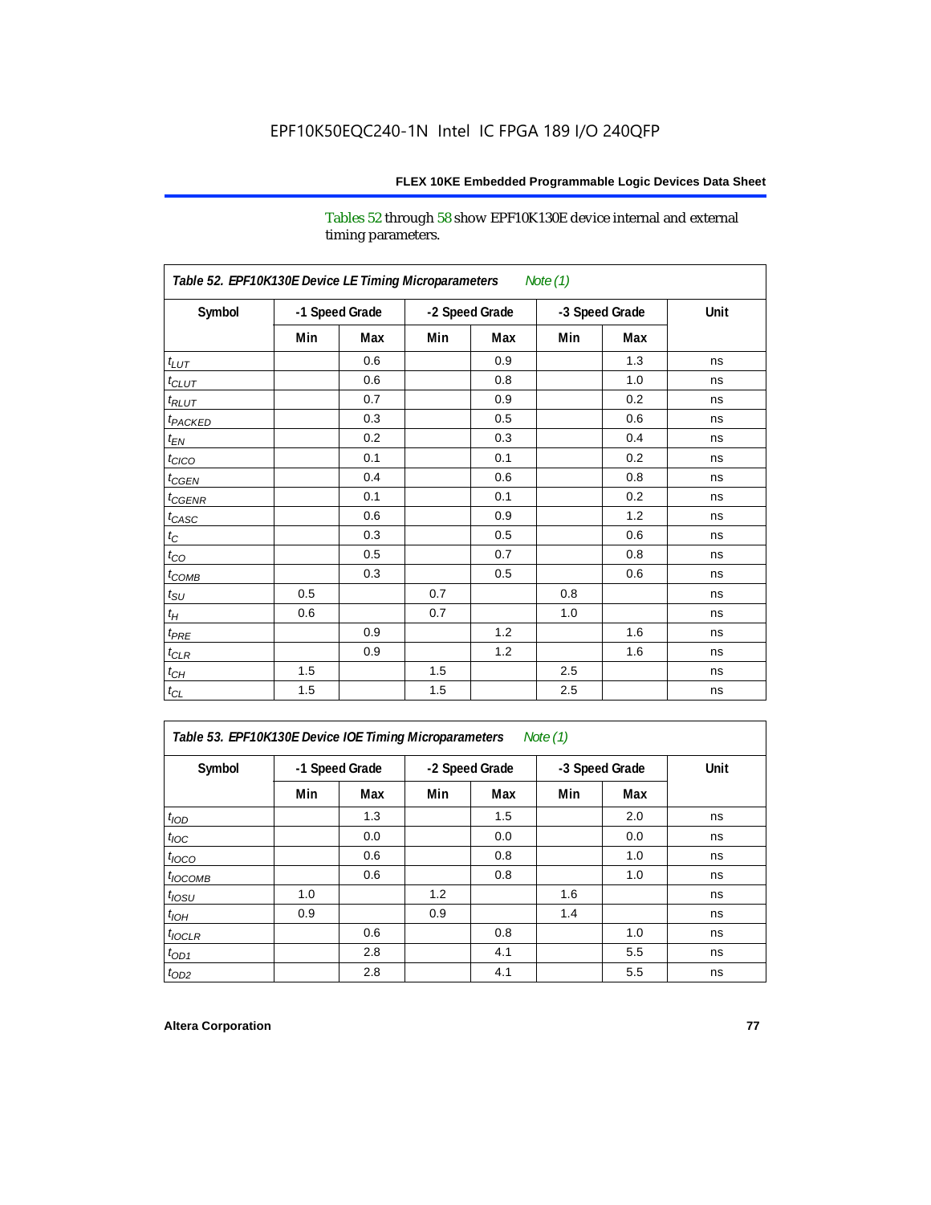Tables 52 through 58 show EPF10K130E device internal and external timing parameters.

| Table 52. EPF10K130E Device LE Timing Microparameters *Note (1)* | | | | | | | |
|---|---|---|---|---|---|---|---|
| Symbol | -1 Speed Grade | | -2 Speed Grade | | -3 Speed Grade | | Unit |
| | Min | Max | Min | Max | Min | Max | |
| $t_{LUT}$ | | 0.6 | | 0.9 | | 1.3 | ns |
| $t_{CLUT}$ | | 0.6 | | 0.8 | | 1.0 | ns |
| $t_{RLUT}$ | | 0.7 | | 0.9 | | 0.2 | ns |
| $t_{PACKED}$ | | 0.3 | | 0.5 | | 0.6 | ns |
| $t_{EN}$ | | 0.2 | | 0.3 | | 0.4 | ns |
| $t_{CICO}$ | | 0.1 | | 0.1 | | 0.2 | ns |
| $t_{CGEN}$ | | 0.4 | | 0.6 | | 0.8 | ns |
| $t_{CGENR}$ | | 0.1 | | 0.1 | | 0.2 | ns |
| $t_{CASC}$ | | 0.6 | | 0.9 | | 1.2 | ns |
| $t_{C}$ | | 0.3 | | 0.5 | | 0.6 | ns |
| $t_{CO}$ | | 0.5 | | 0.7 | | 0.8 | ns |
| $t_{COMB}$ | | 0.3 | | 0.5 | | 0.6 | ns |
| $t_{SU}$ | 0.5 | | 0.7 | | 0.8 | | ns |
| $t_{H}$ | 0.6 | | 0.7 | | 1.0 | | ns |
| $t_{PRE}$ | | 0.9 | | 1.2 | | 1.6 | ns |
| $t_{CLR}$ | | 0.9 | | 1.2 | | 1.6 | ns |
| $t_{CH}$ | 1.5 | | 1.5 | | 2.5 | | ns |
| $t_{CL}$ | 1.5 | | 1.5 | | 2.5 | | ns |

| Table 53. EPF10K130E Device IOE Timing Microparameters *Note (1)* | | | | | | | |
|---|---|---|---|---|---|---|---|
| Symbol | -1 Speed Grade | | -2 Speed Grade | | -3 Speed Grade | | Unit |
| | Min | Max | Min | Max | Min | Max | |
| $t_{IOD}$ | | 1.3 | | 1.5 | | 2.0 | ns |
| $t_{IOC}$ | | 0.0 | | 0.0 | | 0.0 | ns |
| $t_{IOCO}$ | | 0.6 | | 0.8 | | 1.0 | ns |
| $t_{IOCOMB}$ | | 0.6 | | 0.8 | | 1.0 | ns |
| $t_{IOSU}$ | 1.0 | | 1.2 | | 1.6 | | ns |
| $t_{IOH}$ | 0.9 | | 0.9 | | 1.4 | | ns |
| $t_{IOCLR}$ | | 0.6 | | 0.8 | | 1.0 | ns |
| $t_{OD1}$ | | 2.8 | | 4.1 | | 5.5 | ns |
| $t_{OD2}$ | | 2.8 | | 4.1 | | 5.5 | ns |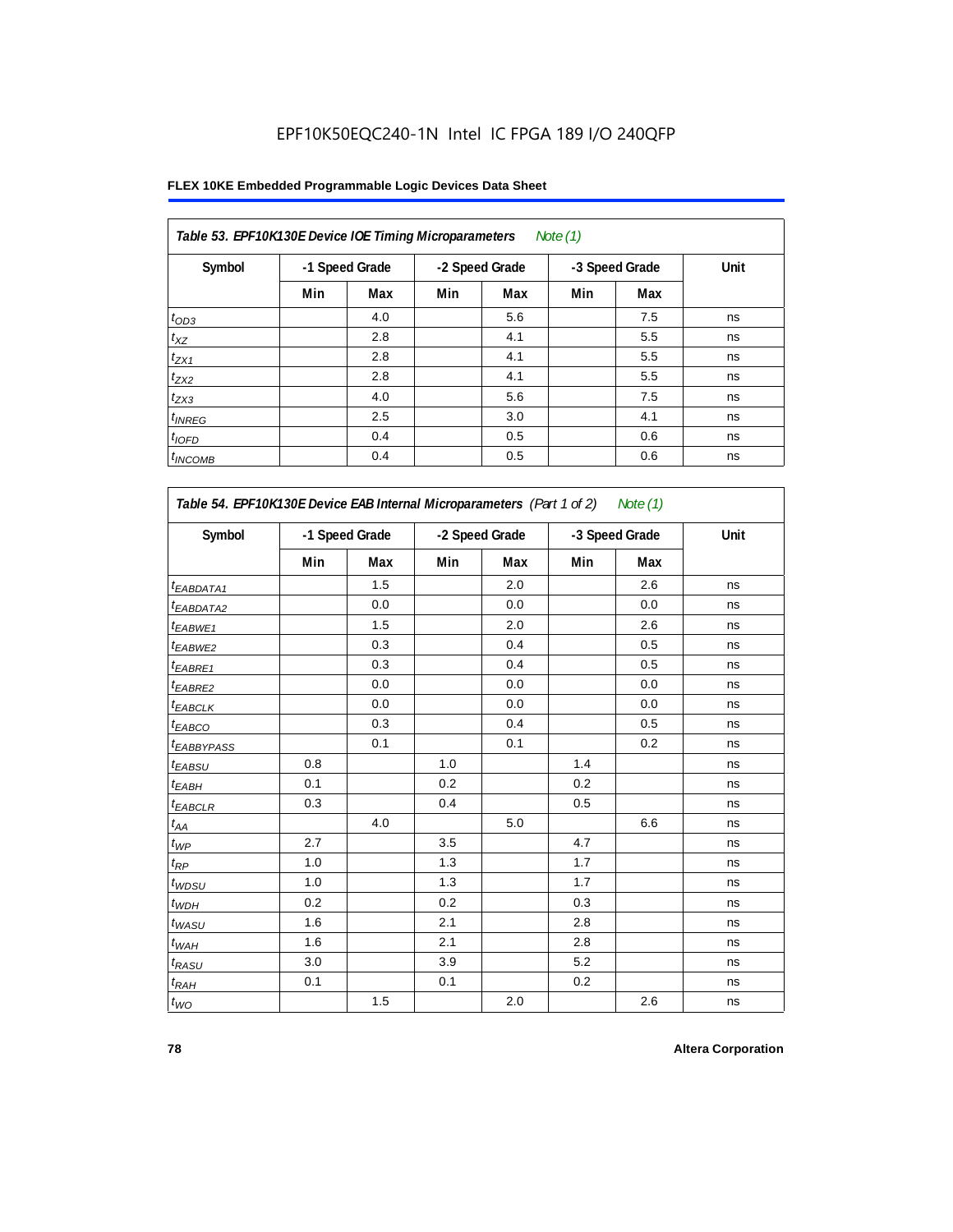EPF10K50EQC240-1N Intel IC FPGA 189 I/O 240QFP

**FLEX 10KE Embedded Programmable Logic Devices Data Sheet**

| *Table 53. EPF10K130E Device IOE Timing Microparameters* *Note (1)* | | | | | | | |
|---|---|---|---|---|---|---|---|
| Symbol | -1 Speed Grade | | -2 Speed Grade | | -3 Speed Grade | | Unit |
| | Min | Max | Min | Max | Min | Max | |
| $t_{OD3}$ | | 4.0 | | 5.6 | | 7.5 | ns |
| $t_{XZ}$ | | 2.8 | | 4.1 | | 5.5 | ns |
| $t_{ZX1}$ | | 2.8 | | 4.1 | | 5.5 | ns |
| $t_{ZX2}$ | | 2.8 | | 4.1 | | 5.5 | ns |
| $t_{ZX3}$ | | 4.0 | | 5.6 | | 7.5 | ns |
| $t_{INREG}$ | | 2.5 | | 3.0 | | 4.1 | ns |
| $t_{IOFD}$ | | 0.4 | | 0.5 | | 0.6 | ns |
| $t_{INCOMB}$ | | 0.4 | | 0.5 | | 0.6 | ns |

| *Table 54. EPF10K130E Device EAB Internal Microparameters (Part 1 of 2)* *Note (1)* | | | | | | | |
|---|---|---|---|---|---|---|---|
| Symbol | -1 Speed Grade | | -2 Speed Grade | | -3 Speed Grade | | Unit |
| | Min | Max | Min | Max | Min | Max | |
| $t_{EABDATA1}$ | | 1.5 | | 2.0 | | 2.6 | ns |
| $t_{EABDATA2}$ | | 0.0 | | 0.0 | | 0.0 | ns |
| $t_{EABWE1}$ | | 1.5 | | 2.0 | | 2.6 | ns |
| $t_{EABWE2}$ | | 0.3 | | 0.4 | | 0.5 | ns |
| $t_{EABRE1}$ | | 0.3 | | 0.4 | | 0.5 | ns |
| $t_{EABRE2}$ | | 0.0 | | 0.0 | | 0.0 | ns |
| $t_{EABCLK}$ | | 0.0 | | 0.0 | | 0.0 | ns |
| $t_{EABCO}$ | | 0.3 | | 0.4 | | 0.5 | ns |
| $t_{EABBYPASS}$ | | 0.1 | | 0.1 | | 0.2 | ns |
| $t_{EABSU}$ | 0.8 | | 1.0 | | 1.4 | | ns |
| $t_{EABH}$ | 0.1 | | 0.2 | | 0.2 | | ns |
| $t_{EABCLR}$ | 0.3 | | 0.4 | | 0.5 | | ns |
| $t_{AA}$ | | 4.0 | | 5.0 | | 6.6 | ns |
| $t_{WP}$ | 2.7 | | 3.5 | | 4.7 | | ns |
| $t_{RP}$ | 1.0 | | 1.3 | | 1.7 | | ns |
| $t_{WDSU}$ | 1.0 | | 1.3 | | 1.7 | | ns |
| $t_{WDH}$ | 0.2 | | 0.2 | | 0.3 | | ns |
| $t_{WASU}$ | 1.6 | | 2.1 | | 2.8 | | ns |
| $t_{WAH}$ | 1.6 | | 2.1 | | 2.8 | | ns |
| $t_{RASU}$ | 3.0 | | 3.9 | | 5.2 | | ns |
| $t_{RAH}$ | 0.1 | | 0.1 | | 0.2 | | ns |
| $t_{WO}$ | | 1.5 | | 2.0 | | 2.6 | ns |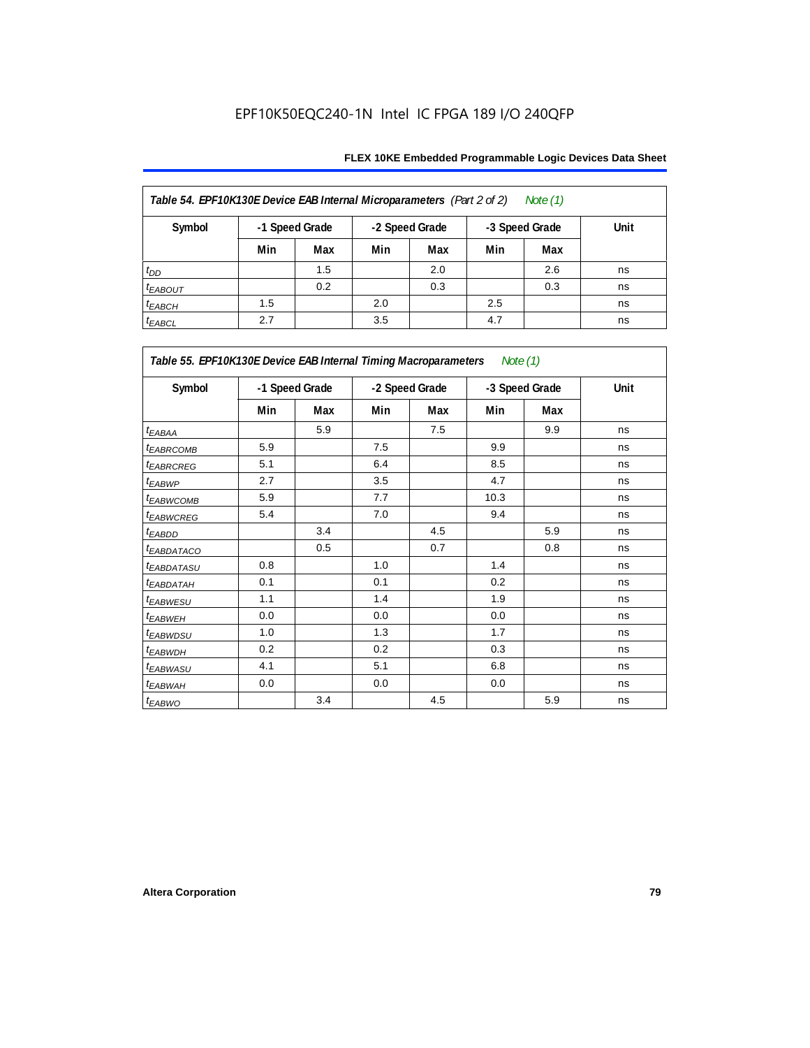**Table 54. EPF10K130E Device EAB Internal Microparameters** *(Part 2 of 2)* *Note (1)*

| Symbol | -1 Speed Grade | | -2 Speed Grade | | -3 Speed Grade | | Unit |
|---|---|---|---|---|---|---|---|
| | Min | Max | Min | Max | Min | Max | |
| $t_{DD}$ | | 1.5 | | 2.0 | | 2.6 | ns |
| $t_{EABOUT}$ | | 0.2 | | 0.3 | | 0.3 | ns |
| $t_{EABCH}$ | 1.5 | | 2.0 | | 2.5 | | ns |
| $t_{EABCL}$ | 2.7 | | 3.5 | | 4.7 | | ns |

**Table 55. EPF10K130E Device EAB Internal Timing Macroparameters** *Note (1)*

| Symbol | -1 Speed Grade | | -2 Speed Grade | | -3 Speed Grade | | Unit |
|---|---|---|---|---|---|---|---|
| | Min | Max | Min | Max | Min | Max | |
| $t_{EABAA}$ | | 5.9 | | 7.5 | | 9.9 | ns |
| $t_{EABRCOMB}$ | 5.9 | | 7.5 | | 9.9 | | ns |
| $t_{EABRCREG}$ | 5.1 | | 6.4 | | 8.5 | | ns |
| $t_{EABWP}$ | 2.7 | | 3.5 | | 4.7 | | ns |
| $t_{EABWCOMB}$ | 5.9 | | 7.7 | | 10.3 | | ns |
| $t_{EABWCREG}$ | 5.4 | | 7.0 | | 9.4 | | ns |
| $t_{EABDD}$ | | 3.4 | | 4.5 | | 5.9 | ns |
| $t_{EABDATACO}$ | | 0.5 | | 0.7 | | 0.8 | ns |
| $t_{EABDATASU}$ | 0.8 | | 1.0 | | 1.4 | | ns |
| $t_{EABDATAH}$ | 0.1 | | 0.1 | | 0.2 | | ns |
| $t_{EABWESU}$ | 1.1 | | 1.4 | | 1.9 | | ns |
| $t_{EABWEH}$ | 0.0 | | 0.0 | | 0.0 | | ns |
| $t_{EABWDSU}$ | 1.0 | | 1.3 | | 1.7 | | ns |
| $t_{EABWDH}$ | 0.2 | | 0.2 | | 0.3 | | ns |
| $t_{EABWASU}$ | 4.1 | | 5.1 | | 6.8 | | ns |
| $t_{EABWAH}$ | 0.0 | | 0.0 | | 0.0 | | ns |
| $t_{EABWO}$ | | 3.4 | | 4.5 | | 5.9 | ns |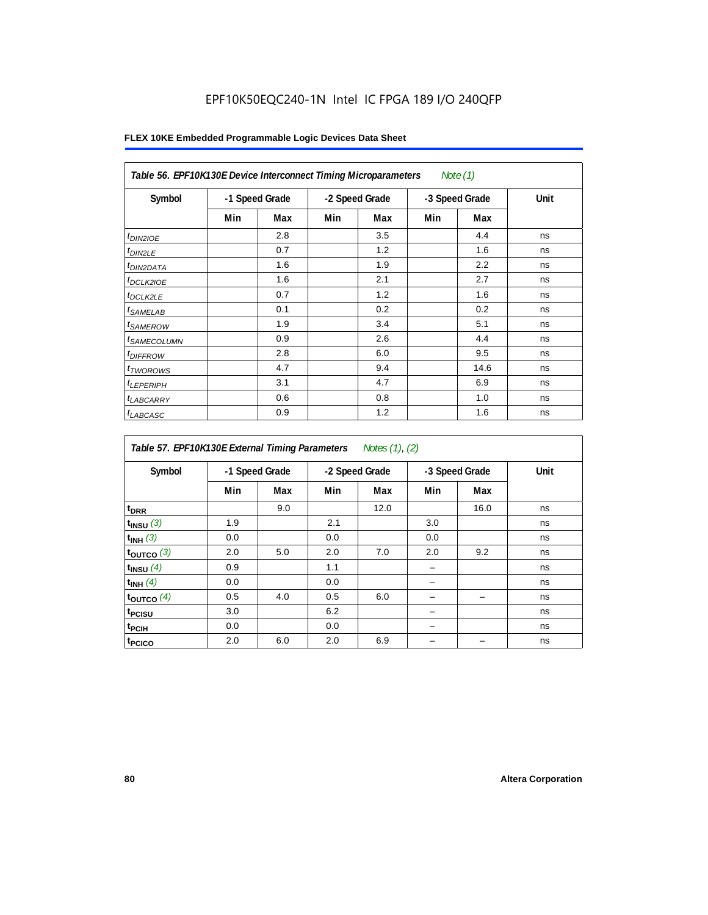EPF10K50EQC240-1N Intel IC FPGA 189 I/O 240QFP

**FLEX 10KE Embedded Programmable Logic Devices Data Sheet**

| Table 56. EPF10K130E Device Interconnect Timing Microparameters *Note (1)* | | | | | | | |
|---|---|---|---|---|---|---|---|
| Symbol | -1 Speed Grade | | -2 Speed Grade | | -3 Speed Grade | | Unit |
| | Min | Max | Min | Max | Min | Max | |
| $t_{DIN2IOE}$ | | 2.8 | | 3.5 | | 4.4 | ns |
| $t_{DIN2LE}$ | | 0.7 | | 1.2 | | 1.6 | ns |
| $t_{DIN2DATA}$ | | 1.6 | | 1.9 | | 2.2 | ns |
| $t_{DCLK2IOE}$ | | 1.6 | | 2.1 | | 2.7 | ns |
| $t_{DCLK2LE}$ | | 0.7 | | 1.2 | | 1.6 | ns |
| $t_{SAMELAB}$ | | 0.1 | | 0.2 | | 0.2 | ns |
| $t_{SAMEROW}$ | | 1.9 | | 3.4 | | 5.1 | ns |
| $t_{SAMECOLUMN}$ | | 0.9 | | 2.6 | | 4.4 | ns |
| $t_{DIFFROW}$ | | 2.8 | | 6.0 | | 9.5 | ns |
| $t_{TWOROWS}$ | | 4.7 | | 9.4 | | 14.6 | ns |
| $t_{LEPERIPH}$ | | 3.1 | | 4.7 | | 6.9 | ns |
| $t_{LABCARRY}$ | | 0.6 | | 0.8 | | 1.0 | ns |
| $t_{LABCASC}$ | | 0.9 | | 1.2 | | 1.6 | ns |

| Table 57. EPF10K130E External Timing Parameters *Notes (1), (2)* | | | | | | | |
|---|---|---|---|---|---|---|---|
| Symbol | -1 Speed Grade | | -2 Speed Grade | | -3 Speed Grade | | Unit |
| | Min | Max | Min | Max | Min | Max | |
| $t_{DRR}$ | | 9.0 | | 12.0 | | 16.0 | ns |
| $t_{INSU}$ *(3)* | 1.9 | | 2.1 | | 3.0 | | ns |
| $t_{INH}$ *(3)* | 0.0 | | 0.0 | | 0.0 | | ns |
| $t_{OUTCO}$ *(3)* | 2.0 | 5.0 | 2.0 | 7.0 | 2.0 | 9.2 | ns |
| $t_{INSU}$ *(4)* | 0.9 | | 1.1 | | – | | ns |
| $t_{INH}$ *(4)* | 0.0 | | 0.0 | | – | | ns |
| $t_{OUTCO}$ *(4)* | 0.5 | 4.0 | 0.5 | 6.0 | – | – | ns |
| $t_{PCISU}$ | 3.0 | | 6.2 | | – | | ns |
| $t_{PCIH}$ | 0.0 | | 0.0 | | – | | ns |
| $t_{PCICO}$ | 2.0 | 6.0 | 2.0 | 6.9 | – | – | ns |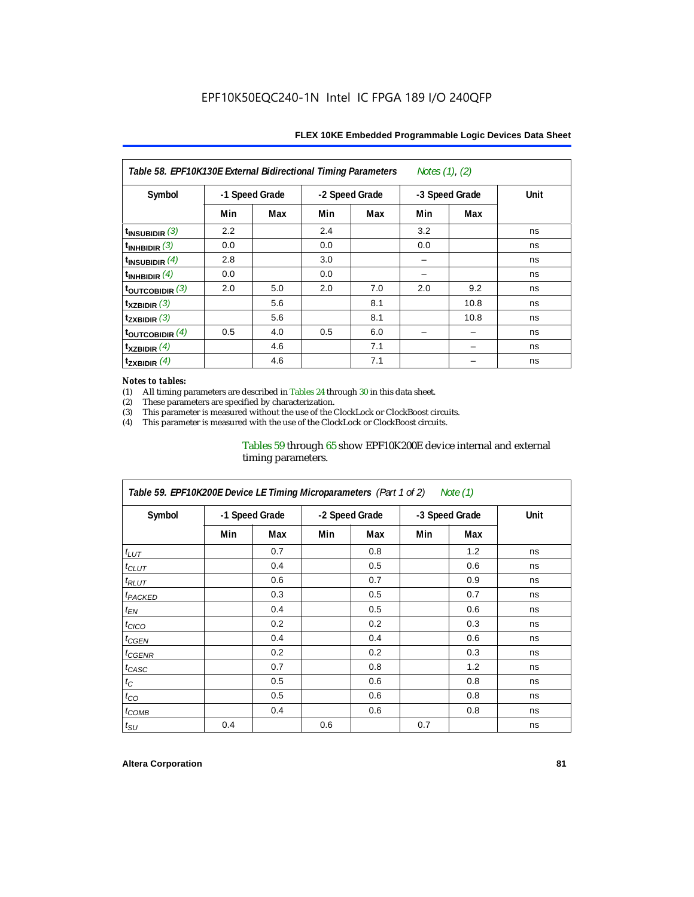EPF10K50EQC240-1N Intel IC FPGA 189 I/O 240QFP

| Table 58. EPF10K130E External Bidirectional Timing Parameters Notes (1), (2) | | | | | | | |
|---|---|---|---|---|---|---|---|
| Symbol | -1 Speed Grade | | -2 Speed Grade | | -3 Speed Grade | | Unit |
| | Min | Max | Min | Max | Min | Max | |
| $t_{INSUBIDIR}$ (3) | 2.2 | | 2.4 | | 3.2 | | ns |
| $t_{INHBIDIR}$ (3) | 0.0 | | 0.0 | | 0.0 | | ns |
| $t_{INSUBIDIR}$ (4) | 2.8 | | 3.0 | | – | | ns |
| $t_{INHBIDIR}$ (4) | 0.0 | | 0.0 | | – | | ns |
| $t_{OUTCOBIDIR}$ (3) | 2.0 | 5.0 | 2.0 | 7.0 | 2.0 | 9.2 | ns |
| $t_{XZBIDIR}$ (3) | | 5.6 | | 8.1 | | 10.8 | ns |
| $t_{ZXBIDIR}$ (3) | | 5.6 | | 8.1 | | 10.8 | ns |
| $t_{OUTCOBIDIR}$ (4) | 0.5 | 4.0 | 0.5 | 6.0 | – | – | ns |
| $t_{XZBIDIR}$ (4) | | 4.6 | | 7.1 | | – | ns |
| $t_{ZXBIDIR}$ (4) | | 4.6 | | 7.1 | | – | ns |

*Notes to tables:*

(1) All timing parameters are described in Tables 24 through 30 in this data sheet.
(2) These parameters are specified by characterization.
(3) This parameter is measured without the use of the ClockLock or ClockBoost circuits.
(4) This parameter is measured with the use of the ClockLock or ClockBoost circuits.

Tables 59 through 65 show EPF10K200E device internal and external timing parameters.

| Table 59. EPF10K200E Device LE Timing Microparameters (Part 1 of 2) Note (1) | | | | | | | |
|---|---|---|---|---|---|---|---|
| Symbol | -1 Speed Grade | | -2 Speed Grade | | -3 Speed Grade | | Unit |
| | Min | Max | Min | Max | Min | Max | |
| $t_{LUT}$ | | 0.7 | | 0.8 | | 1.2 | ns |
| $t_{CLUT}$ | | 0.4 | | 0.5 | | 0.6 | ns |
| $t_{RLUT}$ | | 0.6 | | 0.7 | | 0.9 | ns |
| $t_{PACKED}$ | | 0.3 | | 0.5 | | 0.7 | ns |
| $t_{EN}$ | | 0.4 | | 0.5 | | 0.6 | ns |
| $t_{CICO}$ | | 0.2 | | 0.2 | | 0.3 | ns |
| $t_{CGEN}$ | | 0.4 | | 0.4 | | 0.6 | ns |
| $t_{CGENR}$ | | 0.2 | | 0.2 | | 0.3 | ns |
| $t_{CASC}$ | | 0.7 | | 0.8 | | 1.2 | ns |
| $t_{C}$ | | 0.5 | | 0.6 | | 0.8 | ns |
| $t_{CO}$ | | 0.5 | | 0.6 | | 0.8 | ns |
| $t_{COMB}$ | | 0.4 | | 0.6 | | 0.8 | ns |
| $t_{SU}$ | 0.4 | | 0.6 | | 0.7 | | ns |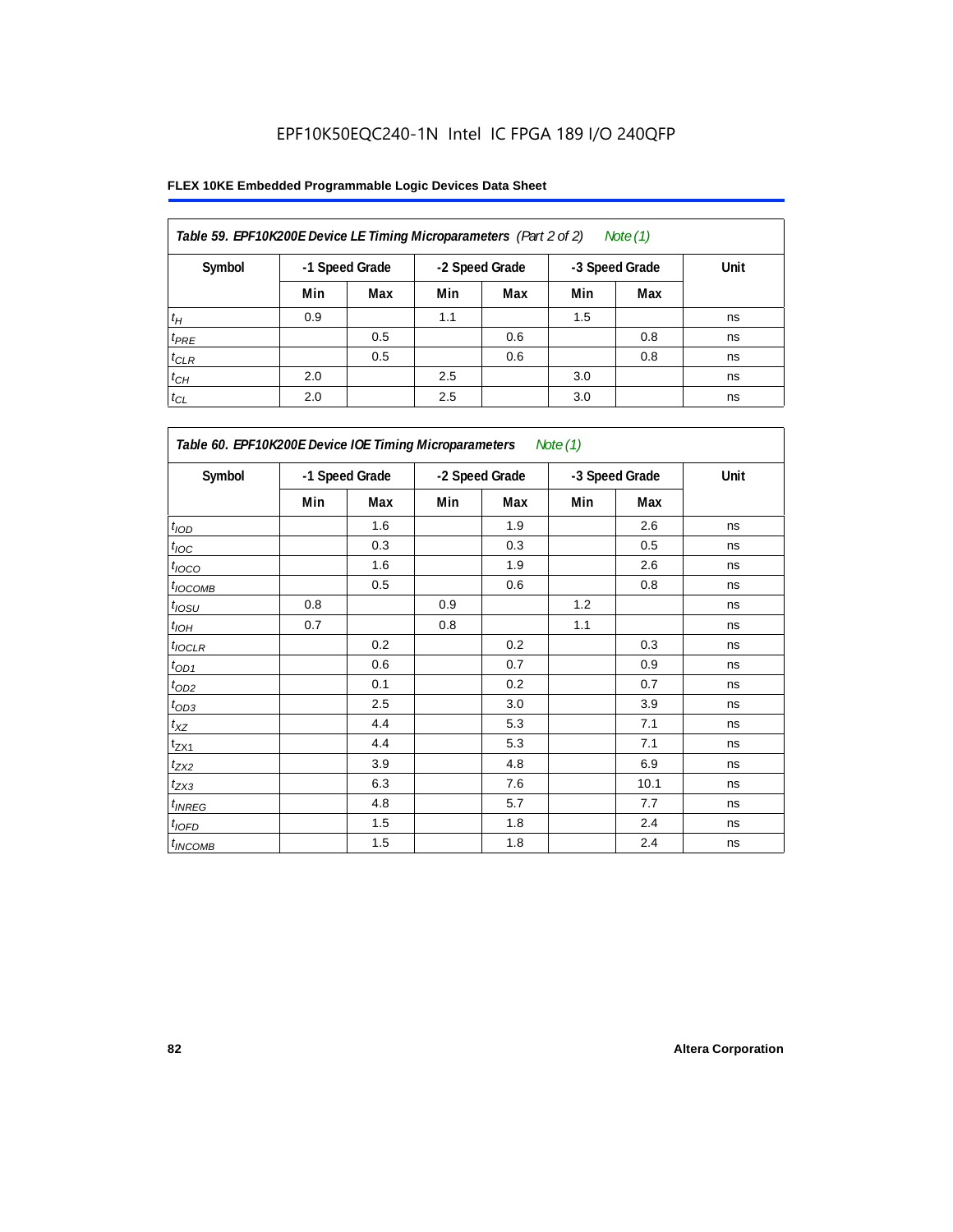EPF10K50EQC240-1N Intel IC FPGA 189 I/O 240QFP

**FLEX 10KE Embedded Programmable Logic Devices Data Sheet**

| *Table 59. EPF10K200E Device LE Timing Microparameters (Part 2 of 2) Note (1)* | | | | | | | |
|---|---|---|---|---|---|---|---|
| **Symbol** | **-1 Speed Grade** | | **-2 Speed Grade** | | **-3 Speed Grade** | | **Unit** |
| | **Min** | **Max** | **Min** | **Max** | **Min** | **Max** | |
| $t_H$ | 0.9 | | 1.1 | | 1.5 | | ns |
| $t_{PRE}$ | | 0.5 | | 0.6 | | 0.8 | ns |
| $t_{CLR}$ | | 0.5 | | 0.6 | | 0.8 | ns |
| $t_{CH}$ | 2.0 | | 2.5 | | 3.0 | | ns |
| $t_{CL}$ | 2.0 | | 2.5 | | 3.0 | | ns |

| *Table 60. EPF10K200E Device IOE Timing Microparameters Note (1)* | | | | | | | |
|---|---|---|---|---|---|---|---|
| **Symbol** | **-1 Speed Grade** | | **-2 Speed Grade** | | **-3 Speed Grade** | | **Unit** |
| | **Min** | **Max** | **Min** | **Max** | **Min** | **Max** | |
| $t_{IOD}$ | | 1.6 | | 1.9 | | 2.6 | ns |
| $t_{IOC}$ | | 0.3 | | 0.3 | | 0.5 | ns |
| $t_{IOCO}$ | | 1.6 | | 1.9 | | 2.6 | ns |
| $t_{IOCOMB}$ | | 0.5 | | 0.6 | | 0.8 | ns |
| $t_{IOSU}$ | 0.8 | | 0.9 | | 1.2 | | ns |
| $t_{IOH}$ | 0.7 | | 0.8 | | 1.1 | | ns |
| $t_{IOCLR}$ | | 0.2 | | 0.2 | | 0.3 | ns |
| $t_{OD1}$ | | 0.6 | | 0.7 | | 0.9 | ns |
| $t_{OD2}$ | | 0.1 | | 0.2 | | 0.7 | ns |
| $t_{OD3}$ | | 2.5 | | 3.0 | | 3.9 | ns |
| $t_{XZ}$ | | 4.4 | | 5.3 | | 7.1 | ns |
| $t_{ZX1}$ | | 4.4 | | 5.3 | | 7.1 | ns |
| $t_{ZX2}$ | | 3.9 | | 4.8 | | 6.9 | ns |
| $t_{ZX3}$ | | 6.3 | | 7.6 | | 10.1 | ns |
| $t_{INREG}$ | | 4.8 | | 5.7 | | 7.7 | ns |
| $t_{IOFD}$ | | 1.5 | | 1.8 | | 2.4 | ns |
| $t_{INCOMB}$ | | 1.5 | | 1.8 | | 2.4 | ns |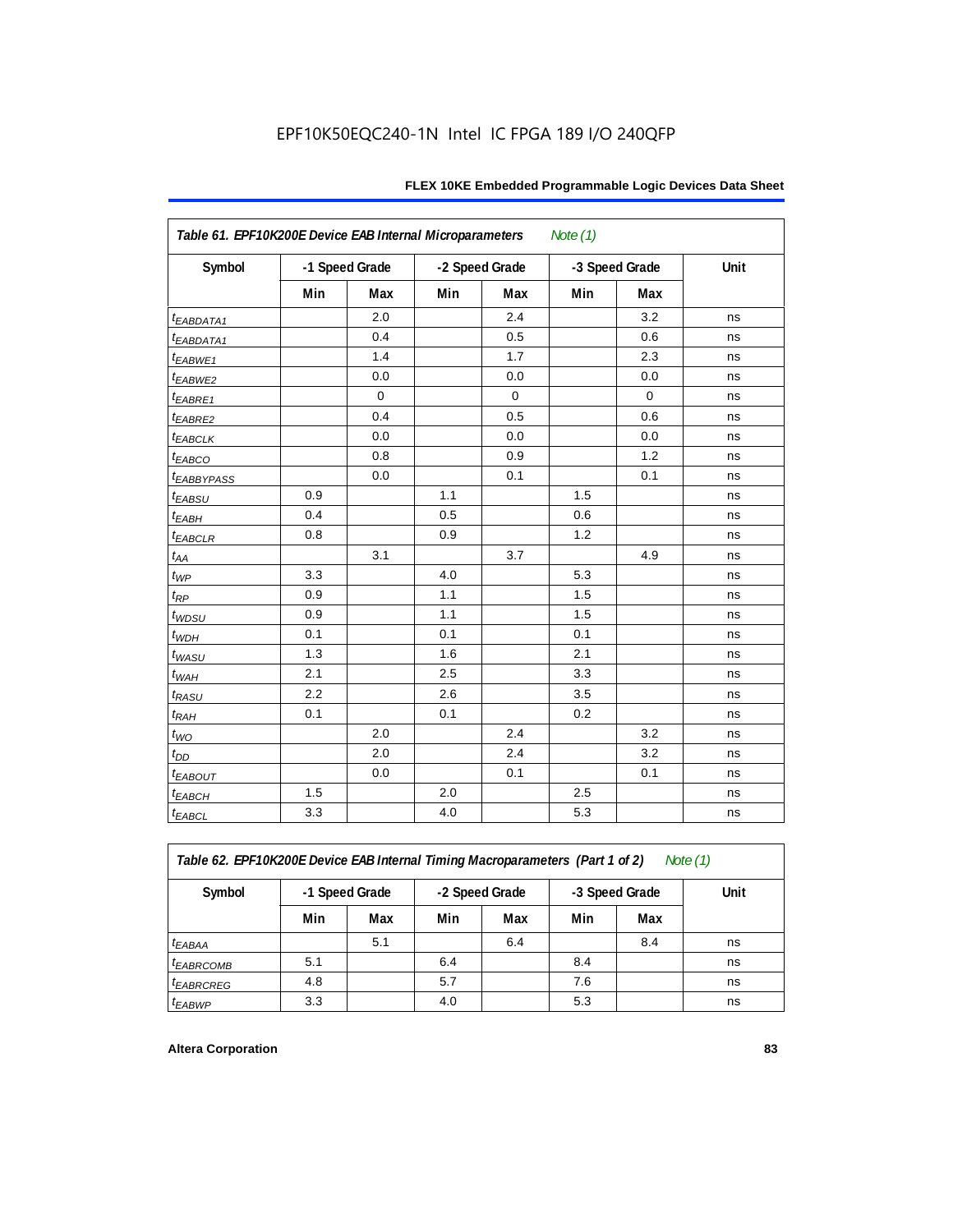| Table 61. EPF10K200E Device EAB Internal Microparameters *Note (1)* | | | | | | | |
|---|---|---|---|---|---|---|---|
| Symbol | -1 Speed Grade | | -2 Speed Grade | | -3 Speed Grade | | Unit |
| | Min | Max | Min | Max | Min | Max | |
| $t_{EABDATA1}$ | | 2.0 | | 2.4 | | 3.2 | ns |
| $t_{EABDATA1}$ | | 0.4 | | 0.5 | | 0.6 | ns |
| $t_{EABWE1}$ | | 1.4 | | 1.7 | | 2.3 | ns |
| $t_{EABWE2}$ | | 0.0 | | 0.0 | | 0.0 | ns |
| $t_{EABRE1}$ | | 0 | | 0 | | 0 | ns |
| $t_{EABRE2}$ | | 0.4 | | 0.5 | | 0.6 | ns |
| $t_{EABCLK}$ | | 0.0 | | 0.0 | | 0.0 | ns |
| $t_{EABCO}$ | | 0.8 | | 0.9 | | 1.2 | ns |
| $t_{EABBYPASS}$ | | 0.0 | | 0.1 | | 0.1 | ns |
| $t_{EABSU}$ | 0.9 | | 1.1 | | 1.5 | | ns |
| $t_{EABH}$ | 0.4 | | 0.5 | | 0.6 | | ns |
| $t_{EABCLR}$ | 0.8 | | 0.9 | | 1.2 | | ns |
| $t_{AA}$ | | 3.1 | | 3.7 | | 4.9 | ns |
| $t_{WP}$ | 3.3 | | 4.0 | | 5.3 | | ns |
| $t_{RP}$ | 0.9 | | 1.1 | | 1.5 | | ns |
| $t_{WDSU}$ | 0.9 | | 1.1 | | 1.5 | | ns |
| $t_{WDH}$ | 0.1 | | 0.1 | | 0.1 | | ns |
| $t_{WASU}$ | 1.3 | | 1.6 | | 2.1 | | ns |
| $t_{WAH}$ | 2.1 | | 2.5 | | 3.3 | | ns |
| $t_{RASU}$ | 2.2 | | 2.6 | | 3.5 | | ns |
| $t_{RAH}$ | 0.1 | | 0.1 | | 0.2 | | ns |
| $t_{WO}$ | | 2.0 | | 2.4 | | 3.2 | ns |
| $t_{DD}$ | | 2.0 | | 2.4 | | 3.2 | ns |
| $t_{EABOUT}$ | | 0.0 | | 0.1 | | 0.1 | ns |
| $t_{EABCH}$ | 1.5 | | 2.0 | | 2.5 | | ns |
| $t_{EABCL}$ | 3.3 | | 4.0 | | 5.3 | | ns |

| Table 62. EPF10K200E Device EAB Internal Timing Macroparameters (Part 1 of 2) *Note (1)* | | | | | | | |
|---|---|---|---|---|---|---|---|
| Symbol | -1 Speed Grade | | -2 Speed Grade | | -3 Speed Grade | | Unit |
| | Min | Max | Min | Max | Min | Max | |
| $t_{EABAA}$ | | 5.1 | | 6.4 | | 8.4 | ns |
| $t_{EABRCOMB}$ | 5.1 | | 6.4 | | 8.4 | | ns |
| $t_{EABRCREG}$ | 4.8 | | 5.7 | | 7.6 | | ns |
| $t_{EABWP}$ | 3.3 | | 4.0 | | 5.3 | | ns |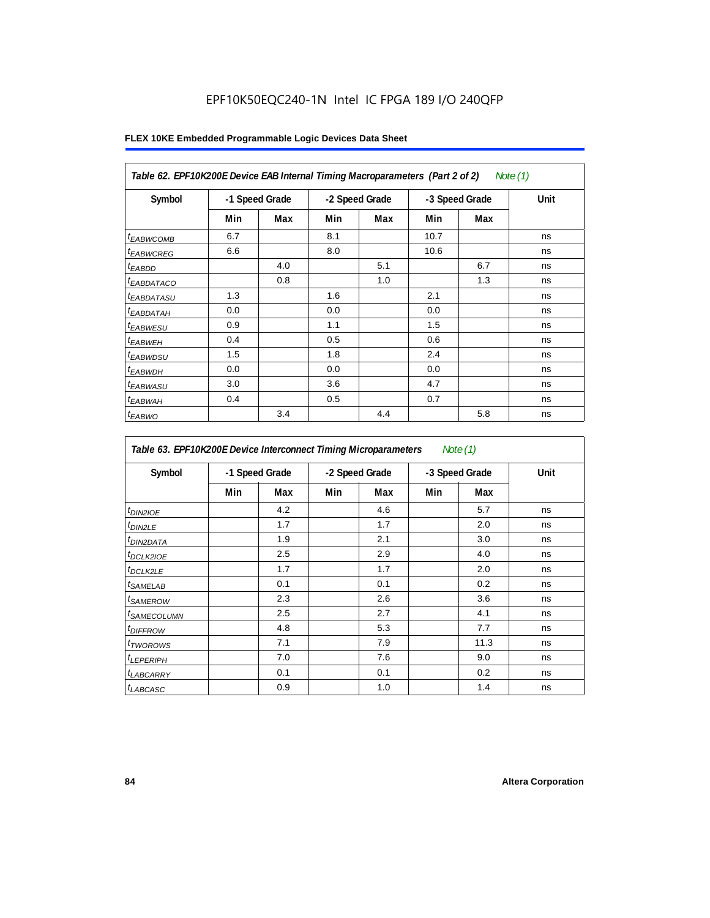EPF10K50EQC240-1N Intel IC FPGA 189 I/O 240QFP

**FLEX 10KE Embedded Programmable Logic Devices Data Sheet**

*Table 62. EPF10K200E Device EAB Internal Timing Macroparameters (Part 2 of 2) Note (1)*

| Symbol | -1 Speed Grade | | -2 Speed Grade | | -3 Speed Grade | | Unit |
|---|---|---|---|---|---|---|---|
| | Min | Max | Min | Max | Min | Max | |
| $t_{EABWCOMB}$ | 6.7 | | 8.1 | | 10.7 | | ns |
| $t_{EABWCREG}$ | 6.6 | | 8.0 | | 10.6 | | ns |
| $t_{EABDD}$ | | 4.0 | | 5.1 | | 6.7 | ns |
| $t_{EABDATACO}$ | | 0.8 | | 1.0 | | 1.3 | ns |
| $t_{EABDATASU}$ | 1.3 | | 1.6 | | 2.1 | | ns |
| $t_{EABDATAH}$ | 0.0 | | 0.0 | | 0.0 | | ns |
| $t_{EABWESU}$ | 0.9 | | 1.1 | | 1.5 | | ns |
| $t_{EABWEH}$ | 0.4 | | 0.5 | | 0.6 | | ns |
| $t_{EABWDSU}$ | 1.5 | | 1.8 | | 2.4 | | ns |
| $t_{EABWDH}$ | 0.0 | | 0.0 | | 0.0 | | ns |
| $t_{EABWASU}$ | 3.0 | | 3.6 | | 4.7 | | ns |
| $t_{EABWAH}$ | 0.4 | | 0.5 | | 0.7 | | ns |
| $t_{EABWO}$ | | 3.4 | | 4.4 | | 5.8 | ns |

*Table 63. EPF10K200E Device Interconnect Timing Microparameters Note (1)*

| Symbol | -1 Speed Grade | | -2 Speed Grade | | -3 Speed Grade | | Unit |
|---|---|---|---|---|---|---|---|
| | Min | Max | Min | Max | Min | Max | |
| $t_{DIN2IOE}$ | | 4.2 | | 4.6 | | 5.7 | ns |
| $t_{DIN2LE}$ | | 1.7 | | 1.7 | | 2.0 | ns |
| $t_{DIN2DATA}$ | | 1.9 | | 2.1 | | 3.0 | ns |
| $t_{DCLK2IOE}$ | | 2.5 | | 2.9 | | 4.0 | ns |
| $t_{DCLK2LE}$ | | 1.7 | | 1.7 | | 2.0 | ns |
| $t_{SAMELAB}$ | | 0.1 | | 0.1 | | 0.2 | ns |
| $t_{SAMEROW}$ | | 2.3 | | 2.6 | | 3.6 | ns |
| $t_{SAMECOLUMN}$ | | 2.5 | | 2.7 | | 4.1 | ns |
| $t_{DIFFROW}$ | | 4.8 | | 5.3 | | 7.7 | ns |
| $t_{TWOROWS}$ | | 7.1 | | 7.9 | | 11.3 | ns |
| $t_{LEPERIPH}$ | | 7.0 | | 7.6 | | 9.0 | ns |
| $t_{LABCARRY}$ | | 0.1 | | 0.1 | | 0.2 | ns |
| $t_{LABCASC}$ | | 0.9 | | 1.0 | | 1.4 | ns |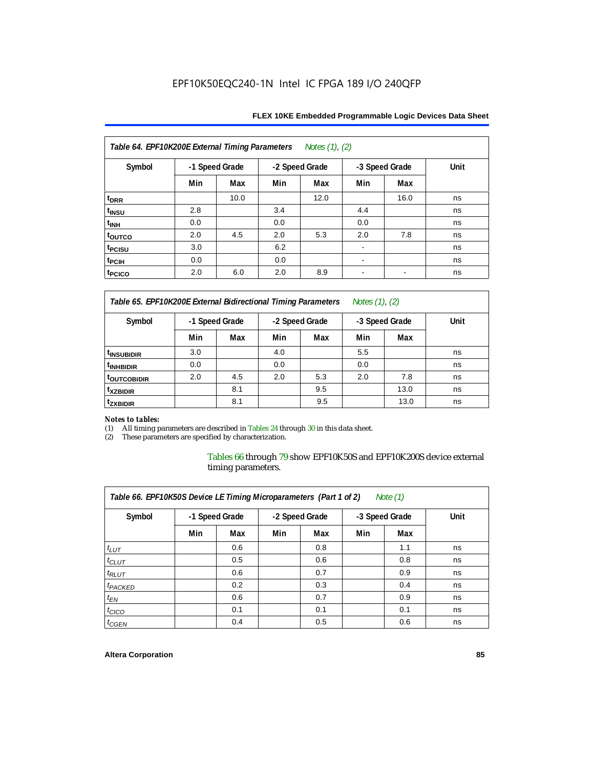| Table 64. EPF10K200E External Timing Parameters *Notes (1), (2)* | | | | | | | |
|---|---|---|---|---|---|---|---|
| Symbol | -1 Speed Grade | | -2 Speed Grade | | -3 Speed Grade | | Unit |
| | Min | Max | Min | Max | Min | Max | |
| $t_{DRR}$ | | 10.0 | | 12.0 | | 16.0 | ns |
| $t_{INSU}$ | 2.8 | | 3.4 | | 4.4 | | ns |
| $t_{INH}$ | 0.0 | | 0.0 | | 0.0 | | ns |
| $t_{OUTCO}$ | 2.0 | 4.5 | 2.0 | 5.3 | 2.0 | 7.8 | ns |
| $t_{PCISU}$ | 3.0 | | 6.2 | | - | | ns |
| $t_{PCIH}$ | 0.0 | | 0.0 | | - | | ns |
| $t_{PCICO}$ | 2.0 | 6.0 | 2.0 | 8.9 | - | - | ns |

| Table 65. EPF10K200E External Bidirectional Timing Parameters *Notes (1), (2)* | | | | | | | |
|---|---|---|---|---|---|---|---|
| Symbol | -1 Speed Grade | | -2 Speed Grade | | -3 Speed Grade | | Unit |
| | Min | Max | Min | Max | Min | Max | |
| $t_{INSUBIDIR}$ | 3.0 | | 4.0 | | 5.5 | | ns |
| $t_{INHBIDIR}$ | 0.0 | | 0.0 | | 0.0 | | ns |
| $t_{OUTCOBIDIR}$ | 2.0 | 4.5 | 2.0 | 5.3 | 2.0 | 7.8 | ns |
| $t_{XZBIDIR}$ | | 8.1 | | 9.5 | | 13.0 | ns |
| $t_{ZXBIDIR}$ | | 8.1 | | 9.5 | | 13.0 | ns |

*Notes to tables:*

(1) All timing parameters are described in Tables 24 through 30 in this data sheet.
(2) These parameters are specified by characterization.

Tables 66 through 79 show EPF10K50S and EPF10K200S device external timing parameters.

| Table 66. EPF10K50S Device LE Timing Microparameters (Part 1 of 2) *Note (1)* | | | | | | | |
|---|---|---|---|---|---|---|---|
| Symbol | -1 Speed Grade | | -2 Speed Grade | | -3 Speed Grade | | Unit |
| | Min | Max | Min | Max | Min | Max | |
| $t_{LUT}$ | | 0.6 | | 0.8 | | 1.1 | ns |
| $t_{CLUT}$ | | 0.5 | | 0.6 | | 0.8 | ns |
| $t_{RLUT}$ | | 0.6 | | 0.7 | | 0.9 | ns |
| $t_{PACKED}$ | | 0.2 | | 0.3 | | 0.4 | ns |
| $t_{EN}$ | | 0.6 | | 0.7 | | 0.9 | ns |
| $t_{CICO}$ | | 0.1 | | 0.1 | | 0.1 | ns |
| $t_{CGEN}$ | | 0.4 | | 0.5 | | 0.6 | ns |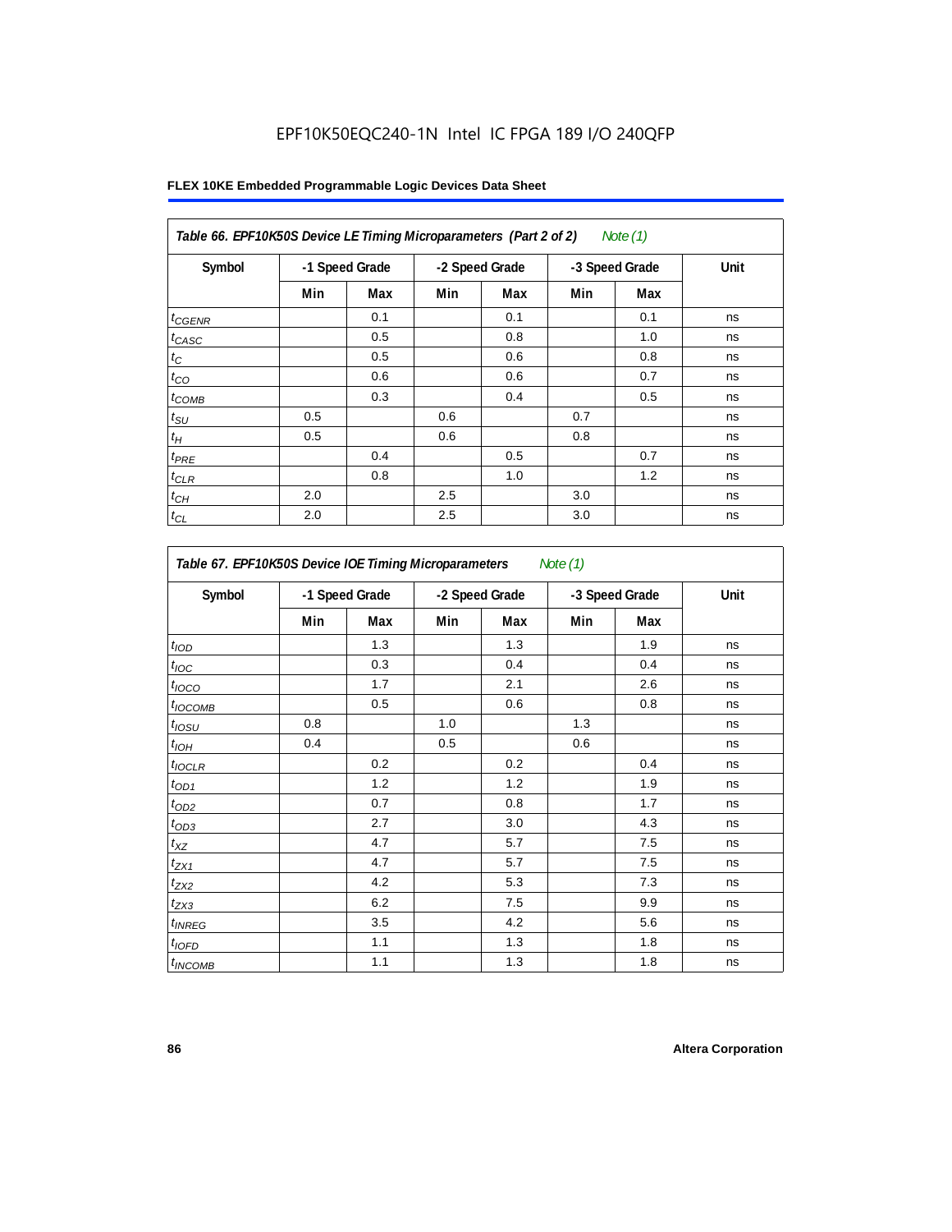EPF10K50EQC240-1N Intel IC FPGA 189 I/O 240QFP

**FLEX 10KE Embedded Programmable Logic Devices Data Sheet**

| *Table 66. EPF10K50S Device LE Timing Microparameters (Part 2 of 2) Note (1)* | | | | | | | |
|---|---|---|---|---|---|---|---|
| **Symbol** | **-1 Speed Grade** | | **-2 Speed Grade** | | **-3 Speed Grade** | | **Unit** |
| | **Min** | **Max** | **Min** | **Max** | **Min** | **Max** | |
| $t_{CGENR}$ | | 0.1 | | 0.1 | | 0.1 | ns |
| $t_{CASC}$ | | 0.5 | | 0.8 | | 1.0 | ns |
| $t_C$ | | 0.5 | | 0.6 | | 0.8 | ns |
| $t_{CO}$ | | 0.6 | | 0.6 | | 0.7 | ns |
| $t_{COMB}$ | | 0.3 | | 0.4 | | 0.5 | ns |
| $t_{SU}$ | 0.5 | | 0.6 | | 0.7 | | ns |
| $t_H$ | 0.5 | | 0.6 | | 0.8 | | ns |
| $t_{PRE}$ | | 0.4 | | 0.5 | | 0.7 | ns |
| $t_{CLR}$ | | 0.8 | | 1.0 | | 1.2 | ns |
| $t_{CH}$ | 2.0 | | 2.5 | | 3.0 | | ns |
| $t_{CL}$ | 2.0 | | 2.5 | | 3.0 | | ns |

| *Table 67. EPF10K50S Device IOE Timing Microparameters Note (1)* | | | | | | | |
|---|---|---|---|---|---|---|---|
| **Symbol** | **-1 Speed Grade** | | **-2 Speed Grade** | | **-3 Speed Grade** | | **Unit** |
| | **Min** | **Max** | **Min** | **Max** | **Min** | **Max** | |
| $t_{IOD}$ | | 1.3 | | 1.3 | | 1.9 | ns |
| $t_{IOC}$ | | 0.3 | | 0.4 | | 0.4 | ns |
| $t_{IOCO}$ | | 1.7 | | 2.1 | | 2.6 | ns |
| $t_{IOCOMB}$ | | 0.5 | | 0.6 | | 0.8 | ns |
| $t_{IOSU}$ | 0.8 | | 1.0 | | 1.3 | | ns |
| $t_{IOH}$ | 0.4 | | 0.5 | | 0.6 | | ns |
| $t_{IOCLR}$ | | 0.2 | | 0.2 | | 0.4 | ns |
| $t_{OD1}$ | | 1.2 | | 1.2 | | 1.9 | ns |
| $t_{OD2}$ | | 0.7 | | 0.8 | | 1.7 | ns |
| $t_{OD3}$ | | 2.7 | | 3.0 | | 4.3 | ns |
| $t_{XZ}$ | | 4.7 | | 5.7 | | 7.5 | ns |
| $t_{ZX1}$ | | 4.7 | | 5.7 | | 7.5 | ns |
| $t_{ZX2}$ | | 4.2 | | 5.3 | | 7.3 | ns |
| $t_{ZX3}$ | | 6.2 | | 7.5 | | 9.9 | ns |
| $t_{INREG}$ | | 3.5 | | 4.2 | | 5.6 | ns |
| $t_{IOFD}$ | | 1.1 | | 1.3 | | 1.8 | ns |
| $t_{INCOMB}$ | | 1.1 | | 1.3 | | 1.8 | ns |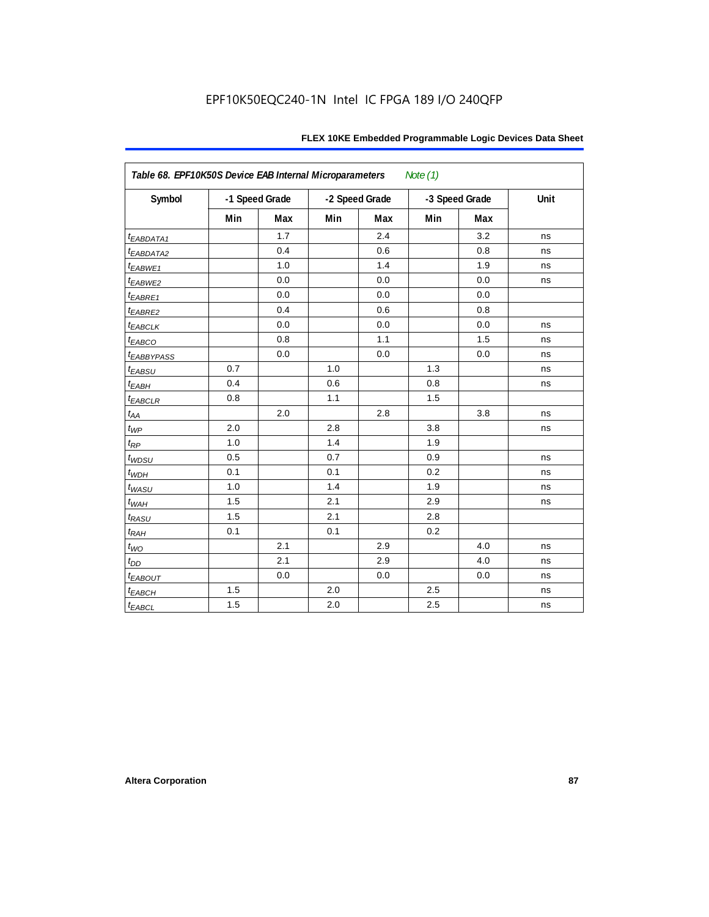EPF10K50EQC240-1N Intel IC FPGA 189 I/O 240QFP

| Table 68. EPF10K50S Device EAB Internal Microparameters *Note (1)* | | | | | | | |
|---|---|---|---|---|---|---|---|
| Symbol | -1 Speed Grade | | -2 Speed Grade | | -3 Speed Grade | | Unit |
| | Min | Max | Min | Max | Min | Max | |
| $t_{EABDATA1}$ | | 1.7 | | 2.4 | | 3.2 | ns |
| $t_{EABDATA2}$ | | 0.4 | | 0.6 | | 0.8 | ns |
| $t_{EABWE1}$ | | 1.0 | | 1.4 | | 1.9 | ns |
| $t_{EABWE2}$ | | 0.0 | | 0.0 | | 0.0 | ns |
| $t_{EABRE1}$ | | 0.0 | | 0.0 | | 0.0 | |
| $t_{EABRE2}$ | | 0.4 | | 0.6 | | 0.8 | |
| $t_{EABCLK}$ | | 0.0 | | 0.0 | | 0.0 | ns |
| $t_{EABCO}$ | | 0.8 | | 1.1 | | 1.5 | ns |
| $t_{EABBYPASS}$ | | 0.0 | | 0.0 | | 0.0 | ns |
| $t_{EABSU}$ | 0.7 | | 1.0 | | 1.3 | | ns |
| $t_{EABH}$ | 0.4 | | 0.6 | | 0.8 | | ns |
| $t_{EABCLR}$ | 0.8 | | 1.1 | | 1.5 | | |
| $t_{AA}$ | | 2.0 | | 2.8 | | 3.8 | ns |
| $t_{WP}$ | 2.0 | | 2.8 | | 3.8 | | ns |
| $t_{RP}$ | 1.0 | | 1.4 | | 1.9 | | |
| $t_{WDSU}$ | 0.5 | | 0.7 | | 0.9 | | ns |
| $t_{WDH}$ | 0.1 | | 0.1 | | 0.2 | | ns |
| $t_{WASU}$ | 1.0 | | 1.4 | | 1.9 | | ns |
| $t_{WAH}$ | 1.5 | | 2.1 | | 2.9 | | ns |
| $t_{RASU}$ | 1.5 | | 2.1 | | 2.8 | | |
| $t_{RAH}$ | 0.1 | | 0.1 | | 0.2 | | |
| $t_{WO}$ | | 2.1 | | 2.9 | | 4.0 | ns |
| $t_{DD}$ | | 2.1 | | 2.9 | | 4.0 | ns |
| $t_{EABOUT}$ | | 0.0 | | 0.0 | | 0.0 | ns |
| $t_{EABCH}$ | 1.5 | | 2.0 | | 2.5 | | ns |
| $t_{EABCL}$ | 1.5 | | 2.0 | | 2.5 | | ns |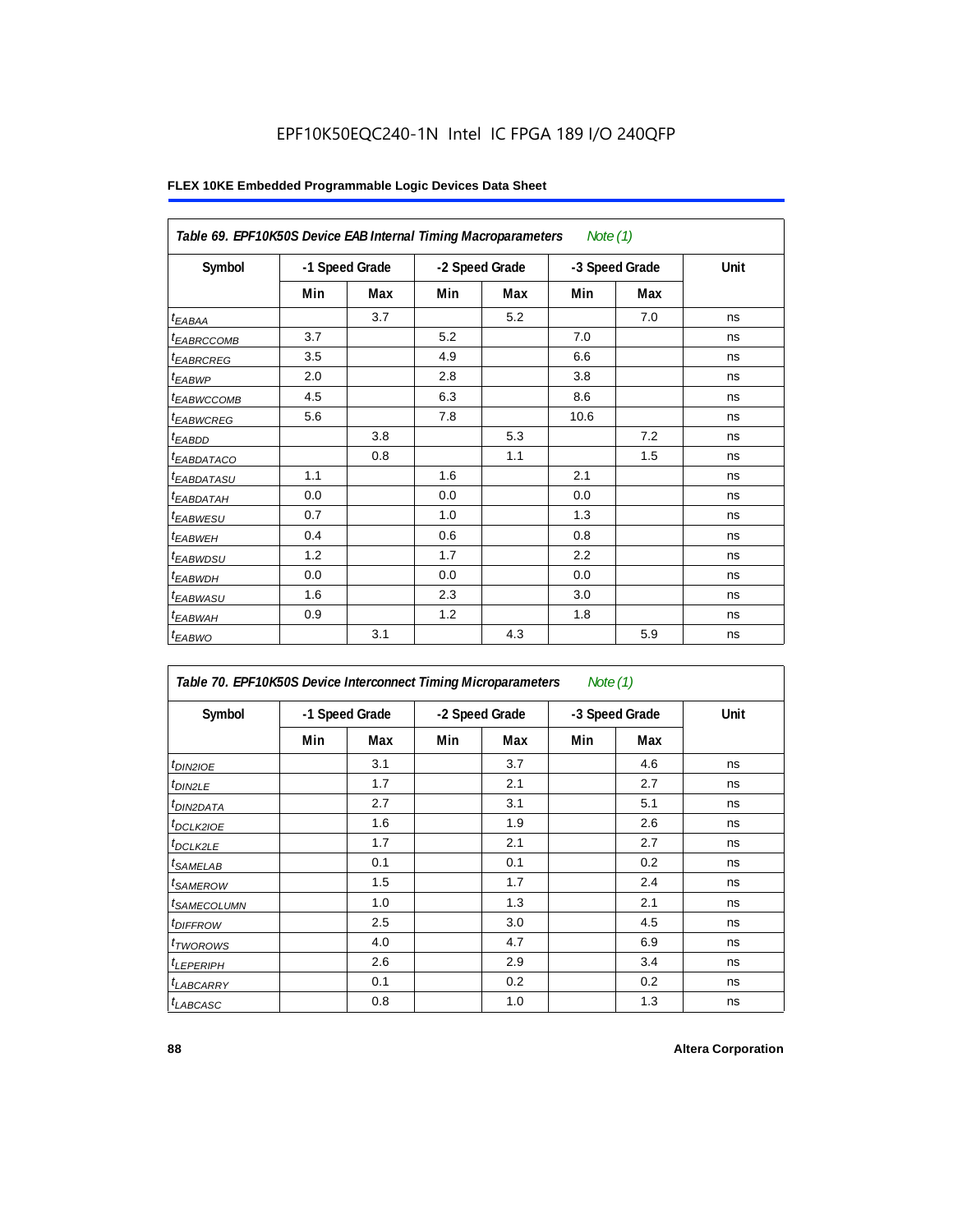EPF10K50EQC240-1N Intel IC FPGA 189 I/O 240QFP

**FLEX 10KE Embedded Programmable Logic Devices Data Sheet**

| *Table 69. EPF10K50S Device EAB Internal Timing Macroparameters* *Note (1)* | | | | | | | |
|---|---|---|---|---|---|---|---|
| Symbol | -1 Speed Grade | | -2 Speed Grade | | -3 Speed Grade | | Unit |
| | Min | Max | Min | Max | Min | Max | |
| $t_{EABAA}$ | | 3.7 | | 5.2 | | 7.0 | ns |
| $t_{EABRCCOMB}$ | 3.7 | | 5.2 | | 7.0 | | ns |
| $t_{EABRCREG}$ | 3.5 | | 4.9 | | 6.6 | | ns |
| $t_{EABWP}$ | 2.0 | | 2.8 | | 3.8 | | ns |
| $t_{EABWCCOMB}$ | 4.5 | | 6.3 | | 8.6 | | ns |
| $t_{EABWCREG}$ | 5.6 | | 7.8 | | 10.6 | | ns |
| $t_{EABDD}$ | | 3.8 | | 5.3 | | 7.2 | ns |
| $t_{EABDATACO}$ | | 0.8 | | 1.1 | | 1.5 | ns |
| $t_{EABDATASU}$ | 1.1 | | 1.6 | | 2.1 | | ns |
| $t_{EABDATAH}$ | 0.0 | | 0.0 | | 0.0 | | ns |
| $t_{EABWESU}$ | 0.7 | | 1.0 | | 1.3 | | ns |
| $t_{EABWEH}$ | 0.4 | | 0.6 | | 0.8 | | ns |
| $t_{EABWDSU}$ | 1.2 | | 1.7 | | 2.2 | | ns |
| $t_{EABWDH}$ | 0.0 | | 0.0 | | 0.0 | | ns |
| $t_{EABWASU}$ | 1.6 | | 2.3 | | 3.0 | | ns |
| $t_{EABWAH}$ | 0.9 | | 1.2 | | 1.8 | | ns |
| $t_{EABWO}$ | | 3.1 | | 4.3 | | 5.9 | ns |

| *Table 70. EPF10K50S Device Interconnect Timing Microparameters* *Note (1)* | | | | | | | |
|---|---|---|---|---|---|---|---|
| Symbol | -1 Speed Grade | | -2 Speed Grade | | -3 Speed Grade | | Unit |
| | Min | Max | Min | Max | Min | Max | |
| $t_{DIN2IOE}$ | | 3.1 | | 3.7 | | 4.6 | ns |
| $t_{DIN2LE}$ | | 1.7 | | 2.1 | | 2.7 | ns |
| $t_{DIN2DATA}$ | | 2.7 | | 3.1 | | 5.1 | ns |
| $t_{DCLK2IOE}$ | | 1.6 | | 1.9 | | 2.6 | ns |
| $t_{DCLK2LE}$ | | 1.7 | | 2.1 | | 2.7 | ns |
| $t_{SAMELAB}$ | | 0.1 | | 0.1 | | 0.2 | ns |
| $t_{SAMEROW}$ | | 1.5 | | 1.7 | | 2.4 | ns |
| $t_{SAMECOLUMN}$ | | 1.0 | | 1.3 | | 2.1 | ns |
| $t_{DIFFROW}$ | | 2.5 | | 3.0 | | 4.5 | ns |
| $t_{TWOROWS}$ | | 4.0 | | 4.7 | | 6.9 | ns |
| $t_{LEPERIPH}$ | | 2.6 | | 2.9 | | 3.4 | ns |
| $t_{LABCARRY}$ | | 0.1 | | 0.2 | | 0.2 | ns |
| $t_{LABCASC}$ | | 0.8 | | 1.0 | | 1.3 | ns |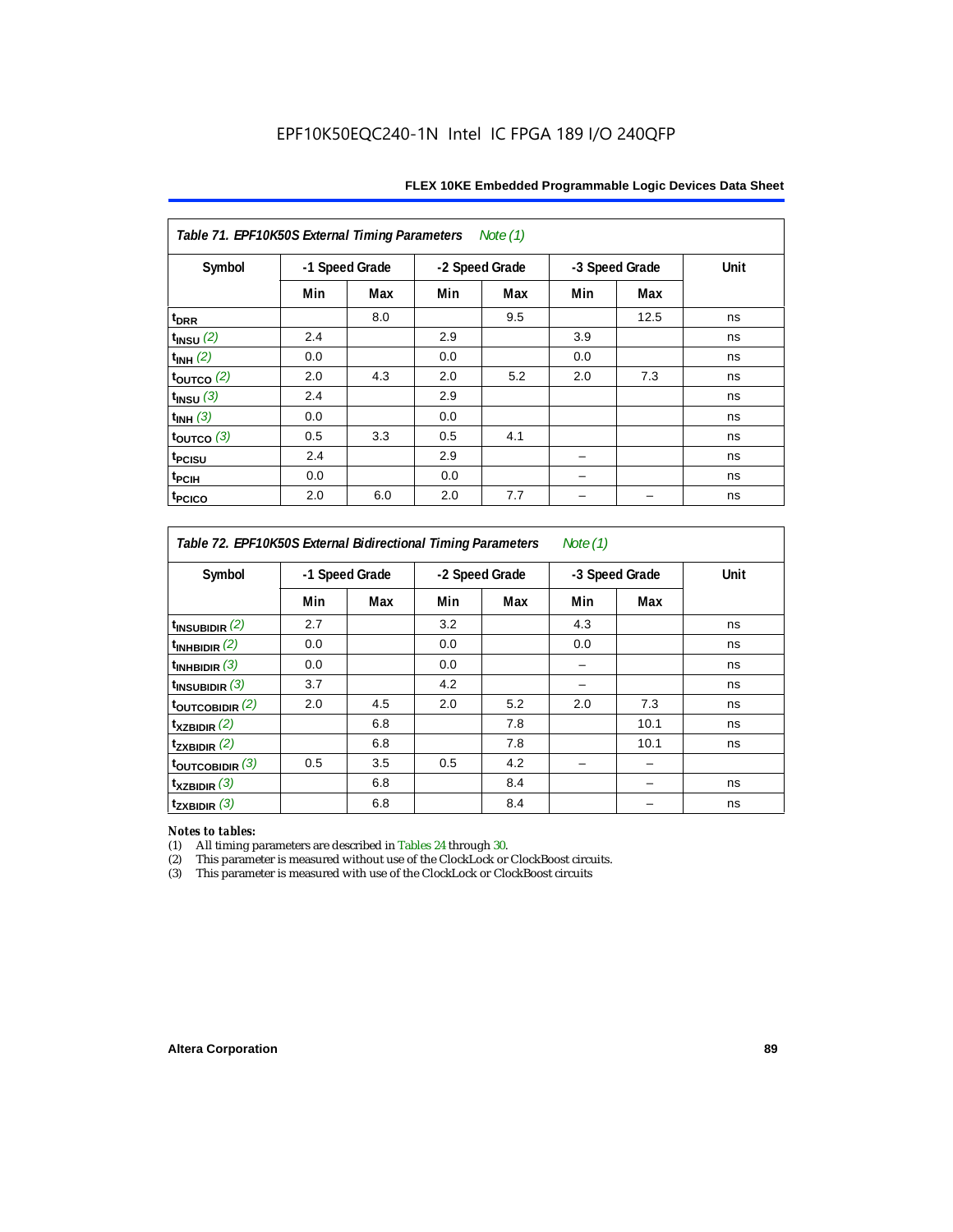Table 71. EPF10K50S External Timing Parameters *Note (1)*

| Symbol | -1 Speed Grade | | -2 Speed Grade | | -3 Speed Grade | | Unit |
|---|---|---|---|---|---|---|---|
| | Min | Max | Min | Max | Min | Max | |
| $t_{DRR}$ | | 8.0 | | 9.5 | | 12.5 | ns |
| $t_{INSU}$ *(2)* | 2.4 | | 2.9 | | 3.9 | | ns |
| $t_{INH}$ *(2)* | 0.0 | | 0.0 | | 0.0 | | ns |
| $t_{OUTCO}$ *(2)* | 2.0 | 4.3 | 2.0 | 5.2 | 2.0 | 7.3 | ns |
| $t_{INSU}$ *(3)* | 2.4 | | 2.9 | | | | ns |
| $t_{INH}$ *(3)* | 0.0 | | 0.0 | | | | ns |
| $t_{OUTCO}$ *(3)* | 0.5 | 3.3 | 0.5 | 4.1 | | | ns |
| $t_{PCISU}$ | 2.4 | | 2.9 | | – | | ns |
| $t_{PCIH}$ | 0.0 | | 0.0 | | – | | ns |
| $t_{PCICO}$ | 2.0 | 6.0 | 2.0 | 7.7 | – | – | ns |

Table 72. EPF10K50S External Bidirectional Timing Parameters *Note (1)*

| Symbol | -1 Speed Grade | | -2 Speed Grade | | -3 Speed Grade | | Unit |
|---|---|---|---|---|---|---|---|
| | Min | Max | Min | Max | Min | Max | |
| $t_{INSUBIDIR}$ *(2)* | 2.7 | | 3.2 | | 4.3 | | ns |
| $t_{INHBIDIR}$ *(2)* | 0.0 | | 0.0 | | 0.0 | | ns |
| $t_{INHBIDIR}$ *(3)* | 0.0 | | 0.0 | | – | | ns |
| $t_{INSUBIDIR}$ *(3)* | 3.7 | | 4.2 | | – | | ns |
| $t_{OUTCOBIDIR}$ *(2)* | 2.0 | 4.5 | 2.0 | 5.2 | 2.0 | 7.3 | ns |
| $t_{XZBIDIR}$ *(2)* | | 6.8 | | 7.8 | | 10.1 | ns |
| $t_{ZXBIDIR}$ *(2)* | | 6.8 | | 7.8 | | 10.1 | ns |
| $t_{OUTCOBIDIR}$ *(3)* | 0.5 | 3.5 | 0.5 | 4.2 | – | – | |
| $t_{XZBIDIR}$ *(3)* | | 6.8 | | 8.4 | | – | ns |
| $t_{ZXBIDIR}$ *(3)* | | 6.8 | | 8.4 | | – | ns |

*Notes to tables:*

(1) All timing parameters are described in Tables 24 through 30.

(2) This parameter is measured without use of the ClockLock or ClockBoost circuits.

(3) This parameter is measured with use of the ClockLock or ClockBoost circuits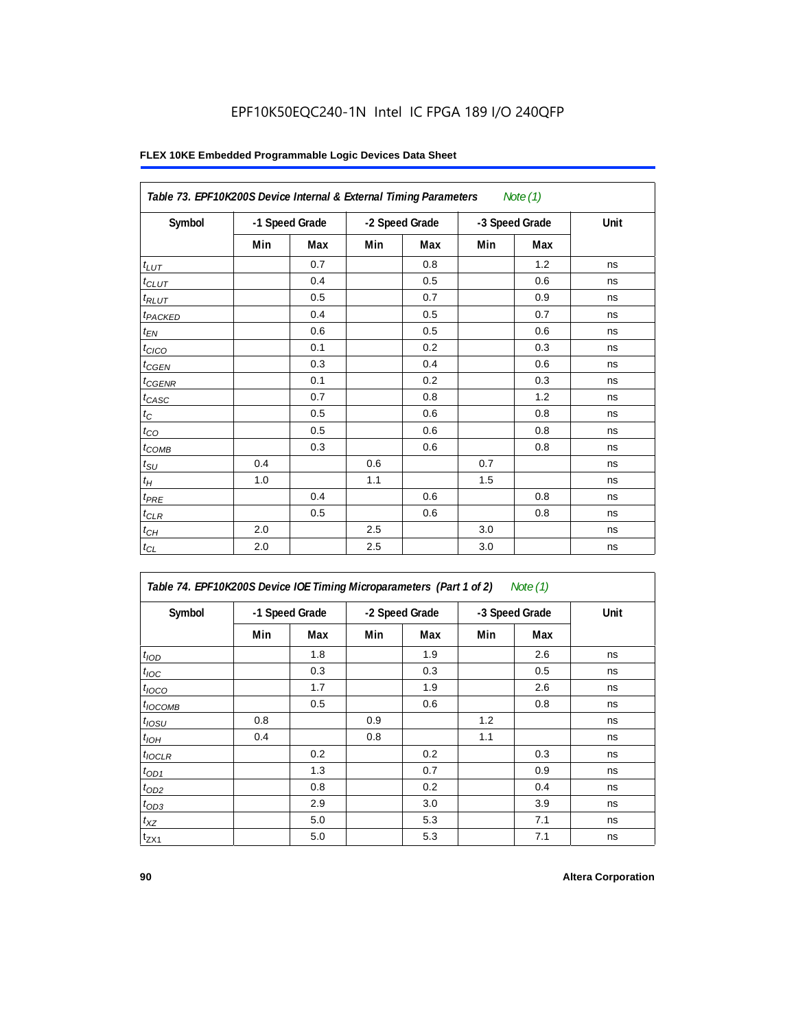EPF10K50EQC240-1N Intel IC FPGA 189 I/O 240QFP

**FLEX 10KE Embedded Programmable Logic Devices Data Sheet**

| *Table 73. EPF10K200S Device Internal & External Timing Parameters Note (1)* | | | | | | | |
|---|---|---|---|---|---|---|---|
| **Symbol** | **-1 Speed Grade** | | **-2 Speed Grade** | | **-3 Speed Grade** | | **Unit** |
| | **Min** | **Max** | **Min** | **Max** | **Min** | **Max** | |
| $t_{LUT}$ | | 0.7 | | 0.8 | | 1.2 | ns |
| $t_{CLUT}$ | | 0.4 | | 0.5 | | 0.6 | ns |
| $t_{RLUT}$ | | 0.5 | | 0.7 | | 0.9 | ns |
| $t_{PACKED}$ | | 0.4 | | 0.5 | | 0.7 | ns |
| $t_{EN}$ | | 0.6 | | 0.5 | | 0.6 | ns |
| $t_{CICO}$ | | 0.1 | | 0.2 | | 0.3 | ns |
| $t_{CGEN}$ | | 0.3 | | 0.4 | | 0.6 | ns |
| $t_{CGENR}$ | | 0.1 | | 0.2 | | 0.3 | ns |
| $t_{CASC}$ | | 0.7 | | 0.8 | | 1.2 | ns |
| $t_{C}$ | | 0.5 | | 0.6 | | 0.8 | ns |
| $t_{CO}$ | | 0.5 | | 0.6 | | 0.8 | ns |
| $t_{COMB}$ | | 0.3 | | 0.6 | | 0.8 | ns |
| $t_{SU}$ | 0.4 | | 0.6 | | 0.7 | | ns |
| $t_{H}$ | 1.0 | | 1.1 | | 1.5 | | ns |
| $t_{PRE}$ | | 0.4 | | 0.6 | | 0.8 | ns |
| $t_{CLR}$ | | 0.5 | | 0.6 | | 0.8 | ns |
| $t_{CH}$ | 2.0 | | 2.5 | | 3.0 | | ns |
| $t_{CL}$ | 2.0 | | 2.5 | | 3.0 | | ns |

| *Table 74. EPF10K200S Device IOE Timing Microparameters (Part 1 of 2) Note (1)* | | | | | | | |
|---|---|---|---|---|---|---|---|
| **Symbol** | **-1 Speed Grade** | | **-2 Speed Grade** | | **-3 Speed Grade** | | **Unit** |
| | **Min** | **Max** | **Min** | **Max** | **Min** | **Max** | |
| $t_{IOD}$ | | 1.8 | | 1.9 | | 2.6 | ns |
| $t_{IOC}$ | | 0.3 | | 0.3 | | 0.5 | ns |
| $t_{IOCO}$ | | 1.7 | | 1.9 | | 2.6 | ns |
| $t_{IOCOMB}$ | | 0.5 | | 0.6 | | 0.8 | ns |
| $t_{IOSU}$ | 0.8 | | 0.9 | | 1.2 | | ns |
| $t_{IOH}$ | 0.4 | | 0.8 | | 1.1 | | ns |
| $t_{IOCLR}$ | | 0.2 | | 0.2 | | 0.3 | ns |
| $t_{OD1}$ | | 1.3 | | 0.7 | | 0.9 | ns |
| $t_{OD2}$ | | 0.8 | | 0.2 | | 0.4 | ns |
| $t_{OD3}$ | | 2.9 | | 3.0 | | 3.9 | ns |
| $t_{XZ}$ | | 5.0 | | 5.3 | | 7.1 | ns |
| $t_{ZX1}$ | | 5.0 | | 5.3 | | 7.1 | ns |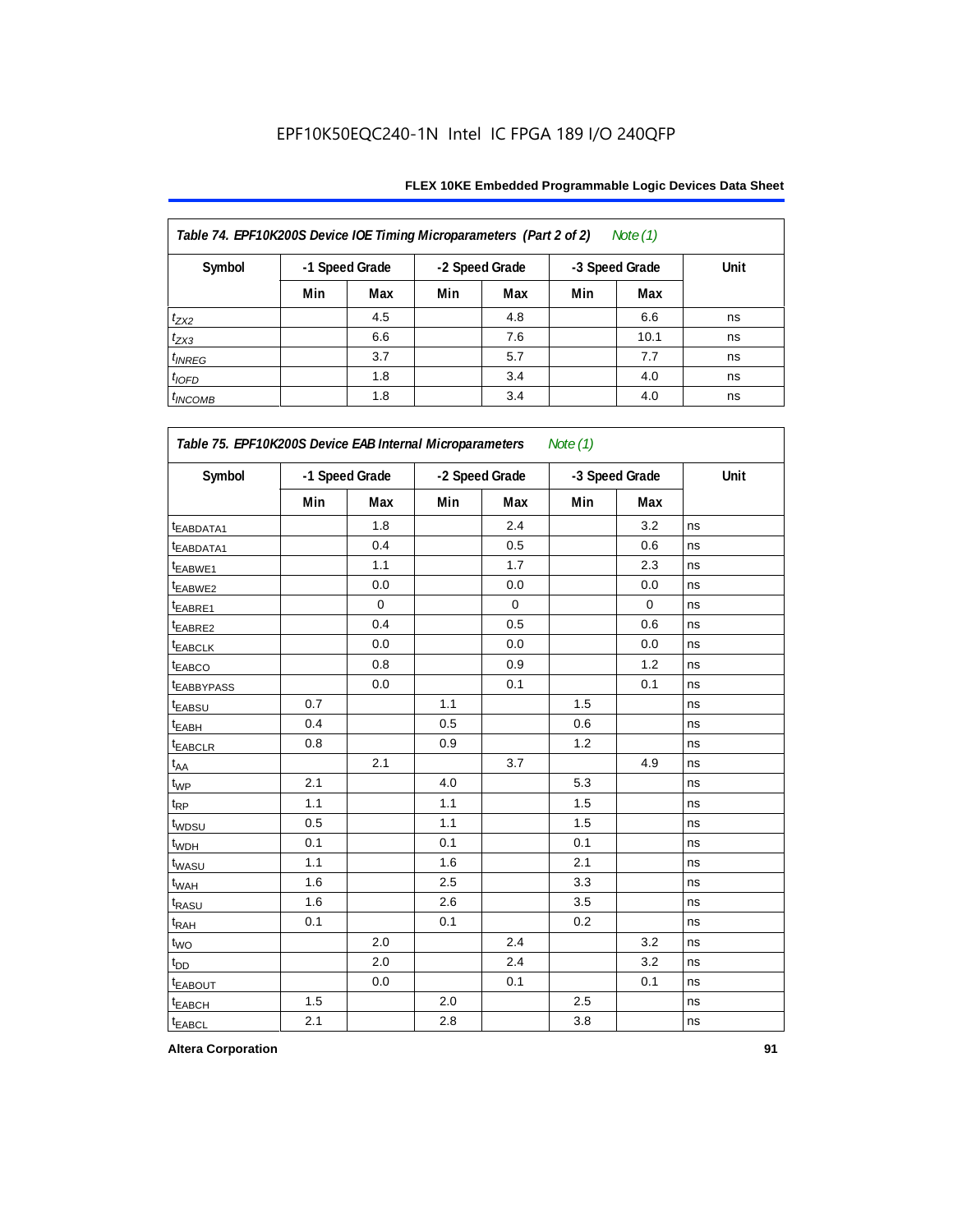EPF10K50EQC240-1N Intel IC FPGA 189 I/O 240QFP

| Table 74. EPF10K200S Device IOE Timing Microparameters (Part 2 of 2) Note (1) | | | | | | | |
|---|---|---|---|---|---|---|---|
| Symbol | -1 Speed Grade | | -2 Speed Grade | | -3 Speed Grade | | Unit |
| | Min | Max | Min | Max | Min | Max | |
| $t_{ZX2}$ | | 4.5 | | 4.8 | | 6.6 | ns |
| $t_{ZX3}$ | | 6.6 | | 7.6 | | 10.1 | ns |
| $t_{INREG}$ | | 3.7 | | 5.7 | | 7.7 | ns |
| $t_{IOFD}$ | | 1.8 | | 3.4 | | 4.0 | ns |
| $t_{INCOMB}$ | | 1.8 | | 3.4 | | 4.0 | ns |

| Table 75. EPF10K200S Device EAB Internal Microparameters Note (1) | | | | | | | |
|---|---|---|---|---|---|---|---|
| Symbol | -1 Speed Grade | | -2 Speed Grade | | -3 Speed Grade | | Unit |
| | Min | Max | Min | Max | Min | Max | |
| $t_{EABDATA1}$ | | 1.8 | | 2.4 | | 3.2 | ns |
| $t_{EABDATA1}$ | | 0.4 | | 0.5 | | 0.6 | ns |
| $t_{EABWE1}$ | | 1.1 | | 1.7 | | 2.3 | ns |
| $t_{EABWE2}$ | | 0.0 | | 0.0 | | 0.0 | ns |
| $t_{EABRE1}$ | | 0 | | 0 | | 0 | ns |
| $t_{EABRE2}$ | | 0.4 | | 0.5 | | 0.6 | ns |
| $t_{EABCLK}$ | | 0.0 | | 0.0 | | 0.0 | ns |
| $t_{EABCO}$ | | 0.8 | | 0.9 | | 1.2 | ns |
| $t_{EABBYPASS}$ | | 0.0 | | 0.1 | | 0.1 | ns |
| $t_{EABSU}$ | 0.7 | | 1.1 | | 1.5 | | ns |
| $t_{EABH}$ | 0.4 | | 0.5 | | 0.6 | | ns |
| $t_{EABCLR}$ | 0.8 | | 0.9 | | 1.2 | | ns |
| $t_{AA}$ | | 2.1 | | 3.7 | | 4.9 | ns |
| $t_{WP}$ | 2.1 | | 4.0 | | 5.3 | | ns |
| $t_{RP}$ | 1.1 | | 1.1 | | 1.5 | | ns |
| $t_{WDSU}$ | 0.5 | | 1.1 | | 1.5 | | ns |
| $t_{WDH}$ | 0.1 | | 0.1 | | 0.1 | | ns |
| $t_{WASU}$ | 1.1 | | 1.6 | | 2.1 | | ns |
| $t_{WAH}$ | 1.6 | | 2.5 | | 3.3 | | ns |
| $t_{RASU}$ | 1.6 | | 2.6 | | 3.5 | | ns |
| $t_{RAH}$ | 0.1 | | 0.1 | | 0.2 | | ns |
| $t_{WO}$ | | 2.0 | | 2.4 | | 3.2 | ns |
| $t_{DD}$ | | 2.0 | | 2.4 | | 3.2 | ns |
| $t_{EABOUT}$ | | 0.0 | | 0.1 | | 0.1 | ns |
| $t_{EABCH}$ | 1.5 | | 2.0 | | 2.5 | | ns |
| $t_{EABCL}$ | 2.1 | | 2.8 | | 3.8 | | ns |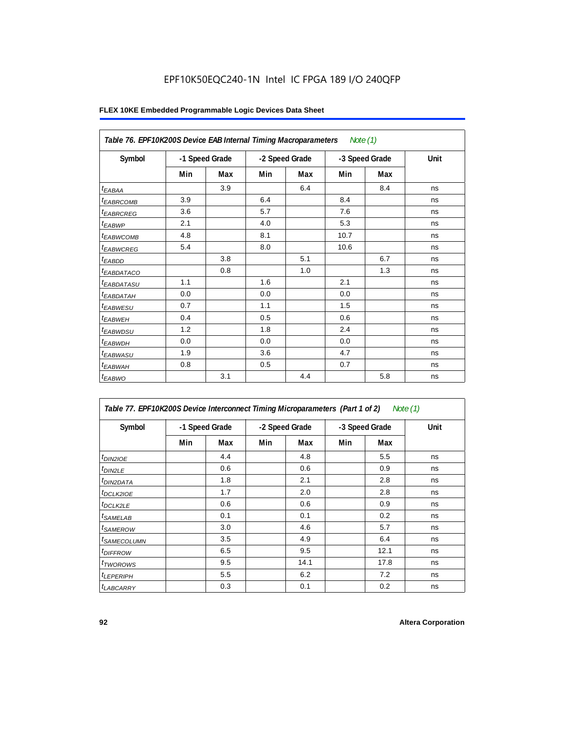EPF10K50EQC240-1N Intel IC FPGA 189 I/O 240QFP

**Table 76. EPF10K200S Device EAB Internal Timing Macroparameters** *Note (1)*

| Symbol | -1 Speed Grade | | -2 Speed Grade | | -3 Speed Grade | | Unit |
|---|---|---|---|---|---|---|---|
| | Min | Max | Min | Max | Min | Max | |
| $t_{EABAA}$ | | 3.9 | | 6.4 | | 8.4 | ns |
| $t_{EABRCOMB}$ | 3.9 | | 6.4 | | 8.4 | | ns |
| $t_{EABRCREG}$ | 3.6 | | 5.7 | | 7.6 | | ns |
| $t_{EABWP}$ | 2.1 | | 4.0 | | 5.3 | | ns |
| $t_{EABWCOMB}$ | 4.8 | | 8.1 | | 10.7 | | ns |
| $t_{EABWCREG}$ | 5.4 | | 8.0 | | 10.6 | | ns |
| $t_{EABDD}$ | | 3.8 | | 5.1 | | 6.7 | ns |
| $t_{EABDATACO}$ | | 0.8 | | 1.0 | | 1.3 | ns |
| $t_{EABDATASU}$ | 1.1 | | 1.6 | | 2.1 | | ns |
| $t_{EABDATAH}$ | 0.0 | | 0.0 | | 0.0 | | ns |
| $t_{EABWESU}$ | 0.7 | | 1.1 | | 1.5 | | ns |
| $t_{EABWEH}$ | 0.4 | | 0.5 | | 0.6 | | ns |
| $t_{EABWDSU}$ | 1.2 | | 1.8 | | 2.4 | | ns |
| $t_{EABWDH}$ | 0.0 | | 0.0 | | 0.0 | | ns |
| $t_{EABWASU}$ | 1.9 | | 3.6 | | 4.7 | | ns |
| $t_{EABWAH}$ | 0.8 | | 0.5 | | 0.7 | | ns |
| $t_{EABWO}$ | | 3.1 | | 4.4 | | 5.8 | ns |

**Table 77. EPF10K200S Device Interconnect Timing Microparameters (Part 1 of 2)** *Note (1)*

| Symbol | -1 Speed Grade | | -2 Speed Grade | | -3 Speed Grade | | Unit |
|---|---|---|---|---|---|---|---|
| | Min | Max | Min | Max | Min | Max | |
| $t_{DIN2IOE}$ | | 4.4 | | 4.8 | | 5.5 | ns |
| $t_{DIN2LE}$ | | 0.6 | | 0.6 | | 0.9 | ns |
| $t_{DIN2DATA}$ | | 1.8 | | 2.1 | | 2.8 | ns |
| $t_{DCLK2IOE}$ | | 1.7 | | 2.0 | | 2.8 | ns |
| $t_{DCLK2LE}$ | | 0.6 | | 0.6 | | 0.9 | ns |
| $t_{SAMELAB}$ | | 0.1 | | 0.1 | | 0.2 | ns |
| $t_{SAMEROW}$ | | 3.0 | | 4.6 | | 5.7 | ns |
| $t_{SAMECOLUMN}$ | | 3.5 | | 4.9 | | 6.4 | ns |
| $t_{DIFFROW}$ | | 6.5 | | 9.5 | | 12.1 | ns |
| $t_{TWOROWS}$ | | 9.5 | | 14.1 | | 17.8 | ns |
| $t_{LEPERIPH}$ | | 5.5 | | 6.2 | | 7.2 | ns |
| $t_{LABCARRY}$ | | 0.3 | | 0.1 | | 0.2 | ns |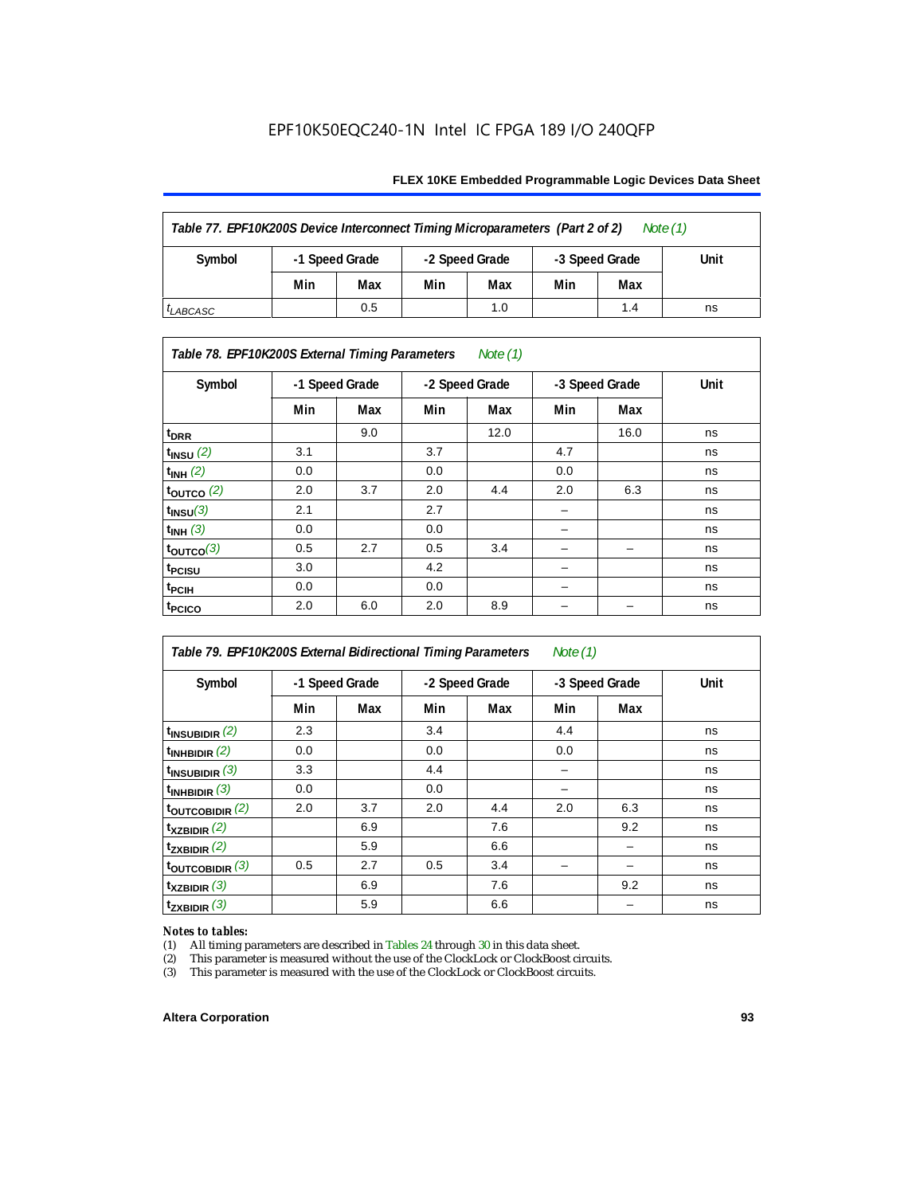EPF10K50EQC240-1N Intel IC FPGA 189 I/O 240QFP

| Table 77. EPF10K200S Device Interconnect Timing Microparameters (Part 2 of 2) Note (1) | | | | | | | |
|---|---|---|---|---|---|---|---|
| Symbol | -1 Speed Grade | | -2 Speed Grade | | -3 Speed Grade | | Unit |
| | Min | Max | Min | Max | Min | Max | |
| $t_{LABCASC}$ | | 0.5 | | 1.0 | | 1.4 | ns |

| Table 78. EPF10K200S External Timing Parameters Note (1) | | | | | | | |
|---|---|---|---|---|---|---|---|
| Symbol | -1 Speed Grade | | -2 Speed Grade | | -3 Speed Grade | | Unit |
| | Min | Max | Min | Max | Min | Max | |
| $t_{DRR}$ | | 9.0 | | 12.0 | | 16.0 | ns |
| $t_{INSU}$ (2) | 3.1 | | 3.7 | | 4.7 | | ns |
| $t_{INH}$ (2) | 0.0 | | 0.0 | | 0.0 | | ns |
| $t_{OUTCO}$ (2) | 2.0 | 3.7 | 2.0 | 4.4 | 2.0 | 6.3 | ns |
| $t_{INSU}$ (3) | 2.1 | | 2.7 | | – | | ns |
| $t_{INH}$ (3) | 0.0 | | 0.0 | | – | | ns |
| $t_{OUTCO}$ (3) | 0.5 | 2.7 | 0.5 | 3.4 | – | – | ns |
| $t_{PCISU}$ | 3.0 | | 4.2 | | – | | ns |
| $t_{PCIH}$ | 0.0 | | 0.0 | | – | | ns |
| $t_{PCICO}$ | 2.0 | 6.0 | 2.0 | 8.9 | – | – | ns |

| Table 79. EPF10K200S External Bidirectional Timing Parameters Note (1) | | | | | | | |
|---|---|---|---|---|---|---|---|
| Symbol | -1 Speed Grade | | -2 Speed Grade | | -3 Speed Grade | | Unit |
| | Min | Max | Min | Max | Min | Max | |
| $t_{INSUBIDIR}$ (2) | 2.3 | | 3.4 | | 4.4 | | ns |
| $t_{INHBIDIR}$ (2) | 0.0 | | 0.0 | | 0.0 | | ns |
| $t_{INSUBIDIR}$ (3) | 3.3 | | 4.4 | | – | | ns |
| $t_{INHBIDIR}$ (3) | 0.0 | | 0.0 | | – | | ns |
| $t_{OUTCOBIDIR}$ (2) | 2.0 | 3.7 | 2.0 | 4.4 | 2.0 | 6.3 | ns |
| $t_{XZBIDIR}$ (2) | | 6.9 | | 7.6 | | 9.2 | ns |
| $t_{ZXBIDIR}$ (2) | | 5.9 | | 6.6 | | – | ns |
| $t_{OUTCOBIDIR}$ (3) | 0.5 | 2.7 | 0.5 | 3.4 | – | – | ns |
| $t_{XZBIDIR}$ (3) | | 6.9 | | 7.6 | | 9.2 | ns |
| $t_{ZXBIDIR}$ (3) | | 5.9 | | 6.6 | | – | ns |

*Notes to tables:*

(1) All timing parameters are described in Tables 24 through 30 in this data sheet.
(2) This parameter is measured without the use of the ClockLock or ClockBoost circuits.
(3) This parameter is measured with the use of the ClockLock or ClockBoost circuits.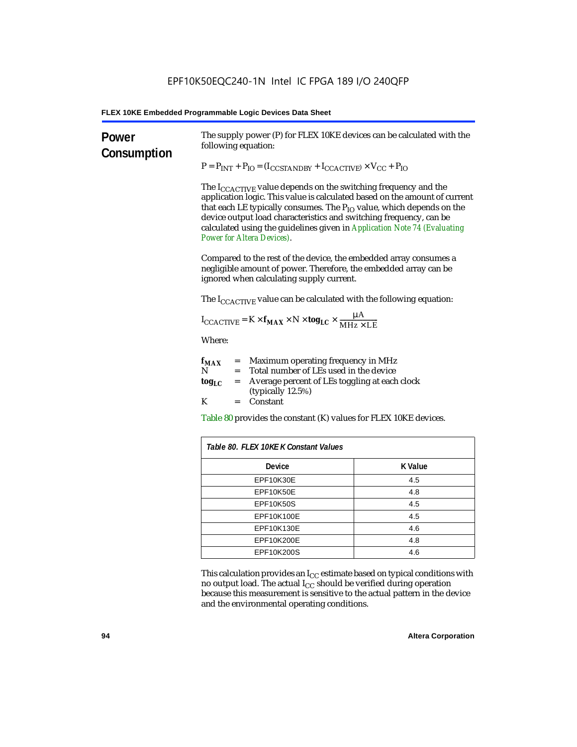## Power Consumption

The supply power (P) for FLEX 10KE devices can be calculated with the following equation:

$$P = P_{INT} + P_{IO} = (I_{CCSTANDBY} + I_{CCACTIVE}) \times V_{CC} + P_{IO}$$

The $I_{CCACTIVE}$ value depends on the switching frequency and the application logic. This value is calculated based on the amount of current that each LE typically consumes. The $P_{IO}$ value, which depends on the device output load characteristics and switching frequency, can be calculated using the guidelines given in *Application Note 74 (Evaluating Power for Altera Devices)*.

Compared to the rest of the device, the embedded array consumes a negligible amount of power. Therefore, the embedded array can be ignored when calculating supply current.

The $I_{CCACTIVE}$ value can be calculated with the following equation:

$$I_{CCACTIVE} = K \times \mathbf{f_{MAX}} \times N \times \mathbf{tog_{LC}} \times \frac{\mu A}{MHz \times LE}$$

Where:

- $\mathbf{f_{MAX}}$ = Maximum operating frequency in MHz
- $N$ = Total number of LEs used in the device
- $\mathbf{tog_{LC}}$ = Average percent of LEs toggling at each clock (typically 12.5%)
- $K$ = Constant

Table 80 provides the constant (K) values for FLEX 10KE devices.

**Table 80. FLEX 10KE K Constant Values**

| Device | K Value |
|---|---|
| EPF10K30E | 4.5 |
| EPF10K50E | 4.8 |
| EPF10K50S | 4.5 |
| EPF10K100E | 4.5 |
| EPF10K130E | 4.6 |
| EPF10K200E | 4.8 |
| EPF10K200S | 4.6 |

This calculation provides an $I_{CC}$ estimate based on typical conditions with no output load. The actual $I_{CC}$ should be verified during operation because this measurement is sensitive to the actual pattern in the device and the environmental operating conditions.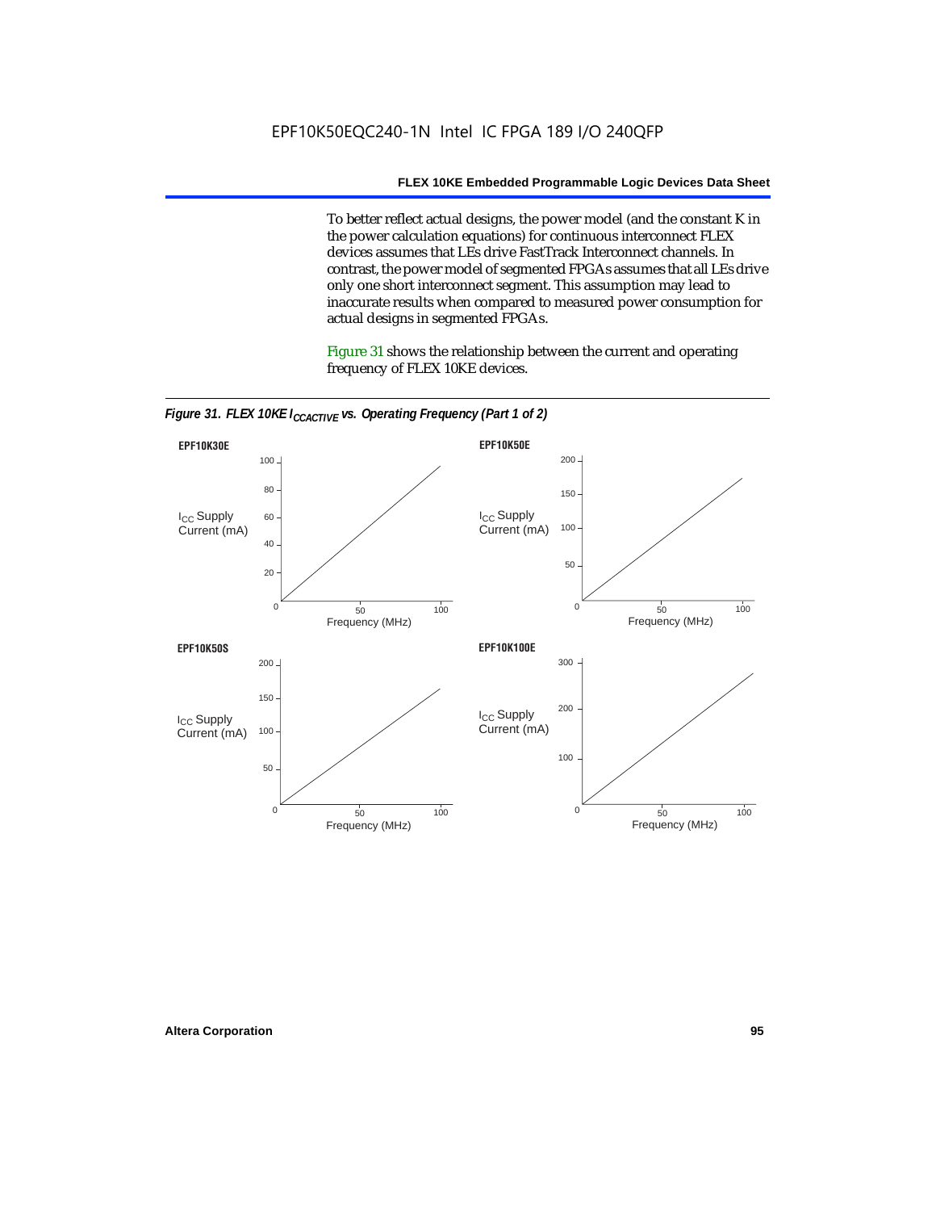To better reflect actual designs, the power model (and the constant K in the power calculation equations) for continuous interconnect FLEX devices assumes that LEs drive FastTrack Interconnect channels. In contrast, the power model of segmented FPGAs assumes that all LEs drive only one short interconnect segment. This assumption may lead to inaccurate results when compared to measured power consumption for actual designs in segmented FPGAs.

Figure 31 shows the relationship between the current and operating frequency of FLEX 10KE devices.

*Figure 31. FLEX 10KE $I_{CCACTIVE}$ vs. Operating Frequency (Part 1 of 2)*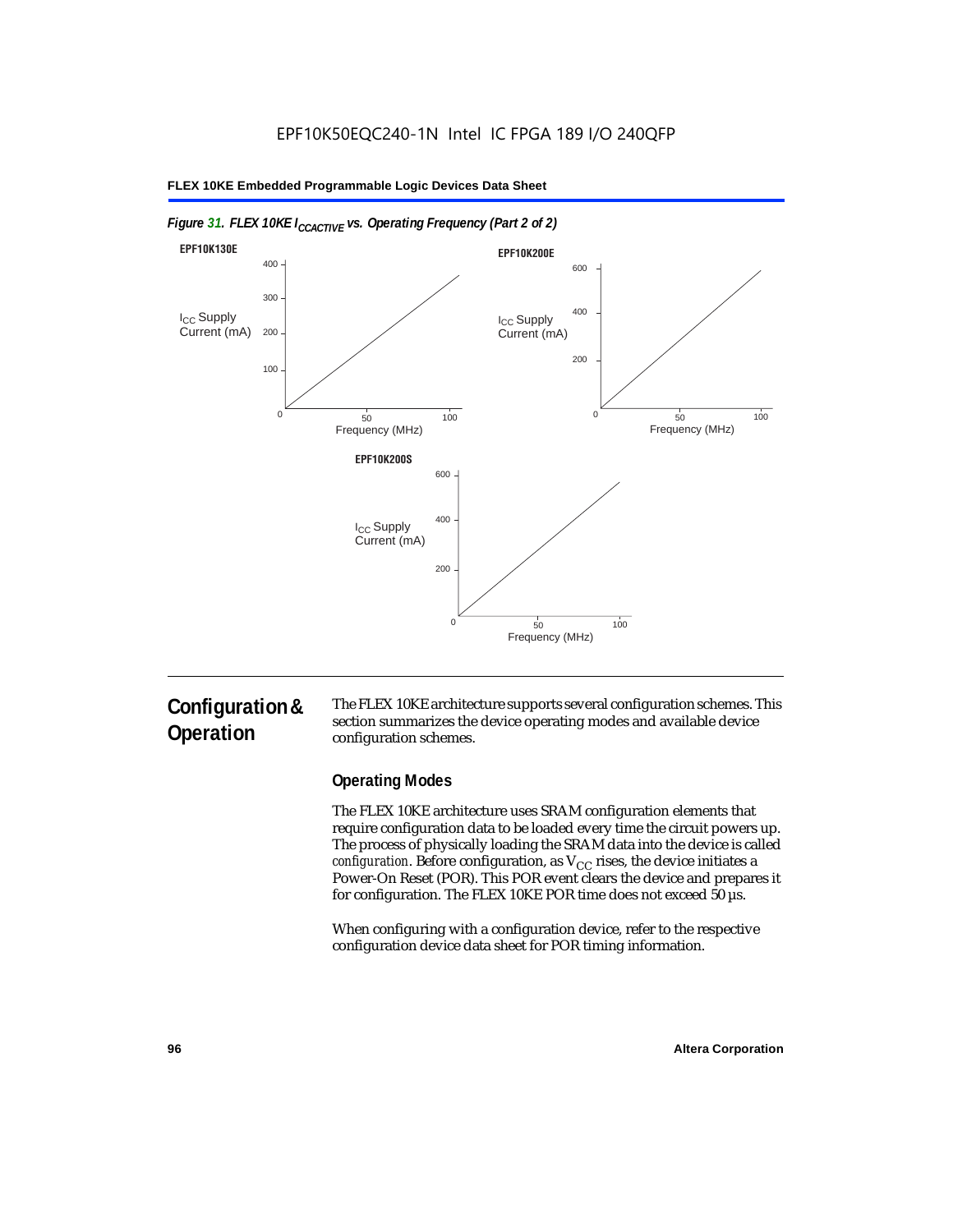*Figure 31. FLEX 10KE $I_{CCACTIVE}$ vs. Operating Frequency (Part 2 of 2)*

**EPF10K130E**

$I_{CC}$ Supply Current (mA)

400, 300, 200, 100, 0

50, 100

Frequency (MHz)

**EPF10K200E**

$I_{CC}$ Supply Current (mA)

600, 400, 200, 0

50, 100

Frequency (MHz)

**EPF10K200S**

$I_{CC}$ Supply Current (mA)

600, 400, 200, 0

50, 100

Frequency (MHz)

# Configuration & Operation

The FLEX 10KE architecture supports several configuration schemes. This section summarizes the device operating modes and available device configuration schemes.

## Operating Modes

The FLEX 10KE architecture uses SRAM configuration elements that require configuration data to be loaded every time the circuit powers up. The process of physically loading the SRAM data into the device is called *configuration*. Before configuration, as $V_{CC}$ rises, the device initiates a Power-On Reset (POR). This POR event clears the device and prepares it for configuration. The FLEX 10KE POR time does not exceed 50 µs.

When configuring with a configuration device, refer to the respective configuration device data sheet for POR timing information.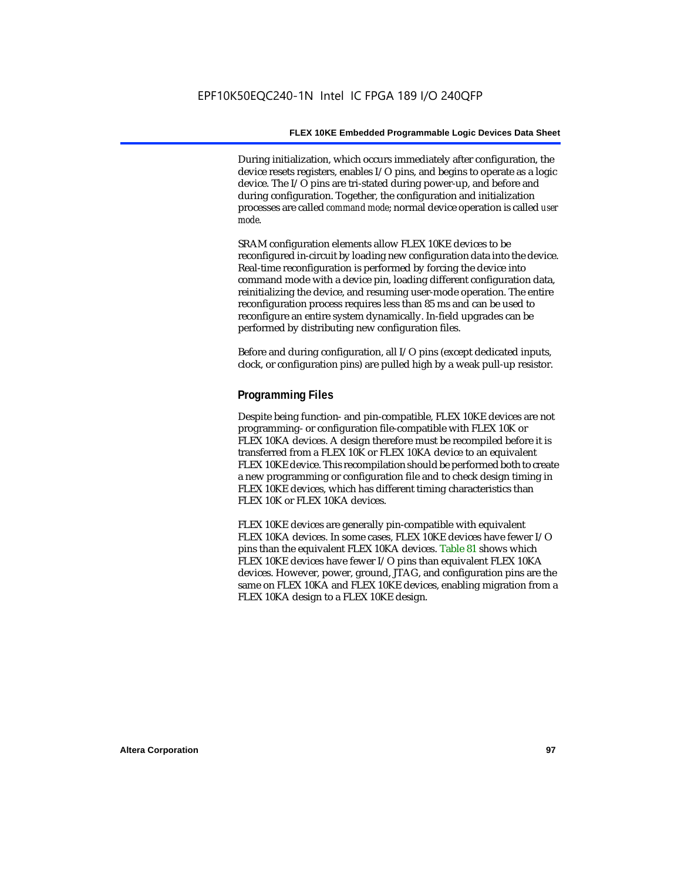During initialization, which occurs immediately after configuration, the device resets registers, enables I/O pins, and begins to operate as a logic device. The I/O pins are tri-stated during power-up, and before and during configuration. Together, the configuration and initialization processes are called *command mode*; normal device operation is called *user mode*.

SRAM configuration elements allow FLEX 10KE devices to be reconfigured in-circuit by loading new configuration data into the device. Real-time reconfiguration is performed by forcing the device into command mode with a device pin, loading different configuration data, reinitializing the device, and resuming user-mode operation. The entire reconfiguration process requires less than 85 ms and can be used to reconfigure an entire system dynamically. In-field upgrades can be performed by distributing new configuration files.

Before and during configuration, all I/O pins (except dedicated inputs, clock, or configuration pins) are pulled high by a weak pull-up resistor.

## Programming Files

Despite being function- and pin-compatible, FLEX 10KE devices are not programming- or configuration file-compatible with FLEX 10K or FLEX 10KA devices. A design therefore must be recompiled before it is transferred from a FLEX 10K or FLEX 10KA device to an equivalent FLEX 10KE device. This recompilation should be performed both to create a new programming or configuration file and to check design timing in FLEX 10KE devices, which has different timing characteristics than FLEX 10K or FLEX 10KA devices.

FLEX 10KE devices are generally pin-compatible with equivalent FLEX 10KA devices. In some cases, FLEX 10KE devices have fewer I/O pins than the equivalent FLEX 10KA devices. Table 81 shows which FLEX 10KE devices have fewer I/O pins than equivalent FLEX 10KA devices. However, power, ground, JTAG, and configuration pins are the same on FLEX 10KA and FLEX 10KE devices, enabling migration from a FLEX 10KA design to a FLEX 10KE design.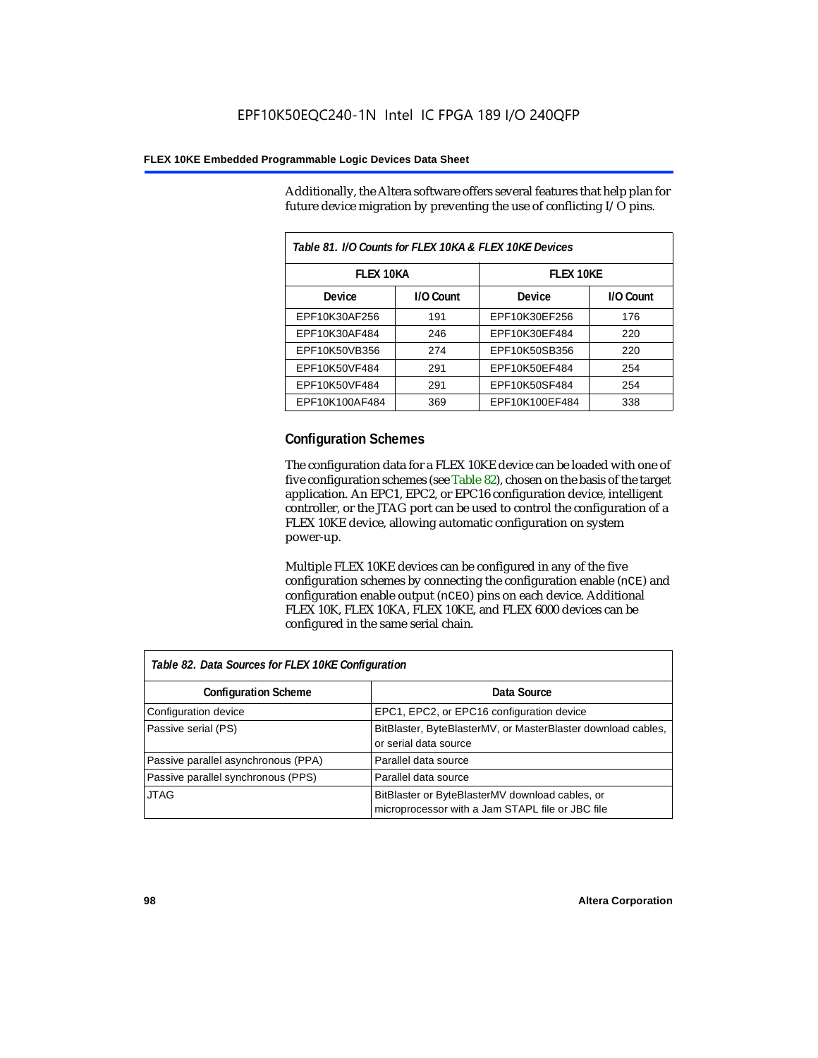Additionally, the Altera software offers several features that help plan for future device migration by preventing the use of conflicting I/O pins.

*Table 81. I/O Counts for FLEX 10KA & FLEX 10KE Devices*

| FLEX 10KA | | FLEX 10KE | |
|---|---|---|---|
| Device | I/O Count | Device | I/O Count |
| EPF10K30AF256 | 191 | EPF10K30EF256 | 176 |
| EPF10K30AF484 | 246 | EPF10K30EF484 | 220 |
| EPF10K50VB356 | 274 | EPF10K50SB356 | 220 |
| EPF10K50VF484 | 291 | EPF10K50EF484 | 254 |
| EPF10K50VF484 | 291 | EPF10K50SF484 | 254 |
| EPF10K100AF484 | 369 | EPF10K100EF484 | 338 |

## Configuration Schemes

The configuration data for a FLEX 10KE device can be loaded with one of five configuration schemes (see Table 82), chosen on the basis of the target application. An EPC1, EPC2, or EPC16 configuration device, intelligent controller, or the JTAG port can be used to control the configuration of a FLEX 10KE device, allowing automatic configuration on system power-up.

Multiple FLEX 10KE devices can be configured in any of the five configuration schemes by connecting the configuration enable (`nCE`) and configuration enable output (`nCEO`) pins on each device. Additional FLEX 10K, FLEX 10KA, FLEX 10KE, and FLEX 6000 devices can be configured in the same serial chain.

*Table 82. Data Sources for FLEX 10KE Configuration*

| Configuration Scheme | Data Source |
|---|---|
| Configuration device | EPC1, EPC2, or EPC16 configuration device |
| Passive serial (PS) | BitBlaster, ByteBlasterMV, or MasterBlaster download cables, or serial data source |
| Passive parallel asynchronous (PPA) | Parallel data source |
| Passive parallel synchronous (PPS) | Parallel data source |
| JTAG | BitBlaster or ByteBlasterMV download cables, or microprocessor with a Jam STAPL file or JBC file |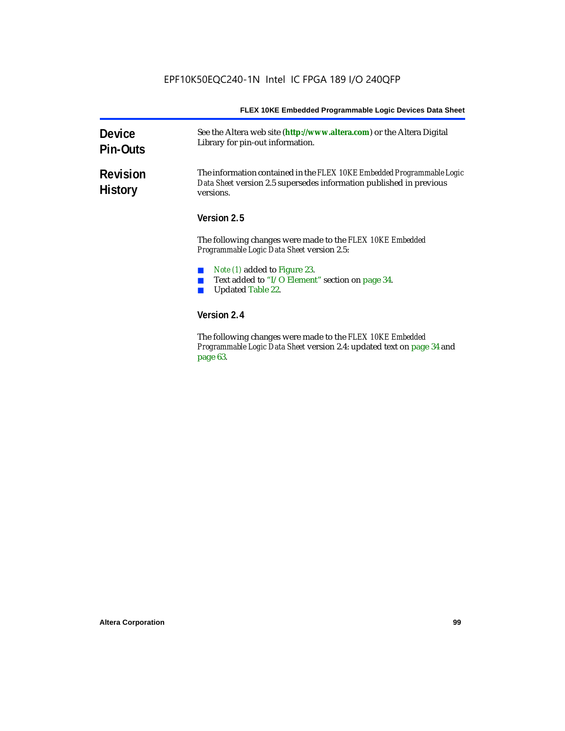## Device Pin-Outs

See the Altera web site (**http://www.altera.com**) or the Altera Digital Library for pin-out information.

## Revision History

The information contained in the *FLEX 10KE Embedded Programmable Logic Data Sheet* version 2.5 supersedes information published in previous versions.

### Version 2.5

The following changes were made to the *FLEX 10KE Embedded Programmable Logic Data Sheet* version 2.5:

- *Note (1)* added to Figure 23.
- Text added to "I/O Element" section on page 34.
- Updated Table 22.

### Version 2.4

The following changes were made to the *FLEX 10KE Embedded Programmable Logic Data Sheet* version 2.4: updated text on page 34 and page 63.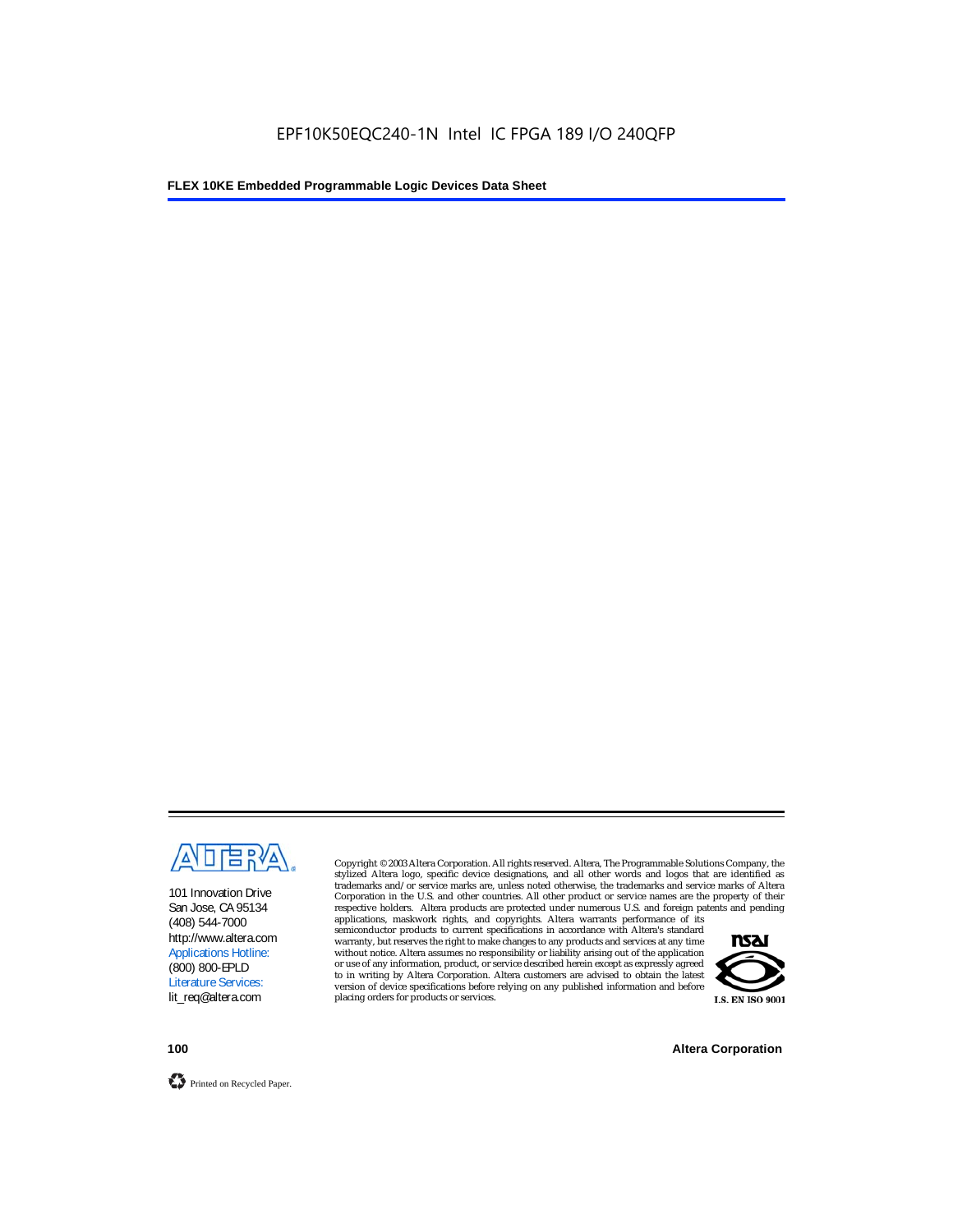101 Innovation Drive
San Jose, CA 95134
(408) 544-7000
http://www.altera.com
Applications Hotline:
(800) 800-EPLD
Literature Services:
lit_req@altera.com

Copyright © 2003 Altera Corporation. All rights reserved. Altera, The Programmable Solutions Company, the stylized Altera logo, specific device designations, and all other words and logos that are identified as trademarks and/or service marks are, unless noted otherwise, the trademarks and service marks of Altera Corporation in the U.S. and other countries. All other product or service names are the property of their respective holders. Altera products are protected under numerous U.S. and foreign patents and pending applications, maskwork rights, and copyrights. Altera warrants performance of its semiconductor products to current specifications in accordance with Altera's standard warranty, but reserves the right to make changes to any products and services at any time without notice. Altera assumes no responsibility or liability arising out of the application or use of any information, product, or service described herein except as expressly agreed to in writing by Altera Corporation. Altera customers are advised to obtain the latest version of device specifications before relying on any published information and before placing orders for products or services.

I.S. EN ISO 9001

Printed on Recycled Paper.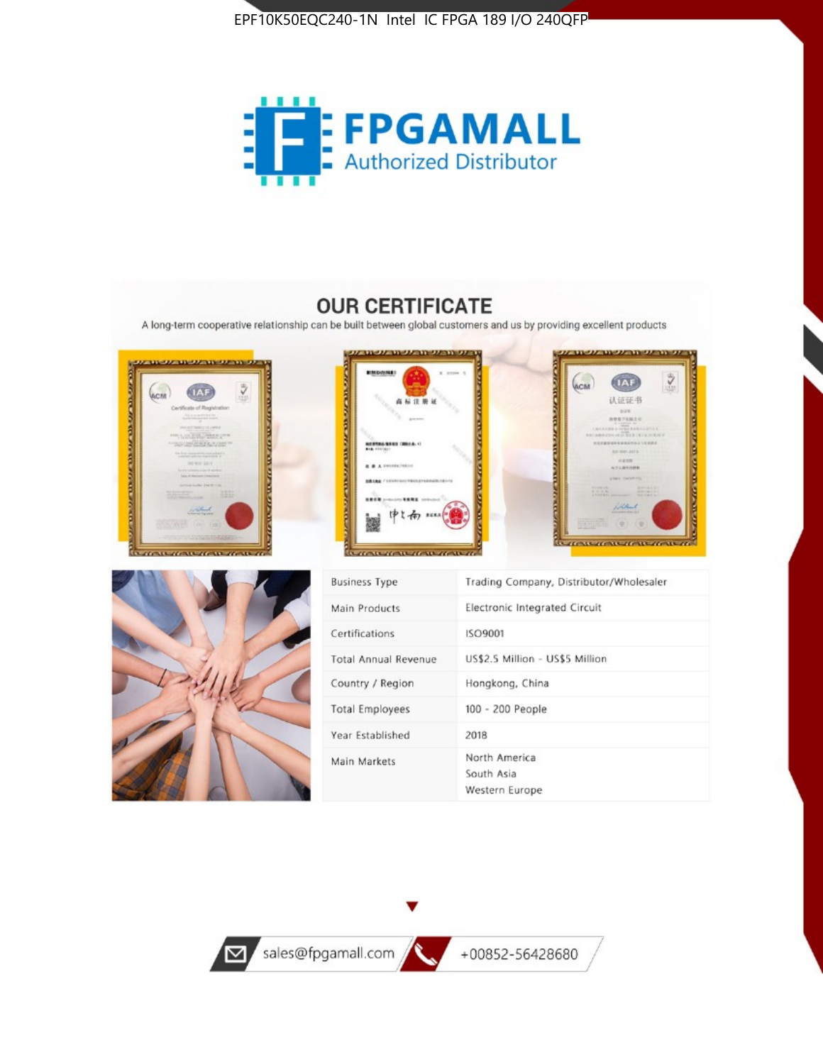EPF10K50EQC240-1N Intel IC FPGA 189 I/O 240QFP

FPGAMALL
Authorized Distributor

## OUR CERTIFICATE

A long-term cooperative relationship can be built between global customers and us by providing excellent products

| | |
|---|---|
| Business Type | Trading Company, Distributor/Wholesaler |
| Main Products | Electronic Integrated Circuit |
| Certifications | ISO9001 |
| Total Annual Revenue | US$2.5 Million - US$5 Million |
| Country / Region | Hongkong, China |
| Total Employees | 100 - 200 People |
| Year Established | 2018 |
| Main Markets | North America<br>South Asia<br>Western Europe |

sales@fpgamall.com

+00852-56428680